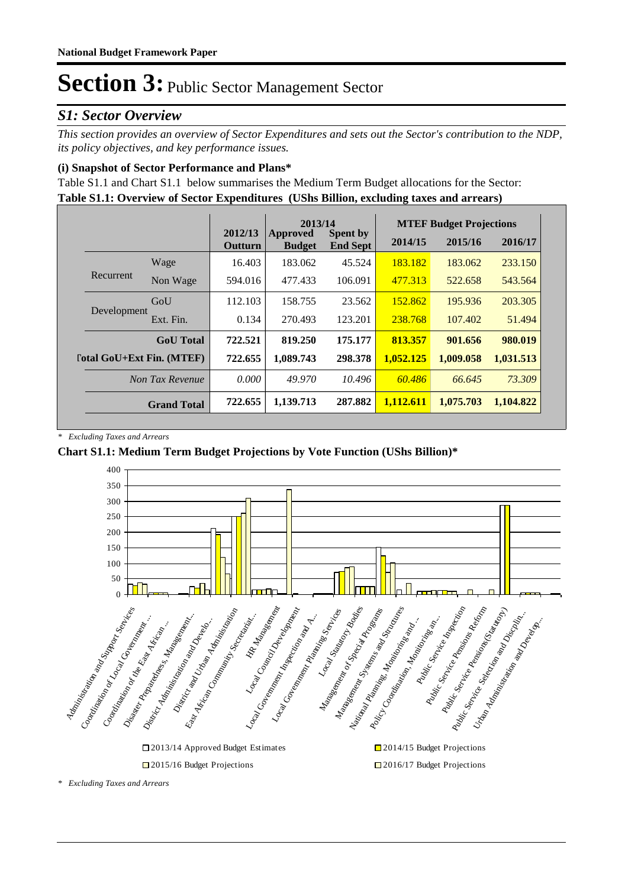National Budget Framework Paper

# Section 3: Public Sector Management Sector

## *S1: Sector Overview*

*This section provides an overview of Sector Expenditures and sets out the Sector's contribution to the NDP, its policy objectives, and key performance issues.*

### (i) Snapshot of Sector Performance and Plans*

Table S1.1 and Chart S1.1 below summarises the Medium Term Budget allocations for the Sector:

**Table S1.1: Overview of Sector Expenditures (UShs Billion, excluding taxes and arrears)**

| | | 2012/13 Outturn | 2013/14 Approved Budget | 2013/14 Spent by End Sept | MTEF Budget Projections 2014/15 | 2015/16 | 2016/17 |
|---|---|---|---|---|---|---|---|
| Recurrent | Wage | 16.403 | 183.062 | 45.524 | 183.182 | 183.062 | 233.150 |
| | Non Wage | 594.016 | 477.433 | 106.091 | 477.313 | 522.658 | 543.564 |
| Development | GoU | 112.103 | 158.755 | 23.562 | 152.862 | 195.936 | 203.305 |
| | Ext. Fin. | 0.134 | 270.493 | 123.201 | 238.768 | 107.402 | 51.494 |
| **GoU Total** | | **722.521** | **819.250** | **175.177** | **813.357** | **901.656** | **980.019** |
| **Total GoU+Ext Fin. (MTEF)** | | **722.655** | **1,089.743** | **298.378** | **1,052.125** | **1,009.058** | **1,031.513** |
| *Non Tax Revenue* | | *0.000* | *49.970* | *10.496* | *60.486* | *66.645* | *73.309* |
| **Grand Total** | | **722.655** | **1,139.713** | **287.882** | **1,112.611** | **1,075.703** | **1,104.822** |

*\* Excluding Taxes and Arrears*

**Chart S1.1: Medium Term Budget Projections by Vote Function (UShs Billion)***

*\* Excluding Taxes and Arrears*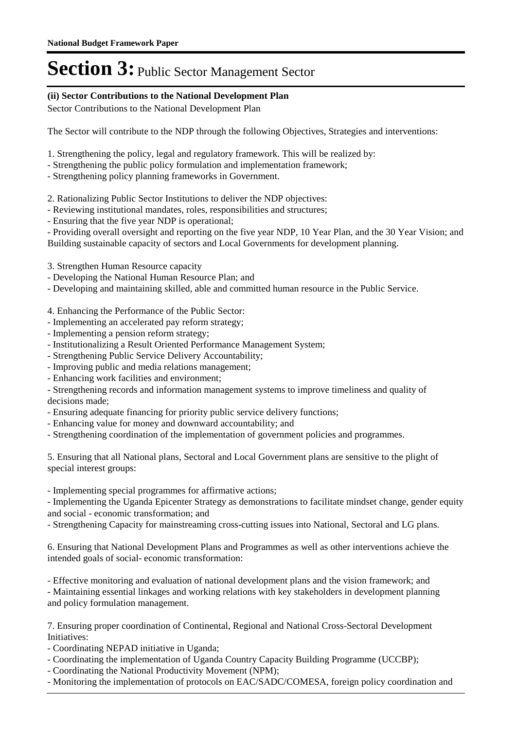# Section 3: Public Sector Management Sector

**(ii) Sector Contributions to the National Development Plan**

Sector Contributions to the National Development Plan

The Sector will contribute to the NDP through the following Objectives, Strategies and interventions:

1. Strengthening the policy, legal and regulatory framework. This will be realized by:
- Strengthening the public policy formulation and implementation framework;
- Strengthening policy planning frameworks in Government.

2. Rationalizing Public Sector Institutions to deliver the NDP objectives:
- Reviewing institutional mandates, roles, responsibilities and structures;
- Ensuring that the five year NDP is operational;
- Providing overall oversight and reporting on the five year NDP, 10 Year Plan, and the 30 Year Vision; and Building sustainable capacity of sectors and Local Governments for development planning.

3. Strengthen Human Resource capacity
- Developing the National Human Resource Plan; and
- Developing and maintaining skilled, able and committed human resource in the Public Service.

4. Enhancing the Performance of the Public Sector:
- Implementing an accelerated pay reform strategy;
- Implementing a pension reform strategy;
- Institutionalizing a Result Oriented Performance Management System;
- Strengthening Public Service Delivery Accountability;
- Improving public and media relations management;
- Enhancing work facilities and environment;
- Strengthening records and information management systems to improve timeliness and quality of decisions made;
- Ensuring adequate financing for priority public service delivery functions;
- Enhancing value for money and downward accountability; and
- Strengthening coordination of the implementation of government policies and programmes.

5. Ensuring that all National plans, Sectoral and Local Government plans are sensitive to the plight of special interest groups:

- Implementing special programmes for affirmative actions;
- Implementing the Uganda Epicenter Strategy as demonstrations to facilitate mindset change, gender equity and social - economic transformation; and
- Strengthening Capacity for mainstreaming cross-cutting issues into National, Sectoral and LG plans.

6. Ensuring that National Development Plans and Programmes as well as other interventions achieve the intended goals of social- economic transformation:

- Effective monitoring and evaluation of national development plans and the vision framework; and
- Maintaining essential linkages and working relations with key stakeholders in development planning and policy formulation management.

7. Ensuring proper coordination of Continental, Regional and National Cross-Sectoral Development Initiatives:
- Coordinating NEPAD initiative in Uganda;
- Coordinating the implementation of Uganda Country Capacity Building Programme (UCCBP);
- Coordinating the National Productivity Movement (NPM);
- Monitoring the implementation of protocols on EAC/SADC/COMESA, foreign policy coordination and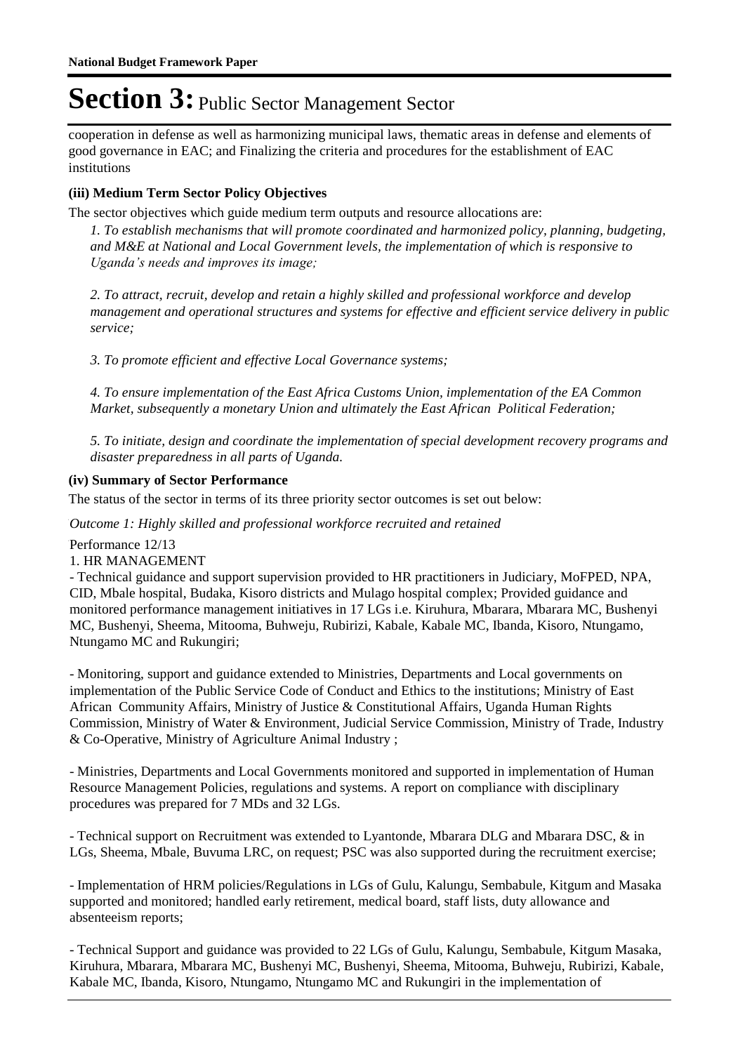cooperation in defense as well as harmonizing municipal laws, thematic areas in defense and elements of good governance in EAC; and Finalizing the criteria and procedures for the establishment of EAC institutions

**(iii) Medium Term Sector Policy Objectives**

The sector objectives which guide medium term outputs and resource allocations are:

*1. To establish mechanisms that will promote coordinated and harmonized policy, planning, budgeting, and M&E at National and Local Government levels, the implementation of which is responsive to Uganda's needs and improves its image;*

*2. To attract, recruit, develop and retain a highly skilled and professional workforce and develop management and operational structures and systems for effective and efficient service delivery in public service;*

*3. To promote efficient and effective Local Governance systems;*

*4. To ensure implementation of the East Africa Customs Union, implementation of the EA Common Market, subsequently a monetary Union and ultimately the East African Political Federation;*

*5. To initiate, design and coordinate the implementation of special development recovery programs and disaster preparedness in all parts of Uganda.*

**(iv) Summary of Sector Performance**

The status of the sector in terms of its three priority sector outcomes is set out below:

*Outcome 1: Highly skilled and professional workforce recruited and retained*

Performance 12/13

1. HR MANAGEMENT

- Technical guidance and support supervision provided to HR practitioners in Judiciary, MoFPED, NPA, CID, Mbale hospital, Budaka, Kisoro districts and Mulago hospital complex; Provided guidance and monitored performance management initiatives in 17 LGs i.e. Kiruhura, Mbarara, Mbarara MC, Bushenyi MC, Bushenyi, Sheema, Mitooma, Buhweju, Rubirizi, Kabale, Kabale MC, Ibanda, Kisoro, Ntungamo, Ntungamo MC and Rukungiri;

- Monitoring, support and guidance extended to Ministries, Departments and Local governments on implementation of the Public Service Code of Conduct and Ethics to the institutions; Ministry of East African Community Affairs, Ministry of Justice & Constitutional Affairs, Uganda Human Rights Commission, Ministry of Water & Environment, Judicial Service Commission, Ministry of Trade, Industry & Co-Operative, Ministry of Agriculture Animal Industry ;

- Ministries, Departments and Local Governments monitored and supported in implementation of Human Resource Management Policies, regulations and systems. A report on compliance with disciplinary procedures was prepared for 7 MDs and 32 LGs.

- Technical support on Recruitment was extended to Lyantonde, Mbarara DLG and Mbarara DSC, & in LGs, Sheema, Mbale, Buvuma LRC, on request; PSC was also supported during the recruitment exercise;

- Implementation of HRM policies/Regulations in LGs of Gulu, Kalungu, Sembabule, Kitgum and Masaka supported and monitored; handled early retirement, medical board, staff lists, duty allowance and absenteeism reports;

- Technical Support and guidance was provided to 22 LGs of Gulu, Kalungu, Sembabule, Kitgum Masaka, Kiruhura, Mbarara, Mbarara MC, Bushenyi MC, Bushenyi, Sheema, Mitooma, Buhweju, Rubirizi, Kabale, Kabale MC, Ibanda, Kisoro, Ntungamo, Ntungamo MC and Rukungiri in the implementation of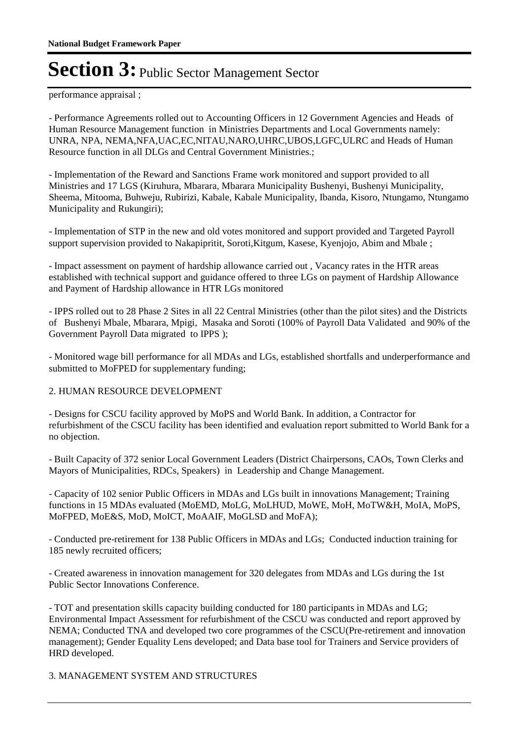performance appraisal ;

- Performance Agreements rolled out to Accounting Officers in 12 Government Agencies and Heads of Human Resource Management function in Ministries Departments and Local Governments namely: UNRA, NPA, NEMA,NFA,UAC,EC,NITAU,NARO,UHRC,UBOS,LGFC,ULRC and Heads of Human Resource function in all DLGs and Central Government Ministries.;

- Implementation of the Reward and Sanctions Frame work monitored and support provided to all Ministries and 17 LGS (Kiruhura, Mbarara, Mbarara Municipality Bushenyi, Bushenyi Municipality, Sheema, Mitooma, Buhweju, Rubirizi, Kabale, Kabale Municipality, Ibanda, Kisoro, Ntungamo, Ntungamo Municipality and Rukungiri);

- Implementation of STP in the new and old votes monitored and support provided and Targeted Payroll support supervision provided to Nakapiripit, Soroti,Kitgum, Kasese, Kyenjojo, Abim and Mbale ;

- Impact assessment on payment of hardship allowance carried out , Vacancy rates in the HTR areas established with technical support and guidance offered to three LGs on payment of Hardship Allowance and Payment of Hardship allowance in HTR LGs monitored

- IPPS rolled out to 28 Phase 2 Sites in all 22 Central Ministries (other than the pilot sites) and the Districts of Bushenyi Mbale, Mbarara, Mpigi, Masaka and Soroti (100% of Payroll Data Validated and 90% of the Government Payroll Data migrated to IPPS );

- Monitored wage bill performance for all MDAs and LGs, established shortfalls and underperformance and submitted to MoFPED for supplementary funding;

2. HUMAN RESOURCE DEVELOPMENT

- Designs for CSCU facility approved by MoPS and World Bank. In addition, a Contractor for refurbishment of the CSCU facility has been identified and evaluation report submitted to World Bank for a no objection.

- Built Capacity of 372 senior Local Government Leaders (District Chairpersons, CAOs, Town Clerks and Mayors of Municipalities, RDCs, Speakers) in Leadership and Change Management.

- Capacity of 102 senior Public Officers in MDAs and LGs built in innovations Management; Training functions in 15 MDAs evaluated (MoEMD, MoLG, MoLHUD, MoWE, MoH, MoTW&H, MoIA, MoPS, MoFPED, MoE&S, MoD, MoICT, MoAAIF, MoGLSD and MoFA);

- Conducted pre-retirement for 138 Public Officers in MDAs and LGs; Conducted induction training for 185 newly recruited officers;

- Created awareness in innovation management for 320 delegates from MDAs and LGs during the 1st Public Sector Innovations Conference.

- TOT and presentation skills capacity building conducted for 180 participants in MDAs and LG; Environmental Impact Assessment for refurbishment of the CSCU was conducted and report approved by NEMA; Conducted TNA and developed two core programmes of the CSCU(Pre-retirement and innovation management); Gender Equality Lens developed; and Data base tool for Trainers and Service providers of HRD developed.

3. MANAGEMENT SYSTEM AND STRUCTURES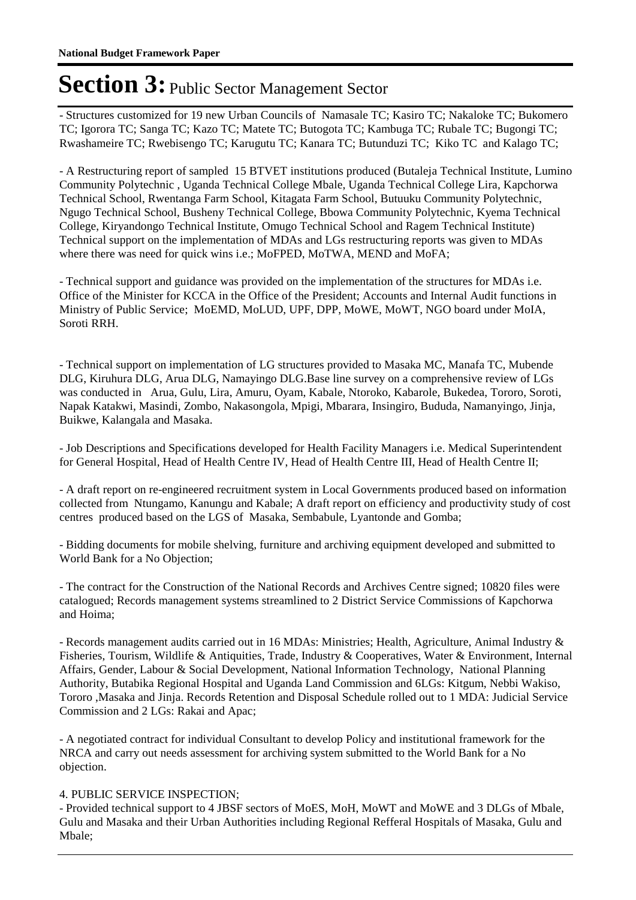# Section 3: Public Sector Management Sector

- Structures customized for 19 new Urban Councils of Namasale TC; Kasiro TC; Nakaloke TC; Bukomero TC; Igorora TC; Sanga TC; Kazo TC; Matete TC; Butogota TC; Kambuga TC; Rubale TC; Bugongi TC; Rwashameire TC; Rwebisengo TC; Karugutu TC; Kanara TC; Butunduzi TC; Kiko TC and Kalago TC;

- A Restructuring report of sampled 15 BTVET institutions produced (Butaleja Technical Institute, Lumino Community Polytechnic , Uganda Technical College Mbale, Uganda Technical College Lira, Kapchorwa Technical School, Rwentanga Farm School, Kitagata Farm School, Butuuku Community Polytechnic, Ngugo Technical School, Busheny Technical College, Bbowa Community Polytechnic, Kyema Technical College, Kiryandongo Technical Institute, Omugo Technical School and Ragem Technical Institute) Technical support on the implementation of MDAs and LGs restructuring reports was given to MDAs where there was need for quick wins i.e.; MoFPED, MoTWA, MEND and MoFA;

- Technical support and guidance was provided on the implementation of the structures for MDAs i.e. Office of the Minister for KCCA in the Office of the President; Accounts and Internal Audit functions in Ministry of Public Service; MoEMD, MoLUD, UPF, DPP, MoWE, MoWT, NGO board under MoIA, Soroti RRH.

- Technical support on implementation of LG structures provided to Masaka MC, Manafa TC, Mubende DLG, Kiruhura DLG, Arua DLG, Namayingo DLG.Base line survey on a comprehensive review of LGs was conducted in Arua, Gulu, Lira, Amuru, Oyam, Kabale, Ntoroko, Kabarole, Bukedea, Tororo, Soroti, Napak Katakwi, Masindi, Zombo, Nakasongola, Mpigi, Mbarara, Insingiro, Bududa, Namanyingo, Jinja, Buikwe, Kalangala and Masaka.

- Job Descriptions and Specifications developed for Health Facility Managers i.e. Medical Superintendent for General Hospital, Head of Health Centre IV, Head of Health Centre III, Head of Health Centre II;

- A draft report on re-engineered recruitment system in Local Governments produced based on information collected from Ntungamo, Kanungu and Kabale; A draft report on efficiency and productivity study of cost centres produced based on the LGS of Masaka, Sembabule, Lyantonde and Gomba;

- Bidding documents for mobile shelving, furniture and archiving equipment developed and submitted to World Bank for a No Objection;

- The contract for the Construction of the National Records and Archives Centre signed; 10820 files were catalogued; Records management systems streamlined to 2 District Service Commissions of Kapchorwa and Hoima;

- Records management audits carried out in 16 MDAs: Ministries; Health, Agriculture, Animal Industry & Fisheries, Tourism, Wildlife & Antiquities, Trade, Industry & Cooperatives, Water & Environment, Internal Affairs, Gender, Labour & Social Development, National Information Technology, National Planning Authority, Butabika Regional Hospital and Uganda Land Commission and 6LGs: Kitgum, Nebbi Wakiso, Tororo ,Masaka and Jinja. Records Retention and Disposal Schedule rolled out to 1 MDA: Judicial Service Commission and 2 LGs: Rakai and Apac;

- A negotiated contract for individual Consultant to develop Policy and institutional framework for the NRCA and carry out needs assessment for archiving system submitted to the World Bank for a No objection.

4. PUBLIC SERVICE INSPECTION;

- Provided technical support to 4 JBSF sectors of MoES, MoH, MoWT and MoWE and 3 DLGs of Mbale, Gulu and Masaka and their Urban Authorities including Regional Refferal Hospitals of Masaka, Gulu and Mbale;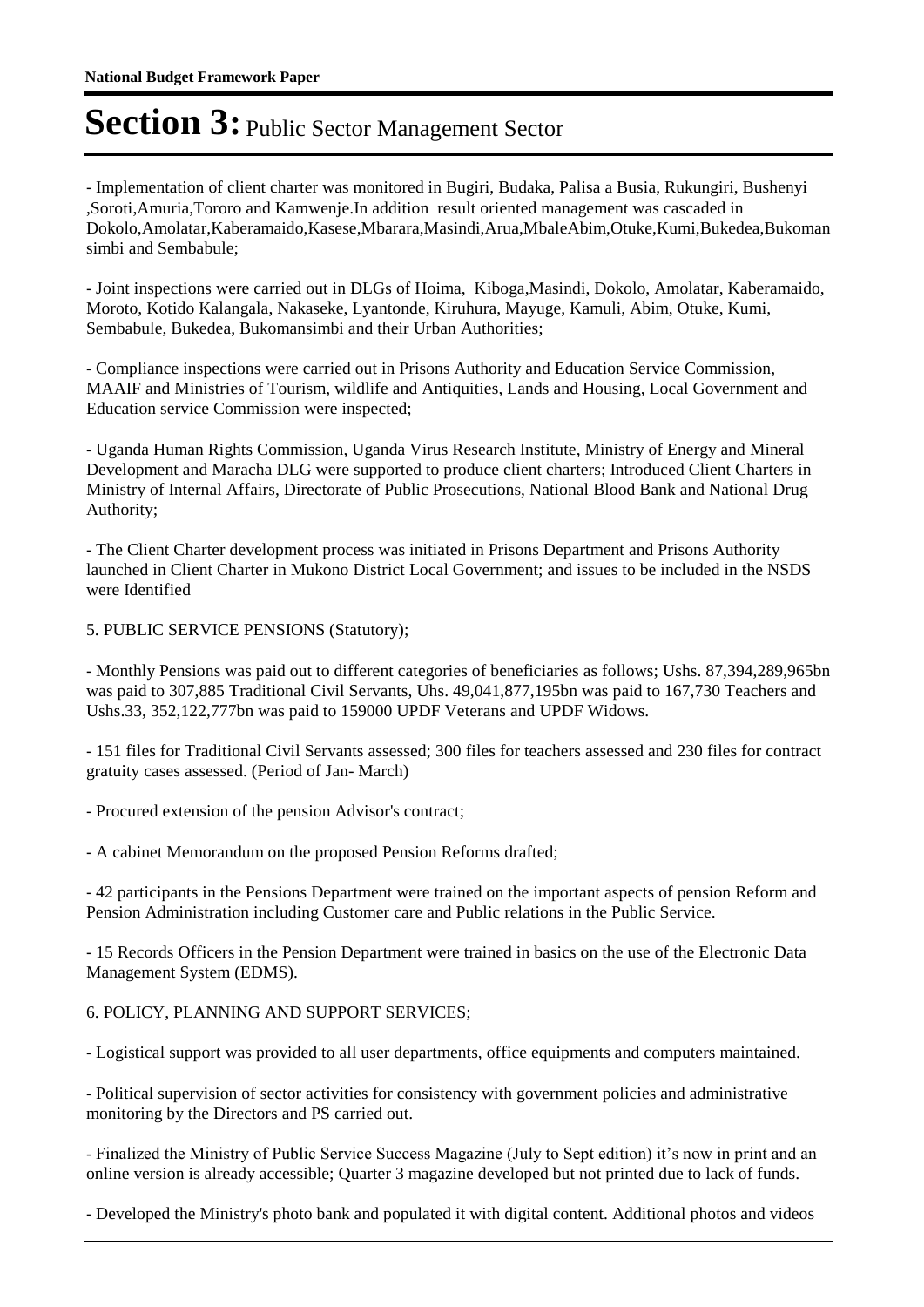# Section 3: Public Sector Management Sector

- Implementation of client charter was monitored in Bugiri, Budaka, Palisa a Busia, Rukungiri, Bushenyi ,Soroti,Amuria,Tororo and Kamwenje.In addition result oriented management was cascaded in Dokolo,Amolatar,Kaberamaido,Kasese,Mbarara,Masindi,Arua,MbaleAbim,Otuke,Kumi,Bukedea,Bukomansimbi and Sembabule;

- Joint inspections were carried out in DLGs of Hoima, Kiboga,Masindi, Dokolo, Amolatar, Kaberamaido, Moroto, Kotido Kalangala, Nakaseke, Lyantonde, Kiruhura, Mayuge, Kamuli, Abim, Otuke, Kumi, Sembabule, Bukedea, Bukomansimbi and their Urban Authorities;

- Compliance inspections were carried out in Prisons Authority and Education Service Commission, MAAIF and Ministries of Tourism, wildlife and Antiquities, Lands and Housing, Local Government and Education service Commission were inspected;

- Uganda Human Rights Commission, Uganda Virus Research Institute, Ministry of Energy and Mineral Development and Maracha DLG were supported to produce client charters; Introduced Client Charters in Ministry of Internal Affairs, Directorate of Public Prosecutions, National Blood Bank and National Drug Authority;

- The Client Charter development process was initiated in Prisons Department and Prisons Authority launched in Client Charter in Mukono District Local Government; and issues to be included in the NSDS were Identified

5. PUBLIC SERVICE PENSIONS (Statutory);

- Monthly Pensions was paid out to different categories of beneficiaries as follows; Ushs. 87,394,289,965bn was paid to 307,885 Traditional Civil Servants, Uhs. 49,041,877,195bn was paid to 167,730 Teachers and Ushs.33, 352,122,777bn was paid to 159000 UPDF Veterans and UPDF Widows.

- 151 files for Traditional Civil Servants assessed; 300 files for teachers assessed and 230 files for contract gratuity cases assessed. (Period of Jan- March)

- Procured extension of the pension Advisor's contract;

- A cabinet Memorandum on the proposed Pension Reforms drafted;

- 42 participants in the Pensions Department were trained on the important aspects of pension Reform and Pension Administration including Customer care and Public relations in the Public Service.

- 15 Records Officers in the Pension Department were trained in basics on the use of the Electronic Data Management System (EDMS).

6. POLICY, PLANNING AND SUPPORT SERVICES;

- Logistical support was provided to all user departments, office equipments and computers maintained.

- Political supervision of sector activities for consistency with government policies and administrative monitoring by the Directors and PS carried out.

- Finalized the Ministry of Public Service Success Magazine (July to Sept edition) it's now in print and an online version is already accessible; Quarter 3 magazine developed but not printed due to lack of funds.

- Developed the Ministry's photo bank and populated it with digital content. Additional photos and videos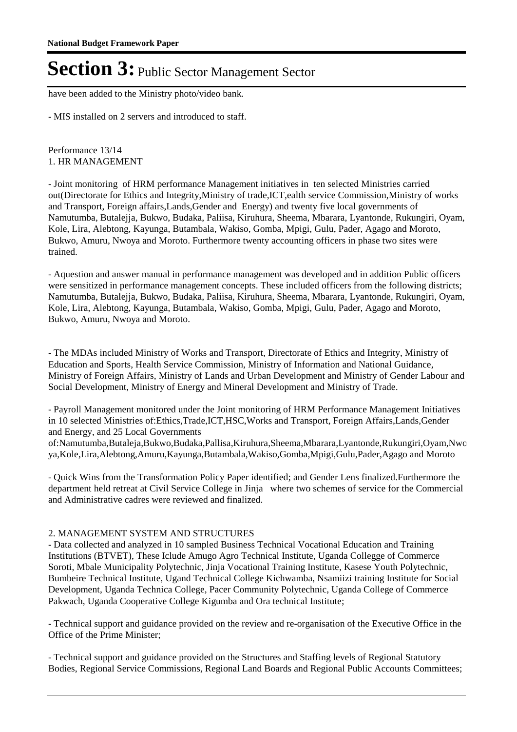have been added to the Ministry photo/video bank.

- MIS installed on 2 servers and introduced to staff.

Performance 13/14
1. HR MANAGEMENT

- Joint monitoring of HRM performance Management initiatives in ten selected Ministries carried out(Directorate for Ethics and Integrity,Ministry of trade,ICT,ealth service Commission,Ministry of works and Transport, Foreign affairs,Lands,Gender and Energy) and twenty five local governments of Namutumba, Butalejja, Bukwo, Budaka, Paliisa, Kiruhura, Sheema, Mbarara, Lyantonde, Rukungiri, Oyam, Kole, Lira, Alebtong, Kayunga, Butambala, Wakiso, Gomba, Mpigi, Gulu, Pader, Agago and Moroto, Bukwo, Amuru, Nwoya and Moroto. Furthermore twenty accounting officers in phase two sites were trained.

- Aquestion and answer manual in performance management was developed and in addition Public officers were sensitized in performance management concepts. These included officers from the following districts; Namutumba, Butalejja, Bukwo, Budaka, Paliisa, Kiruhura, Sheema, Mbarara, Lyantonde, Rukungiri, Oyam, Kole, Lira, Alebtong, Kayunga, Butambala, Wakiso, Gomba, Mpigi, Gulu, Pader, Agago and Moroto, Bukwo, Amuru, Nwoya and Moroto.

- The MDAs included Ministry of Works and Transport, Directorate of Ethics and Integrity, Ministry of Education and Sports, Health Service Commission, Ministry of Information and National Guidance, Ministry of Foreign Affairs, Ministry of Lands and Urban Development and Ministry of Gender Labour and Social Development, Ministry of Energy and Mineral Development and Ministry of Trade.

- Payroll Management monitored under the Joint monitoring of HRM Performance Management Initiatives in 10 selected Ministries of:Ethics,Trade,ICT,HSC,Works and Transport, Foreign Affairs,Lands,Gender and Energy, and 25 Local Governments of:Namutumba,Butaleja,Bukwo,Budaka,Pallisa,Kiruhura,Sheema,Mbarara,Lyantonde,Rukungiri,Oyam,Nwoya,Kole,Lira,Alebtong,Amuru,Kayunga,Butambala,Wakiso,Gomba,Mpigi,Gulu,Pader,Agago and Moroto

- Quick Wins from the Transformation Policy Paper identified; and Gender Lens finalized.Furthermore the department held retreat at Civil Service College in Jinja where two schemes of service for the Commercial and Administrative cadres were reviewed and finalized.

2. MANAGEMENT SYSTEM AND STRUCTURES
- Data collected and analyzed in 10 sampled Business Technical Vocational Education and Training Institutions (BTVET), These Iclude Amugo Agro Technical Institute, Uganda Collegge of Commerce Soroti, Mbale Municipality Polytechnic, Jinja Vocational Training Institute, Kasese Youth Polytechnic, Bumbeire Technical Institute, Ugand Technical College Kichwamba, Nsamiizi training Institute for Social Development, Uganda Technica College, Pacer Community Polytechnic, Uganda College of Commerce Pakwach, Uganda Cooperative College Kigumba and Ora technical Institute;

- Technical support and guidance provided on the review and re-organisation of the Executive Office in the Office of the Prime Minister;

- Technical support and guidance provided on the Structures and Staffing levels of Regional Statutory Bodies, Regional Service Commissions, Regional Land Boards and Regional Public Accounts Committees;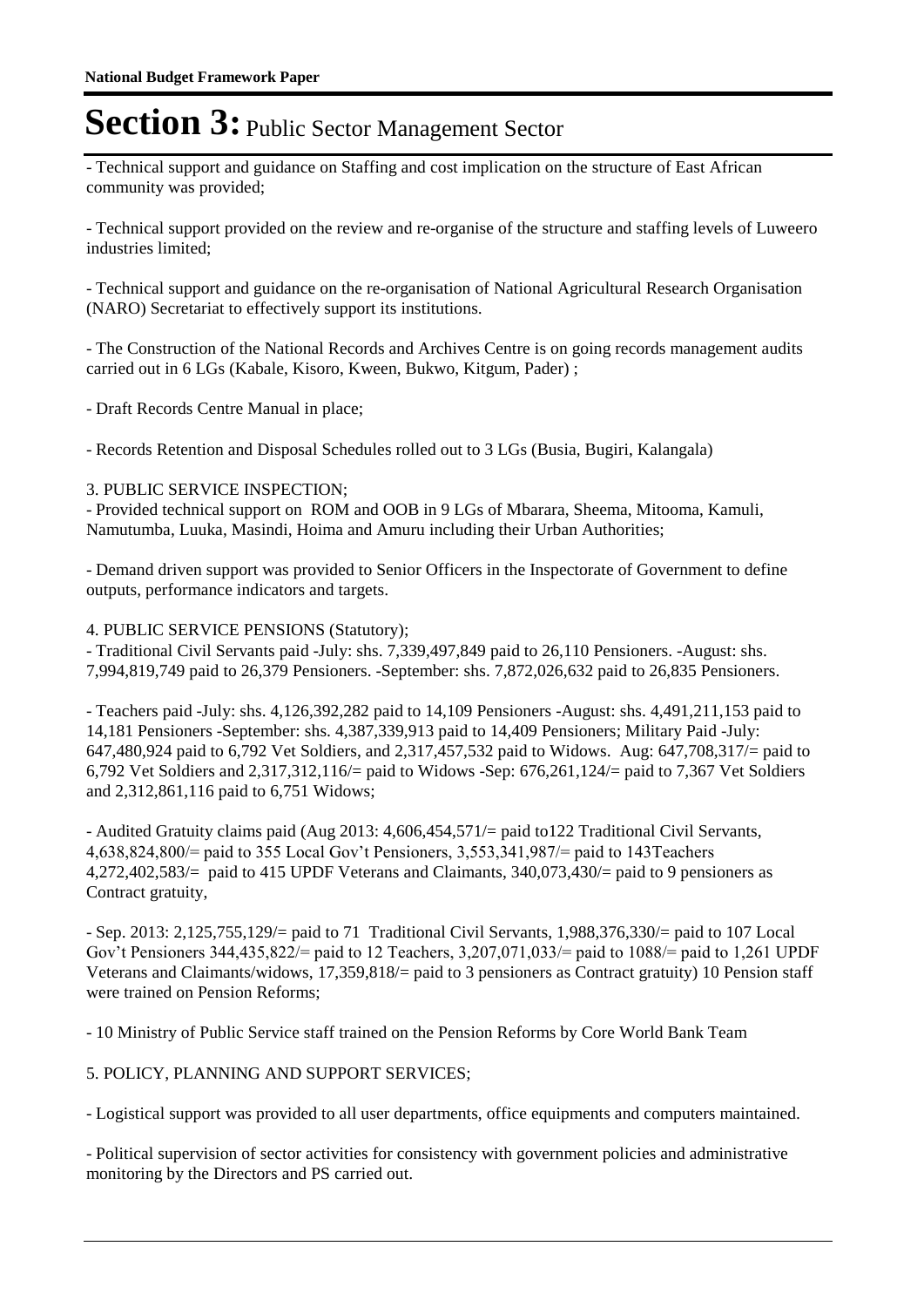# Section 3: Public Sector Management Sector

- Technical support and guidance on Staffing and cost implication on the structure of East African community was provided;

- Technical support provided on the review and re-organise of the structure and staffing levels of Luweero industries limited;

- Technical support and guidance on the re-organisation of National Agricultural Research Organisation (NARO) Secretariat to effectively support its institutions.

- The Construction of the National Records and Archives Centre is on going records management audits carried out in 6 LGs (Kabale, Kisoro, Kween, Bukwo, Kitgum, Pader) ;

- Draft Records Centre Manual in place;

- Records Retention and Disposal Schedules rolled out to 3 LGs (Busia, Bugiri, Kalangala)

3. PUBLIC SERVICE INSPECTION;

- Provided technical support on ROM and OOB in 9 LGs of Mbarara, Sheema, Mitooma, Kamuli, Namutumba, Luuka, Masindi, Hoima and Amuru including their Urban Authorities;

- Demand driven support was provided to Senior Officers in the Inspectorate of Government to define outputs, performance indicators and targets.

4. PUBLIC SERVICE PENSIONS (Statutory);

- Traditional Civil Servants paid -July: shs. 7,339,497,849 paid to 26,110 Pensioners. -August: shs. 7,994,819,749 paid to 26,379 Pensioners. -September: shs. 7,872,026,632 paid to 26,835 Pensioners.

- Teachers paid -July: shs. 4,126,392,282 paid to 14,109 Pensioners -August: shs. 4,491,211,153 paid to 14,181 Pensioners -September: shs. 4,387,339,913 paid to 14,409 Pensioners; Military Paid -July: 647,480,924 paid to 6,792 Vet Soldiers, and 2,317,457,532 paid to Widows. Aug: 647,708,317/= paid to 6,792 Vet Soldiers and 2,317,312,116/= paid to Widows -Sep: 676,261,124/= paid to 7,367 Vet Soldiers and 2,312,861,116 paid to 6,751 Widows;

- Audited Gratuity claims paid (Aug 2013: 4,606,454,571/= paid to122 Traditional Civil Servants, 4,638,824,800/= paid to 355 Local Gov't Pensioners, 3,553,341,987/= paid to 143Teachers 4,272,402,583/= paid to 415 UPDF Veterans and Claimants, 340,073,430/= paid to 9 pensioners as Contract gratuity,

- Sep. 2013: 2,125,755,129/= paid to 71 Traditional Civil Servants, 1,988,376,330/= paid to 107 Local Gov't Pensioners 344,435,822/= paid to 12 Teachers, 3,207,071,033/= paid to 1088/= paid to 1,261 UPDF Veterans and Claimants/widows, 17,359,818/= paid to 3 pensioners as Contract gratuity) 10 Pension staff were trained on Pension Reforms;

- 10 Ministry of Public Service staff trained on the Pension Reforms by Core World Bank Team

5. POLICY, PLANNING AND SUPPORT SERVICES;

- Logistical support was provided to all user departments, office equipments and computers maintained.

- Political supervision of sector activities for consistency with government policies and administrative monitoring by the Directors and PS carried out.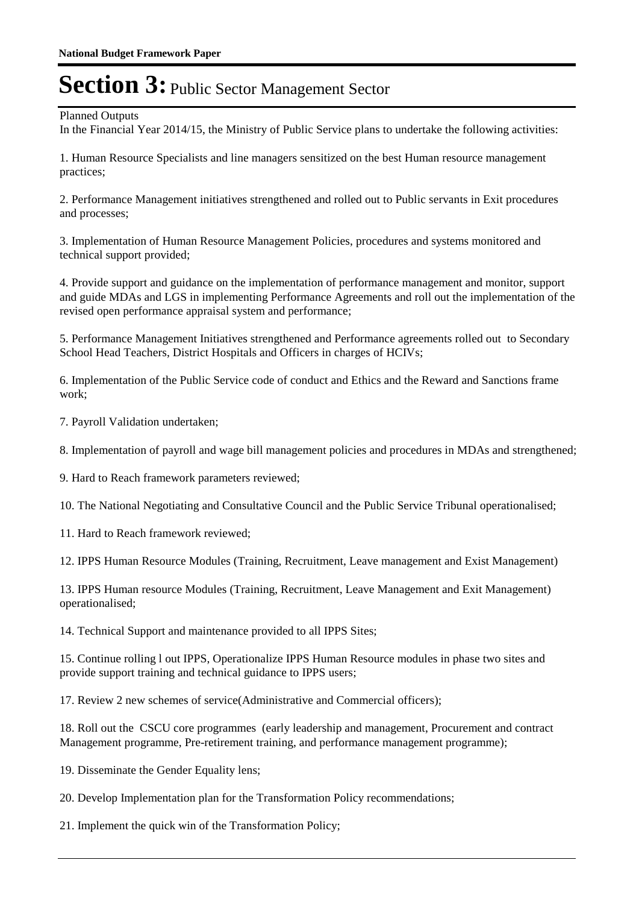# Section 3: Public Sector Management Sector

Planned Outputs

In the Financial Year 2014/15, the Ministry of Public Service plans to undertake the following activities:

1. Human Resource Specialists and line managers sensitized on the best Human resource management practices;

2. Performance Management initiatives strengthened and rolled out to Public servants in Exit procedures and processes;

3. Implementation of Human Resource Management Policies, procedures and systems monitored and technical support provided;

4. Provide support and guidance on the implementation of performance management and monitor, support and guide MDAs and LGS in implementing Performance Agreements and roll out the implementation of the revised open performance appraisal system and performance;

5. Performance Management Initiatives strengthened and Performance agreements rolled out to Secondary School Head Teachers, District Hospitals and Officers in charges of HCIVs;

6. Implementation of the Public Service code of conduct and Ethics and the Reward and Sanctions frame work;

7. Payroll Validation undertaken;

8. Implementation of payroll and wage bill management policies and procedures in MDAs and strengthened;

9. Hard to Reach framework parameters reviewed;

10. The National Negotiating and Consultative Council and the Public Service Tribunal operationalised;

11. Hard to Reach framework reviewed;

12. IPPS Human Resource Modules (Training, Recruitment, Leave management and Exist Management)

13. IPPS Human resource Modules (Training, Recruitment, Leave Management and Exit Management) operationalised;

14. Technical Support and maintenance provided to all IPPS Sites;

15. Continue rolling l out IPPS, Operationalize IPPS Human Resource modules in phase two sites and provide support training and technical guidance to IPPS users;

17. Review 2 new schemes of service(Administrative and Commercial officers);

18. Roll out the CSCU core programmes (early leadership and management, Procurement and contract Management programme, Pre-retirement training, and performance management programme);

19. Disseminate the Gender Equality lens;

20. Develop Implementation plan for the Transformation Policy recommendations;

21. Implement the quick win of the Transformation Policy;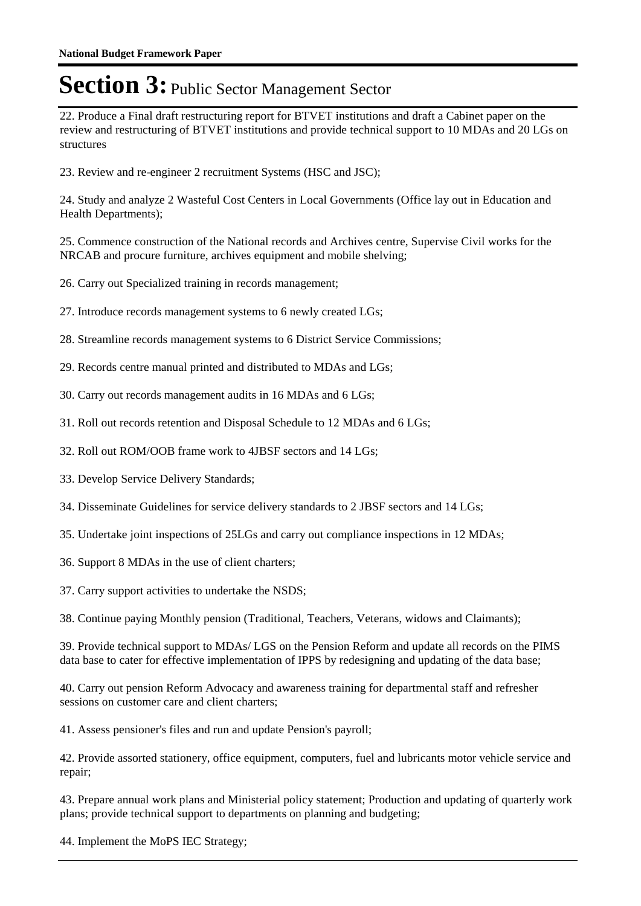22. Produce a Final draft restructuring report for BTVET institutions and draft a Cabinet paper on the review and restructuring of BTVET institutions and provide technical support to 10 MDAs and 20 LGs on structures

23. Review and re-engineer 2 recruitment Systems (HSC and JSC);

24. Study and analyze 2 Wasteful Cost Centers in Local Governments (Office lay out in Education and Health Departments);

25. Commence construction of the National records and Archives centre, Supervise Civil works for the NRCAB and procure furniture, archives equipment and mobile shelving;

26. Carry out Specialized training in records management;

27. Introduce records management systems to 6 newly created LGs;

28. Streamline records management systems to 6 District Service Commissions;

29. Records centre manual printed and distributed to MDAs and LGs;

30. Carry out records management audits in 16 MDAs and 6 LGs;

31. Roll out records retention and Disposal Schedule to 12 MDAs and 6 LGs;

32. Roll out ROM/OOB frame work to 4JBSF sectors and 14 LGs;

33. Develop Service Delivery Standards;

34. Disseminate Guidelines for service delivery standards to 2 JBSF sectors and 14 LGs;

35. Undertake joint inspections of 25LGs and carry out compliance inspections in 12 MDAs;

36. Support 8 MDAs in the use of client charters;

37. Carry support activities to undertake the NSDS;

38. Continue paying Monthly pension (Traditional, Teachers, Veterans, widows and Claimants);

39. Provide technical support to MDAs/ LGS on the Pension Reform and update all records on the PIMS data base to cater for effective implementation of IPPS by redesigning and updating of the data base;

40. Carry out pension Reform Advocacy and awareness training for departmental staff and refresher sessions on customer care and client charters;

41. Assess pensioner's files and run and update Pension's payroll;

42. Provide assorted stationery, office equipment, computers, fuel and lubricants motor vehicle service and repair;

43. Prepare annual work plans and Ministerial policy statement; Production and updating of quarterly work plans; provide technical support to departments on planning and budgeting;

44. Implement the MoPS IEC Strategy;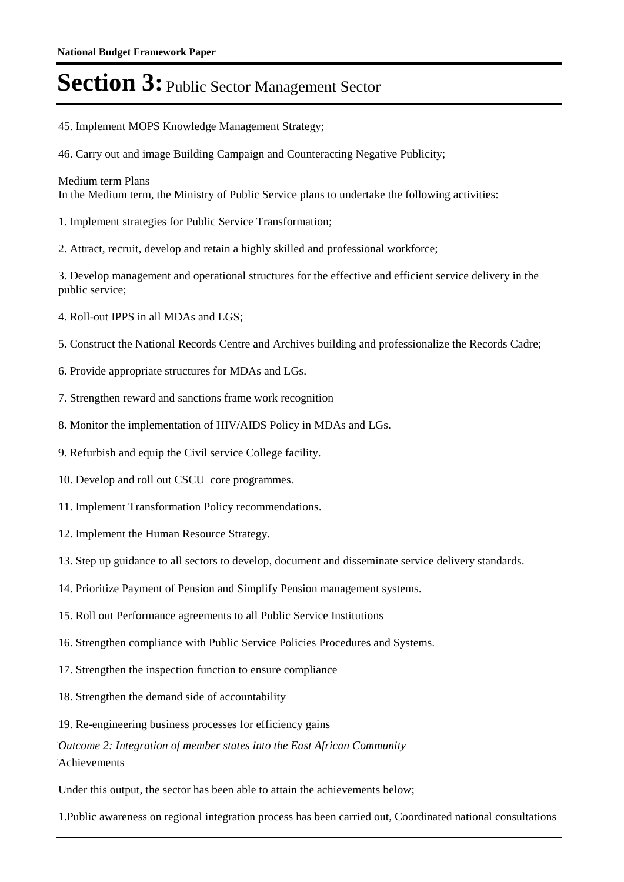# Section 3: Public Sector Management Sector

45. Implement MOPS Knowledge Management Strategy;

46. Carry out and image Building Campaign and Counteracting Negative Publicity;

Medium term Plans
In the Medium term, the Ministry of Public Service plans to undertake the following activities:

1. Implement strategies for Public Service Transformation;

2. Attract, recruit, develop and retain a highly skilled and professional workforce;

3. Develop management and operational structures for the effective and efficient service delivery in the public service;

4. Roll-out IPPS in all MDAs and LGS;

5. Construct the National Records Centre and Archives building and professionalize the Records Cadre;

6. Provide appropriate structures for MDAs and LGs.

7. Strengthen reward and sanctions frame work recognition

8. Monitor the implementation of HIV/AIDS Policy in MDAs and LGs.

9. Refurbish and equip the Civil service College facility.

10. Develop and roll out CSCU core programmes.

11. Implement Transformation Policy recommendations.

12. Implement the Human Resource Strategy.

13. Step up guidance to all sectors to develop, document and disseminate service delivery standards.

14. Prioritize Payment of Pension and Simplify Pension management systems.

15. Roll out Performance agreements to all Public Service Institutions

16. Strengthen compliance with Public Service Policies Procedures and Systems.

17. Strengthen the inspection function to ensure compliance

18. Strengthen the demand side of accountability

19. Re-engineering business processes for efficiency gains

*Outcome 2: Integration of member states into the East African Community*

Achievements

Under this output, the sector has been able to attain the achievements below;

1.Public awareness on regional integration process has been carried out, Coordinated national consultations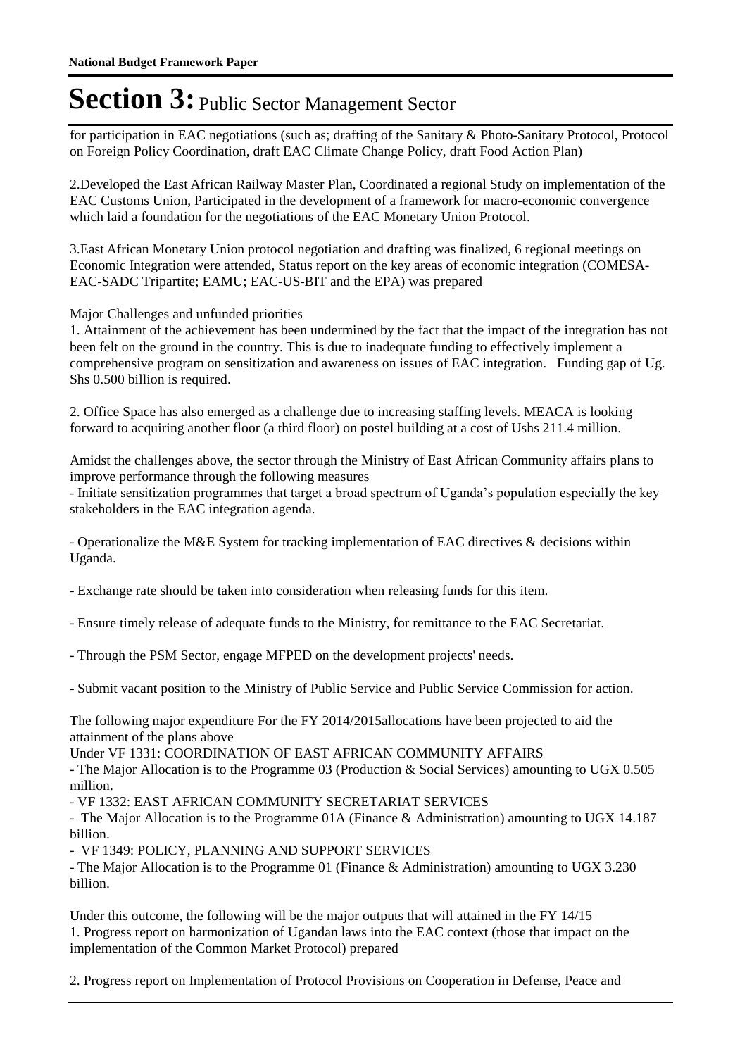# Section 3: Public Sector Management Sector

for participation in EAC negotiations (such as; drafting of the Sanitary & Photo-Sanitary Protocol, Protocol on Foreign Policy Coordination, draft EAC Climate Change Policy, draft Food Action Plan)

2.Developed the East African Railway Master Plan, Coordinated a regional Study on implementation of the EAC Customs Union, Participated in the development of a framework for macro-economic convergence which laid a foundation for the negotiations of the EAC Monetary Union Protocol.

3.East African Monetary Union protocol negotiation and drafting was finalized, 6 regional meetings on Economic Integration were attended, Status report on the key areas of economic integration (COMESA-EAC-SADC Tripartite; EAMU; EAC-US-BIT and the EPA) was prepared

Major Challenges and unfunded priorities

1. Attainment of the achievement has been undermined by the fact that the impact of the integration has not been felt on the ground in the country. This is due to inadequate funding to effectively implement a comprehensive program on sensitization and awareness on issues of EAC integration. Funding gap of Ug. Shs 0.500 billion is required.

2. Office Space has also emerged as a challenge due to increasing staffing levels. MEACA is looking forward to acquiring another floor (a third floor) on postel building at a cost of Ushs 211.4 million.

Amidst the challenges above, the sector through the Ministry of East African Community affairs plans to improve performance through the following measures

- Initiate sensitization programmes that target a broad spectrum of Uganda's population especially the key stakeholders in the EAC integration agenda.

- Operationalize the M&E System for tracking implementation of EAC directives & decisions within Uganda.

- Exchange rate should be taken into consideration when releasing funds for this item.

- Ensure timely release of adequate funds to the Ministry, for remittance to the EAC Secretariat.

- Through the PSM Sector, engage MFPED on the development projects' needs.

- Submit vacant position to the Ministry of Public Service and Public Service Commission for action.

The following major expenditure For the FY 2014/2015allocations have been projected to aid the attainment of the plans above

Under VF 1331: COORDINATION OF EAST AFRICAN COMMUNITY AFFAIRS

- The Major Allocation is to the Programme 03 (Production & Social Services) amounting to UGX 0.505 million.
- VF 1332: EAST AFRICAN COMMUNITY SECRETARIAT SERVICES
- The Major Allocation is to the Programme 01A (Finance & Administration) amounting to UGX 14.187 billion.
- VF 1349: POLICY, PLANNING AND SUPPORT SERVICES
- The Major Allocation is to the Programme 01 (Finance & Administration) amounting to UGX 3.230 billion.

Under this outcome, the following will be the major outputs that will attained in the FY 14/15

1. Progress report on harmonization of Ugandan laws into the EAC context (those that impact on the implementation of the Common Market Protocol) prepared

2. Progress report on Implementation of Protocol Provisions on Cooperation in Defense, Peace and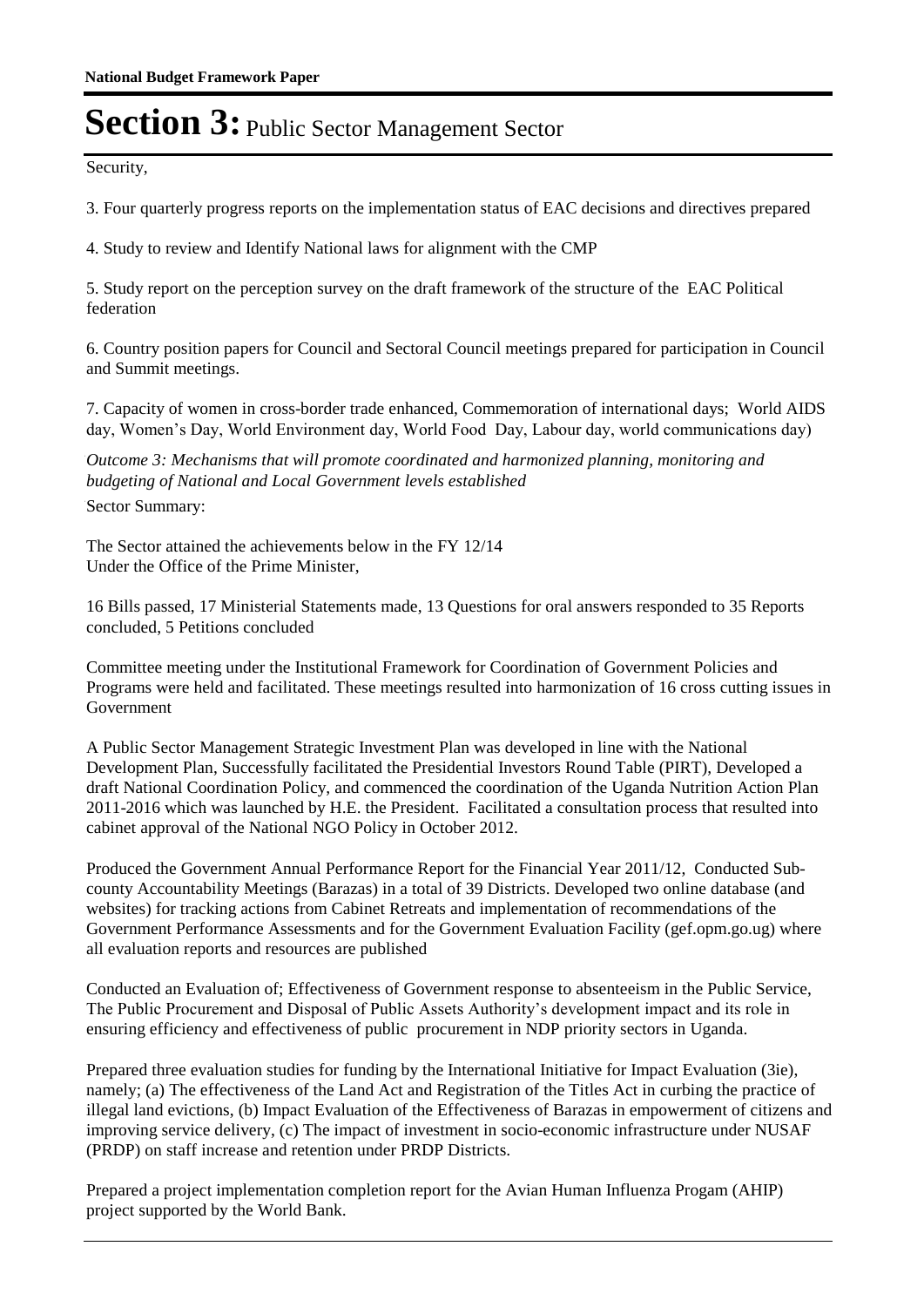# Section 3: Public Sector Management Sector

Security,

3. Four quarterly progress reports on the implementation status of EAC decisions and directives prepared

4. Study to review and Identify National laws for alignment with the CMP

5. Study report on the perception survey on the draft framework of the structure of the EAC Political federation

6. Country position papers for Council and Sectoral Council meetings prepared for participation in Council and Summit meetings.

7. Capacity of women in cross-border trade enhanced, Commemoration of international days; World AIDS day, Women's Day, World Environment day, World Food Day, Labour day, world communications day)

*Outcome 3: Mechanisms that will promote coordinated and harmonized planning, monitoring and budgeting of National and Local Government levels established*

Sector Summary:

The Sector attained the achievements below in the FY 12/14
Under the Office of the Prime Minister,

16 Bills passed, 17 Ministerial Statements made, 13 Questions for oral answers responded to 35 Reports concluded, 5 Petitions concluded

Committee meeting under the Institutional Framework for Coordination of Government Policies and Programs were held and facilitated. These meetings resulted into harmonization of 16 cross cutting issues in Government

A Public Sector Management Strategic Investment Plan was developed in line with the National Development Plan, Successfully facilitated the Presidential Investors Round Table (PIRT), Developed a draft National Coordination Policy, and commenced the coordination of the Uganda Nutrition Action Plan 2011-2016 which was launched by H.E. the President. Facilitated a consultation process that resulted into cabinet approval of the National NGO Policy in October 2012.

Produced the Government Annual Performance Report for the Financial Year 2011/12, Conducted Sub-county Accountability Meetings (Barazas) in a total of 39 Districts. Developed two online database (and websites) for tracking actions from Cabinet Retreats and implementation of recommendations of the Government Performance Assessments and for the Government Evaluation Facility (gef.opm.go.ug) where all evaluation reports and resources are published

Conducted an Evaluation of; Effectiveness of Government response to absenteeism in the Public Service, The Public Procurement and Disposal of Public Assets Authority's development impact and its role in ensuring efficiency and effectiveness of public procurement in NDP priority sectors in Uganda.

Prepared three evaluation studies for funding by the International Initiative for Impact Evaluation (3ie), namely; (a) The effectiveness of the Land Act and Registration of the Titles Act in curbing the practice of illegal land evictions, (b) Impact Evaluation of the Effectiveness of Barazas in empowerment of citizens and improving service delivery, (c) The impact of investment in socio-economic infrastructure under NUSAF (PRDP) on staff increase and retention under PRDP Districts.

Prepared a project implementation completion report for the Avian Human Influenza Progam (AHIP) project supported by the World Bank.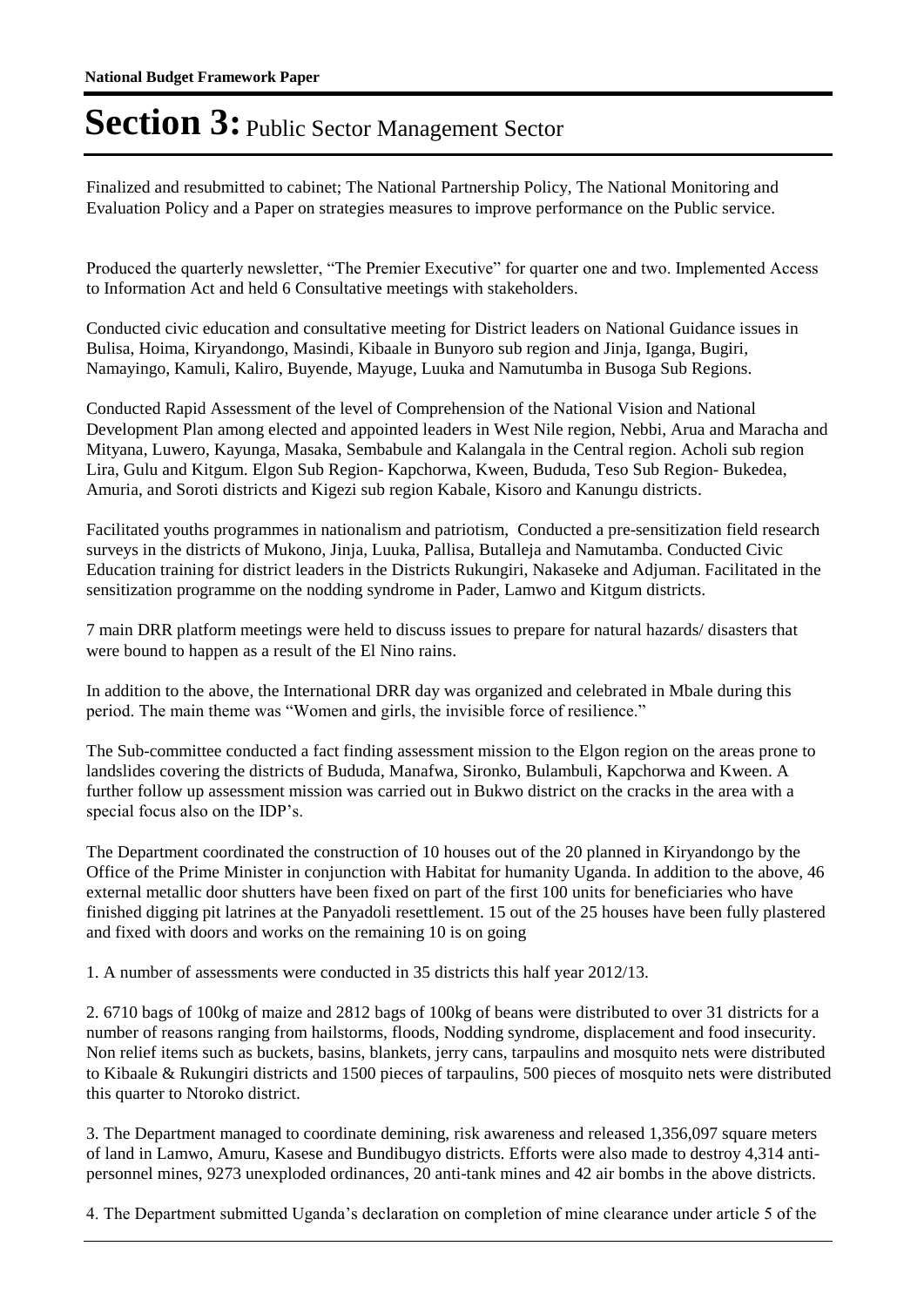Finalized and resubmitted to cabinet; The National Partnership Policy, The National Monitoring and Evaluation Policy and a Paper on strategies measures to improve performance on the Public service.

Produced the quarterly newsletter, "The Premier Executive" for quarter one and two. Implemented Access to Information Act and held 6 Consultative meetings with stakeholders.

Conducted civic education and consultative meeting for District leaders on National Guidance issues in Bulisa, Hoima, Kiryandongo, Masindi, Kibaale in Bunyoro sub region and Jinja, Iganga, Bugiri, Namayingo, Kamuli, Kaliro, Buyende, Mayuge, Luuka and Namutumba in Busoga Sub Regions.

Conducted Rapid Assessment of the level of Comprehension of the National Vision and National Development Plan among elected and appointed leaders in West Nile region, Nebbi, Arua and Maracha and Mityana, Luwero, Kayunga, Masaka, Sembabule and Kalangala in the Central region. Acholi sub region Lira, Gulu and Kitgum. Elgon Sub Region- Kapchorwa, Kween, Bududa, Teso Sub Region- Bukedea, Amuria, and Soroti districts and Kigezi sub region Kabale, Kisoro and Kanungu districts.

Facilitated youths programmes in nationalism and patriotism, Conducted a pre-sensitization field research surveys in the districts of Mukono, Jinja, Luuka, Pallisa, Butalleja and Namutamba. Conducted Civic Education training for district leaders in the Districts Rukungiri, Nakaseke and Adjuman. Facilitated in the sensitization programme on the nodding syndrome in Pader, Lamwo and Kitgum districts.

7 main DRR platform meetings were held to discuss issues to prepare for natural hazards/ disasters that were bound to happen as a result of the El Nino rains.

In addition to the above, the International DRR day was organized and celebrated in Mbale during this period. The main theme was "Women and girls, the invisible force of resilience."

The Sub-committee conducted a fact finding assessment mission to the Elgon region on the areas prone to landslides covering the districts of Bududa, Manafwa, Sironko, Bulambuli, Kapchorwa and Kween. A further follow up assessment mission was carried out in Bukwo district on the cracks in the area with a special focus also on the IDP's.

The Department coordinated the construction of 10 houses out of the 20 planned in Kiryandongo by the Office of the Prime Minister in conjunction with Habitat for humanity Uganda. In addition to the above, 46 external metallic door shutters have been fixed on part of the first 100 units for beneficiaries who have finished digging pit latrines at the Panyadoli resettlement. 15 out of the 25 houses have been fully plastered and fixed with doors and works on the remaining 10 is on going

1. A number of assessments were conducted in 35 districts this half year 2012/13.

2. 6710 bags of 100kg of maize and 2812 bags of 100kg of beans were distributed to over 31 districts for a number of reasons ranging from hailstorms, floods, Nodding syndrome, displacement and food insecurity. Non relief items such as buckets, basins, blankets, jerry cans, tarpaulins and mosquito nets were distributed to Kibaale & Rukungiri districts and 1500 pieces of tarpaulins, 500 pieces of mosquito nets were distributed this quarter to Ntoroko district.

3. The Department managed to coordinate demining, risk awareness and released 1,356,097 square meters of land in Lamwo, Amuru, Kasese and Bundibugyo districts. Efforts were also made to destroy 4,314 anti-personnel mines, 9273 unexploded ordinances, 20 anti-tank mines and 42 air bombs in the above districts.

4. The Department submitted Uganda's declaration on completion of mine clearance under article 5 of the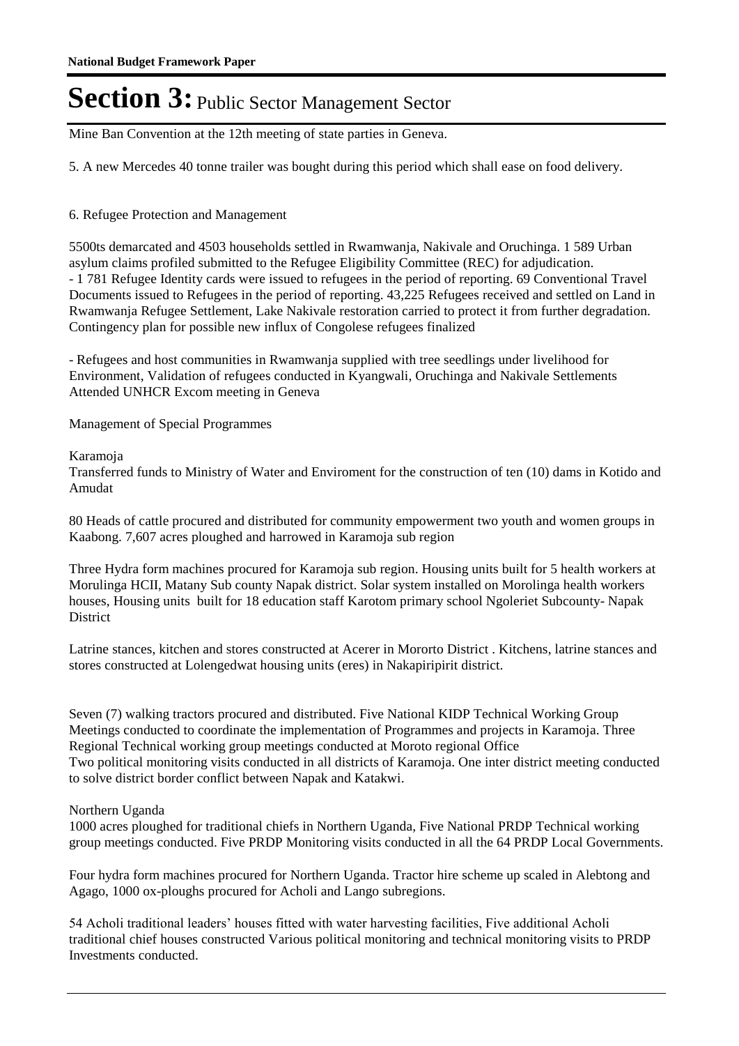Mine Ban Convention at the 12th meeting of state parties in Geneva.

5. A new Mercedes 40 tonne trailer was bought during this period which shall ease on food delivery.

6. Refugee Protection and Management

5500ts demarcated and 4503 households settled in Rwamwanja, Nakivale and Oruchinga. 1 589 Urban asylum claims profiled submitted to the Refugee Eligibility Committee (REC) for adjudication.
- 1 781 Refugee Identity cards were issued to refugees in the period of reporting. 69 Conventional Travel Documents issued to Refugees in the period of reporting. 43,225 Refugees received and settled on Land in Rwamwanja Refugee Settlement, Lake Nakivale restoration carried to protect it from further degradation. Contingency plan for possible new influx of Congolese refugees finalized

- Refugees and host communities in Rwamwanja supplied with tree seedlings under livelihood for Environment, Validation of refugees conducted in Kyangwali, Oruchinga and Nakivale Settlements Attended UNHCR Excom meeting in Geneva

Management of Special Programmes

Karamoja
Transferred funds to Ministry of Water and Enviroment for the construction of ten (10) dams in Kotido and Amudat

80 Heads of cattle procured and distributed for community empowerment two youth and women groups in Kaabong. 7,607 acres ploughed and harrowed in Karamoja sub region

Three Hydra form machines procured for Karamoja sub region. Housing units built for 5 health workers at Morulinga HCII, Matany Sub county Napak district. Solar system installed on Morolinga health workers houses, Housing units built for 18 education staff Karotom primary school Ngoleriet Subcounty- Napak District

Latrine stances, kitchen and stores constructed at Acerer in Mororto District . Kitchens, latrine stances and stores constructed at Lolengedwat housing units (eres) in Nakapiripirit district.

Seven (7) walking tractors procured and distributed. Five National KIDP Technical Working Group Meetings conducted to coordinate the implementation of Programmes and projects in Karamoja. Three Regional Technical working group meetings conducted at Moroto regional Office
Two political monitoring visits conducted in all districts of Karamoja. One inter district meeting conducted to solve district border conflict between Napak and Katakwi.

Northern Uganda
1000 acres ploughed for traditional chiefs in Northern Uganda, Five National PRDP Technical working group meetings conducted. Five PRDP Monitoring visits conducted in all the 64 PRDP Local Governments.

Four hydra form machines procured for Northern Uganda. Tractor hire scheme up scaled in Alebtong and Agago, 1000 ox-ploughs procured for Acholi and Lango subregions.

54 Acholi traditional leaders' houses fitted with water harvesting facilities, Five additional Acholi traditional chief houses constructed Various political monitoring and technical monitoring visits to PRDP Investments conducted.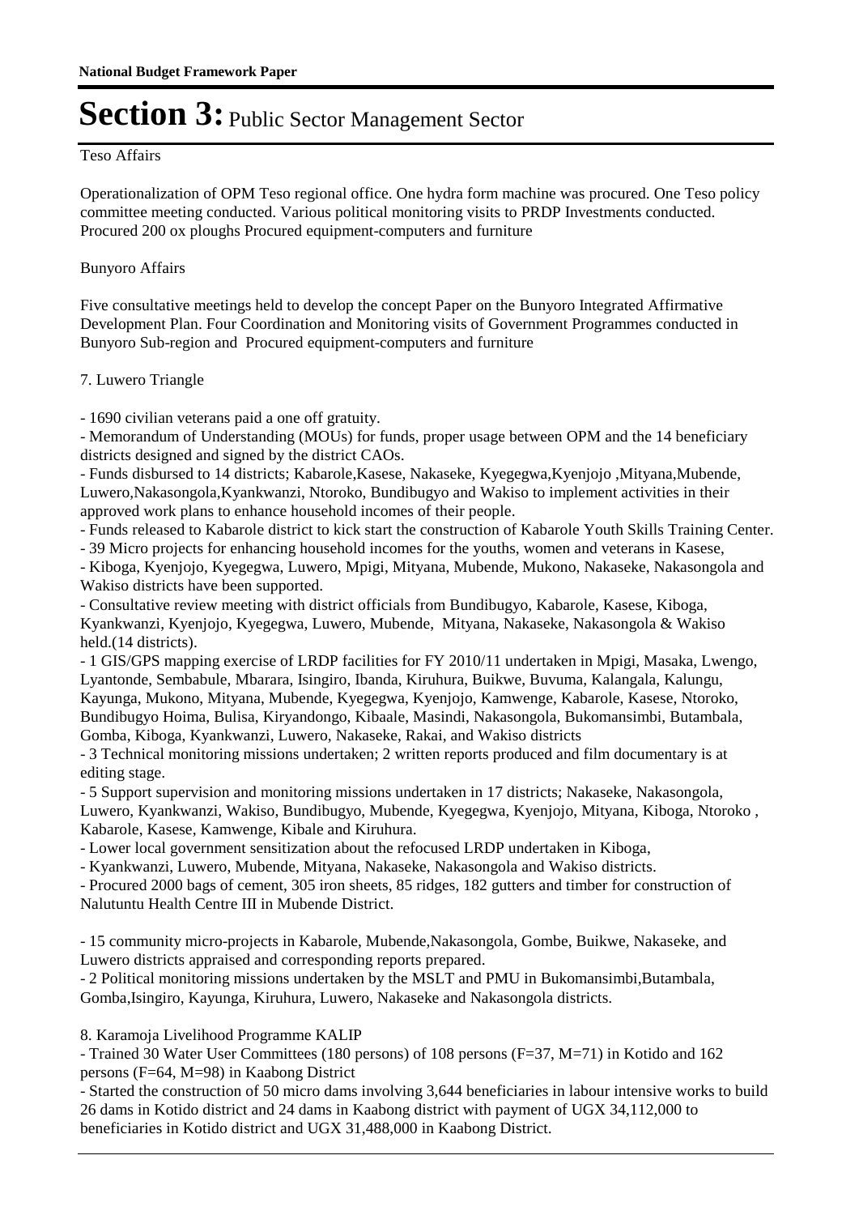# Section 3: Public Sector Management Sector

Teso Affairs

Operationalization of OPM Teso regional office. One hydra form machine was procured. One Teso policy committee meeting conducted. Various political monitoring visits to PRDP Investments conducted. Procured 200 ox ploughs Procured equipment-computers and furniture

Bunyoro Affairs

Five consultative meetings held to develop the concept Paper on the Bunyoro Integrated Affirmative Development Plan. Four Coordination and Monitoring visits of Government Programmes conducted in Bunyoro Sub-region and Procured equipment-computers and furniture

7. Luwero Triangle

- 1690 civilian veterans paid a one off gratuity.
- Memorandum of Understanding (MOUs) for funds, proper usage between OPM and the 14 beneficiary districts designed and signed by the district CAOs.
- Funds disbursed to 14 districts; Kabarole,Kasese, Nakaseke, Kyegegwa,Kyenjojo ,Mityana,Mubende, Luwero,Nakasongola,Kyankwanzi, Ntoroko, Bundibugyo and Wakiso to implement activities in their approved work plans to enhance household incomes of their people.
- Funds released to Kabarole district to kick start the construction of Kabarole Youth Skills Training Center.
- 39 Micro projects for enhancing household incomes for the youths, women and veterans in Kasese,
- Kiboga, Kyenjojo, Kyegegwa, Luwero, Mpigi, Mityana, Mubende, Mukono, Nakaseke, Nakasongola and Wakiso districts have been supported.
- Consultative review meeting with district officials from Bundibugyo, Kabarole, Kasese, Kiboga, Kyankwanzi, Kyenjojo, Kyegegwa, Luwero, Mubende, Mityana, Nakaseke, Nakasongola & Wakiso held.(14 districts).
- 1 GIS/GPS mapping exercise of LRDP facilities for FY 2010/11 undertaken in Mpigi, Masaka, Lwengo, Lyantonde, Sembabule, Mbarara, Isingiro, Ibanda, Kiruhura, Buikwe, Buvuma, Kalangala, Kalungu, Kayunga, Mukono, Mityana, Mubende, Kyegegwa, Kyenjojo, Kamwenge, Kabarole, Kasese, Ntoroko, Bundibugyo Hoima, Bulisa, Kiryandongo, Kibaale, Masindi, Nakasongola, Bukomansimbi, Butambala, Gomba, Kiboga, Kyankwanzi, Luwero, Nakaseke, Rakai, and Wakiso districts
- 3 Technical monitoring missions undertaken; 2 written reports produced and film documentary is at editing stage.
- 5 Support supervision and monitoring missions undertaken in 17 districts; Nakaseke, Nakasongola, Luwero, Kyankwanzi, Wakiso, Bundibugyo, Mubende, Kyegegwa, Kyenjojo, Mityana, Kiboga, Ntoroko , Kabarole, Kasese, Kamwenge, Kibale and Kiruhura.
- Lower local government sensitization about the refocused LRDP undertaken in Kiboga,
- Kyankwanzi, Luwero, Mubende, Mityana, Nakaseke, Nakasongola and Wakiso districts.
- Procured 2000 bags of cement, 305 iron sheets, 85 ridges, 182 gutters and timber for construction of Nalutuntu Health Centre III in Mubende District.

- 15 community micro-projects in Kabarole, Mubende,Nakasongola, Gombe, Buikwe, Nakaseke, and Luwero districts appraised and corresponding reports prepared.
- 2 Political monitoring missions undertaken by the MSLT and PMU in Bukomansimbi,Butambala, Gomba,Isingiro, Kayunga, Kiruhura, Luwero, Nakaseke and Nakasongola districts.

8. Karamoja Livelihood Programme KALIP
- Trained 30 Water User Committees (180 persons) of 108 persons (F=37, M=71) in Kotido and 162 persons (F=64, M=98) in Kaabong District
- Started the construction of 50 micro dams involving 3,644 beneficiaries in labour intensive works to build 26 dams in Kotido district and 24 dams in Kaabong district with payment of UGX 34,112,000 to beneficiaries in Kotido district and UGX 31,488,000 in Kaabong District.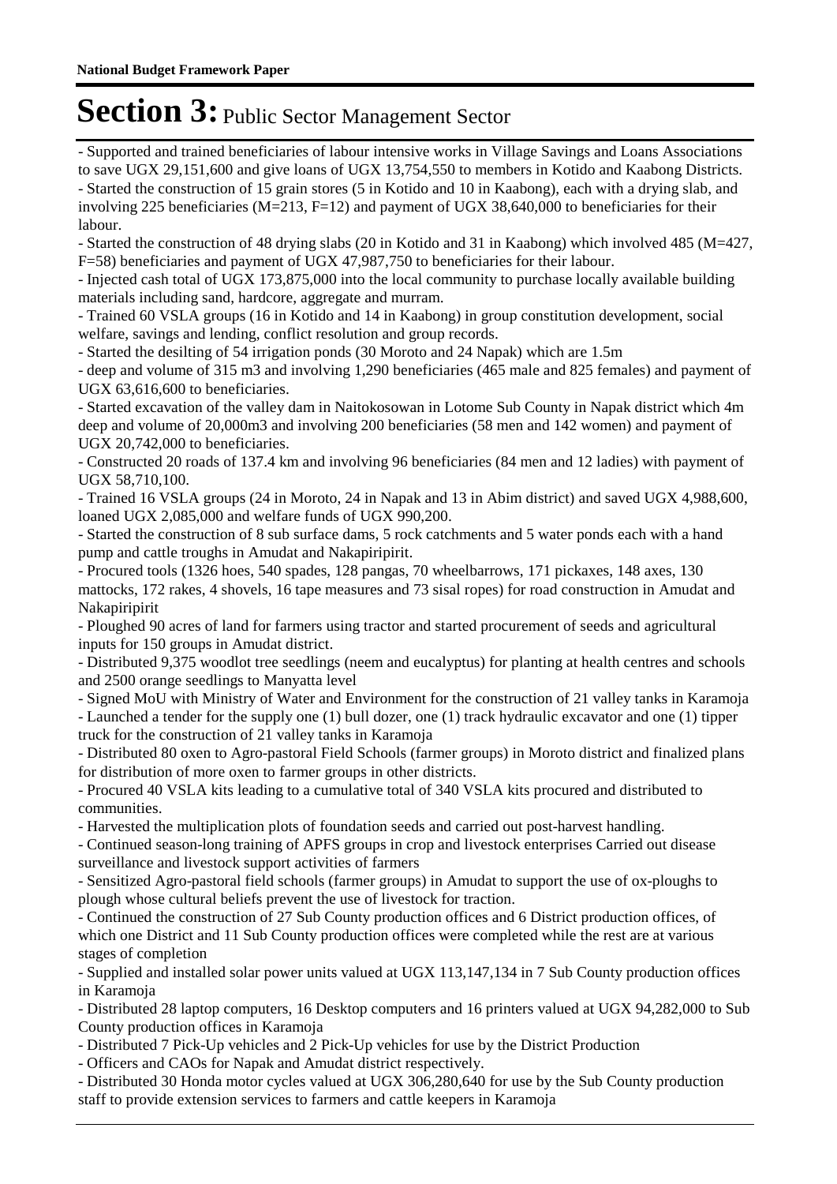# Section 3: Public Sector Management Sector

- Supported and trained beneficiaries of labour intensive works in Village Savings and Loans Associations to save UGX 29,151,600 and give loans of UGX 13,754,550 to members in Kotido and Kaabong Districts.
- Started the construction of 15 grain stores (5 in Kotido and 10 in Kaabong), each with a drying slab, and involving 225 beneficiaries (M=213, F=12) and payment of UGX 38,640,000 to beneficiaries for their labour.
- Started the construction of 48 drying slabs (20 in Kotido and 31 in Kaabong) which involved 485 (M=427, F=58) beneficiaries and payment of UGX 47,987,750 to beneficiaries for their labour.
- Injected cash total of UGX 173,875,000 into the local community to purchase locally available building materials including sand, hardcore, aggregate and murram.
- Trained 60 VSLA groups (16 in Kotido and 14 in Kaabong) in group constitution development, social welfare, savings and lending, conflict resolution and group records.
- Started the desilting of 54 irrigation ponds (30 Moroto and 24 Napak) which are 1.5m
- deep and volume of 315 m3 and involving 1,290 beneficiaries (465 male and 825 females) and payment of UGX 63,616,600 to beneficiaries.
- Started excavation of the valley dam in Naitokosowan in Lotome Sub County in Napak district which 4m deep and volume of 20,000m3 and involving 200 beneficiaries (58 men and 142 women) and payment of UGX 20,742,000 to beneficiaries.
- Constructed 20 roads of 137.4 km and involving 96 beneficiaries (84 men and 12 ladies) with payment of UGX 58,710,100.
- Trained 16 VSLA groups (24 in Moroto, 24 in Napak and 13 in Abim district) and saved UGX 4,988,600, loaned UGX 2,085,000 and welfare funds of UGX 990,200.
- Started the construction of 8 sub surface dams, 5 rock catchments and 5 water ponds each with a hand pump and cattle troughs in Amudat and Nakapiripirit.
- Procured tools (1326 hoes, 540 spades, 128 pangas, 70 wheelbarrows, 171 pickaxes, 148 axes, 130 mattocks, 172 rakes, 4 shovels, 16 tape measures and 73 sisal ropes) for road construction in Amudat and Nakapiripirit
- Ploughed 90 acres of land for farmers using tractor and started procurement of seeds and agricultural inputs for 150 groups in Amudat district.
- Distributed 9,375 woodlot tree seedlings (neem and eucalyptus) for planting at health centres and schools and 2500 orange seedlings to Manyatta level
- Signed MoU with Ministry of Water and Environment for the construction of 21 valley tanks in Karamoja
- Launched a tender for the supply one (1) bull dozer, one (1) track hydraulic excavator and one (1) tipper truck for the construction of 21 valley tanks in Karamoja
- Distributed 80 oxen to Agro-pastoral Field Schools (farmer groups) in Moroto district and finalized plans for distribution of more oxen to farmer groups in other districts.
- Procured 40 VSLA kits leading to a cumulative total of 340 VSLA kits procured and distributed to communities.
- Harvested the multiplication plots of foundation seeds and carried out post-harvest handling.
- Continued season-long training of APFS groups in crop and livestock enterprises Carried out disease surveillance and livestock support activities of farmers
- Sensitized Agro-pastoral field schools (farmer groups) in Amudat to support the use of ox-ploughs to plough whose cultural beliefs prevent the use of livestock for traction.
- Continued the construction of 27 Sub County production offices and 6 District production offices, of which one District and 11 Sub County production offices were completed while the rest are at various stages of completion
- Supplied and installed solar power units valued at UGX 113,147,134 in 7 Sub County production offices in Karamoja
- Distributed 28 laptop computers, 16 Desktop computers and 16 printers valued at UGX 94,282,000 to Sub County production offices in Karamoja
- Distributed 7 Pick-Up vehicles and 2 Pick-Up vehicles for use by the District Production
- Officers and CAOs for Napak and Amudat district respectively.
- Distributed 30 Honda motor cycles valued at UGX 306,280,640 for use by the Sub County production staff to provide extension services to farmers and cattle keepers in Karamoja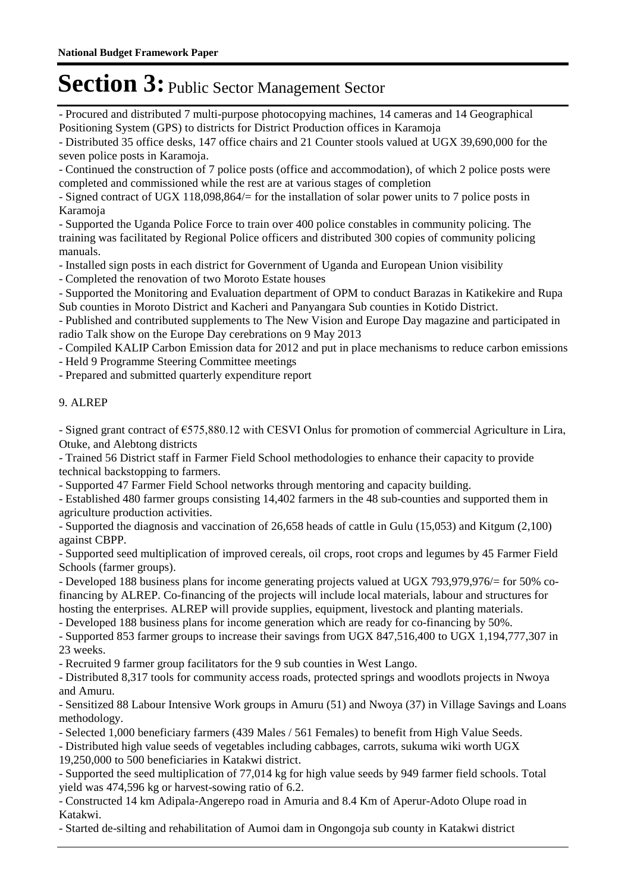# Section 3: Public Sector Management Sector

- Procured and distributed 7 multi-purpose photocopying machines, 14 cameras and 14 Geographical Positioning System (GPS) to districts for District Production offices in Karamoja
- Distributed 35 office desks, 147 office chairs and 21 Counter stools valued at UGX 39,690,000 for the seven police posts in Karamoja.
- Continued the construction of 7 police posts (office and accommodation), of which 2 police posts were completed and commissioned while the rest are at various stages of completion
- Signed contract of UGX 118,098,864/= for the installation of solar power units to 7 police posts in Karamoja
- Supported the Uganda Police Force to train over 400 police constables in community policing. The training was facilitated by Regional Police officers and distributed 300 copies of community policing manuals.
- Installed sign posts in each district for Government of Uganda and European Union visibility
- Completed the renovation of two Moroto Estate houses
- Supported the Monitoring and Evaluation department of OPM to conduct Barazas in Katikekire and Rupa Sub counties in Moroto District and Kacheri and Panyangara Sub counties in Kotido District.
- Published and contributed supplements to The New Vision and Europe Day magazine and participated in radio Talk show on the Europe Day cerebrations on 9 May 2013
- Compiled KALIP Carbon Emission data for 2012 and put in place mechanisms to reduce carbon emissions
- Held 9 Programme Steering Committee meetings
- Prepared and submitted quarterly expenditure report

9. ALREP

- Signed grant contract of €575,880.12 with CESVI Onlus for promotion of commercial Agriculture in Lira, Otuke, and Alebtong districts
- Trained 56 District staff in Farmer Field School methodologies to enhance their capacity to provide technical backstopping to farmers.
- Supported 47 Farmer Field School networks through mentoring and capacity building.
- Established 480 farmer groups consisting 14,402 farmers in the 48 sub-counties and supported them in agriculture production activities.
- Supported the diagnosis and vaccination of 26,658 heads of cattle in Gulu (15,053) and Kitgum (2,100) against CBPP.
- Supported seed multiplication of improved cereals, oil crops, root crops and legumes by 45 Farmer Field Schools (farmer groups).
- Developed 188 business plans for income generating projects valued at UGX 793,979,976/= for 50% co-financing by ALREP. Co-financing of the projects will include local materials, labour and structures for hosting the enterprises. ALREP will provide supplies, equipment, livestock and planting materials.
- Developed 188 business plans for income generation which are ready for co-financing by 50%.
- Supported 853 farmer groups to increase their savings from UGX 847,516,400 to UGX 1,194,777,307 in 23 weeks.
- Recruited 9 farmer group facilitators for the 9 sub counties in West Lango.
- Distributed 8,317 tools for community access roads, protected springs and woodlots projects in Nwoya and Amuru.
- Sensitized 88 Labour Intensive Work groups in Amuru (51) and Nwoya (37) in Village Savings and Loans methodology.
- Selected 1,000 beneficiary farmers (439 Males / 561 Females) to benefit from High Value Seeds.
- Distributed high value seeds of vegetables including cabbages, carrots, sukuma wiki worth UGX 19,250,000 to 500 beneficiaries in Katakwi district.
- Supported the seed multiplication of 77,014 kg for high value seeds by 949 farmer field schools. Total yield was 474,596 kg or harvest-sowing ratio of 6.2.
- Constructed 14 km Adipala-Angerepo road in Amuria and 8.4 Km of Aperur-Adoto Olupe road in Katakwi.
- Started de-silting and rehabilitation of Aumoi dam in Ongongoja sub county in Katakwi district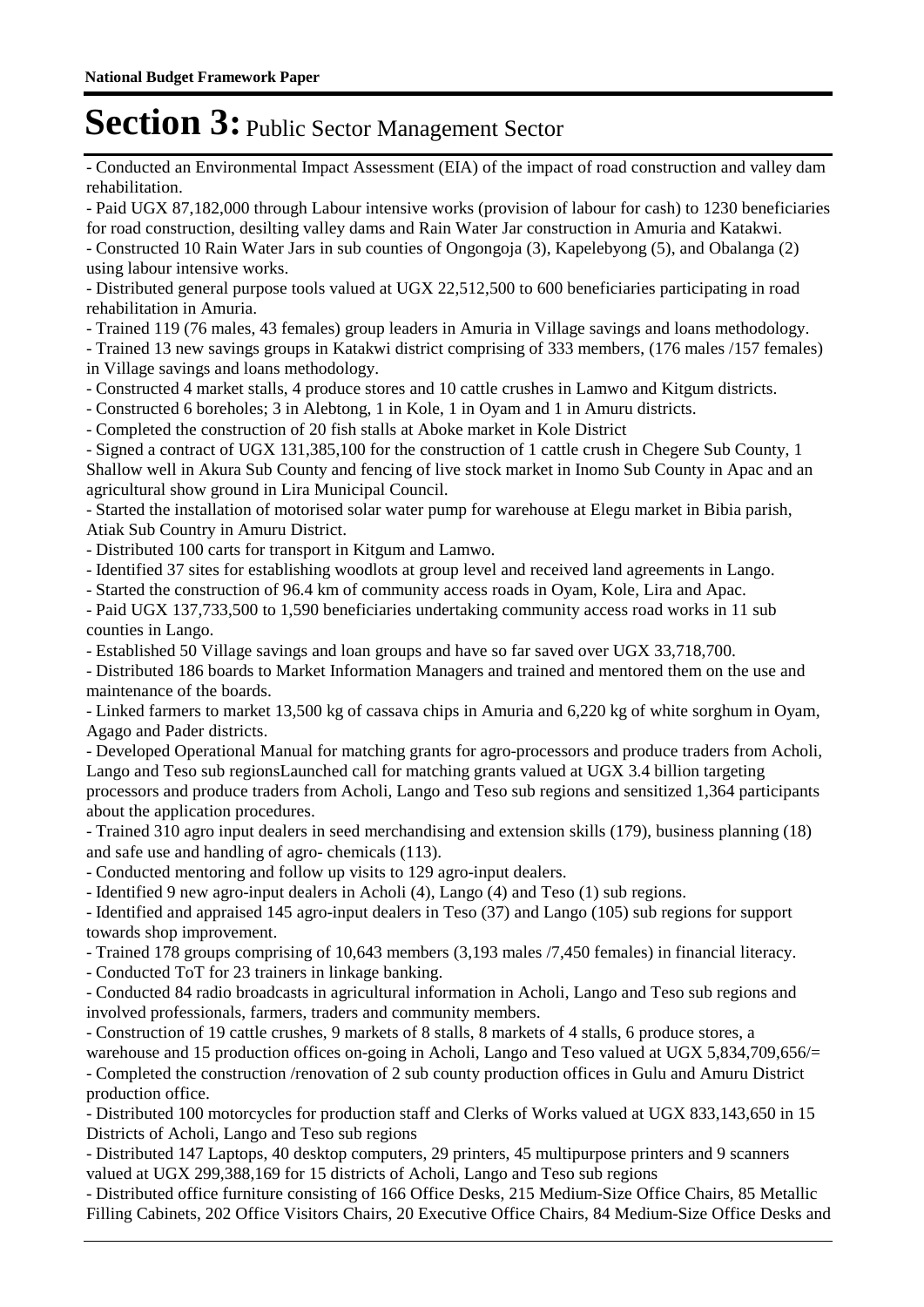# Section 3: Public Sector Management Sector

- Conducted an Environmental Impact Assessment (EIA) of the impact of road construction and valley dam rehabilitation.
- Paid UGX 87,182,000 through Labour intensive works (provision of labour for cash) to 1230 beneficiaries for road construction, desilting valley dams and Rain Water Jar construction in Amuria and Katakwi.
- Constructed 10 Rain Water Jars in sub counties of Ongongoja (3), Kapelebyong (5), and Obalanga (2) using labour intensive works.
- Distributed general purpose tools valued at UGX 22,512,500 to 600 beneficiaries participating in road rehabilitation in Amuria.
- Trained 119 (76 males, 43 females) group leaders in Amuria in Village savings and loans methodology.
- Trained 13 new savings groups in Katakwi district comprising of 333 members, (176 males /157 females) in Village savings and loans methodology.
- Constructed 4 market stalls, 4 produce stores and 10 cattle crushes in Lamwo and Kitgum districts.
- Constructed 6 boreholes; 3 in Alebtong, 1 in Kole, 1 in Oyam and 1 in Amuru districts.
- Completed the construction of 20 fish stalls at Aboke market in Kole District
- Signed a contract of UGX 131,385,100 for the construction of 1 cattle crush in Chegere Sub County, 1 Shallow well in Akura Sub County and fencing of live stock market in Inomo Sub County in Apac and an agricultural show ground in Lira Municipal Council.
- Started the installation of motorised solar water pump for warehouse at Elegu market in Bibia parish, Atiak Sub Country in Amuru District.
- Distributed 100 carts for transport in Kitgum and Lamwo.
- Identified 37 sites for establishing woodlots at group level and received land agreements in Lango.
- Started the construction of 96.4 km of community access roads in Oyam, Kole, Lira and Apac.
- Paid UGX 137,733,500 to 1,590 beneficiaries undertaking community access road works in 11 sub counties in Lango.
- Established 50 Village savings and loan groups and have so far saved over UGX 33,718,700.
- Distributed 186 boards to Market Information Managers and trained and mentored them on the use and maintenance of the boards.
- Linked farmers to market 13,500 kg of cassava chips in Amuria and 6,220 kg of white sorghum in Oyam, Agago and Pader districts.
- Developed Operational Manual for matching grants for agro-processors and produce traders from Acholi, Lango and Teso sub regionsLaunched call for matching grants valued at UGX 3.4 billion targeting processors and produce traders from Acholi, Lango and Teso sub regions and sensitized 1,364 participants about the application procedures.
- Trained 310 agro input dealers in seed merchandising and extension skills (179), business planning (18) and safe use and handling of agro- chemicals (113).
- Conducted mentoring and follow up visits to 129 agro-input dealers.
- Identified 9 new agro-input dealers in Acholi (4), Lango (4) and Teso (1) sub regions.
- Identified and appraised 145 agro-input dealers in Teso (37) and Lango (105) sub regions for support towards shop improvement.
- Trained 178 groups comprising of 10,643 members (3,193 males /7,450 females) in financial literacy.
- Conducted ToT for 23 trainers in linkage banking.
- Conducted 84 radio broadcasts in agricultural information in Acholi, Lango and Teso sub regions and involved professionals, farmers, traders and community members.
- Construction of 19 cattle crushes, 9 markets of 8 stalls, 8 markets of 4 stalls, 6 produce stores, a warehouse and 15 production offices on-going in Acholi, Lango and Teso valued at UGX 5,834,709,656/=
- Completed the construction /renovation of 2 sub county production offices in Gulu and Amuru District production office.
- Distributed 100 motorcycles for production staff and Clerks of Works valued at UGX 833,143,650 in 15 Districts of Acholi, Lango and Teso sub regions
- Distributed 147 Laptops, 40 desktop computers, 29 printers, 45 multipurpose printers and 9 scanners valued at UGX 299,388,169 for 15 districts of Acholi, Lango and Teso sub regions
- Distributed office furniture consisting of 166 Office Desks, 215 Medium-Size Office Chairs, 85 Metallic Filling Cabinets, 202 Office Visitors Chairs, 20 Executive Office Chairs, 84 Medium-Size Office Desks and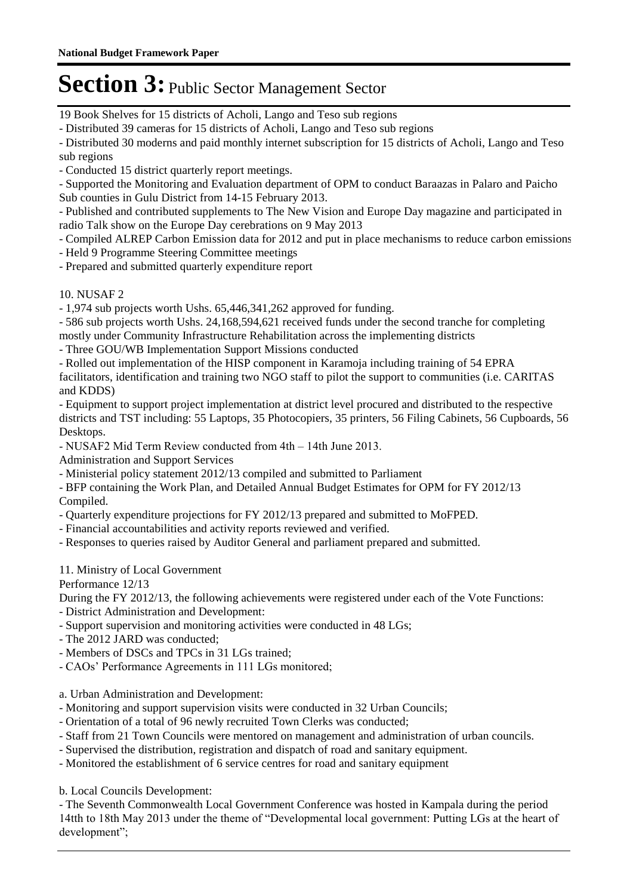19 Book Shelves for 15 districts of Acholi, Lango and Teso sub regions

- Distributed 39 cameras for 15 districts of Acholi, Lango and Teso sub regions
- Distributed 30 moderns and paid monthly internet subscription for 15 districts of Acholi, Lango and Teso sub regions
- Conducted 15 district quarterly report meetings.
- Supported the Monitoring and Evaluation department of OPM to conduct Baraazas in Palaro and Paicho Sub counties in Gulu District from 14-15 February 2013.
- Published and contributed supplements to The New Vision and Europe Day magazine and participated in radio Talk show on the Europe Day cerebrations on 9 May 2013
- Compiled ALREP Carbon Emission data for 2012 and put in place mechanisms to reduce carbon emissions
- Held 9 Programme Steering Committee meetings
- Prepared and submitted quarterly expenditure report

10. NUSAF 2

- 1,974 sub projects worth Ushs. 65,446,341,262 approved for funding.
- 586 sub projects worth Ushs. 24,168,594,621 received funds under the second tranche for completing mostly under Community Infrastructure Rehabilitation across the implementing districts
- Three GOU/WB Implementation Support Missions conducted
- Rolled out implementation of the HISP component in Karamoja including training of 54 EPRA facilitators, identification and training two NGO staff to pilot the support to communities (i.e. CARITAS and KDDS)
- Equipment to support project implementation at district level procured and distributed to the respective districts and TST including: 55 Laptops, 35 Photocopiers, 35 printers, 56 Filing Cabinets, 56 Cupboards, 56 Desktops.
- NUSAF2 Mid Term Review conducted from 4th – 14th June 2013.

Administration and Support Services

- Ministerial policy statement 2012/13 compiled and submitted to Parliament
- BFP containing the Work Plan, and Detailed Annual Budget Estimates for OPM for FY 2012/13 Compiled.
- Quarterly expenditure projections for FY 2012/13 prepared and submitted to MoFPED.
- Financial accountabilities and activity reports reviewed and verified.
- Responses to queries raised by Auditor General and parliament prepared and submitted.

11. Ministry of Local Government

Performance 12/13

During the FY 2012/13, the following achievements were registered under each of the Vote Functions:

- District Administration and Development:
- Support supervision and monitoring activities were conducted in 48 LGs;
- The 2012 JARD was conducted;
- Members of DSCs and TPCs in 31 LGs trained;
- CAOs' Performance Agreements in 111 LGs monitored;

a. Urban Administration and Development:

- Monitoring and support supervision visits were conducted in 32 Urban Councils;
- Orientation of a total of 96 newly recruited Town Clerks was conducted;
- Staff from 21 Town Councils were mentored on management and administration of urban councils.
- Supervised the distribution, registration and dispatch of road and sanitary equipment.
- Monitored the establishment of 6 service centres for road and sanitary equipment

b. Local Councils Development:

- The Seventh Commonwealth Local Government Conference was hosted in Kampala during the period 14tth to 18th May 2013 under the theme of "Developmental local government: Putting LGs at the heart of development";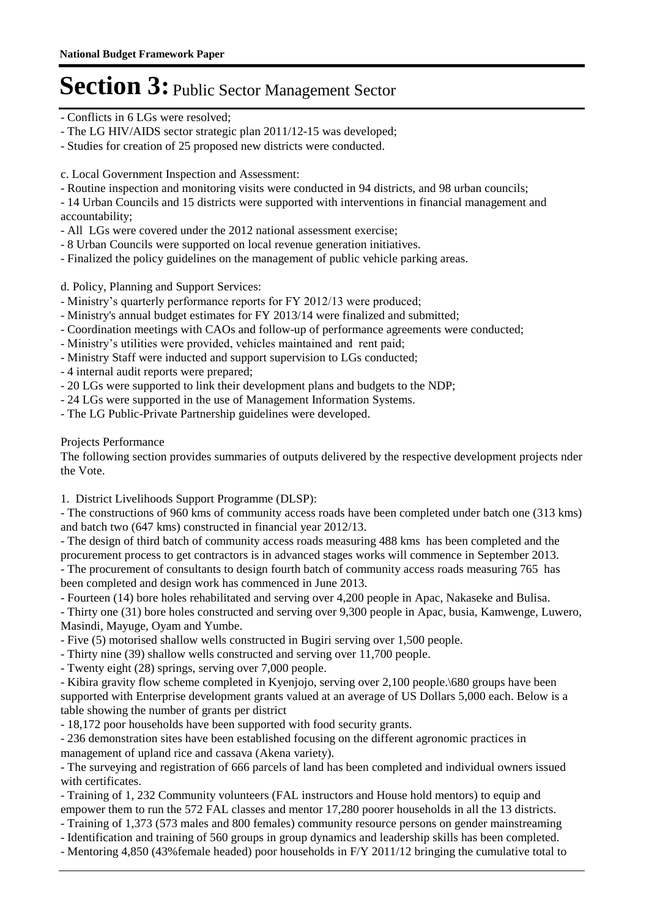**National Budget Framework Paper**

# Section 3: Public Sector Management Sector

- Conflicts in 6 LGs were resolved;
- The LG HIV/AIDS sector strategic plan 2011/12-15 was developed;
- Studies for creation of 25 proposed new districts were conducted.

c. Local Government Inspection and Assessment:
- Routine inspection and monitoring visits were conducted in 94 districts, and 98 urban councils;
- 14 Urban Councils and 15 districts were supported with interventions in financial management and accountability;
- All LGs were covered under the 2012 national assessment exercise;
- 8 Urban Councils were supported on local revenue generation initiatives.
- Finalized the policy guidelines on the management of public vehicle parking areas.

d. Policy, Planning and Support Services:
- Ministry's quarterly performance reports for FY 2012/13 were produced;
- Ministry's annual budget estimates for FY 2013/14 were finalized and submitted;
- Coordination meetings with CAOs and follow-up of performance agreements were conducted;
- Ministry's utilities were provided, vehicles maintained and rent paid;
- Ministry Staff were inducted and support supervision to LGs conducted;
- 4 internal audit reports were prepared;
- 20 LGs were supported to link their development plans and budgets to the NDP;
- 24 LGs were supported in the use of Management Information Systems.
- The LG Public-Private Partnership guidelines were developed.

Projects Performance

The following section provides summaries of outputs delivered by the respective development projects nder the Vote.

1. District Livelihoods Support Programme (DLSP):
- The constructions of 960 kms of community access roads have been completed under batch one (313 kms) and batch two (647 kms) constructed in financial year 2012/13.
- The design of third batch of community access roads measuring 488 kms has been completed and the procurement process to get contractors is in advanced stages works will commence in September 2013.
- The procurement of consultants to design fourth batch of community access roads measuring 765 has been completed and design work has commenced in June 2013.
- Fourteen (14) bore holes rehabilitated and serving over 4,200 people in Apac, Nakaseke and Bulisa.
- Thirty one (31) bore holes constructed and serving over 9,300 people in Apac, busia, Kamwenge, Luwero, Masindi, Mayuge, Oyam and Yumbe.
- Five (5) motorised shallow wells constructed in Bugiri serving over 1,500 people.
- Thirty nine (39) shallow wells constructed and serving over 11,700 people.
- Twenty eight (28) springs, serving over 7,000 people.
- Kibira gravity flow scheme completed in Kyenjojo, serving over 2,100 people.\680 groups have been supported with Enterprise development grants valued at an average of US Dollars 5,000 each. Below is a table showing the number of grants per district
- 18,172 poor households have been supported with food security grants.
- 236 demonstration sites have been established focusing on the different agronomic practices in management of upland rice and cassava (Akena variety).
- The surveying and registration of 666 parcels of land has been completed and individual owners issued with certificates.
- Training of 1, 232 Community volunteers (FAL instructors and House hold mentors) to equip and empower them to run the 572 FAL classes and mentor 17,280 poorer households in all the 13 districts.
- Training of 1,373 (573 males and 800 females) community resource persons on gender mainstreaming
- Identification and training of 560 groups in group dynamics and leadership skills has been completed.
- Mentoring 4,850 (43%female headed) poor households in F/Y 2011/12 bringing the cumulative total to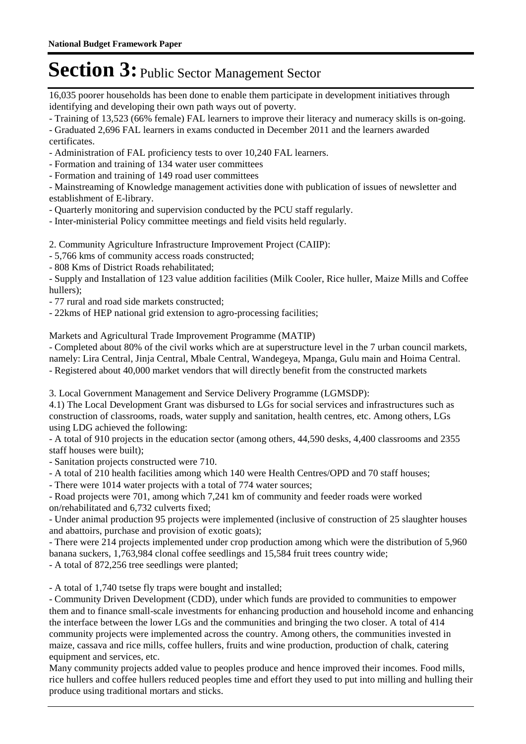16,035 poorer households has been done to enable them participate in development initiatives through identifying and developing their own path ways out of poverty.

- Training of 13,523 (66% female) FAL learners to improve their literacy and numeracy skills is on-going.
- Graduated 2,696 FAL learners in exams conducted in December 2011 and the learners awarded certificates.
- Administration of FAL proficiency tests to over 10,240 FAL learners.
- Formation and training of 134 water user committees
- Formation and training of 149 road user committees
- Mainstreaming of Knowledge management activities done with publication of issues of newsletter and establishment of E-library.
- Quarterly monitoring and supervision conducted by the PCU staff regularly.
- Inter-ministerial Policy committee meetings and field visits held regularly.

2. Community Agriculture Infrastructure Improvement Project (CAIIP):

- 5,766 kms of community access roads constructed;
- 808 Kms of District Roads rehabilitated;
- Supply and Installation of 123 value addition facilities (Milk Cooler, Rice huller, Maize Mills and Coffee hullers);
- 77 rural and road side markets constructed;
- 22kms of HEP national grid extension to agro-processing facilities;

Markets and Agricultural Trade Improvement Programme (MATIP)

- Completed about 80% of the civil works which are at superstructure level in the 7 urban council markets, namely: Lira Central, Jinja Central, Mbale Central, Wandegeya, Mpanga, Gulu main and Hoima Central.
- Registered about 40,000 market vendors that will directly benefit from the constructed markets

3. Local Government Management and Service Delivery Programme (LGMSDP):

4.1) The Local Development Grant was disbursed to LGs for social services and infrastructures such as construction of classrooms, roads, water supply and sanitation, health centres, etc. Among others, LGs using LDG achieved the following:

- A total of 910 projects in the education sector (among others, 44,590 desks, 4,400 classrooms and 2355 staff houses were built);
- Sanitation projects constructed were 710.
- A total of 210 health facilities among which 140 were Health Centres/OPD and 70 staff houses;
- There were 1014 water projects with a total of 774 water sources;
- Road projects were 701, among which 7,241 km of community and feeder roads were worked on/rehabilitated and 6,732 culverts fixed;
- Under animal production 95 projects were implemented (inclusive of construction of 25 slaughter houses and abattoirs, purchase and provision of exotic goats);
- There were 214 projects implemented under crop production among which were the distribution of 5,960 banana suckers, 1,763,984 clonal coffee seedlings and 15,584 fruit trees country wide;
- A total of 872,256 tree seedlings were planted;

- A total of 1,740 tsetse fly traps were bought and installed;
- Community Driven Development (CDD), under which funds are provided to communities to empower them and to finance small-scale investments for enhancing production and household income and enhancing the interface between the lower LGs and the communities and bringing the two closer. A total of 414 community projects were implemented across the country. Among others, the communities invested in maize, cassava and rice mills, coffee hullers, fruits and wine production, production of chalk, catering equipment and services, etc.

Many community projects added value to peoples produce and hence improved their incomes. Food mills, rice hullers and coffee hullers reduced peoples time and effort they used to put into milling and hulling their produce using traditional mortars and sticks.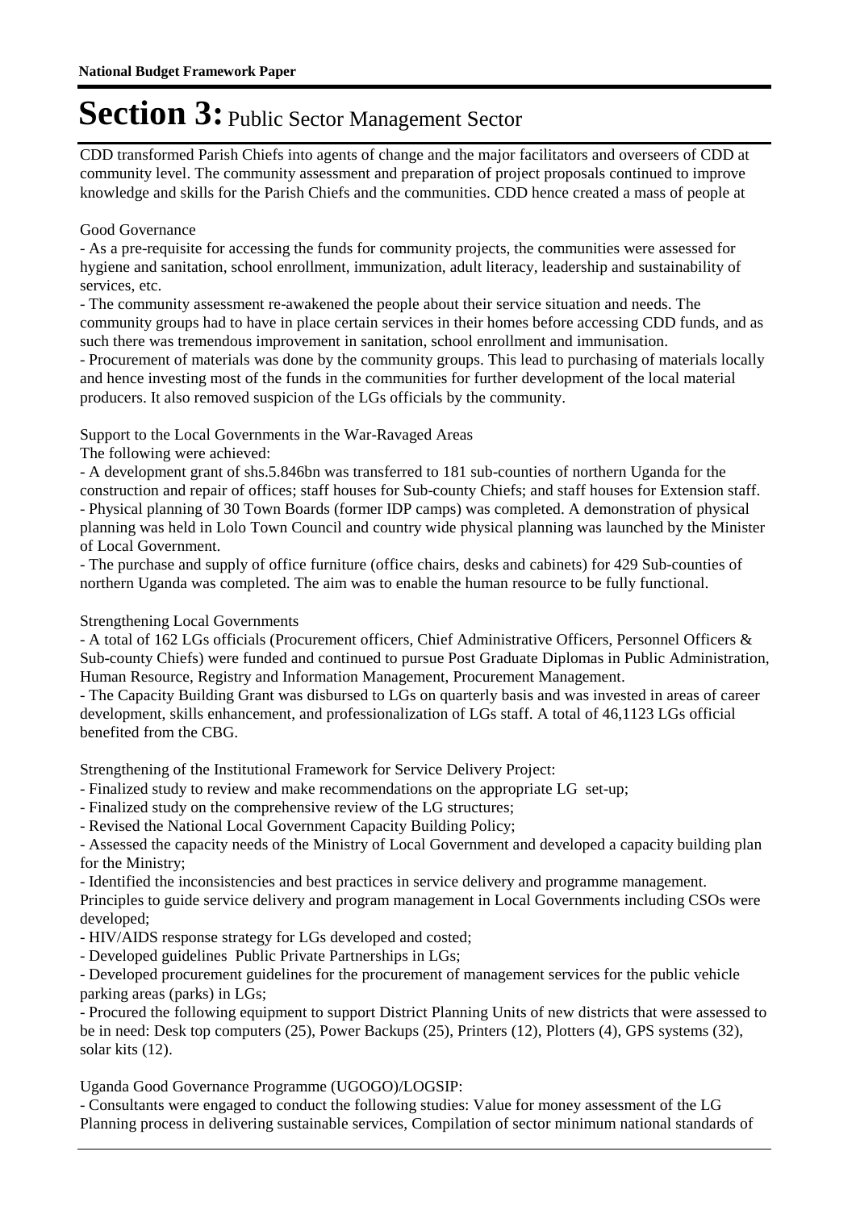CDD transformed Parish Chiefs into agents of change and the major facilitators and overseers of CDD at community level. The community assessment and preparation of project proposals continued to improve knowledge and skills for the Parish Chiefs and the communities. CDD hence created a mass of people at

Good Governance

- As a pre-requisite for accessing the funds for community projects, the communities were assessed for hygiene and sanitation, school enrollment, immunization, adult literacy, leadership and sustainability of services, etc.
- The community assessment re-awakened the people about their service situation and needs. The community groups had to have in place certain services in their homes before accessing CDD funds, and as such there was tremendous improvement in sanitation, school enrollment and immunisation.
- Procurement of materials was done by the community groups. This lead to purchasing of materials locally and hence investing most of the funds in the communities for further development of the local material producers. It also removed suspicion of the LGs officials by the community.

Support to the Local Governments in the War-Ravaged Areas

The following were achieved:

- A development grant of shs.5.846bn was transferred to 181 sub-counties of northern Uganda for the construction and repair of offices; staff houses for Sub-county Chiefs; and staff houses for Extension staff.
- Physical planning of 30 Town Boards (former IDP camps) was completed. A demonstration of physical planning was held in Lolo Town Council and country wide physical planning was launched by the Minister of Local Government.
- The purchase and supply of office furniture (office chairs, desks and cabinets) for 429 Sub-counties of northern Uganda was completed. The aim was to enable the human resource to be fully functional.

Strengthening Local Governments

- A total of 162 LGs officials (Procurement officers, Chief Administrative Officers, Personnel Officers & Sub-county Chiefs) were funded and continued to pursue Post Graduate Diplomas in Public Administration, Human Resource, Registry and Information Management, Procurement Management.
- The Capacity Building Grant was disbursed to LGs on quarterly basis and was invested in areas of career development, skills enhancement, and professionalization of LGs staff. A total of 46,1123 LGs official benefited from the CBG.

Strengthening of the Institutional Framework for Service Delivery Project:

- Finalized study to review and make recommendations on the appropriate LG set-up;
- Finalized study on the comprehensive review of the LG structures;
- Revised the National Local Government Capacity Building Policy;
- Assessed the capacity needs of the Ministry of Local Government and developed a capacity building plan for the Ministry;
- Identified the inconsistencies and best practices in service delivery and programme management. Principles to guide service delivery and program management in Local Governments including CSOs were developed;
- HIV/AIDS response strategy for LGs developed and costed;
- Developed guidelines Public Private Partnerships in LGs;
- Developed procurement guidelines for the procurement of management services for the public vehicle parking areas (parks) in LGs;
- Procured the following equipment to support District Planning Units of new districts that were assessed to be in need: Desk top computers (25), Power Backups (25), Printers (12), Plotters (4), GPS systems (32), solar kits (12).

Uganda Good Governance Programme (UGOGO)/LOGSIP:

- Consultants were engaged to conduct the following studies: Value for money assessment of the LG Planning process in delivering sustainable services, Compilation of sector minimum national standards of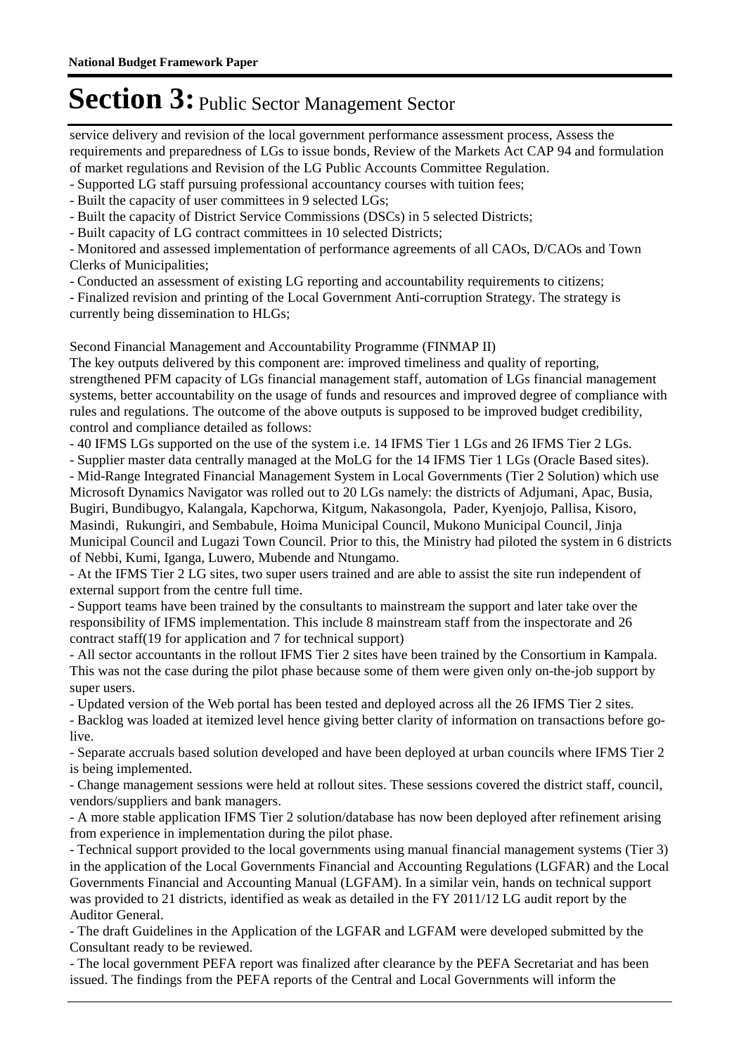# Section 3: Public Sector Management Sector

service delivery and revision of the local government performance assessment process, Assess the requirements and preparedness of LGs to issue bonds, Review of the Markets Act CAP 94 and formulation of market regulations and Revision of the LG Public Accounts Committee Regulation.

- Supported LG staff pursuing professional accountancy courses with tuition fees;
- Built the capacity of user committees in 9 selected LGs;
- Built the capacity of District Service Commissions (DSCs) in 5 selected Districts;
- Built capacity of LG contract committees in 10 selected Districts;
- Monitored and assessed implementation of performance agreements of all CAOs, D/CAOs and Town Clerks of Municipalities;
- Conducted an assessment of existing LG reporting and accountability requirements to citizens;
- Finalized revision and printing of the Local Government Anti-corruption Strategy. The strategy is currently being dissemination to HLGs;

Second Financial Management and Accountability Programme (FINMAP II)

The key outputs delivered by this component are: improved timeliness and quality of reporting, strengthened PFM capacity of LGs financial management staff, automation of LGs financial management systems, better accountability on the usage of funds and resources and improved degree of compliance with rules and regulations. The outcome of the above outputs is supposed to be improved budget credibility, control and compliance detailed as follows:

- 40 IFMS LGs supported on the use of the system i.e. 14 IFMS Tier 1 LGs and 26 IFMS Tier 2 LGs.
- Supplier master data centrally managed at the MoLG for the 14 IFMS Tier 1 LGs (Oracle Based sites).
- Mid-Range Integrated Financial Management System in Local Governments (Tier 2 Solution) which use Microsoft Dynamics Navigator was rolled out to 20 LGs namely: the districts of Adjumani, Apac, Busia, Bugiri, Bundibugyo, Kalangala, Kapchorwa, Kitgum, Nakasongola, Pader, Kyenjojo, Pallisa, Kisoro, Masindi, Rukungiri, and Sembabule, Hoima Municipal Council, Mukono Municipal Council, Jinja Municipal Council and Lugazi Town Council. Prior to this, the Ministry had piloted the system in 6 districts of Nebbi, Kumi, Iganga, Luwero, Mubende and Ntungamo.
- At the IFMS Tier 2 LG sites, two super users trained and are able to assist the site run independent of external support from the centre full time.
- Support teams have been trained by the consultants to mainstream the support and later take over the responsibility of IFMS implementation. This include 8 mainstream staff from the inspectorate and 26 contract staff(19 for application and 7 for technical support)
- All sector accountants in the rollout IFMS Tier 2 sites have been trained by the Consortium in Kampala. This was not the case during the pilot phase because some of them were given only on-the-job support by super users.
- Updated version of the Web portal has been tested and deployed across all the 26 IFMS Tier 2 sites.
- Backlog was loaded at itemized level hence giving better clarity of information on transactions before go-live.
- Separate accruals based solution developed and have been deployed at urban councils where IFMS Tier 2 is being implemented.
- Change management sessions were held at rollout sites. These sessions covered the district staff, council, vendors/suppliers and bank managers.
- A more stable application IFMS Tier 2 solution/database has now been deployed after refinement arising from experience in implementation during the pilot phase.
- Technical support provided to the local governments using manual financial management systems (Tier 3) in the application of the Local Governments Financial and Accounting Regulations (LGFAR) and the Local Governments Financial and Accounting Manual (LGFAM). In a similar vein, hands on technical support was provided to 21 districts, identified as weak as detailed in the FY 2011/12 LG audit report by the Auditor General.
- The draft Guidelines in the Application of the LGFAR and LGFAM were developed submitted by the Consultant ready to be reviewed.
- The local government PEFA report was finalized after clearance by the PEFA Secretariat and has been issued. The findings from the PEFA reports of the Central and Local Governments will inform the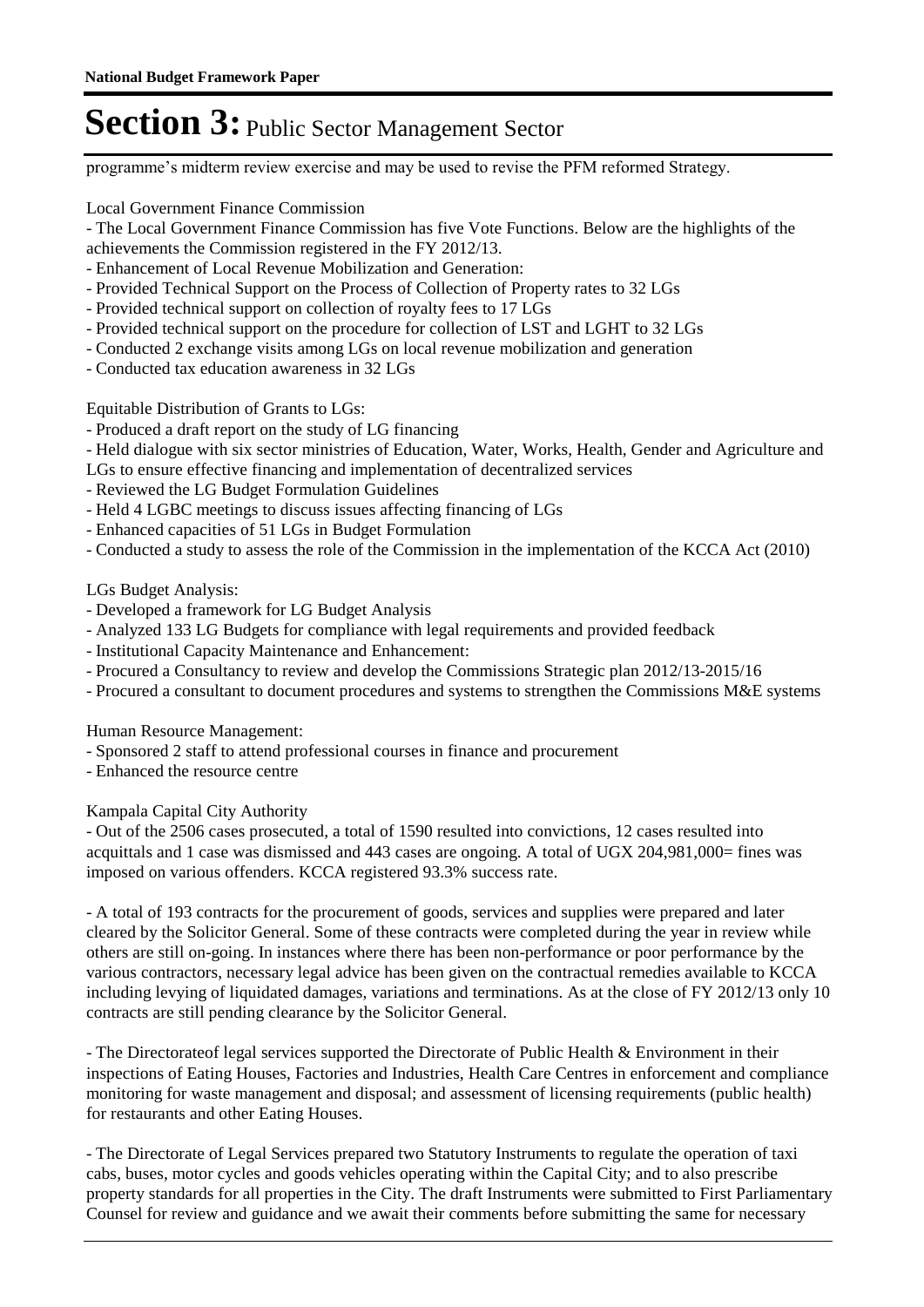programme's midterm review exercise and may be used to revise the PFM reformed Strategy.

Local Government Finance Commission

- The Local Government Finance Commission has five Vote Functions. Below are the highlights of the achievements the Commission registered in the FY 2012/13.
- Enhancement of Local Revenue Mobilization and Generation:
- Provided Technical Support on the Process of Collection of Property rates to 32 LGs
- Provided technical support on collection of royalty fees to 17 LGs
- Provided technical support on the procedure for collection of LST and LGHT to 32 LGs
- Conducted 2 exchange visits among LGs on local revenue mobilization and generation
- Conducted tax education awareness in 32 LGs

Equitable Distribution of Grants to LGs:

- Produced a draft report on the study of LG financing
- Held dialogue with six sector ministries of Education, Water, Works, Health, Gender and Agriculture and LGs to ensure effective financing and implementation of decentralized services
- Reviewed the LG Budget Formulation Guidelines
- Held 4 LGBC meetings to discuss issues affecting financing of LGs
- Enhanced capacities of 51 LGs in Budget Formulation
- Conducted a study to assess the role of the Commission in the implementation of the KCCA Act (2010)

LGs Budget Analysis:

- Developed a framework for LG Budget Analysis
- Analyzed 133 LG Budgets for compliance with legal requirements and provided feedback
- Institutional Capacity Maintenance and Enhancement:
- Procured a Consultancy to review and develop the Commissions Strategic plan 2012/13-2015/16
- Procured a consultant to document procedures and systems to strengthen the Commissions M&E systems

Human Resource Management:

- Sponsored 2 staff to attend professional courses in finance and procurement
- Enhanced the resource centre

Kampala Capital City Authority

- Out of the 2506 cases prosecuted, a total of 1590 resulted into convictions, 12 cases resulted into acquittals and 1 case was dismissed and 443 cases are ongoing. A total of UGX 204,981,000= fines was imposed on various offenders. KCCA registered 93.3% success rate.

- A total of 193 contracts for the procurement of goods, services and supplies were prepared and later cleared by the Solicitor General. Some of these contracts were completed during the year in review while others are still on-going. In instances where there has been non-performance or poor performance by the various contractors, necessary legal advice has been given on the contractual remedies available to KCCA including levying of liquidated damages, variations and terminations. As at the close of FY 2012/13 only 10 contracts are still pending clearance by the Solicitor General.

- The Directorateof legal services supported the Directorate of Public Health & Environment in their inspections of Eating Houses, Factories and Industries, Health Care Centres in enforcement and compliance monitoring for waste management and disposal; and assessment of licensing requirements (public health) for restaurants and other Eating Houses.

- The Directorate of Legal Services prepared two Statutory Instruments to regulate the operation of taxi cabs, buses, motor cycles and goods vehicles operating within the Capital City; and to also prescribe property standards for all properties in the City. The draft Instruments were submitted to First Parliamentary Counsel for review and guidance and we await their comments before submitting the same for necessary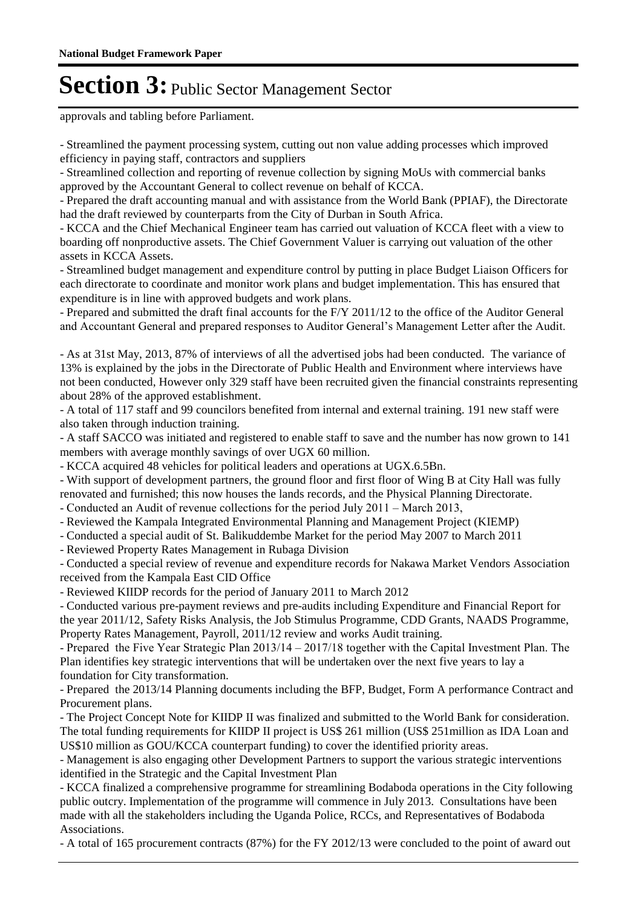approvals and tabling before Parliament.

- Streamlined the payment processing system, cutting out non value adding processes which improved efficiency in paying staff, contractors and suppliers
- Streamlined collection and reporting of revenue collection by signing MoUs with commercial banks approved by the Accountant General to collect revenue on behalf of KCCA.
- Prepared the draft accounting manual and with assistance from the World Bank (PPIAF), the Directorate had the draft reviewed by counterparts from the City of Durban in South Africa.
- KCCA and the Chief Mechanical Engineer team has carried out valuation of KCCA fleet with a view to boarding off nonproductive assets. The Chief Government Valuer is carrying out valuation of the other assets in KCCA Assets.
- Streamlined budget management and expenditure control by putting in place Budget Liaison Officers for each directorate to coordinate and monitor work plans and budget implementation. This has ensured that expenditure is in line with approved budgets and work plans.
- Prepared and submitted the draft final accounts for the F/Y 2011/12 to the office of the Auditor General and Accountant General and prepared responses to Auditor General's Management Letter after the Audit.

- As at 31st May, 2013, 87% of interviews of all the advertised jobs had been conducted. The variance of 13% is explained by the jobs in the Directorate of Public Health and Environment where interviews have not been conducted, However only 329 staff have been recruited given the financial constraints representing about 28% of the approved establishment.
- A total of 117 staff and 99 councilors benefited from internal and external training. 191 new staff were also taken through induction training.
- A staff SACCO was initiated and registered to enable staff to save and the number has now grown to 141 members with average monthly savings of over UGX 60 million.
- KCCA acquired 48 vehicles for political leaders and operations at UGX.6.5Bn.
- With support of development partners, the ground floor and first floor of Wing B at City Hall was fully renovated and furnished; this now houses the lands records, and the Physical Planning Directorate.
- Conducted an Audit of revenue collections for the period July 2011 – March 2013,
- Reviewed the Kampala Integrated Environmental Planning and Management Project (KIEMP)
- Conducted a special audit of St. Balikuddembe Market for the period May 2007 to March 2011
- Reviewed Property Rates Management in Rubaga Division
- Conducted a special review of revenue and expenditure records for Nakawa Market Vendors Association received from the Kampala East CID Office
- Reviewed KIIDP records for the period of January 2011 to March 2012
- Conducted various pre-payment reviews and pre-audits including Expenditure and Financial Report for the year 2011/12, Safety Risks Analysis, the Job Stimulus Programme, CDD Grants, NAADS Programme, Property Rates Management, Payroll, 2011/12 review and works Audit training.
- Prepared the Five Year Strategic Plan 2013/14 – 2017/18 together with the Capital Investment Plan. The Plan identifies key strategic interventions that will be undertaken over the next five years to lay a foundation for City transformation.
- Prepared the 2013/14 Planning documents including the BFP, Budget, Form A performance Contract and Procurement plans.
- The Project Concept Note for KIIDP II was finalized and submitted to the World Bank for consideration. The total funding requirements for KIIDP II project is US$ 261 million (US$ 251million as IDA Loan and US$10 million as GOU/KCCA counterpart funding) to cover the identified priority areas.
- Management is also engaging other Development Partners to support the various strategic interventions identified in the Strategic and the Capital Investment Plan
- KCCA finalized a comprehensive programme for streamlining Bodaboda operations in the City following public outcry. Implementation of the programme will commence in July 2013. Consultations have been made with all the stakeholders including the Uganda Police, RCCs, and Representatives of Bodaboda Associations.
- A total of 165 procurement contracts (87%) for the FY 2012/13 were concluded to the point of award out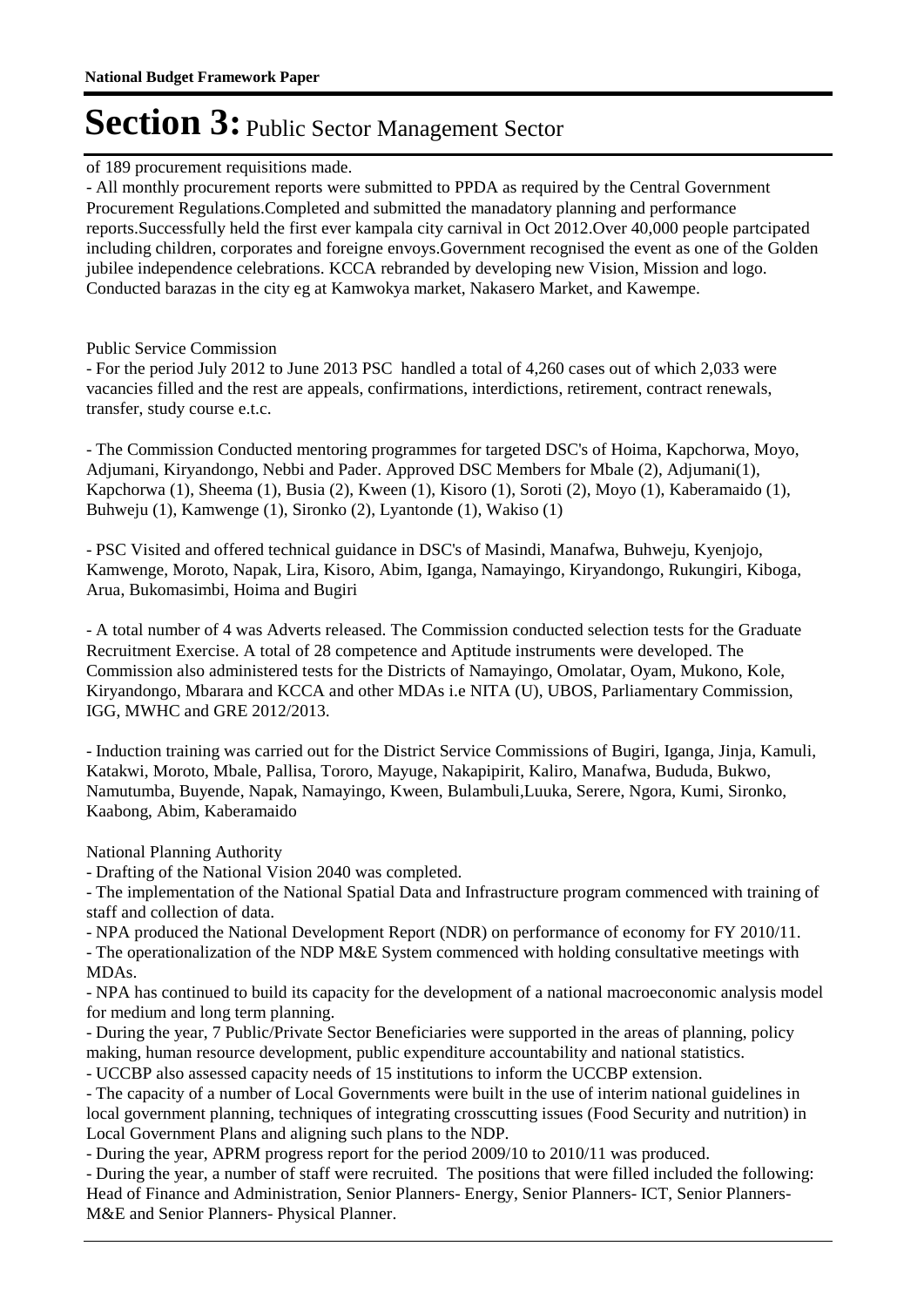of 189 procurement requisitions made.

- All monthly procurement reports were submitted to PPDA as required by the Central Government Procurement Regulations.Completed and submitted the manadatory planning and performance reports.Successfully held the first ever kampala city carnival in Oct 2012.Over 40,000 people partcipated including children, corporates and foreigne envoys.Government recognised the event as one of the Golden jubilee independence celebrations. KCCA rebranded by developing new Vision, Mission and logo. Conducted barazas in the city eg at Kamwokya market, Nakasero Market, and Kawempe.

Public Service Commission

- For the period July 2012 to June 2013 PSC handled a total of 4,260 cases out of which 2,033 were vacancies filled and the rest are appeals, confirmations, interdictions, retirement, contract renewals, transfer, study course e.t.c.

- The Commission Conducted mentoring programmes for targeted DSC's of Hoima, Kapchorwa, Moyo, Adjumani, Kiryandongo, Nebbi and Pader. Approved DSC Members for Mbale (2), Adjumani(1), Kapchorwa (1), Sheema (1), Busia (2), Kween (1), Kisoro (1), Soroti (2), Moyo (1), Kaberamaido (1), Buhweju (1), Kamwenge (1), Sironko (2), Lyantonde (1), Wakiso (1)

- PSC Visited and offered technical guidance in DSC's of Masindi, Manafwa, Buhweju, Kyenjojo, Kamwenge, Moroto, Napak, Lira, Kisoro, Abim, Iganga, Namayingo, Kiryandongo, Rukungiri, Kiboga, Arua, Bukomasimbi, Hoima and Bugiri

- A total number of 4 was Adverts released. The Commission conducted selection tests for the Graduate Recruitment Exercise. A total of 28 competence and Aptitude instruments were developed. The Commission also administered tests for the Districts of Namayingo, Omolatar, Oyam, Mukono, Kole, Kiryandongo, Mbarara and KCCA and other MDAs i.e NITA (U), UBOS, Parliamentary Commission, IGG, MWHC and GRE 2012/2013.

- Induction training was carried out for the District Service Commissions of Bugiri, Iganga, Jinja, Kamuli, Katakwi, Moroto, Mbale, Pallisa, Tororo, Mayuge, Nakapipirit, Kaliro, Manafwa, Bududa, Bukwo, Namutumba, Buyende, Napak, Namayingo, Kween, Bulambuli,Luuka, Serere, Ngora, Kumi, Sironko, Kaabong, Abim, Kaberamaido

National Planning Authority

- Drafting of the National Vision 2040 was completed.
- The implementation of the National Spatial Data and Infrastructure program commenced with training of staff and collection of data.
- NPA produced the National Development Report (NDR) on performance of economy for FY 2010/11.
- The operationalization of the NDP M&E System commenced with holding consultative meetings with MDAs.
- NPA has continued to build its capacity for the development of a national macroeconomic analysis model for medium and long term planning.
- During the year, 7 Public/Private Sector Beneficiaries were supported in the areas of planning, policy making, human resource development, public expenditure accountability and national statistics.
- UCCBP also assessed capacity needs of 15 institutions to inform the UCCBP extension.
- The capacity of a number of Local Governments were built in the use of interim national guidelines in local government planning, techniques of integrating crosscutting issues (Food Security and nutrition) in Local Government Plans and aligning such plans to the NDP.
- During the year, APRM progress report for the period 2009/10 to 2010/11 was produced.
- During the year, a number of staff were recruited. The positions that were filled included the following: Head of Finance and Administration, Senior Planners- Energy, Senior Planners- ICT, Senior Planners- M&E and Senior Planners- Physical Planner.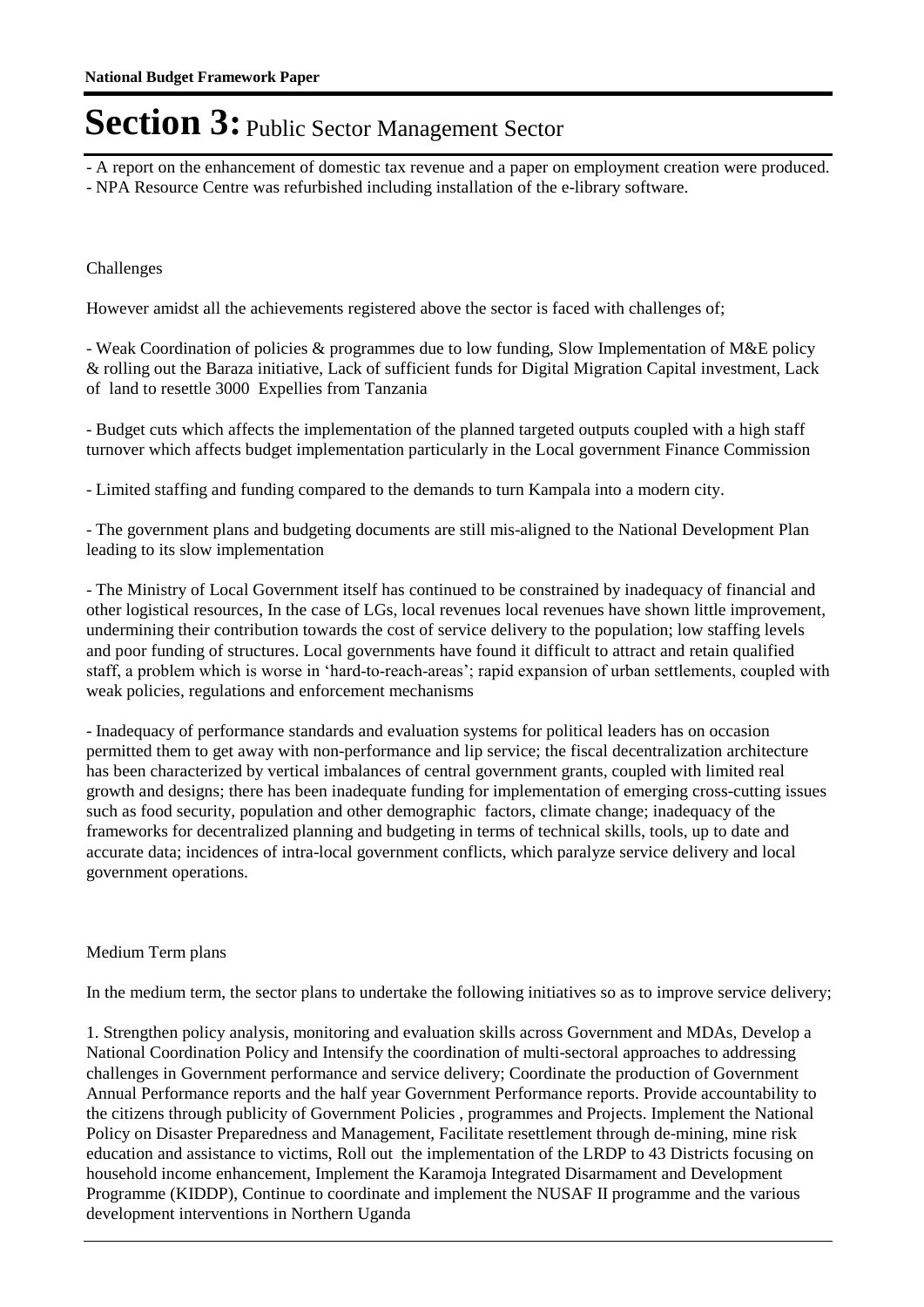# Section 3: Public Sector Management Sector

- A report on the enhancement of domestic tax revenue and a paper on employment creation were produced.
- NPA Resource Centre was refurbished including installation of the e-library software.

Challenges

However amidst all the achievements registered above the sector is faced with challenges of;

- Weak Coordination of policies & programmes due to low funding, Slow Implementation of M&E policy & rolling out the Baraza initiative, Lack of sufficient funds for Digital Migration Capital investment, Lack of land to resettle 3000 Expellies from Tanzania

- Budget cuts which affects the implementation of the planned targeted outputs coupled with a high staff turnover which affects budget implementation particularly in the Local government Finance Commission

- Limited staffing and funding compared to the demands to turn Kampala into a modern city.

- The government plans and budgeting documents are still mis-aligned to the National Development Plan leading to its slow implementation

- The Ministry of Local Government itself has continued to be constrained by inadequacy of financial and other logistical resources, In the case of LGs, local revenues local revenues have shown little improvement, undermining their contribution towards the cost of service delivery to the population; low staffing levels and poor funding of structures. Local governments have found it difficult to attract and retain qualified staff, a problem which is worse in 'hard-to-reach-areas'; rapid expansion of urban settlements, coupled with weak policies, regulations and enforcement mechanisms

- Inadequacy of performance standards and evaluation systems for political leaders has on occasion permitted them to get away with non-performance and lip service; the fiscal decentralization architecture has been characterized by vertical imbalances of central government grants, coupled with limited real growth and designs; there has been inadequate funding for implementation of emerging cross-cutting issues such as food security, population and other demographic factors, climate change; inadequacy of the frameworks for decentralized planning and budgeting in terms of technical skills, tools, up to date and accurate data; incidences of intra-local government conflicts, which paralyze service delivery and local government operations.

Medium Term plans

In the medium term, the sector plans to undertake the following initiatives so as to improve service delivery;

1. Strengthen policy analysis, monitoring and evaluation skills across Government and MDAs, Develop a National Coordination Policy and Intensify the coordination of multi-sectoral approaches to addressing challenges in Government performance and service delivery; Coordinate the production of Government Annual Performance reports and the half year Government Performance reports. Provide accountability to the citizens through publicity of Government Policies , programmes and Projects. Implement the National Policy on Disaster Preparedness and Management, Facilitate resettlement through de-mining, mine risk education and assistance to victims, Roll out the implementation of the LRDP to 43 Districts focusing on household income enhancement, Implement the Karamoja Integrated Disarmament and Development Programme (KIDDP), Continue to coordinate and implement the NUSAF II programme and the various development interventions in Northern Uganda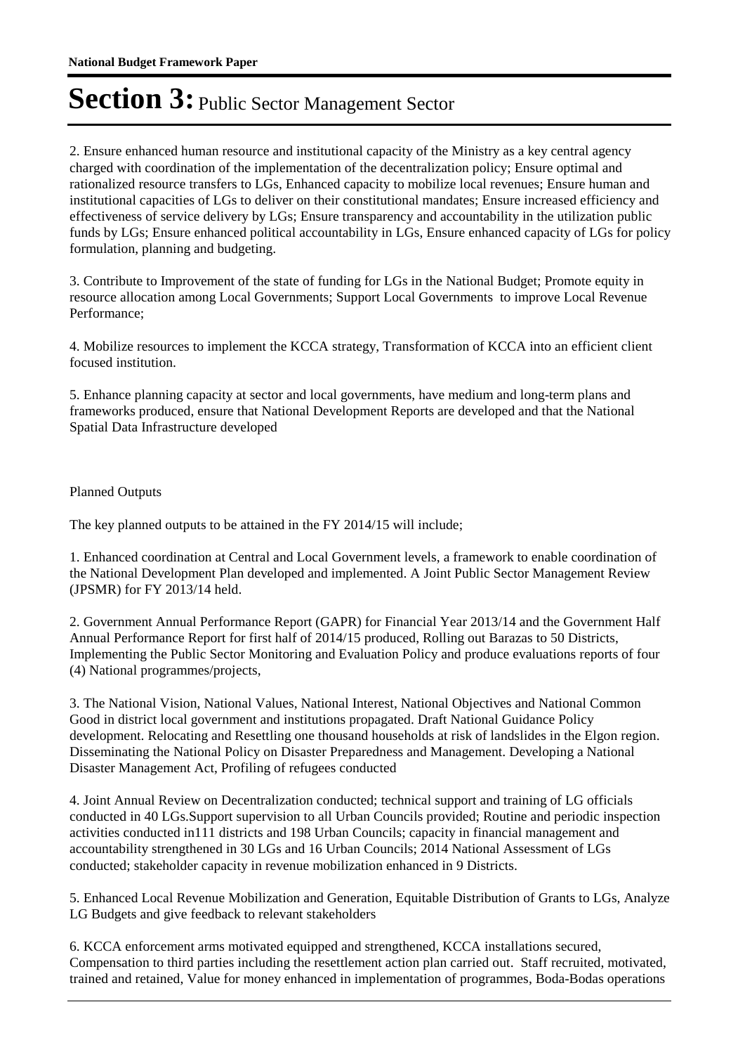2. Ensure enhanced human resource and institutional capacity of the Ministry as a key central agency charged with coordination of the implementation of the decentralization policy; Ensure optimal and rationalized resource transfers to LGs, Enhanced capacity to mobilize local revenues; Ensure human and institutional capacities of LGs to deliver on their constitutional mandates; Ensure increased efficiency and effectiveness of service delivery by LGs; Ensure transparency and accountability in the utilization public funds by LGs; Ensure enhanced political accountability in LGs, Ensure enhanced capacity of LGs for policy formulation, planning and budgeting.

3. Contribute to Improvement of the state of funding for LGs in the National Budget; Promote equity in resource allocation among Local Governments; Support Local Governments to improve Local Revenue Performance;

4. Mobilize resources to implement the KCCA strategy, Transformation of KCCA into an efficient client focused institution.

5. Enhance planning capacity at sector and local governments, have medium and long-term plans and frameworks produced, ensure that National Development Reports are developed and that the National Spatial Data Infrastructure developed

Planned Outputs

The key planned outputs to be attained in the FY 2014/15 will include;

1. Enhanced coordination at Central and Local Government levels, a framework to enable coordination of the National Development Plan developed and implemented. A Joint Public Sector Management Review (JPSMR) for FY 2013/14 held.

2. Government Annual Performance Report (GAPR) for Financial Year 2013/14 and the Government Half Annual Performance Report for first half of 2014/15 produced, Rolling out Barazas to 50 Districts, Implementing the Public Sector Monitoring and Evaluation Policy and produce evaluations reports of four (4) National programmes/projects,

3. The National Vision, National Values, National Interest, National Objectives and National Common Good in district local government and institutions propagated. Draft National Guidance Policy development. Relocating and Resettling one thousand households at risk of landslides in the Elgon region. Disseminating the National Policy on Disaster Preparedness and Management. Developing a National Disaster Management Act, Profiling of refugees conducted

4. Joint Annual Review on Decentralization conducted; technical support and training of LG officials conducted in 40 LGs.Support supervision to all Urban Councils provided; Routine and periodic inspection activities conducted in111 districts and 198 Urban Councils; capacity in financial management and accountability strengthened in 30 LGs and 16 Urban Councils; 2014 National Assessment of LGs conducted; stakeholder capacity in revenue mobilization enhanced in 9 Districts.

5. Enhanced Local Revenue Mobilization and Generation, Equitable Distribution of Grants to LGs, Analyze LG Budgets and give feedback to relevant stakeholders

6. KCCA enforcement arms motivated equipped and strengthened, KCCA installations secured, Compensation to third parties including the resettlement action plan carried out. Staff recruited, motivated, trained and retained, Value for money enhanced in implementation of programmes, Boda-Bodas operations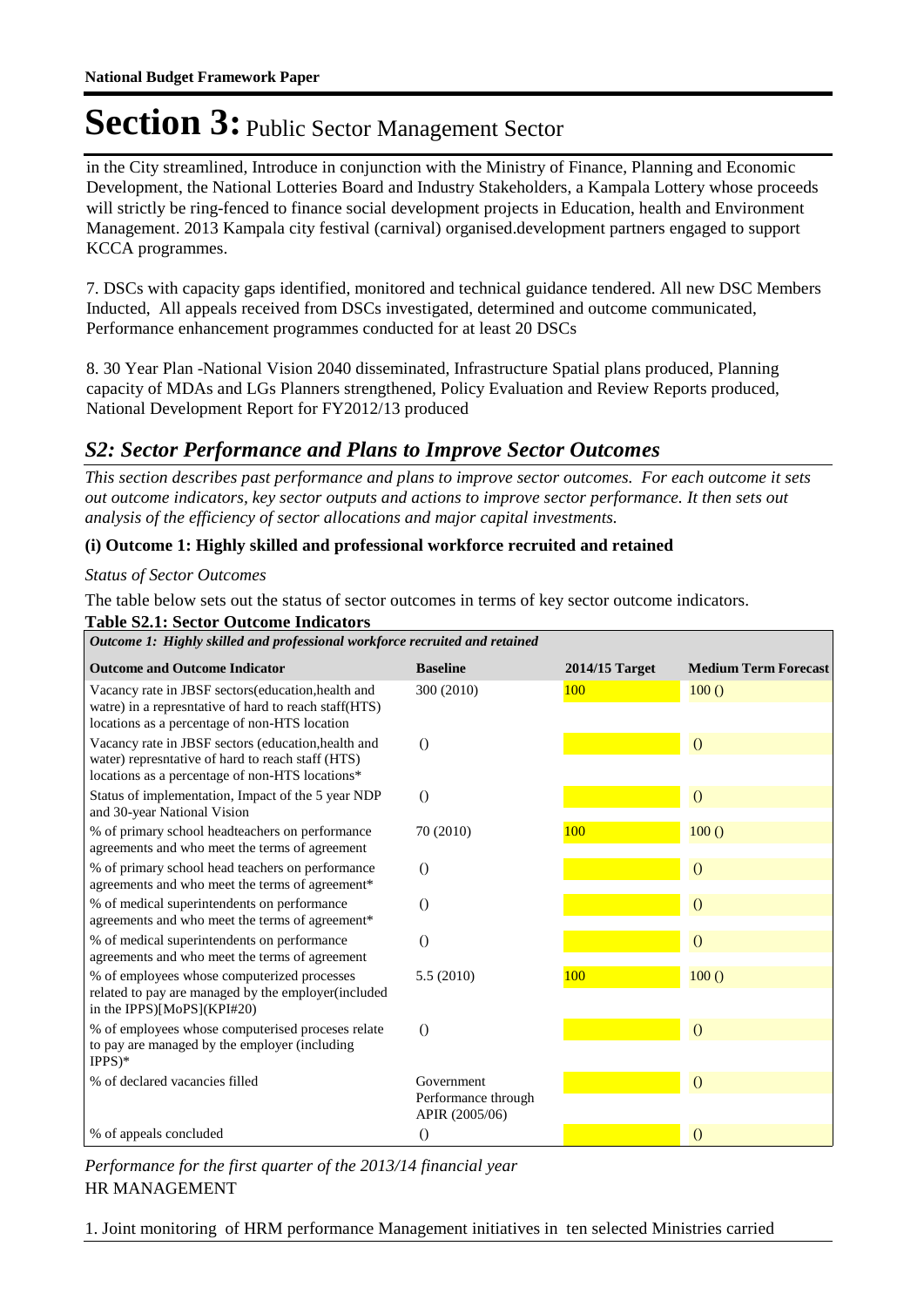# Section 3: Public Sector Management Sector

in the City streamlined, Introduce in conjunction with the Ministry of Finance, Planning and Economic Development, the National Lotteries Board and Industry Stakeholders, a Kampala Lottery whose proceeds will strictly be ring-fenced to finance social development projects in Education, health and Environment Management. 2013 Kampala city festival (carnival) organised.development partners engaged to support KCCA programmes.

7. DSCs with capacity gaps identified, monitored and technical guidance tendered. All new DSC Members Inducted, All appeals received from DSCs investigated, determined and outcome communicated, Performance enhancement programmes conducted for at least 20 DSCs

8. 30 Year Plan -National Vision 2040 disseminated, Infrastructure Spatial plans produced, Planning capacity of MDAs and LGs Planners strengthened, Policy Evaluation and Review Reports produced, National Development Report for FY2012/13 produced

## *S2: Sector Performance and Plans to Improve Sector Outcomes*

*This section describes past performance and plans to improve sector outcomes. For each outcome it sets out outcome indicators, key sector outputs and actions to improve sector performance. It then sets out analysis of the efficiency of sector allocations and major capital investments.*

### (i) Outcome 1: Highly skilled and professional workforce recruited and retained

*Status of Sector Outcomes*

The table below sets out the status of sector outcomes in terms of key sector outcome indicators.

**Table S2.1: Sector Outcome Indicators**

| *Outcome 1: Highly skilled and professional workforce recruited and retained* | | | |
|---|---|---|---|
| **Outcome and Outcome Indicator** | **Baseline** | **2014/15 Target** | **Medium Term Forecast** |
| Vacancy rate in JBSF sectors(education,health and watre) in a represntative of hard to reach staff(HTS) locations as a percentage of non-HTS location | 300 (2010) | 100 | 100 () |
| Vacancy rate in JBSF sectors (education,health and water) represntative of hard to reach staff (HTS) locations as a percentage of non-HTS locations* | () | | () |
| Status of implementation, Impact of the 5 year NDP and 30-year National Vision | () | | () |
| % of primary school headteachers on performance agreements and who meet the terms of agreement | 70 (2010) | 100 | 100 () |
| % of primary school head teachers on performance agreements and who meet the terms of agreement* | () | | () |
| % of medical superintendents on performance agreements and who meet the terms of agreement* | () | | () |
| % of medical superintendents on performance agreements and who meet the terms of agreement | () | | () |
| % of employees whose computerized processes related to pay are managed by the employer(included in the IPPS)[MoPS](KPI#20) | 5.5 (2010) | 100 | 100 () |
| % of employees whose computerised proceses relate to pay are managed by the employer (including IPPS)* | () | | () |
| % of declared vacancies filled | Government Performance through APIR (2005/06) | | () |
| % of appeals concluded | () | | () |

*Performance for the first quarter of the 2013/14 financial year*

HR MANAGEMENT

1. Joint monitoring of HRM performance Management initiatives in ten selected Ministries carried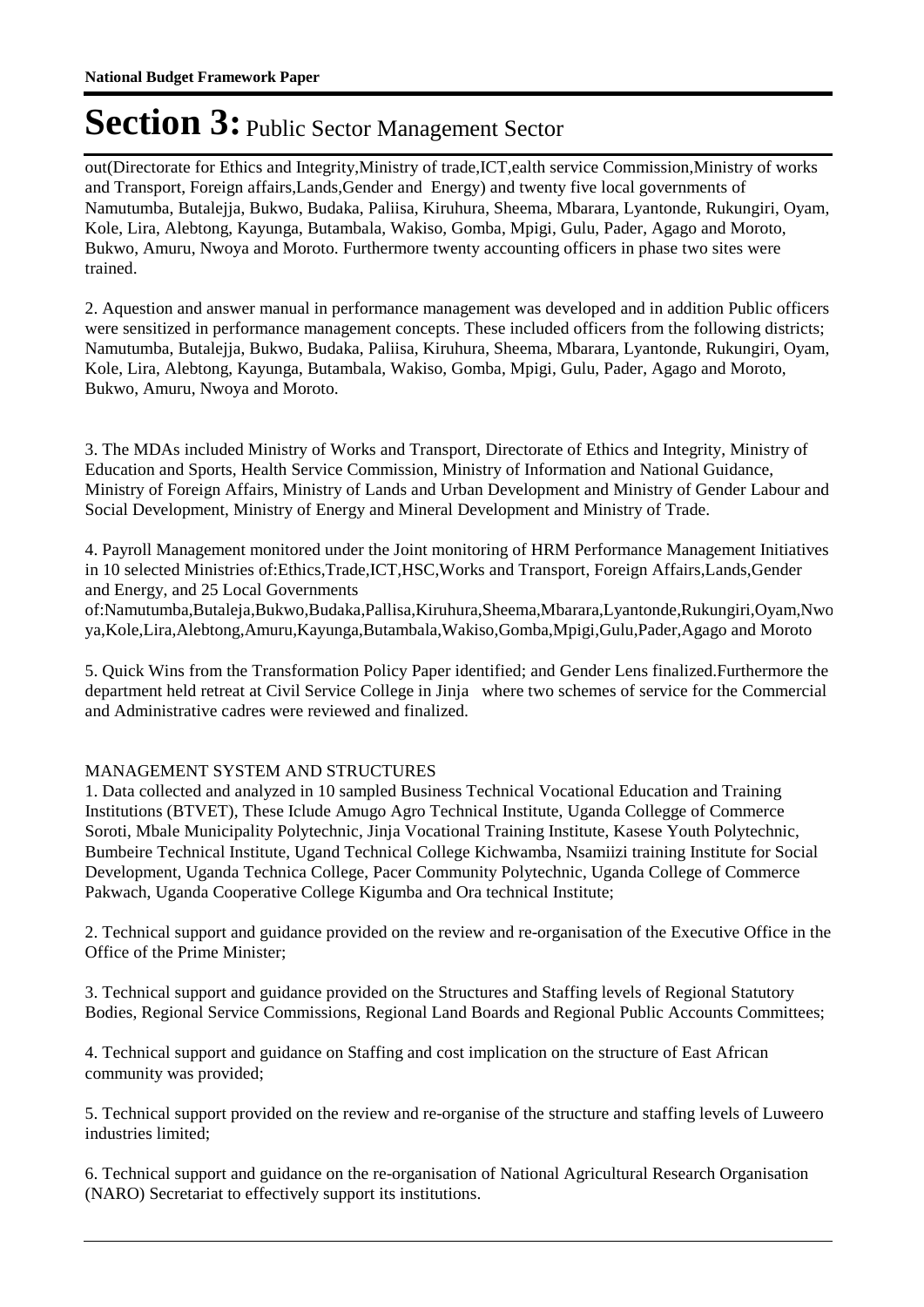# Section 3: Public Sector Management Sector

out(Directorate for Ethics and Integrity,Ministry of trade,ICT,ealth service Commission,Ministry of works and Transport, Foreign affairs,Lands,Gender and Energy) and twenty five local governments of Namutumba, Butalejja, Bukwo, Budaka, Paliisa, Kiruhura, Sheema, Mbarara, Lyantonde, Rukungiri, Oyam, Kole, Lira, Alebtong, Kayunga, Butambala, Wakiso, Gomba, Mpigi, Gulu, Pader, Agago and Moroto, Bukwo, Amuru, Nwoya and Moroto. Furthermore twenty accounting officers in phase two sites were trained.

2. Aquestion and answer manual in performance management was developed and in addition Public officers were sensitized in performance management concepts. These included officers from the following districts; Namutumba, Butalejja, Bukwo, Budaka, Paliisa, Kiruhura, Sheema, Mbarara, Lyantonde, Rukungiri, Oyam, Kole, Lira, Alebtong, Kayunga, Butambala, Wakiso, Gomba, Mpigi, Gulu, Pader, Agago and Moroto, Bukwo, Amuru, Nwoya and Moroto.

3. The MDAs included Ministry of Works and Transport, Directorate of Ethics and Integrity, Ministry of Education and Sports, Health Service Commission, Ministry of Information and National Guidance, Ministry of Foreign Affairs, Ministry of Lands and Urban Development and Ministry of Gender Labour and Social Development, Ministry of Energy and Mineral Development and Ministry of Trade.

4. Payroll Management monitored under the Joint monitoring of HRM Performance Management Initiatives in 10 selected Ministries of:Ethics,Trade,ICT,HSC,Works and Transport, Foreign Affairs,Lands,Gender and Energy, and 25 Local Governments of:Namutumba,Butaleja,Bukwo,Budaka,Pallisa,Kiruhura,Sheema,Mbarara,Lyantonde,Rukungiri,Oyam,Nwoya,Kole,Lira,Alebtong,Amuru,Kayunga,Butambala,Wakiso,Gomba,Mpigi,Gulu,Pader,Agago and Moroto

5. Quick Wins from the Transformation Policy Paper identified; and Gender Lens finalized.Furthermore the department held retreat at Civil Service College in Jinja where two schemes of service for the Commercial and Administrative cadres were reviewed and finalized.

MANAGEMENT SYSTEM AND STRUCTURES

1. Data collected and analyzed in 10 sampled Business Technical Vocational Education and Training Institutions (BTVET), These Iclude Amugo Agro Technical Institute, Uganda Collegge of Commerce Soroti, Mbale Municipality Polytechnic, Jinja Vocational Training Institute, Kasese Youth Polytechnic, Bumbeire Technical Institute, Ugand Technical College Kichwamba, Nsamiizi training Institute for Social Development, Uganda Technica College, Pacer Community Polytechnic, Uganda College of Commerce Pakwach, Uganda Cooperative College Kigumba and Ora technical Institute;

2. Technical support and guidance provided on the review and re-organisation of the Executive Office in the Office of the Prime Minister;

3. Technical support and guidance provided on the Structures and Staffing levels of Regional Statutory Bodies, Regional Service Commissions, Regional Land Boards and Regional Public Accounts Committees;

4. Technical support and guidance on Staffing and cost implication on the structure of East African community was provided;

5. Technical support provided on the review and re-organise of the structure and staffing levels of Luweero industries limited;

6. Technical support and guidance on the re-organisation of National Agricultural Research Organisation (NARO) Secretariat to effectively support its institutions.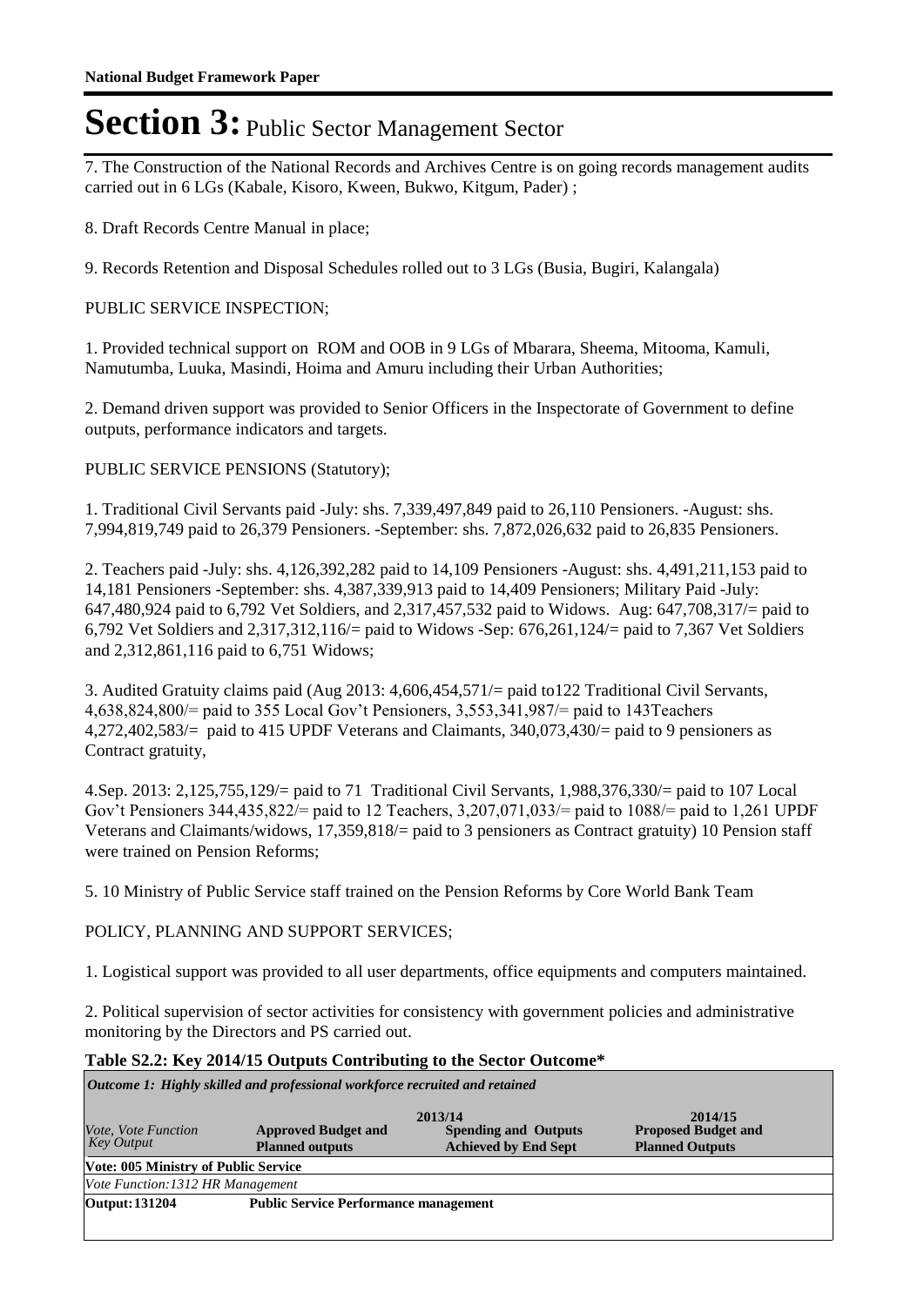# Section 3: Public Sector Management Sector

7. The Construction of the National Records and Archives Centre is on going records management audits carried out in 6 LGs (Kabale, Kisoro, Kween, Bukwo, Kitgum, Pader) ;

8. Draft Records Centre Manual in place;

9. Records Retention and Disposal Schedules rolled out to 3 LGs (Busia, Bugiri, Kalangala)

PUBLIC SERVICE INSPECTION;

1. Provided technical support on ROM and OOB in 9 LGs of Mbarara, Sheema, Mitooma, Kamuli, Namutumba, Luuka, Masindi, Hoima and Amuru including their Urban Authorities;

2. Demand driven support was provided to Senior Officers in the Inspectorate of Government to define outputs, performance indicators and targets.

PUBLIC SERVICE PENSIONS (Statutory);

1. Traditional Civil Servants paid -July: shs. 7,339,497,849 paid to 26,110 Pensioners. -August: shs. 7,994,819,749 paid to 26,379 Pensioners. -September: shs. 7,872,026,632 paid to 26,835 Pensioners.

2. Teachers paid -July: shs. 4,126,392,282 paid to 14,109 Pensioners -August: shs. 4,491,211,153 paid to 14,181 Pensioners -September: shs. 4,387,339,913 paid to 14,409 Pensioners; Military Paid -July: 647,480,924 paid to 6,792 Vet Soldiers, and 2,317,457,532 paid to Widows. Aug: 647,708,317/= paid to 6,792 Vet Soldiers and 2,317,312,116/= paid to Widows -Sep: 676,261,124/= paid to 7,367 Vet Soldiers and 2,312,861,116 paid to 6,751 Widows;

3. Audited Gratuity claims paid (Aug 2013: 4,606,454,571/= paid to122 Traditional Civil Servants, 4,638,824,800/= paid to 355 Local Gov't Pensioners, 3,553,341,987/= paid to 143Teachers 4,272,402,583/= paid to 415 UPDF Veterans and Claimants, 340,073,430/= paid to 9 pensioners as Contract gratuity,

4.Sep. 2013: 2,125,755,129/= paid to 71 Traditional Civil Servants, 1,988,376,330/= paid to 107 Local Gov't Pensioners 344,435,822/= paid to 12 Teachers, 3,207,071,033/= paid to 1088/= paid to 1,261 UPDF Veterans and Claimants/widows, 17,359,818/= paid to 3 pensioners as Contract gratuity) 10 Pension staff were trained on Pension Reforms;

5. 10 Ministry of Public Service staff trained on the Pension Reforms by Core World Bank Team

POLICY, PLANNING AND SUPPORT SERVICES;

1. Logistical support was provided to all user departments, office equipments and computers maintained.

2. Political supervision of sector activities for consistency with government policies and administrative monitoring by the Directors and PS carried out.

**Table S2.2: Key 2014/15 Outputs Contributing to the Sector Outcome***

| *Outcome 1: Highly skilled and professional workforce recruited and retained* | | | |
|---|---|---|---|
| *Vote, Vote Function Key Output* | 2013/14 **Approved Budget and Planned outputs** | **Spending and Outputs Achieved by End Sept** | 2014/15 **Proposed Budget and Planned Outputs** |
| **Vote: 005 Ministry of Public Service** | | | |
| *Vote Function:1312 HR Management* | | | |
| **Output: 131204** | **Public Service Performance management** | | |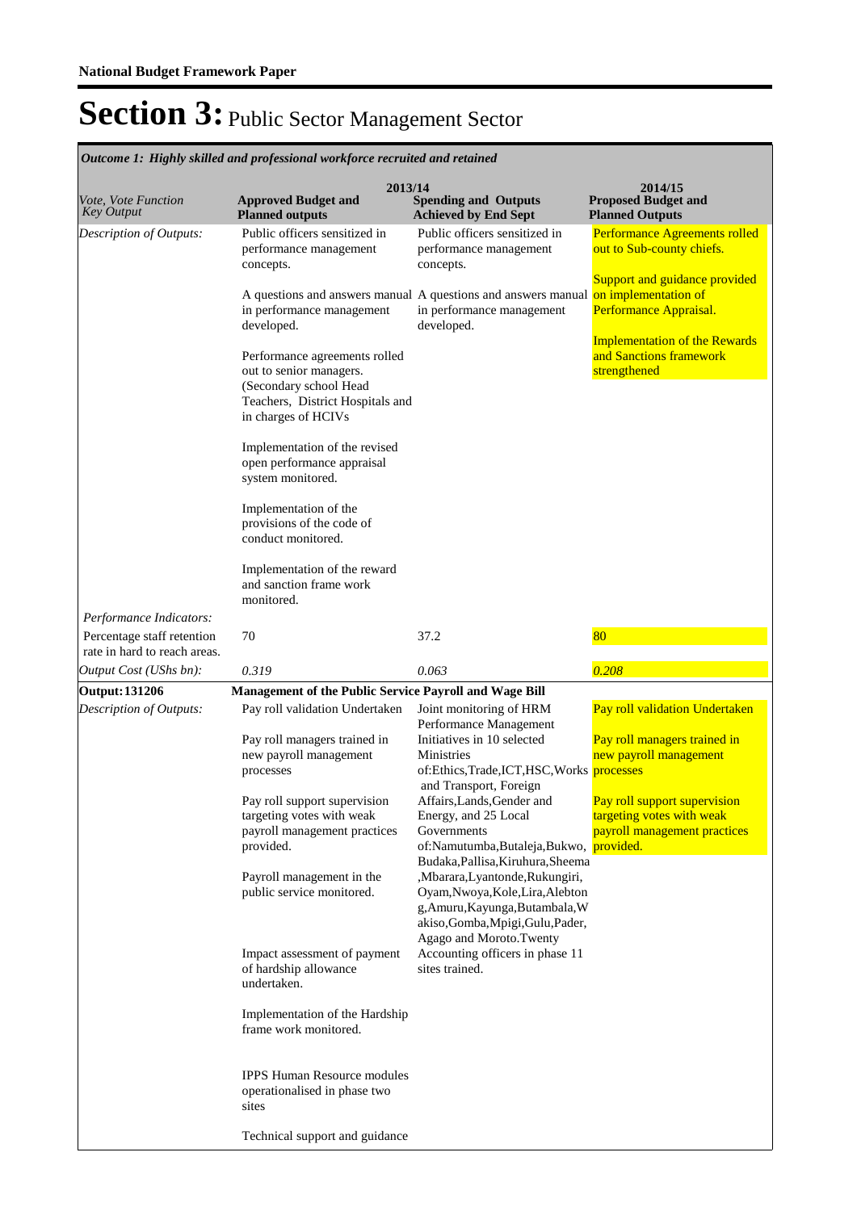# Section 3: Public Sector Management Sector

*Outcome 1: Highly skilled and professional workforce recruited and retained*

| *Vote, Vote Function Key Output* | 2013/14 **Approved Budget and Planned outputs** | **Spending and Outputs Achieved by End Sept** | 2014/15 **Proposed Budget and Planned Outputs** |
|---|---|---|---|
| *Description of Outputs:* | Public officers sensitized in performance management concepts.<br><br>A questions and answers manual in performance management developed.<br><br>Performance agreements rolled out to senior managers. (Secondary school Head Teachers, District Hospitals and in charges of HCIVs<br><br>Implementation of the revised open performance appraisal system monitored.<br><br>Implementation of the provisions of the code of conduct monitored.<br><br>Implementation of the reward and sanction frame work monitored. | Public officers sensitized in performance management concepts.<br><br>A questions and answers manual in performance management developed. | Performance Agreements rolled out to Sub-county chiefs.<br><br>Support and guidance provided on implementation of Performance Appraisal.<br><br>Implementation of the Rewards and Sanctions framework strengthened |
| *Performance Indicators:* | | | |
| Percentage staff retention rate in hard to reach areas. | 70 | 37.2 | 80 |
| *Output Cost (UShs bn):* | *0.319* | *0.063* | *0.208* |
| **Output: 131206** | **Management of the Public Service Payroll and Wage Bill** | | |
| *Description of Outputs:* | Pay roll validation Undertaken<br><br>Pay roll managers trained in new payroll management processes<br><br>Pay roll support supervision targeting votes with weak payroll management practices provided.<br><br>Payroll management in the public service monitored.<br><br>Impact assessment of payment of hardship allowance undertaken.<br><br>Implementation of the Hardship frame work monitored.<br><br>IPPS Human Resource modules operationalised in phase two sites<br><br>Technical support and guidance | Joint monitoring of HRM Performance Management Initiatives in 10 selected Ministries of:Ethics,Trade,ICT,HSC,Works and Transport, Foreign Affairs,Lands,Gender and Energy, and 25 Local Governments of:Namutumba,Butaleja,Bukwo, Budaka,Pallisa,Kiruhura,Sheema ,Mbarara,Lyantonde,Rukungiri, Oyam,Nwoya,Kole,Lira,Alebton g,Amuru,Kayunga,Butambala,W akiso,Gomba,Mpigi,Gulu,Pader, Agago and Moroto.Twenty Accounting officers in phase 11 sites trained. | Pay roll validation Undertaken<br><br>Pay roll managers trained in new payroll management processes<br><br>Pay roll support supervision targeting votes with weak payroll management practices provided. |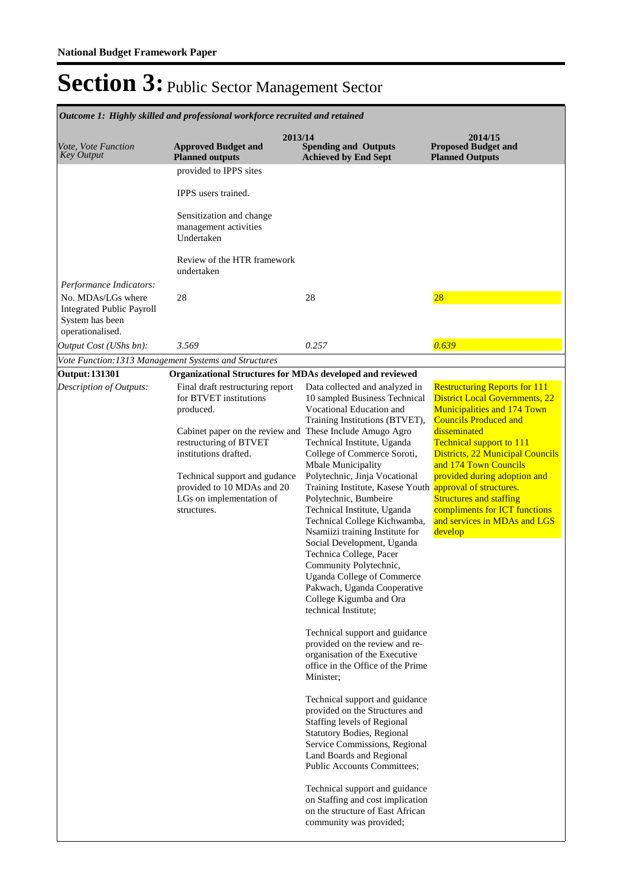**National Budget Framework Paper**

# Section 3: Public Sector Management Sector

*Outcome 1: Highly skilled and professional workforce recruited and retained*

| *Vote, Vote Function Key Output* | 2013/14 **Approved Budget and Planned outputs** | **Spending and Outputs Achieved by End Sept** | 2014/15 **Proposed Budget and Planned Outputs** |
|---|---|---|---|
| | provided to IPPS sites<br><br>IPPS users trained.<br><br>Sensitization and change management activities Undertaken<br><br>Review of the HTR framework undertaken | | |
| *Performance Indicators:* | | | |
| No. MDAs/LGs where Integrated Public Payroll System has been operationalised. | 28 | 28 | 28 |
| *Output Cost (UShs bn):* | *3.569* | *0.257* | *0.639* |
| *Vote Function:1313 Management Systems and Structures* | | | |
| **Output: 131301** | **Organizational Structures for MDAs developed and reviewed** | | |
| *Description of Outputs:* | Final draft restructuring report for BTVET institutions produced.<br><br>Cabinet paper on the review and restructuring of BTVET institutions drafted.<br><br>Technical support and gudance provided to 10 MDAs and 20 LGs on implementation of structures. | Data collected and analyzed in 10 sampled Business Technical Vocational Education and Training Institutions (BTVET), These Include Amugo Agro Technical Institute, Uganda College of Commerce Soroti, Mbale Municipality Polytechnic, Jinja Vocational Training Institute, Kasese Youth Polytechnic, Bumbeire Technical Institute, Uganda Technical College Kichwamba, Nsamiizi training Institute for Social Development, Uganda Technica College, Pacer Community Polytechnic, Uganda College of Commerce Pakwach, Uganda Cooperative College Kigumba and Ora technical Institute;<br><br>Technical support and guidance provided on the review and re-organisation of the Executive office in the Office of the Prime Minister;<br><br>Technical support and guidance provided on the Structures and Staffing levels of Regional Statutory Bodies, Regional Service Commissions, Regional Land Boards and Regional Public Accounts Committees;<br><br>Technical support and guidance on Staffing and cost implication on the structure of East African community was provided; | Restructuring Reports for 111 District Local Governments, 22 Municipalities and 174 Town Councils Produced and disseminated<br>Technical support to 111 Districts, 22 Municipal Councils and 174 Town Councils provided during adoption and approval of structures.<br>Structures and staffing compliments for ICT functions and services in MDAs and LGS develop |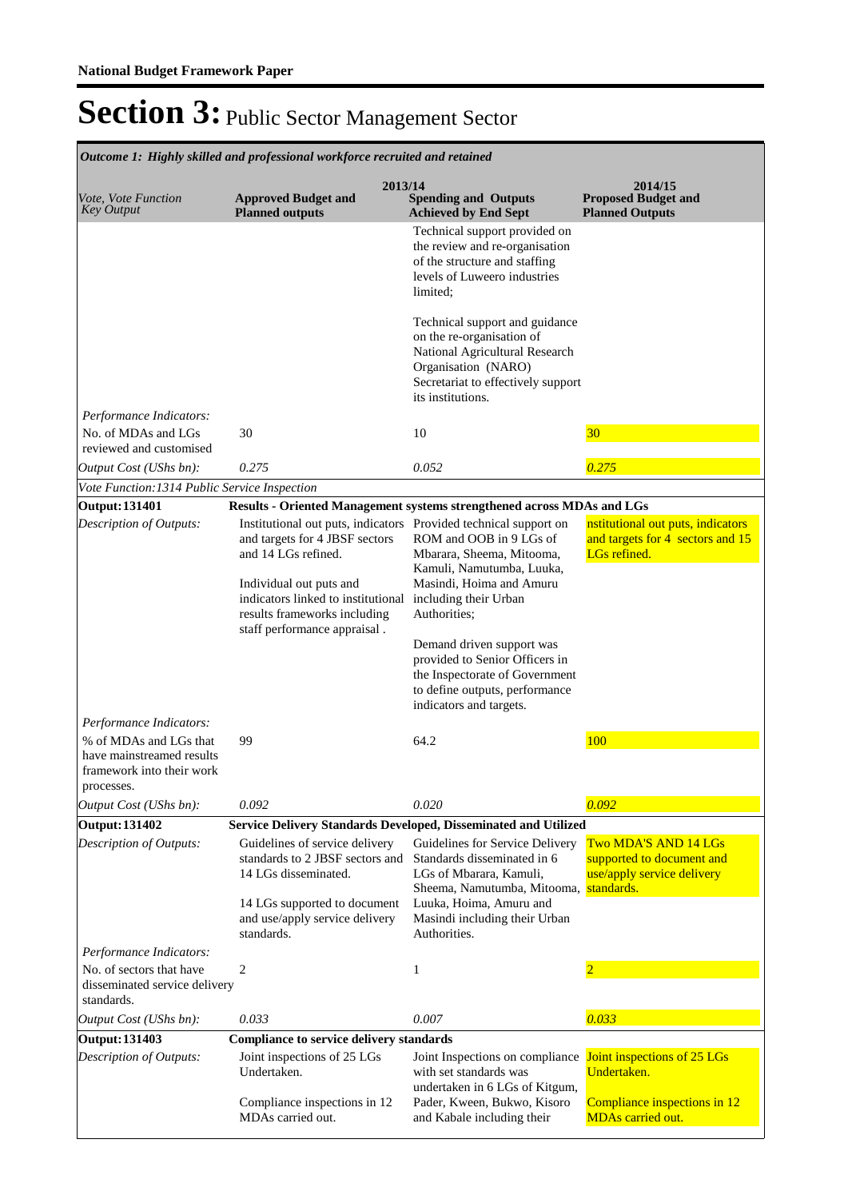# Section 3: Public Sector Management Sector

| *Outcome 1: Highly skilled and professional workforce recruited and retained* | | | |
|---|---|---|---|
| | 2013/14 | | 2014/15 |
| *Vote, Vote Function Key Output* | **Approved Budget and Planned outputs** | **Spending and Outputs Achieved by End Sept** | **Proposed Budget and Planned Outputs** |
| | | Technical support provided on the review and re-organisation of the structure and staffing levels of Luweero industries limited;<br><br>Technical support and guidance on the re-organisation of National Agricultural Research Organisation (NARO) Secretariat to effectively support its institutions. | |
| *Performance Indicators:* | | | |
| No. of MDAs and LGs reviewed and customised | 30 | 10 | 30 |
| *Output Cost (UShs bn):* | *0.275* | *0.052* | *0.275* |
| *Vote Function:1314 Public Service Inspection* | | | |
| **Output: 131401** | **Results - Oriented Management systems strengthened across MDAs and LGs** | | |
| *Description of Outputs:* | Institutional out puts, indicators and targets for 4 JBSF sectors and 14 LGs refined.<br><br>Individual out puts and indicators linked to institutional results frameworks including staff performance appraisal . | Provided technical support on ROM and OOB in 9 LGs of Mbarara, Sheema, Mitooma, Kamuli, Namutumba, Luuka, Masindi, Hoima and Amuru including their Urban Authorities;<br><br>Demand driven support was provided to Senior Officers in the Inspectorate of Government to define outputs, performance indicators and targets. | nstitutional out puts, indicators and targets for 4 sectors and 15 LGs refined. |
| *Performance Indicators:* | | | |
| % of MDAs and LGs that have mainstreamed results framework into their work processes. | 99 | 64.2 | 100 |
| *Output Cost (UShs bn):* | *0.092* | *0.020* | *0.092* |
| **Output: 131402** | **Service Delivery Standards Developed, Disseminated and Utilized** | | |
| *Description of Outputs:* | Guidelines of service delivery standards to 2 JBSF sectors and 14 LGs disseminated.<br><br>14 LGs supported to document and use/apply service delivery standards. | Guidelines for Service Delivery Standards disseminated in 6 LGs of Mbarara, Kamuli, Sheema, Namutumba, Mitooma, Luuka, Hoima, Amuru and Masindi including their Urban Authorities. | Two MDA'S AND 14 LGs supported to document and use/apply service delivery standards. |
| *Performance Indicators:* | | | |
| No. of sectors that have disseminated service delivery standards. | 2 | 1 | 2 |
| *Output Cost (UShs bn):* | *0.033* | *0.007* | *0.033* |
| **Output: 131403** | **Compliance to service delivery standards** | | |
| *Description of Outputs:* | Joint inspections of 25 LGs Undertaken.<br><br>Compliance inspections in 12 MDAs carried out. | Joint Inspections on compliance with set standards was undertaken in 6 LGs of Kitgum, Pader, Kween, Bukwo, Kisoro and Kabale including their | Joint inspections of 25 LGs Undertaken.<br><br>Compliance inspections in 12 MDAs carried out. |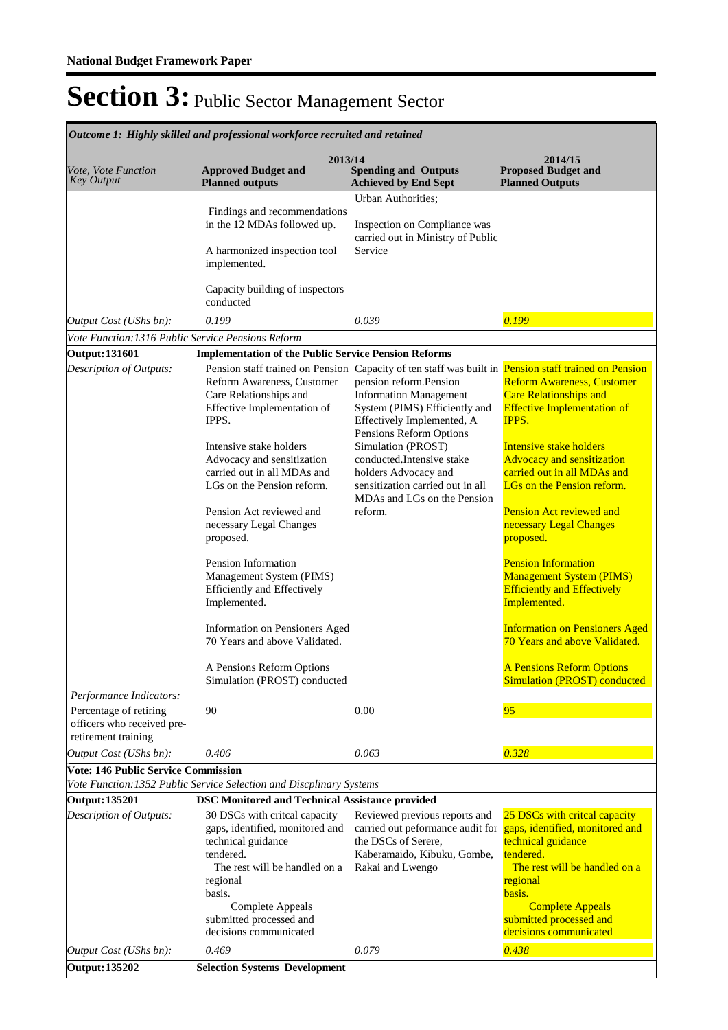**National Budget Framework Paper**

# Section 3: Public Sector Management Sector

*Outcome 1: Highly skilled and professional workforce recruited and retained*

| *Vote, Vote Function Key Output* | 2013/14 **Approved Budget and Planned outputs** | **Spending and Outputs Achieved by End Sept** | 2014/15 **Proposed Budget and Planned Outputs** |
|---|---|---|---|
| | Findings and recommendations in the 12 MDAs followed up.<br><br>A harmonized inspection tool implemented.<br><br>Capacity building of inspectors conducted | Urban Authorities;<br><br>Inspection on Compliance was carried out in Ministry of Public Service | |
| *Output Cost (UShs bn):* | *0.199* | *0.039* | *0.199* |
| *Vote Function:1316 Public Service Pensions Reform* | | | |
| **Output:131601** | **Implementation of the Public Service Pension Reforms** | | |
| *Description of Outputs:* | Pension staff trained on Pension Reform Awareness, Customer Care Relationships and Effective Implementation of IPPS.<br><br>Intensive stake holders Advocacy and sensitization carried out in all MDAs and LGs on the Pension reform.<br><br>Pension Act reviewed and necessary Legal Changes proposed.<br><br>Pension Information Management System (PIMS) Efficiently and Effectively Implemented.<br><br>Information on Pensioners Aged 70 Years and above Validated.<br><br>A Pensions Reform Options Simulation (PROST) conducted | Capacity of ten staff was built in pension reform.Pension Information Management System (PIMS) Efficiently and Effectively Implemented, A Pensions Reform Options Simulation (PROST) conducted.Intensive stake holders Advocacy and sensitization carried out in all MDAs and LGs on the Pension reform. | Pension staff trained on Pension Reform Awareness, Customer Care Relationships and Effective Implementation of IPPS.<br><br>Intensive stake holders Advocacy and sensitization carried out in all MDAs and LGs on the Pension reform.<br><br>Pension Act reviewed and necessary Legal Changes proposed.<br><br>Pension Information Management System (PIMS) Efficiently and Effectively Implemented.<br><br>Information on Pensioners Aged 70 Years and above Validated.<br><br>A Pensions Reform Options Simulation (PROST) conducted |
| *Performance Indicators:* | | | |
| Percentage of retiring officers who received pre-retirement training | 90 | 0.00 | 95 |
| *Output Cost (UShs bn):* | *0.406* | *0.063* | *0.328* |
| **Vote: 146 Public Service Commission** | | | |
| *Vote Function:1352 Public Service Selection and Discplinary Systems* | | | |
| **Output:135201** | **DSC Monitored and Technical Assistance provided** | | |
| *Description of Outputs:* | 30 DSCs with critcal capacity gaps, identified, monitored and technical guidance tendered.<br>The rest will be handled on a regional basis.<br>Complete Appeals submitted processed and decisions communicated | Reviewed previous reports and carried out peformance audit for the DSCs of Serere, Kaberamaido, Kibuku, Gombe, Rakai and Lwengo | 25 DSCs with critcal capacity gaps, identified, monitored and technical guidance tendered.<br>The rest will be handled on a regional basis.<br>Complete Appeals submitted processed and decisions communicated |
| *Output Cost (UShs bn):* | *0.469* | *0.079* | *0.438* |
| **Output:135202** | **Selection Systems Development** | | |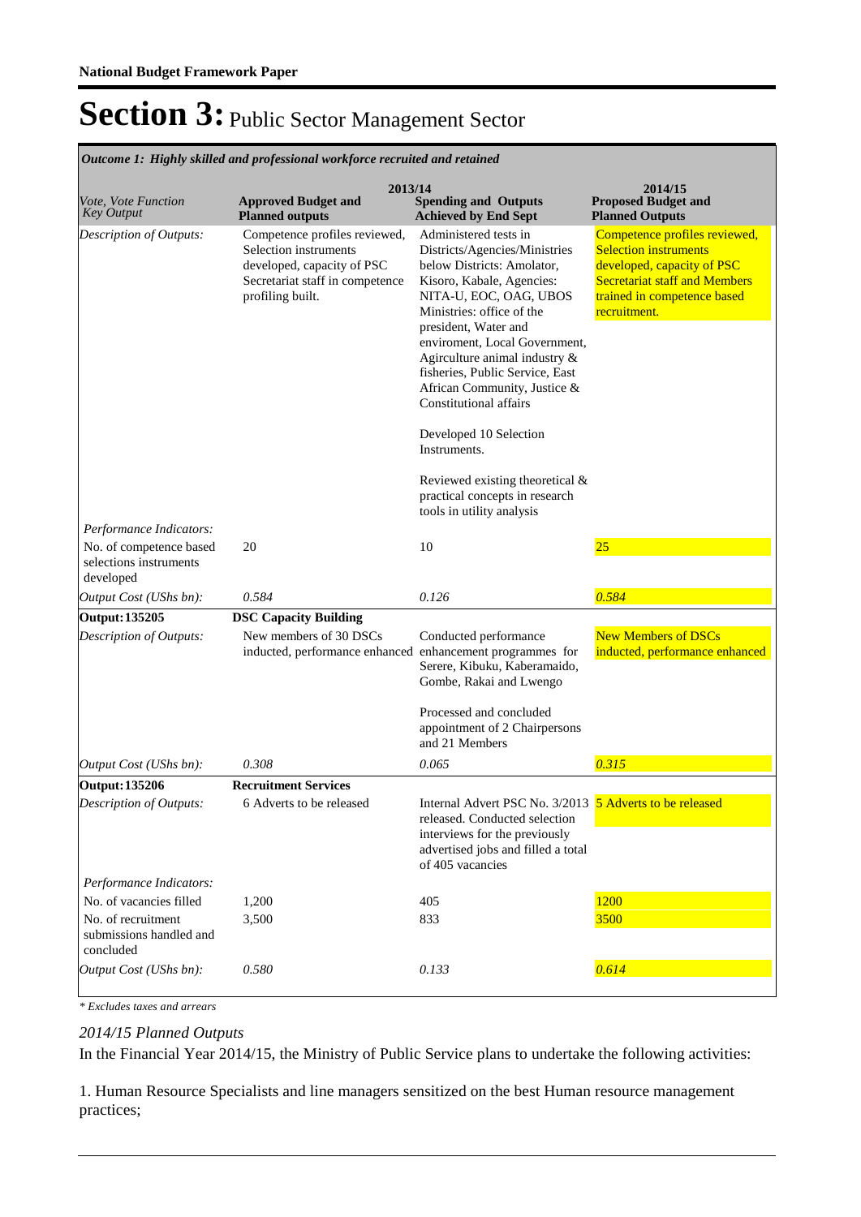# Section 3: Public Sector Management Sector

| *Outcome 1: Highly skilled and professional workforce recruited and retained* | | | |
|---|---|---|---|
| *Vote, Vote Function Key Output* | **2013/14** **Approved Budget and Planned outputs** | **Spending and Outputs Achieved by End Sept** | **2014/15 Proposed Budget and Planned Outputs** |
| *Description of Outputs:* | Competence profiles reviewed, Selection instruments developed, capacity of PSC Secretariat staff in competence profiling built. | Administered tests in Districts/Agencies/Ministries below Districts: Amolator, Kisoro, Kabale, Agencies: NITA-U, EOC, OAG, UBOS Ministries: office of the president, Water and enviroment, Local Government, Agirculture animal industry & fisheries, Public Service, East African Community, Justice & Constitutional affairs<br><br>Developed 10 Selection Instruments.<br><br>Reviewed existing theoretical & practical concepts in research tools in utility analysis | Competence profiles reviewed, Selection instruments developed, capacity of PSC Secretariat staff and Members trained in competence based recruitment. |
| *Performance Indicators:* | | | |
| No. of competence based selections instruments developed | 20 | 10 | 25 |
| *Output Cost (UShs bn):* | *0.584* | *0.126* | *0.584* |
| **Output: 135205** | **DSC Capacity Building** | | |
| *Description of Outputs:* | New members of 30 DSCs inducted, performance enhanced | Conducted performance enhancement programmes for Serere, Kibuku, Kaberamaido, Gombe, Rakai and Lwengo<br><br>Processed and concluded appointment of 2 Chairpersons and 21 Members | New Members of DSCs inducted, performance enhanced |
| *Output Cost (UShs bn):* | *0.308* | *0.065* | *0.315* |
| **Output: 135206** | **Recruitment Services** | | |
| *Description of Outputs:* | 6 Adverts to be released | Internal Advert PSC No. 3/2013 released. Conducted selection interviews for the previously advertised jobs and filled a total of 405 vacancies | 5 Adverts to be released |
| *Performance Indicators:* | | | |
| No. of vacancies filled | 1,200 | 405 | 1200 |
| No. of recruitment submissions handled and concluded | 3,500 | 833 | 3500 |
| *Output Cost (UShs bn):* | *0.580* | *0.133* | *0.614* |

*\* Excludes taxes and arrears*

*2014/15 Planned Outputs*

In the Financial Year 2014/15, the Ministry of Public Service plans to undertake the following activities:

1. Human Resource Specialists and line managers sensitized on the best Human resource management practices;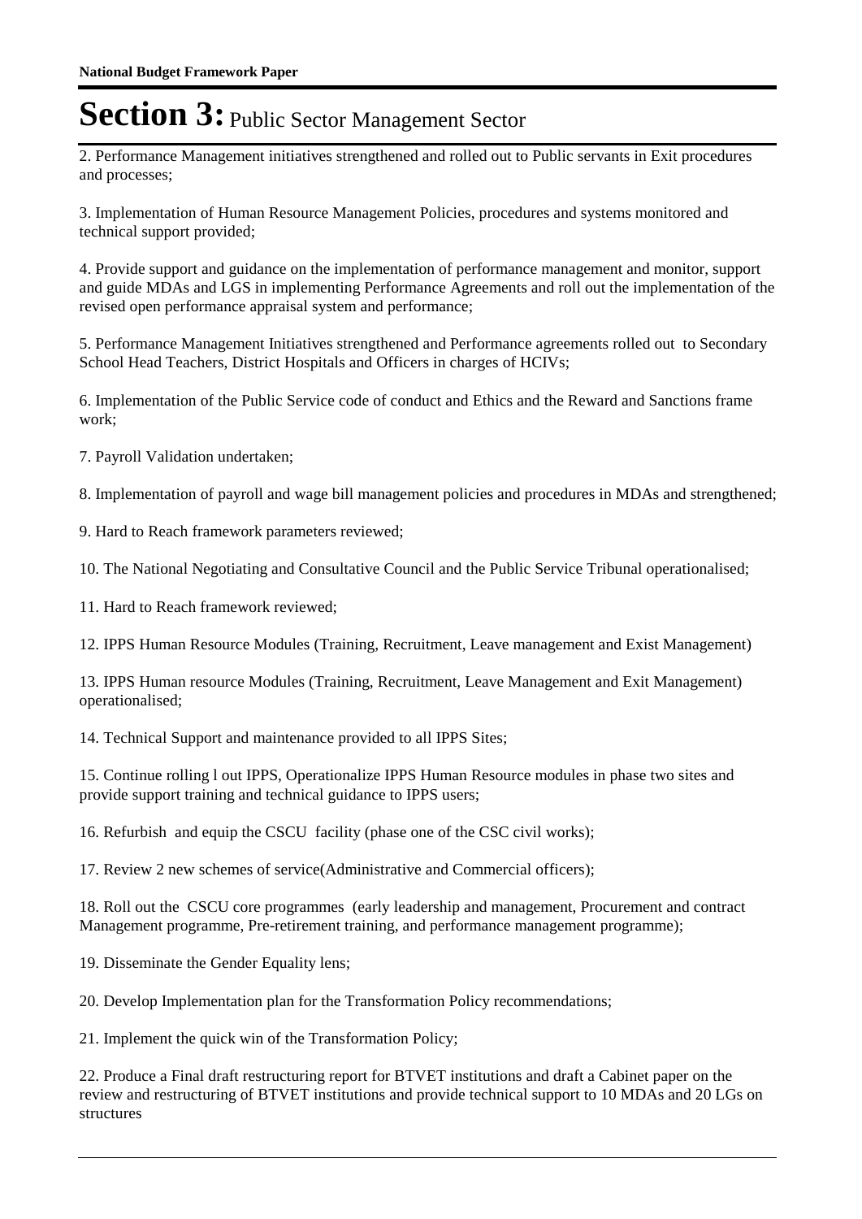# Section 3: Public Sector Management Sector

2. Performance Management initiatives strengthened and rolled out to Public servants in Exit procedures and processes;

3. Implementation of Human Resource Management Policies, procedures and systems monitored and technical support provided;

4. Provide support and guidance on the implementation of performance management and monitor, support and guide MDAs and LGS in implementing Performance Agreements and roll out the implementation of the revised open performance appraisal system and performance;

5. Performance Management Initiatives strengthened and Performance agreements rolled out to Secondary School Head Teachers, District Hospitals and Officers in charges of HCIVs;

6. Implementation of the Public Service code of conduct and Ethics and the Reward and Sanctions frame work;

7. Payroll Validation undertaken;

8. Implementation of payroll and wage bill management policies and procedures in MDAs and strengthened;

9. Hard to Reach framework parameters reviewed;

10. The National Negotiating and Consultative Council and the Public Service Tribunal operationalised;

11. Hard to Reach framework reviewed;

12. IPPS Human Resource Modules (Training, Recruitment, Leave management and Exist Management)

13. IPPS Human resource Modules (Training, Recruitment, Leave Management and Exit Management) operationalised;

14. Technical Support and maintenance provided to all IPPS Sites;

15. Continue rolling l out IPPS, Operationalize IPPS Human Resource modules in phase two sites and provide support training and technical guidance to IPPS users;

16. Refurbish and equip the CSCU facility (phase one of the CSC civil works);

17. Review 2 new schemes of service(Administrative and Commercial officers);

18. Roll out the CSCU core programmes (early leadership and management, Procurement and contract Management programme, Pre-retirement training, and performance management programme);

19. Disseminate the Gender Equality lens;

20. Develop Implementation plan for the Transformation Policy recommendations;

21. Implement the quick win of the Transformation Policy;

22. Produce a Final draft restructuring report for BTVET institutions and draft a Cabinet paper on the review and restructuring of BTVET institutions and provide technical support to 10 MDAs and 20 LGs on structures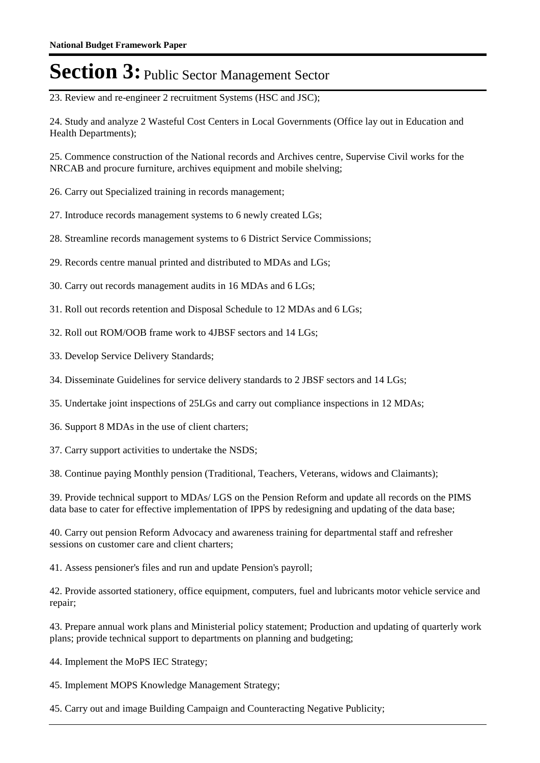23. Review and re-engineer 2 recruitment Systems (HSC and JSC);

24. Study and analyze 2 Wasteful Cost Centers in Local Governments (Office lay out in Education and Health Departments);

25. Commence construction of the National records and Archives centre, Supervise Civil works for the NRCAB and procure furniture, archives equipment and mobile shelving;

26. Carry out Specialized training in records management;

27. Introduce records management systems to 6 newly created LGs;

28. Streamline records management systems to 6 District Service Commissions;

29. Records centre manual printed and distributed to MDAs and LGs;

30. Carry out records management audits in 16 MDAs and 6 LGs;

31. Roll out records retention and Disposal Schedule to 12 MDAs and 6 LGs;

32. Roll out ROM/OOB frame work to 4JBSF sectors and 14 LGs;

33. Develop Service Delivery Standards;

34. Disseminate Guidelines for service delivery standards to 2 JBSF sectors and 14 LGs;

35. Undertake joint inspections of 25LGs and carry out compliance inspections in 12 MDAs;

36. Support 8 MDAs in the use of client charters;

37. Carry support activities to undertake the NSDS;

38. Continue paying Monthly pension (Traditional, Teachers, Veterans, widows and Claimants);

39. Provide technical support to MDAs/ LGS on the Pension Reform and update all records on the PIMS data base to cater for effective implementation of IPPS by redesigning and updating of the data base;

40. Carry out pension Reform Advocacy and awareness training for departmental staff and refresher sessions on customer care and client charters;

41. Assess pensioner's files and run and update Pension's payroll;

42. Provide assorted stationery, office equipment, computers, fuel and lubricants motor vehicle service and repair;

43. Prepare annual work plans and Ministerial policy statement; Production and updating of quarterly work plans; provide technical support to departments on planning and budgeting;

44. Implement the MoPS IEC Strategy;

45. Implement MOPS Knowledge Management Strategy;

45. Carry out and image Building Campaign and Counteracting Negative Publicity;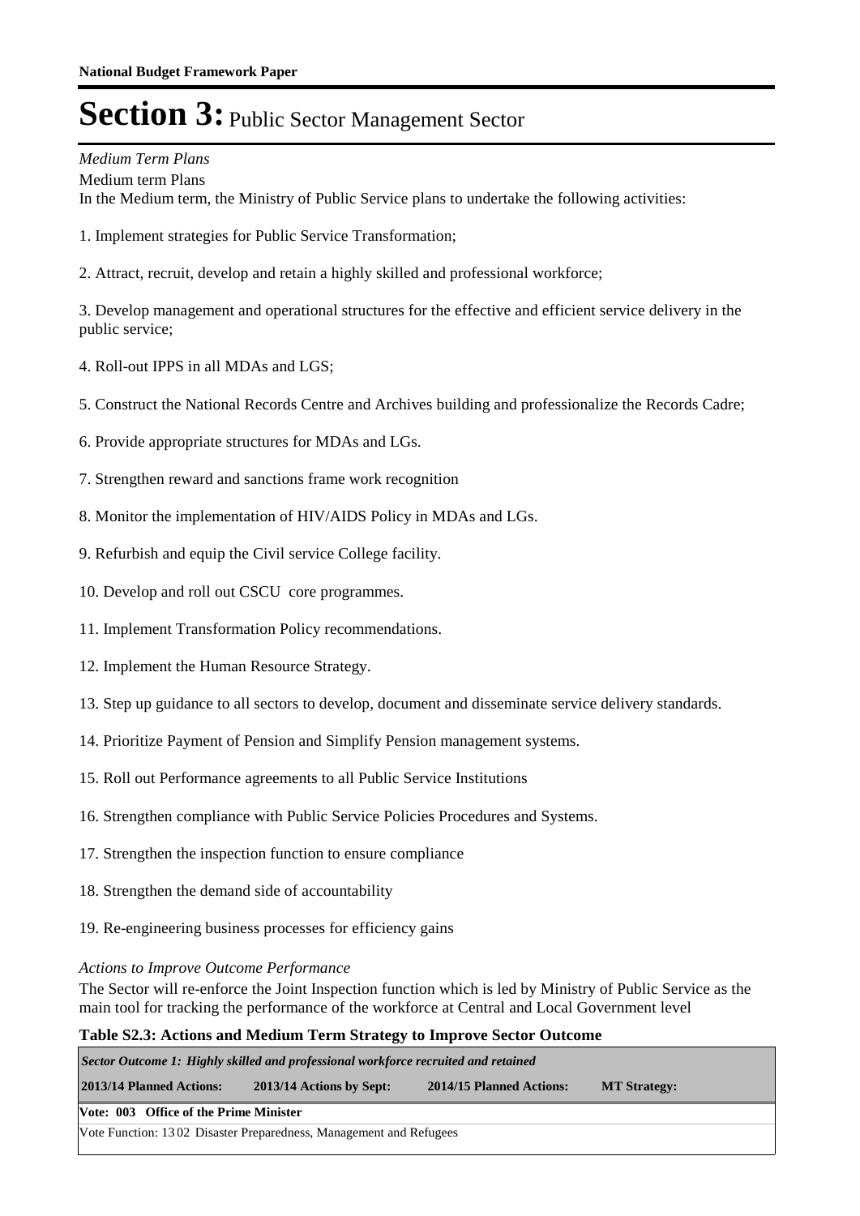# Section 3: Public Sector Management Sector

*Medium Term Plans*

Medium term Plans

In the Medium term, the Ministry of Public Service plans to undertake the following activities:

1. Implement strategies for Public Service Transformation;

2. Attract, recruit, develop and retain a highly skilled and professional workforce;

3. Develop management and operational structures for the effective and efficient service delivery in the public service;

4. Roll-out IPPS in all MDAs and LGS;

5. Construct the National Records Centre and Archives building and professionalize the Records Cadre;

6. Provide appropriate structures for MDAs and LGs.

7. Strengthen reward and sanctions frame work recognition

8. Monitor the implementation of HIV/AIDS Policy in MDAs and LGs.

9. Refurbish and equip the Civil service College facility.

10. Develop and roll out CSCU core programmes.

11. Implement Transformation Policy recommendations.

12. Implement the Human Resource Strategy.

13. Step up guidance to all sectors to develop, document and disseminate service delivery standards.

14. Prioritize Payment of Pension and Simplify Pension management systems.

15. Roll out Performance agreements to all Public Service Institutions

16. Strengthen compliance with Public Service Policies Procedures and Systems.

17. Strengthen the inspection function to ensure compliance

18. Strengthen the demand side of accountability

19. Re-engineering business processes for efficiency gains

*Actions to Improve Outcome Performance*

The Sector will re-enforce the Joint Inspection function which is led by Ministry of Public Service as the main tool for tracking the performance of the workforce at Central and Local Government level

**Table S2.3: Actions and Medium Term Strategy to Improve Sector Outcome**

| ***Sector Outcome 1: Highly skilled and professional workforce recruited and retained*** | | | |
|---|---|---|---|
| **2013/14 Planned Actions:** | **2013/14 Actions by Sept:** | **2014/15 Planned Actions:** | **MT Strategy:** |
| **Vote: 003 Office of the Prime Minister** | | | |
| Vote Function: 13 02 Disaster Preparedness, Management and Refugees | | | |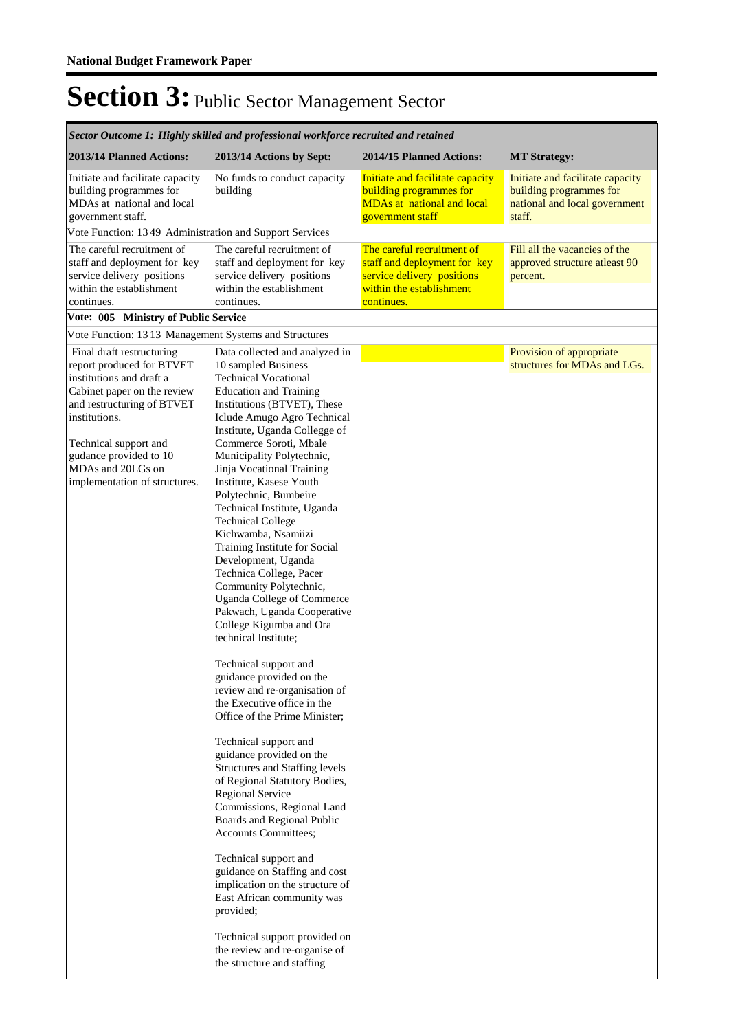**National Budget Framework Paper**

# Section 3: Public Sector Management Sector

| *Sector Outcome 1: Highly skilled and professional workforce recruited and retained* | | | |
|---|---|---|---|
| **2013/14 Planned Actions:** | **2013/14 Actions by Sept:** | **2014/15 Planned Actions:** | **MT Strategy:** |
| Initiate and facilitate capacity building programmes for MDAs at national and local government staff. | No funds to conduct capacity building | Initiate and facilitate capacity building programmes for MDAs at national and local government staff | Initiate and facilitate capacity building programmes for national and local government staff. |
| Vote Function: 13 49 Administration and Support Services | | | |
| The careful recruitment of staff and deployment for key service delivery positions within the establishment continues. | The careful recruitment of staff and deployment for key service delivery positions within the establishment continues. | The careful recruitment of staff and deployment for key service delivery positions within the establishment continues. | Fill all the vacancies of the approved structure atleast 90 percent. |
| **Vote: 005 Ministry of Public Service** | | | |
| Vote Function: 13 13 Management Systems and Structures | | | |
| Final draft restructuring report produced for BTVET institutions and draft a Cabinet paper on the review and restructuring of BTVET institutions.<br><br>Technical support and gudance provided to 10 MDAs and 20LGs on implementation of structures. | Data collected and analyzed in 10 sampled Business Technical Vocational Education and Training Institutions (BTVET), These Iclude Amugo Agro Technical Institute, Uganda Collegge of Commerce Soroti, Mbale Municipality Polytechnic, Jinja Vocational Training Institute, Kasese Youth Polytechnic, Bumbeire Technical Institute, Uganda Technical College Kichwamba, Nsamiizi Training Institute for Social Development, Uganda Technica College, Pacer Community Polytechnic, Uganda College of Commerce Pakwach, Uganda Cooperative College Kigumba and Ora technical Institute;<br><br>Technical support and guidance provided on the review and re-organisation of the Executive office in the Office of the Prime Minister;<br><br>Technical support and guidance provided on the Structures and Staffing levels of Regional Statutory Bodies, Regional Service Commissions, Regional Land Boards and Regional Public Accounts Committees;<br><br>Technical support and guidance on Staffing and cost implication on the structure of East African community was provided;<br><br>Technical support provided on the review and re-organise of the structure and staffing | | Provision of appropriate structures for MDAs and LGs. |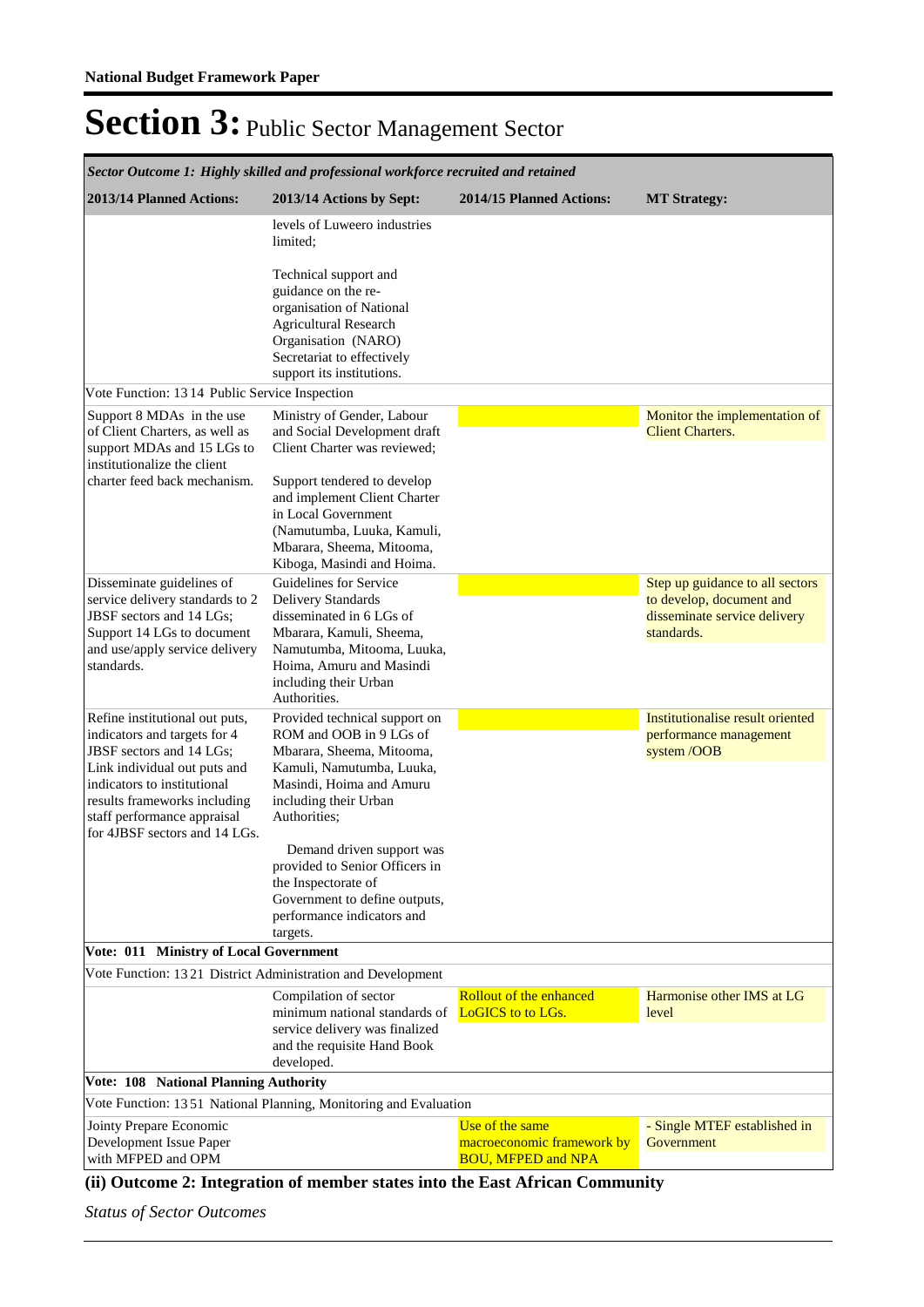# Section 3: Public Sector Management Sector

| *Sector Outcome 1: Highly skilled and professional workforce recruited and retained* | | | |
|---|---|---|---|
| **2013/14 Planned Actions:** | **2013/14 Actions by Sept:** | **2014/15 Planned Actions:** | **MT Strategy:** |
| | levels of Luweero industries limited;<br><br>Technical support and guidance on the re-organisation of National Agricultural Research Organisation (NARO) Secretariat to effectively support its institutions. | | |
| Vote Function: 13 14 Public Service Inspection | | | |
| Support 8 MDAs in the use of Client Charters, as well as support MDAs and 15 LGs to institutionalize the client charter feed back mechanism. | Ministry of Gender, Labour and Social Development draft Client Charter was reviewed;<br><br>Support tendered to develop and implement Client Charter in Local Government (Namutumba, Luuka, Kamuli, Mbarara, Sheema, Mitooma, Kiboga, Masindi and Hoima. | | Monitor the implementation of Client Charters. |
| Disseminate guidelines of service delivery standards to 2 JBSF sectors and 14 LGs; Support 14 LGs to document and use/apply service delivery standards. | Guidelines for Service Delivery Standards disseminated in 6 LGs of Mbarara, Kamuli, Sheema, Namutumba, Mitooma, Luuka, Hoima, Amuru and Masindi including their Urban Authorities. | | Step up guidance to all sectors to develop, document and disseminate service delivery standards. |
| Refine institutional out puts, indicators and targets for 4 JBSF sectors and 14 LGs; Link individual out puts and indicators to institutional results frameworks including staff performance appraisal for 4JBSF sectors and 14 LGs. | Provided technical support on ROM and OOB in 9 LGs of Mbarara, Sheema, Mitooma, Kamuli, Namutumba, Luuka, Masindi, Hoima and Amuru including their Urban Authorities;<br><br>Demand driven support was provided to Senior Officers in the Inspectorate of Government to define outputs, performance indicators and targets. | | Institutionalise result oriented performance management system /OOB |
| **Vote: 011 Ministry of Local Government** | | | |
| Vote Function: 13 21 District Administration and Development | | | |
| | Compilation of sector minimum national standards of service delivery was finalized and the requisite Hand Book developed. | Rollout of the enhanced LoGICS to to LGs. | Harmonise other IMS at LG level |
| **Vote: 108 National Planning Authority** | | | |
| Vote Function: 13 51 National Planning, Monitoring and Evaluation | | | |
| Jointy Prepare Economic Development Issue Paper with MFPED and OPM | | Use of the same macroeconomic framework by BOU, MFPED and NPA | - Single MTEF established in Government |

**(ii) Outcome 2: Integration of member states into the East African Community**

*Status of Sector Outcomes*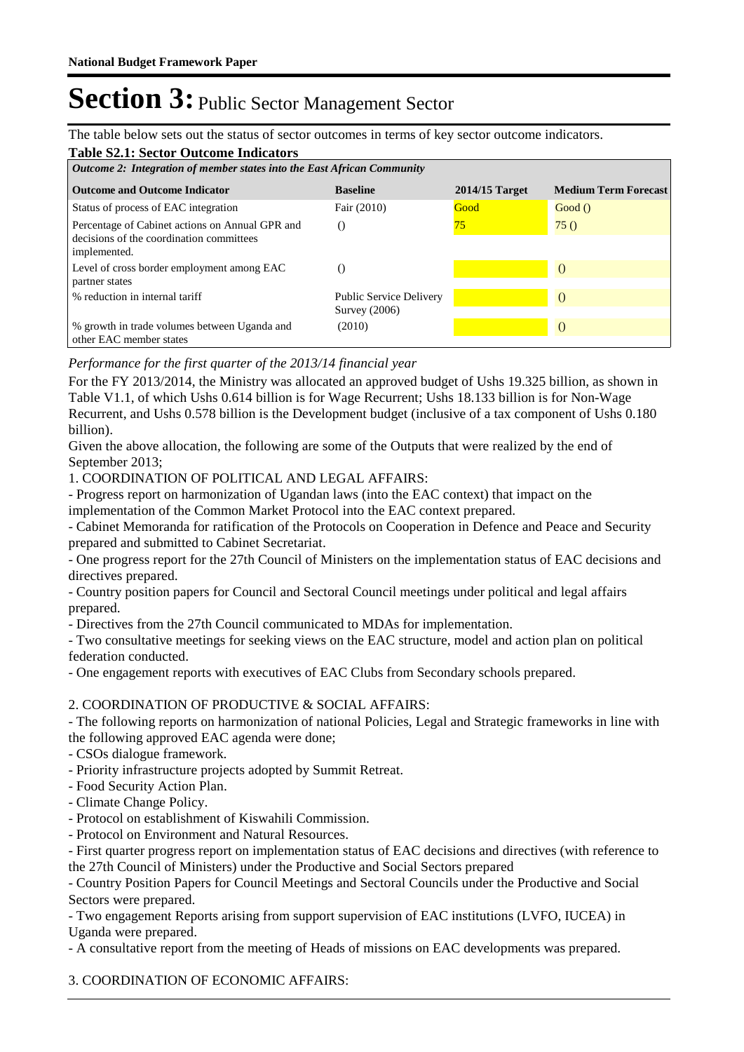**National Budget Framework Paper**

# Section 3: Public Sector Management Sector

The table below sets out the status of sector outcomes in terms of key sector outcome indicators.

**Table S2.1: Sector Outcome Indicators**

| *Outcome 2: Integration of member states into the East African Community* | | | |
|---|---|---|---|
| **Outcome and Outcome Indicator** | **Baseline** | **2014/15 Target** | **Medium Term Forecast** |
| Status of process of EAC integration | Fair (2010) | Good | Good () |
| Percentage of Cabinet actions on Annual GPR and decisions of the coordination committees implemented. | () | 75 | 75 () |
| Level of cross border employment among EAC partner states | () | | () |
| % reduction in internal tariff | Public Service Delivery Survey (2006) | | () |
| % growth in trade volumes between Uganda and other EAC member states | (2010) | | () |

*Performance for the first quarter of the 2013/14 financial year*

For the FY 2013/2014, the Ministry was allocated an approved budget of Ushs 19.325 billion, as shown in Table V1.1, of which Ushs 0.614 billion is for Wage Recurrent; Ushs 18.133 billion is for Non-Wage Recurrent, and Ushs 0.578 billion is the Development budget (inclusive of a tax component of Ushs 0.180 billion).

Given the above allocation, the following are some of the Outputs that were realized by the end of September 2013;

1. COORDINATION OF POLITICAL AND LEGAL AFFAIRS:

- Progress report on harmonization of Ugandan laws (into the EAC context) that impact on the implementation of the Common Market Protocol into the EAC context prepared.
- Cabinet Memoranda for ratification of the Protocols on Cooperation in Defence and Peace and Security prepared and submitted to Cabinet Secretariat.
- One progress report for the 27th Council of Ministers on the implementation status of EAC decisions and directives prepared.
- Country position papers for Council and Sectoral Council meetings under political and legal affairs prepared.
- Directives from the 27th Council communicated to MDAs for implementation.
- Two consultative meetings for seeking views on the EAC structure, model and action plan on political federation conducted.
- One engagement reports with executives of EAC Clubs from Secondary schools prepared.

2. COORDINATION OF PRODUCTIVE & SOCIAL AFFAIRS:

- The following reports on harmonization of national Policies, Legal and Strategic frameworks in line with the following approved EAC agenda were done;
- CSOs dialogue framework.
- Priority infrastructure projects adopted by Summit Retreat.
- Food Security Action Plan.
- Climate Change Policy.
- Protocol on establishment of Kiswahili Commission.
- Protocol on Environment and Natural Resources.
- First quarter progress report on implementation status of EAC decisions and directives (with reference to the 27th Council of Ministers) under the Productive and Social Sectors prepared
- Country Position Papers for Council Meetings and Sectoral Councils under the Productive and Social Sectors were prepared.
- Two engagement Reports arising from support supervision of EAC institutions (LVFO, IUCEA) in Uganda were prepared.
- A consultative report from the meeting of Heads of missions on EAC developments was prepared.

3. COORDINATION OF ECONOMIC AFFAIRS: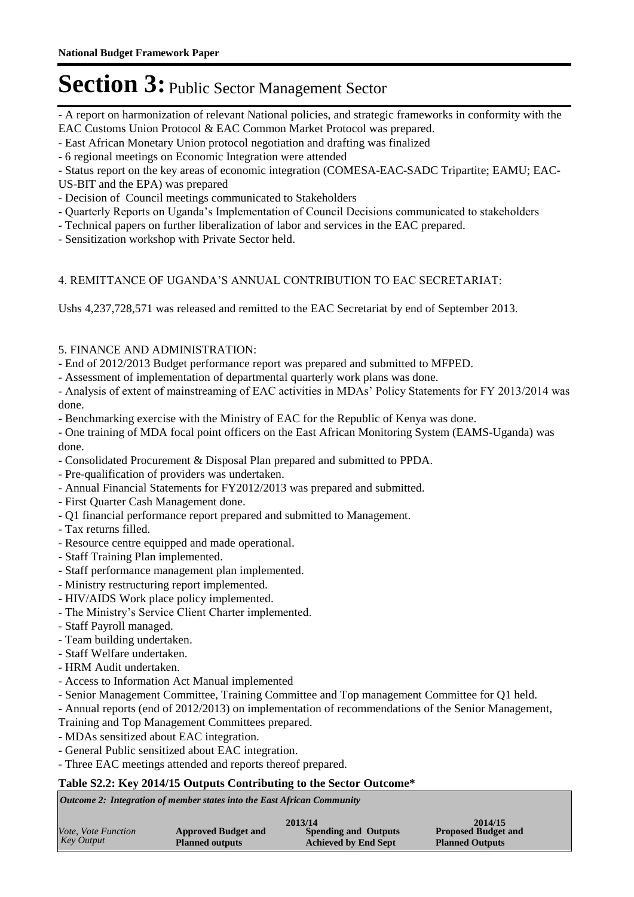# Section 3: Public Sector Management Sector

- A report on harmonization of relevant National policies, and strategic frameworks in conformity with the EAC Customs Union Protocol & EAC Common Market Protocol was prepared.
- East African Monetary Union protocol negotiation and drafting was finalized
- 6 regional meetings on Economic Integration were attended
- Status report on the key areas of economic integration (COMESA-EAC-SADC Tripartite; EAMU; EAC-US-BIT and the EPA) was prepared
- Decision of Council meetings communicated to Stakeholders
- Quarterly Reports on Uganda's Implementation of Council Decisions communicated to stakeholders
- Technical papers on further liberalization of labor and services in the EAC prepared.
- Sensitization workshop with Private Sector held.

4. REMITTANCE OF UGANDA'S ANNUAL CONTRIBUTION TO EAC SECRETARIAT:

Ushs 4,237,728,571 was released and remitted to the EAC Secretariat by end of September 2013.

5. FINANCE AND ADMINISTRATION:

- End of 2012/2013 Budget performance report was prepared and submitted to MFPED.
- Assessment of implementation of departmental quarterly work plans was done.
- Analysis of extent of mainstreaming of EAC activities in MDAs' Policy Statements for FY 2013/2014 was done.
- Benchmarking exercise with the Ministry of EAC for the Republic of Kenya was done.
- One training of MDA focal point officers on the East African Monitoring System (EAMS-Uganda) was done.
- Consolidated Procurement & Disposal Plan prepared and submitted to PPDA.
- Pre-qualification of providers was undertaken.
- Annual Financial Statements for FY2012/2013 was prepared and submitted.
- First Quarter Cash Management done.
- Q1 financial performance report prepared and submitted to Management.
- Tax returns filled.
- Resource centre equipped and made operational.
- Staff Training Plan implemented.
- Staff performance management plan implemented.
- Ministry restructuring report implemented.
- HIV/AIDS Work place policy implemented.
- The Ministry's Service Client Charter implemented.
- Staff Payroll managed.
- Team building undertaken.
- Staff Welfare undertaken.
- HRM Audit undertaken.
- Access to Information Act Manual implemented
- Senior Management Committee, Training Committee and Top management Committee for Q1 held.
- Annual reports (end of 2012/2013) on implementation of recommendations of the Senior Management, Training and Top Management Committees prepared.
- MDAs sensitized about EAC integration.
- General Public sensitized about EAC integration.
- Three EAC meetings attended and reports thereof prepared.

**Table S2.2: Key 2014/15 Outputs Contributing to the Sector Outcome***

| *Outcome 2: Integration of member states into the East African Community* | | | |
|---|---|---|---|
| | 2013/14 | | 2014/15 |
| *Vote, Vote Function Key Output* | **Approved Budget and Planned outputs** | **Spending and Outputs Achieved by End Sept** | **Proposed Budget and Planned Outputs** |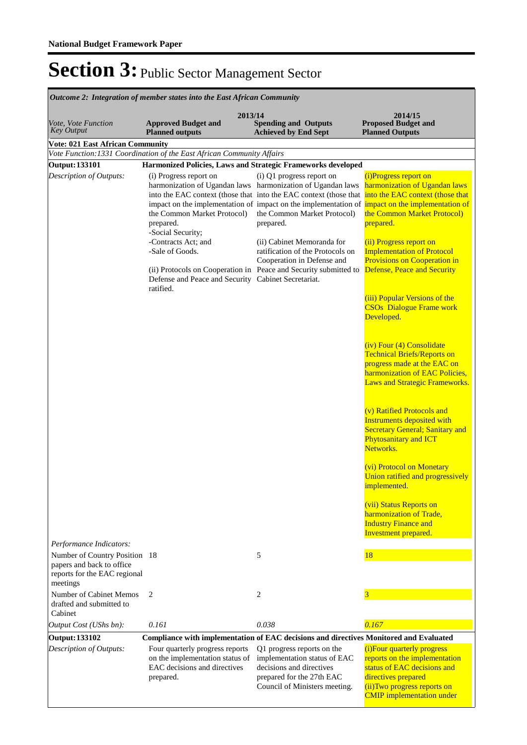**National Budget Framework Paper**

# Section 3: Public Sector Management Sector

*Outcome 2: Integration of member states into the East African Community*

| *Vote, Vote Function Key Output* | 2013/14 **Approved Budget and Planned outputs** | **Spending and Outputs Achieved by End Sept** | 2014/15 **Proposed Budget and Planned Outputs** |
|---|---|---|---|
| **Vote: 021 East African Community** | | | |
| *Vote Function:1331 Coordination of the East African Community Affairs* | | | |
| **Output: 133101** | **Harmonized Policies, Laws and Strategic Frameworks developed** | | |
| *Description of Outputs:* | (i) Progress report on harmonization of Ugandan laws into the EAC context (those that impact on the implementation of the Common Market Protocol) prepared.<br>-Social Security;<br>-Contracts Act; and<br>-Sale of Goods.<br><br>(ii) Protocols on Cooperation in Defense and Peace and Security ratified. | (i) Q1 progress report on harmonization of Ugandan laws into the EAC context (those that impact on the implementation of the Common Market Protocol) prepared.<br><br>(ii) Cabinet Memoranda for ratification of the Protocols on Cooperation in Defense and Peace and Security submitted to Cabinet Secretariat. | (i)Progress report on harmonization of Ugandan laws into the EAC context (those that impact on the implementation of the Common Market Protocol) prepared.<br><br>(ii) Progress report on Implementation of Protocol Provisions on Cooperation in Defense, Peace and Security<br><br>(iii) Popular Versions of the CSOs Dialogue Frame work Developed.<br><br>(iv) Four (4) Consolidate Technical Briefs/Reports on progress made at the EAC on harmonization of EAC Policies, Laws and Strategic Frameworks.<br><br>(v) Ratified Protocols and Instruments deposited with Secretary General; Sanitary and Phytosanitary and ICT Networks.<br><br>(vi) Protocol on Monetary Union ratified and progressively implemented.<br><br>(vii) Status Reports on harmonization of Trade, Industry Finance and Investment prepared. |
| *Performance Indicators:* | | | |
| Number of Country Position papers and back to office reports for the EAC regional meetings | 18 | 5 | 18 |
| Number of Cabinet Memos drafted and submitted to Cabinet | 2 | 2 | 3 |
| *Output Cost (UShs bn):* | *0.161* | *0.038* | *0.167* |
| **Output: 133102** | **Compliance with implementation of EAC decisions and directives Monitored and Evaluated** | | |
| *Description of Outputs:* | Four quarterly progress reports on the implementation status of EAC decisions and directives prepared. | Q1 progress reports on the implementation status of EAC decisions and directives prepared for the 27th EAC Council of Ministers meeting. | (i)Four quarterly progress reports on the implementation status of EAC decisions and directives prepared<br>(ii)Two progress reports on CMIP implementation under |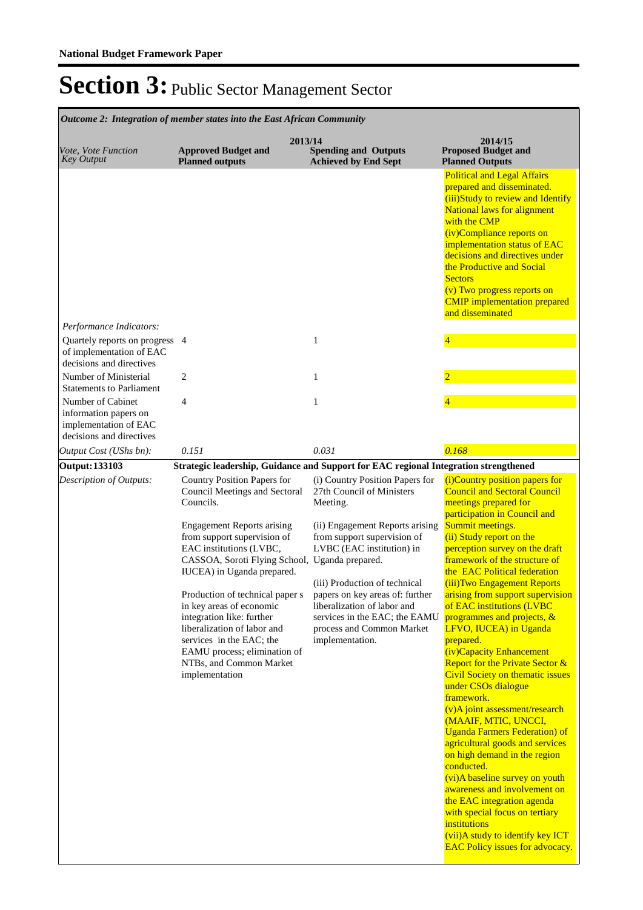**National Budget Framework Paper**

# Section 3: Public Sector Management Sector

*Outcome 2: Integration of member states into the East African Community*

| *Vote, Vote Function Key Output* | 2013/14 **Approved Budget and Planned outputs** | **Spending and Outputs Achieved by End Sept** | 2014/15 **Proposed Budget and Planned Outputs** |
|---|---|---|---|
| | | | Political and Legal Affairs prepared and disseminated. (iii)Study to review and Identify National laws for alignment with the CMP (iv)Compliance reports on implementation status of EAC decisions and directives under the Productive and Social Sectors (v) Two progress reports on CMIP implementation prepared and disseminated |
| *Performance Indicators:* | | | |
| Quartely reports on progress of implementation of EAC decisions and directives | 4 | 1 | 4 |
| Number of Ministerial Statements to Parliament | 2 | 1 | 2 |
| Number of Cabinet information papers on implementation of EAC decisions and directives | 4 | 1 | 4 |
| *Output Cost (UShs bn):* | *0.151* | *0.031* | *0.168* |
| **Output: 133103** | **Strategic leadership, Guidance and Support for EAC regional Integration strengthened** | | |
| *Description of Outputs:* | Country Position Papers for Council Meetings and Sectoral Councils.<br><br>Engagement Reports arising from support supervision of EAC institutions (LVBC, CASSOA, Soroti Flying School, IUCEA) in Uganda prepared.<br><br>Production of technical paper s in key areas of economic integration like: further liberalization of labor and services in the EAC; the EAMU process; elimination of NTBs, and Common Market implementation | (i) Country Position Papers for 27th Council of Ministers Meeting.<br><br>(ii) Engagement Reports arising from support supervision of LVBC (EAC institution) in Uganda prepared.<br><br>(iii) Production of technical papers on key areas of: further liberalization of labor and services in the EAC; the EAMU process and Common Market implementation. | (i)Country position papers for Council and Sectoral Council meetings prepared for participation in Council and Summit meetings.<br>(ii) Study report on the perception survey on the draft framework of the structure of the EAC Political federation<br>(iii)Two Engagement Reports arising from support supervision of EAC institutions (LVBC programmes and projects, & LFVO, IUCEA) in Uganda prepared.<br>(iv)Capacity Enhancement Report for the Private Sector & Civil Society on thematic issues under CSOs dialogue framework.<br>(v)A joint assessment/research (MAAIF, MTIC, UNCCI, Uganda Farmers Federation) of agricultural goods and services on high demand in the region conducted.<br>(vi)A baseline survey on youth awareness and involvement on the EAC integration agenda with special focus on tertiary institutions<br>(vii)A study to identify key ICT EAC Policy issues for advocacy. |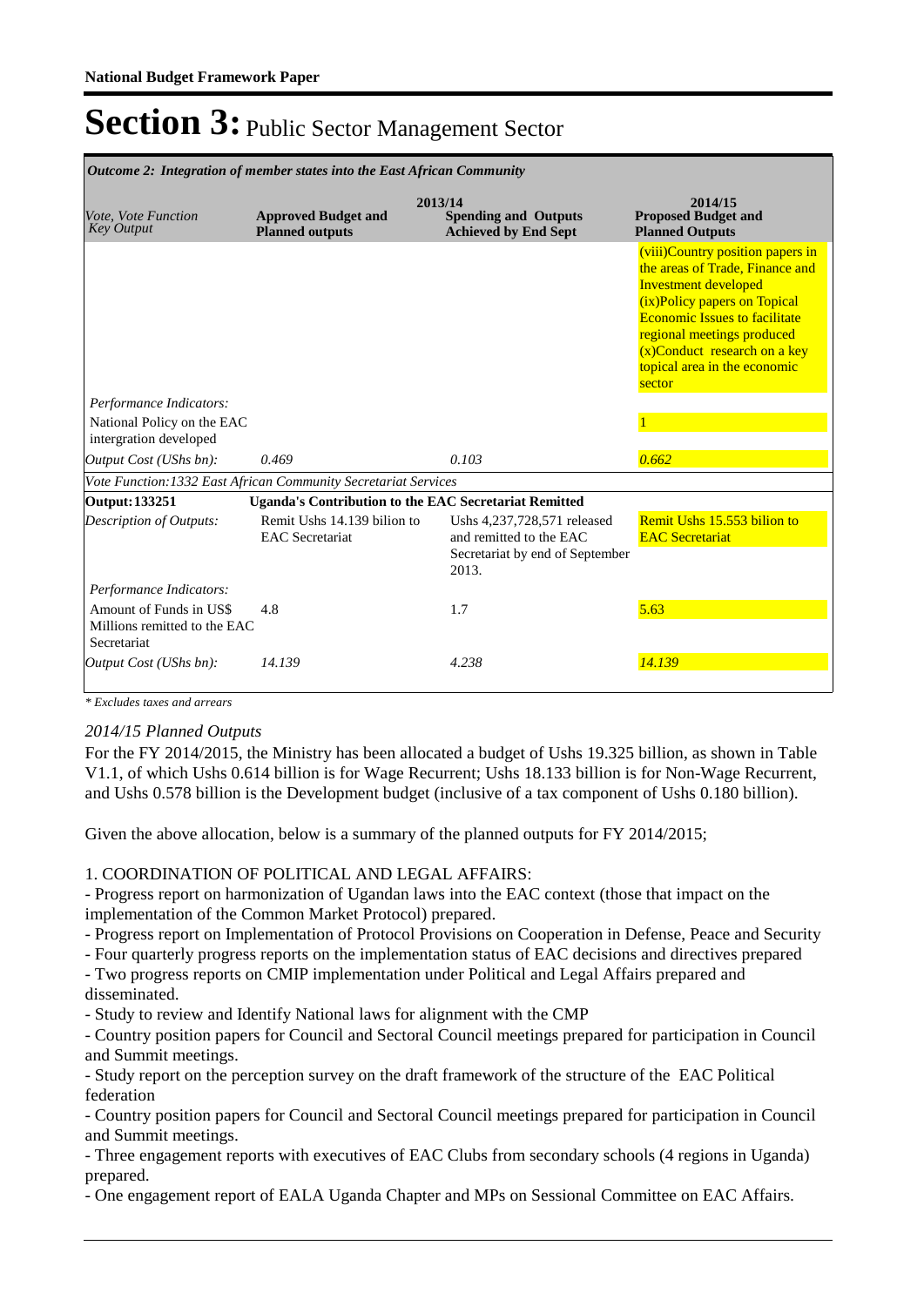**National Budget Framework Paper**

# Section 3: Public Sector Management Sector

| *Outcome 2: Integration of member states into the East African Community* | | | |
|---|---|---|---|
| *Vote, Vote Function Key Output* | 2013/14 **Approved Budget and Planned outputs** | **Spending and Outputs Achieved by End Sept** | 2014/15 **Proposed Budget and Planned Outputs** |
| | | | (viii)Country position papers in the areas of Trade, Finance and Investment developed (ix)Policy papers on Topical Economic Issues to facilitate regional meetings produced (x)Conduct research on a key topical area in the economic sector |
| *Performance Indicators:* | | | |
| National Policy on the EAC intergration developed | | | 1 |
| *Output Cost (UShs bn):* | *0.469* | *0.103* | *0.662* |
| *Vote Function:1332 East African Community Secretariat Services* | | | |
| **Output: 133251** | **Uganda's Contribution to the EAC Secretariat Remitted** | | |
| *Description of Outputs:* | Remit Ushs 14.139 bilion to EAC Secretariat | Ushs 4,237,728,571 released and remitted to the EAC Secretariat by end of September 2013. | Remit Ushs 15.553 bilion to EAC Secretariat |
| *Performance Indicators:* | | | |
| Amount of Funds in US$ Millions remitted to the EAC Secretariat | 4.8 | 1.7 | 5.63 |
| *Output Cost (UShs bn):* | *14.139* | *4.238* | *14.139* |

*\* Excludes taxes and arrears*

*2014/15 Planned Outputs*

For the FY 2014/2015, the Ministry has been allocated a budget of Ushs 19.325 billion, as shown in Table V1.1, of which Ushs 0.614 billion is for Wage Recurrent; Ushs 18.133 billion is for Non-Wage Recurrent, and Ushs 0.578 billion is the Development budget (inclusive of a tax component of Ushs 0.180 billion).

Given the above allocation, below is a summary of the planned outputs for FY 2014/2015;

1. COORDINATION OF POLITICAL AND LEGAL AFFAIRS:

- Progress report on harmonization of Ugandan laws into the EAC context (those that impact on the implementation of the Common Market Protocol) prepared.
- Progress report on Implementation of Protocol Provisions on Cooperation in Defense, Peace and Security
- Four quarterly progress reports on the implementation status of EAC decisions and directives prepared
- Two progress reports on CMIP implementation under Political and Legal Affairs prepared and disseminated.
- Study to review and Identify National laws for alignment with the CMP
- Country position papers for Council and Sectoral Council meetings prepared for participation in Council and Summit meetings.
- Study report on the perception survey on the draft framework of the structure of the EAC Political federation
- Country position papers for Council and Sectoral Council meetings prepared for participation in Council and Summit meetings.
- Three engagement reports with executives of EAC Clubs from secondary schools (4 regions in Uganda) prepared.
- One engagement report of EALA Uganda Chapter and MPs on Sessional Committee on EAC Affairs.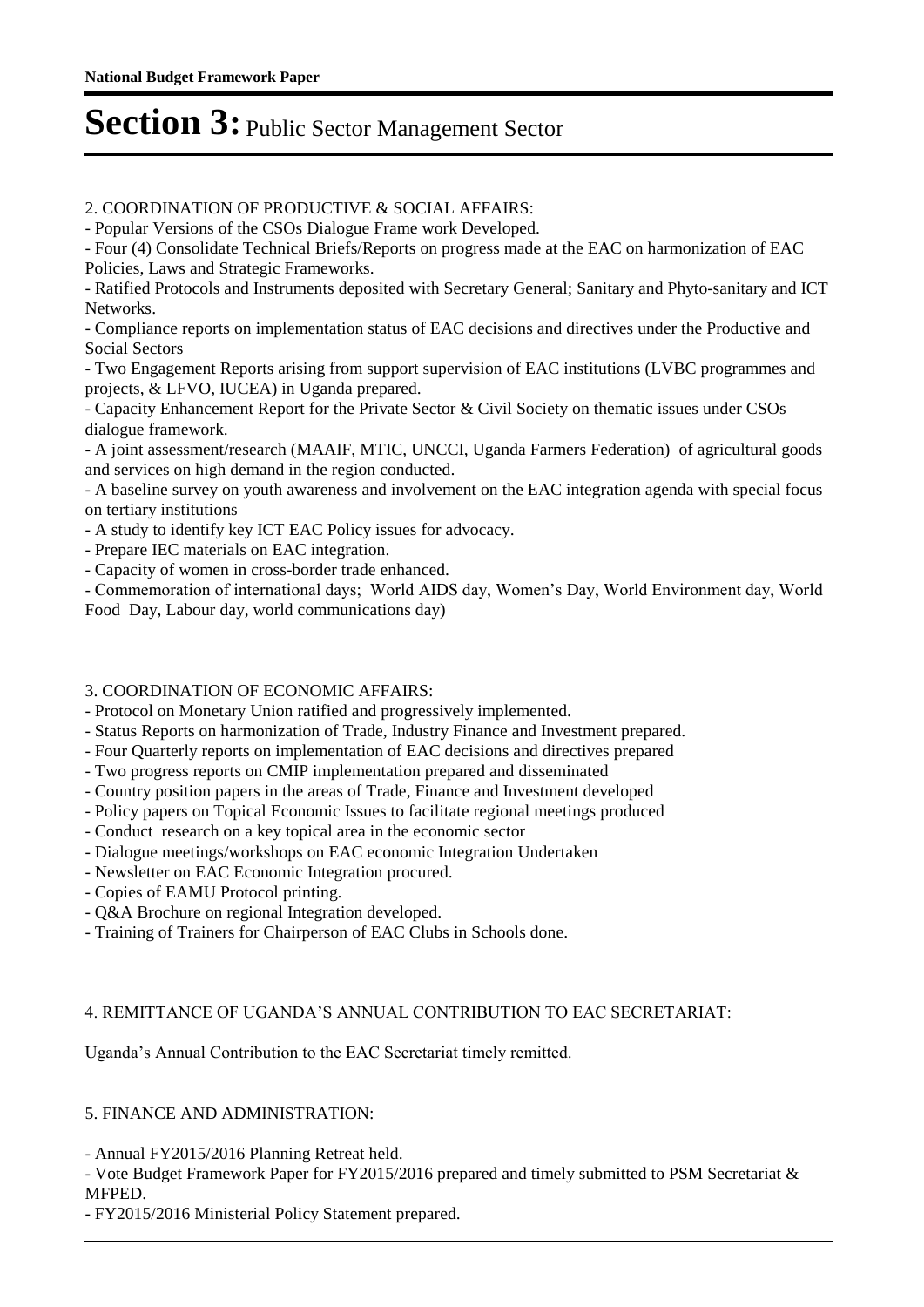2. COORDINATION OF PRODUCTIVE & SOCIAL AFFAIRS:

- Popular Versions of the CSOs Dialogue Frame work Developed.
- Four (4) Consolidate Technical Briefs/Reports on progress made at the EAC on harmonization of EAC Policies, Laws and Strategic Frameworks.
- Ratified Protocols and Instruments deposited with Secretary General; Sanitary and Phyto-sanitary and ICT Networks.
- Compliance reports on implementation status of EAC decisions and directives under the Productive and Social Sectors
- Two Engagement Reports arising from support supervision of EAC institutions (LVBC programmes and projects, & LFVO, IUCEA) in Uganda prepared.
- Capacity Enhancement Report for the Private Sector & Civil Society on thematic issues under CSOs dialogue framework.
- A joint assessment/research (MAAIF, MTIC, UNCCI, Uganda Farmers Federation) of agricultural goods and services on high demand in the region conducted.
- A baseline survey on youth awareness and involvement on the EAC integration agenda with special focus on tertiary institutions
- A study to identify key ICT EAC Policy issues for advocacy.
- Prepare IEC materials on EAC integration.
- Capacity of women in cross-border trade enhanced.
- Commemoration of international days; World AIDS day, Women's Day, World Environment day, World Food Day, Labour day, world communications day)

3. COORDINATION OF ECONOMIC AFFAIRS:

- Protocol on Monetary Union ratified and progressively implemented.
- Status Reports on harmonization of Trade, Industry Finance and Investment prepared.
- Four Quarterly reports on implementation of EAC decisions and directives prepared
- Two progress reports on CMIP implementation prepared and disseminated
- Country position papers in the areas of Trade, Finance and Investment developed
- Policy papers on Topical Economic Issues to facilitate regional meetings produced
- Conduct research on a key topical area in the economic sector
- Dialogue meetings/workshops on EAC economic Integration Undertaken
- Newsletter on EAC Economic Integration procured.
- Copies of EAMU Protocol printing.
- Q&A Brochure on regional Integration developed.
- Training of Trainers for Chairperson of EAC Clubs in Schools done.

4. REMITTANCE OF UGANDA'S ANNUAL CONTRIBUTION TO EAC SECRETARIAT:

Uganda's Annual Contribution to the EAC Secretariat timely remitted.

5. FINANCE AND ADMINISTRATION:

- Annual FY2015/2016 Planning Retreat held.
- Vote Budget Framework Paper for FY2015/2016 prepared and timely submitted to PSM Secretariat & MFPED.
- FY2015/2016 Ministerial Policy Statement prepared.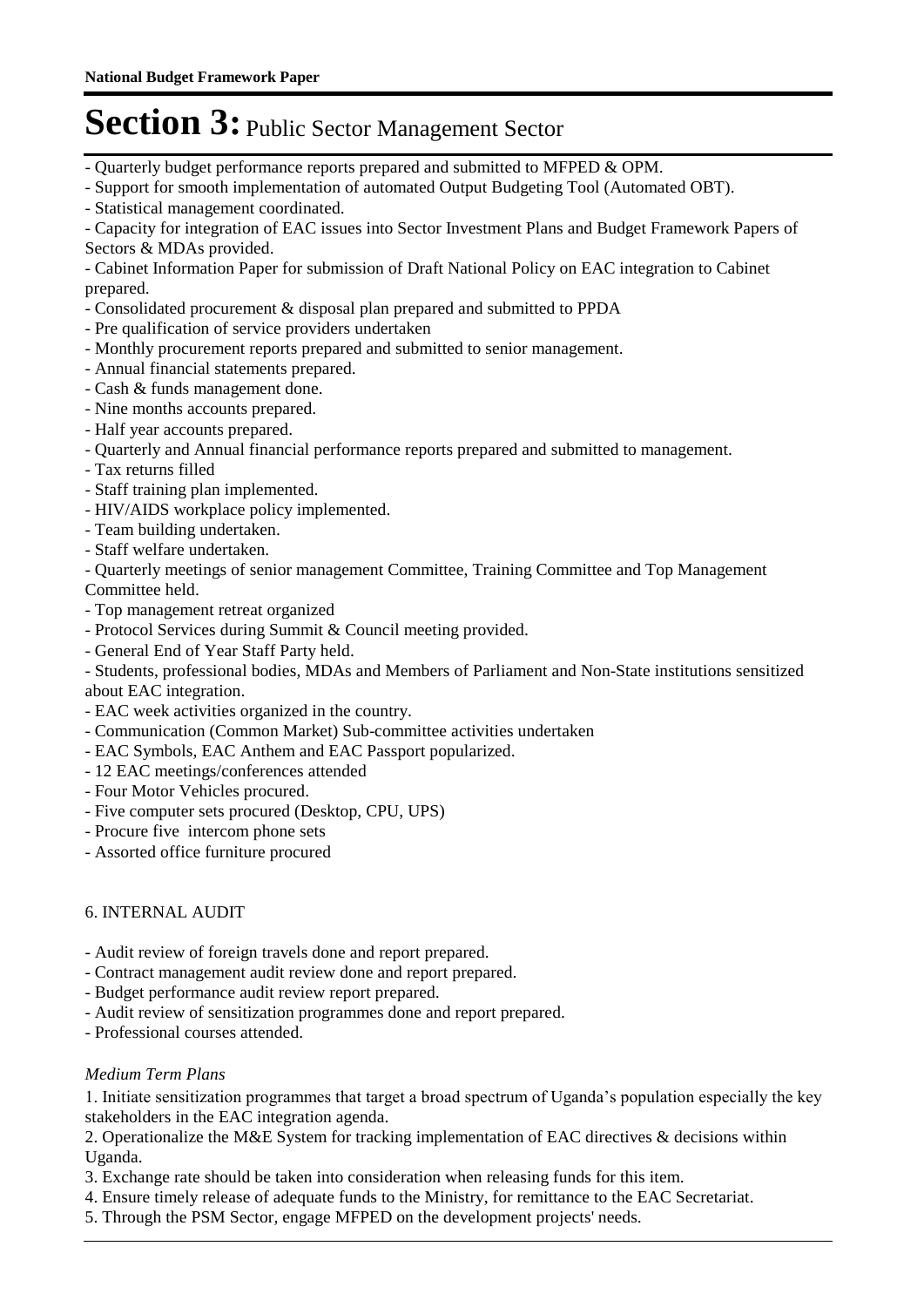# Section 3: Public Sector Management Sector

- Quarterly budget performance reports prepared and submitted to MFPED & OPM.
- Support for smooth implementation of automated Output Budgeting Tool (Automated OBT).
- Statistical management coordinated.
- Capacity for integration of EAC issues into Sector Investment Plans and Budget Framework Papers of Sectors & MDAs provided.
- Cabinet Information Paper for submission of Draft National Policy on EAC integration to Cabinet prepared.
- Consolidated procurement & disposal plan prepared and submitted to PPDA
- Pre qualification of service providers undertaken
- Monthly procurement reports prepared and submitted to senior management.
- Annual financial statements prepared.
- Cash & funds management done.
- Nine months accounts prepared.
- Half year accounts prepared.
- Quarterly and Annual financial performance reports prepared and submitted to management.
- Tax returns filled
- Staff training plan implemented.
- HIV/AIDS workplace policy implemented.
- Team building undertaken.
- Staff welfare undertaken.
- Quarterly meetings of senior management Committee, Training Committee and Top Management Committee held.
- Top management retreat organized
- Protocol Services during Summit & Council meeting provided.
- General End of Year Staff Party held.
- Students, professional bodies, MDAs and Members of Parliament and Non-State institutions sensitized about EAC integration.
- EAC week activities organized in the country.
- Communication (Common Market) Sub-committee activities undertaken
- EAC Symbols, EAC Anthem and EAC Passport popularized.
- 12 EAC meetings/conferences attended
- Four Motor Vehicles procured.
- Five computer sets procured (Desktop, CPU, UPS)
- Procure five intercom phone sets
- Assorted office furniture procured

6. INTERNAL AUDIT

- Audit review of foreign travels done and report prepared.
- Contract management audit review done and report prepared.
- Budget performance audit review report prepared.
- Audit review of sensitization programmes done and report prepared.
- Professional courses attended.

*Medium Term Plans*

1. Initiate sensitization programmes that target a broad spectrum of Uganda's population especially the key stakeholders in the EAC integration agenda.
2. Operationalize the M&E System for tracking implementation of EAC directives & decisions within Uganda.
3. Exchange rate should be taken into consideration when releasing funds for this item.
4. Ensure timely release of adequate funds to the Ministry, for remittance to the EAC Secretariat.
5. Through the PSM Sector, engage MFPED on the development projects' needs.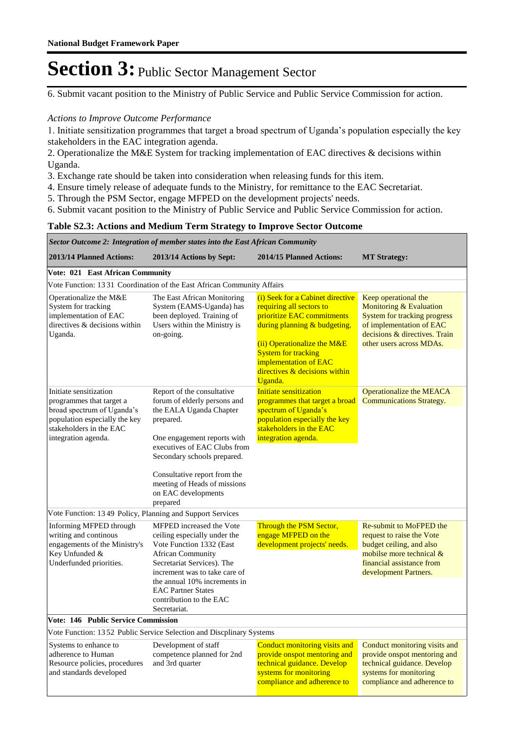6. Submit vacant position to the Ministry of Public Service and Public Service Commission for action.

*Actions to Improve Outcome Performance*

1. Initiate sensitization programmes that target a broad spectrum of Uganda's population especially the key stakeholders in the EAC integration agenda.
2. Operationalize the M&E System for tracking implementation of EAC directives & decisions within Uganda.
3. Exchange rate should be taken into consideration when releasing funds for this item.
4. Ensure timely release of adequate funds to the Ministry, for remittance to the EAC Secretariat.
5. Through the PSM Sector, engage MFPED on the development projects' needs.
6. Submit vacant position to the Ministry of Public Service and Public Service Commission for action.

**Table S2.3: Actions and Medium Term Strategy to Improve Sector Outcome**

| *Sector Outcome 2: Integration of member states into the East African Community* | | | |
|---|---|---|---|
| **2013/14 Planned Actions:** | **2013/14 Actions by Sept:** | **2014/15 Planned Actions:** | **MT Strategy:** |
| **Vote: 021 East African Community** | | | |
| Vote Function: 13 31 Coordination of the East African Community Affairs | | | |
| Operationalize the M&E System for tracking implementation of EAC directives & decisions within Uganda. | The East African Monitoring System (EAMS-Uganda) has been deployed. Training of Users within the Ministry is on-going. | (i) Seek for a Cabinet directive requiring all sectors to prioritize EAC commitments during planning & budgeting.<br><br>(ii) Operationalize the M&E System for tracking implementation of EAC directives & decisions within Uganda. | Keep operational the Monitoring & Evaluation System for tracking progress of implementation of EAC decisions & directives. Train other users across MDAs. |
| Initiate sensitization programmes that target a broad spectrum of Uganda's population especially the key stakeholders in the EAC integration agenda. | Report of the consultative forum of elderly persons and the EALA Uganda Chapter prepared.<br><br>One engagement reports with executives of EAC Clubs from Secondary schools prepared.<br><br>Consultative report from the meeting of Heads of missions on EAC developments prepared | Initiate sensitization programmes that target a broad spectrum of Uganda's population especially the key stakeholders in the EAC integration agenda. | Operationalize the MEACA Communications Strategy. |
| Vote Function: 13 49 Policy, Planning and Support Services | | | |
| Informing MFPED through writing and continous engagements of the Ministry's Key Unfunded & Underfunded priorities. | MFPED increased the Vote ceiling especially under the Vote Function 1332 (East African Community Secretariat Services). The increment was to take care of the annual 10% increments in EAC Partner States contribution to the EAC Secretariat. | Through the PSM Sector, engage MFPED on the development projects' needs. | Re-submit to MoFPED the request to raise the Vote budget ceiling, and also mobilse more technical & financial assistance from development Partners. |
| **Vote: 146 Public Service Commission** | | | |
| Vote Function: 13 52 Public Service Selection and Discplinary Systems | | | |
| Systems to enhance to adherence to Human Resource policies, procedures and standards developed | Development of staff competence planned for 2nd and 3rd quarter | Conduct monitoring visits and provide onspot mentoring and technical guidance. Develop systems for monitoring compliance and adherence to | Conduct monitoring visits and provide onspot mentoring and technical guidance. Develop systems for monitoring compliance and adherence to |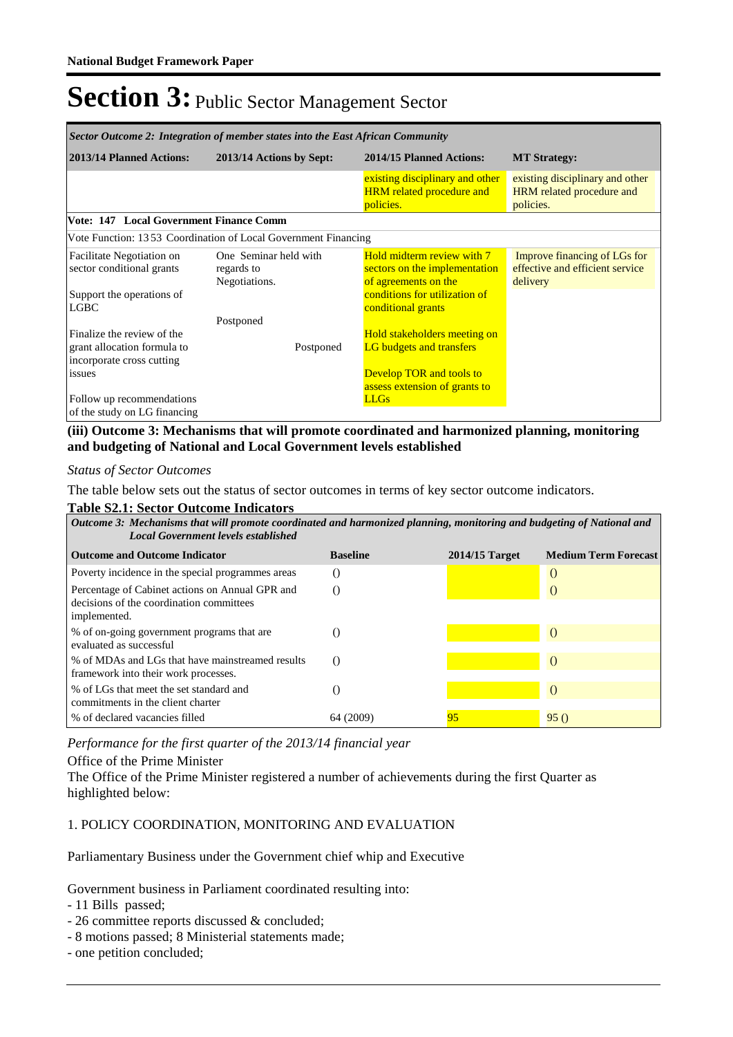# Section 3: Public Sector Management Sector

| *Sector Outcome 2: Integration of member states into the East African Community* | | | |
|---|---|---|---|
| **2013/14 Planned Actions:** | **2013/14 Actions by Sept:** | **2014/15 Planned Actions:** | **MT Strategy:** |
| | | existing disciplinary and other HRM related procedure and policies. | existing disciplinary and other HRM related procedure and policies. |
| **Vote: 147 Local Government Finance Comm** | | | |
| Vote Function: 13 53 Coordination of Local Government Financing | | | |
| Facilitate Negotiation on sector conditional grants<br><br>Support the operations of LGBC<br><br>Finalize the review of the grant allocation formula to incorporate cross cutting issues<br><br>Follow up recommendations of the study on LG financing | One Seminar held with regards to Negotiations.<br><br>Postponed<br><br>Postponed | Hold midterm review with 7 sectors on the implementation of agreements on the conditions for utilization of conditional grants<br><br>Hold stakeholders meeting on LG budgets and transfers<br><br>Develop TOR and tools to assess extension of grants to LLGs | Improve financing of LGs for effective and efficient service delivery |

## (iii) Outcome 3: Mechanisms that will promote coordinated and harmonized planning, monitoring and budgeting of National and Local Government levels established

*Status of Sector Outcomes*

The table below sets out the status of sector outcomes in terms of key sector outcome indicators.

**Table S2.1: Sector Outcome Indicators**

| *Outcome 3: Mechanisms that will promote coordinated and harmonized planning, monitoring and budgeting of National and Local Government levels established* | | | |
|---|---|---|---|
| **Outcome and Outcome Indicator** | **Baseline** | **2014/15 Target** | **Medium Term Forecast** |
| Poverty incidence in the special programmes areas | () | | () |
| Percentage of Cabinet actions on Annual GPR and decisions of the coordination committees implemented. | () | | () |
| % of on-going government programs that are evaluated as successful | () | | () |
| % of MDAs and LGs that have mainstreamed results framework into their work processes. | () | | () |
| % of LGs that meet the set standard and commitments in the client charter | () | | () |
| % of declared vacancies filled | 64 (2009) | 95 | 95 () |

*Performance for the first quarter of the 2013/14 financial year*

Office of the Prime Minister

The Office of the Prime Minister registered a number of achievements during the first Quarter as highlighted below:

1. POLICY COORDINATION, MONITORING AND EVALUATION

Parliamentary Business under the Government chief whip and Executive

Government business in Parliament coordinated resulting into:
- 11 Bills passed;
- 26 committee reports discussed & concluded;
- 8 motions passed; 8 Ministerial statements made;
- one petition concluded;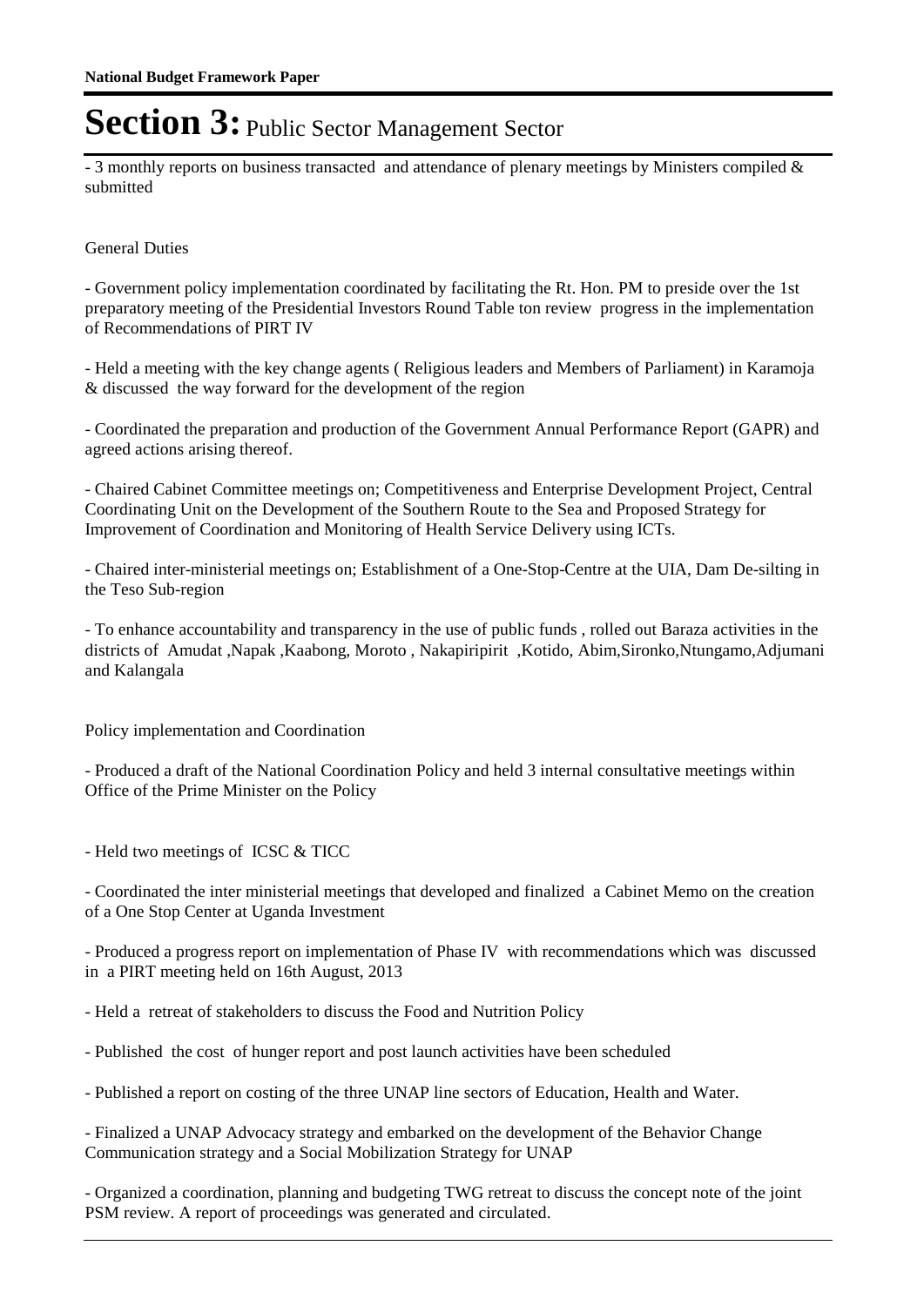# Section 3: Public Sector Management Sector

- 3 monthly reports on business transacted and attendance of plenary meetings by Ministers compiled & submitted

General Duties

- Government policy implementation coordinated by facilitating the Rt. Hon. PM to preside over the 1st preparatory meeting of the Presidential Investors Round Table ton review progress in the implementation of Recommendations of PIRT IV

- Held a meeting with the key change agents ( Religious leaders and Members of Parliament) in Karamoja & discussed the way forward for the development of the region

- Coordinated the preparation and production of the Government Annual Performance Report (GAPR) and agreed actions arising thereof.

- Chaired Cabinet Committee meetings on; Competitiveness and Enterprise Development Project, Central Coordinating Unit on the Development of the Southern Route to the Sea and Proposed Strategy for Improvement of Coordination and Monitoring of Health Service Delivery using ICTs.

- Chaired inter-ministerial meetings on; Establishment of a One-Stop-Centre at the UIA, Dam De-silting in the Teso Sub-region

- To enhance accountability and transparency in the use of public funds , rolled out Baraza activities in the districts of Amudat ,Napak ,Kaabong, Moroto , Nakapiripirit ,Kotido, Abim,Sironko,Ntungamo,Adjumani and Kalangala

Policy implementation and Coordination

- Produced a draft of the National Coordination Policy and held 3 internal consultative meetings within Office of the Prime Minister on the Policy

- Held two meetings of ICSC & TICC

- Coordinated the inter ministerial meetings that developed and finalized a Cabinet Memo on the creation of a One Stop Center at Uganda Investment

- Produced a progress report on implementation of Phase IV with recommendations which was discussed in a PIRT meeting held on 16th August, 2013

- Held a retreat of stakeholders to discuss the Food and Nutrition Policy

- Published the cost of hunger report and post launch activities have been scheduled

- Published a report on costing of the three UNAP line sectors of Education, Health and Water.

- Finalized a UNAP Advocacy strategy and embarked on the development of the Behavior Change Communication strategy and a Social Mobilization Strategy for UNAP

- Organized a coordination, planning and budgeting TWG retreat to discuss the concept note of the joint PSM review. A report of proceedings was generated and circulated.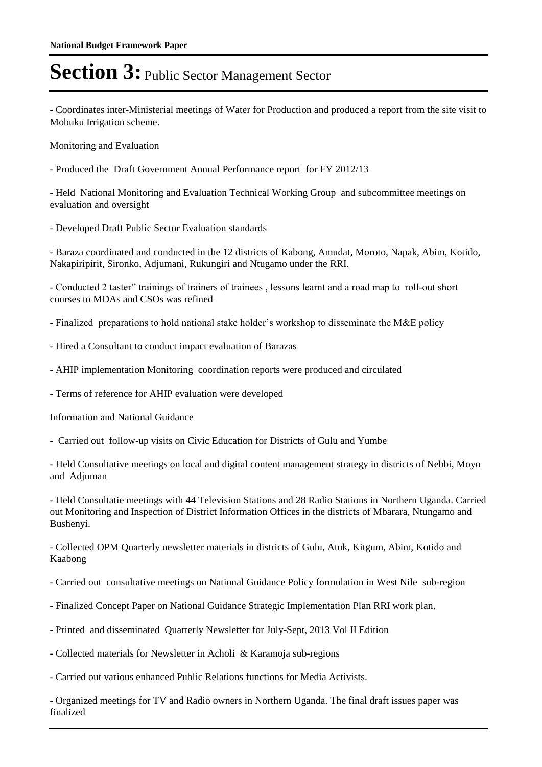- Coordinates inter-Ministerial meetings of Water for Production and produced a report from the site visit to Mobuku Irrigation scheme.

Monitoring and Evaluation

- Produced the Draft Government Annual Performance report for FY 2012/13

- Held National Monitoring and Evaluation Technical Working Group and subcommittee meetings on evaluation and oversight

- Developed Draft Public Sector Evaluation standards

- Baraza coordinated and conducted in the 12 districts of Kabong, Amudat, Moroto, Napak, Abim, Kotido, Nakapiripirit, Sironko, Adjumani, Rukungiri and Ntugamo under the RRI.

- Conducted 2 taster" trainings of trainers of trainees , lessons learnt and a road map to roll-out short courses to MDAs and CSOs was refined

- Finalized preparations to hold national stake holder's workshop to disseminate the M&E policy

- Hired a Consultant to conduct impact evaluation of Barazas

- AHIP implementation Monitoring coordination reports were produced and circulated

- Terms of reference for AHIP evaluation were developed

Information and National Guidance

- Carried out follow-up visits on Civic Education for Districts of Gulu and Yumbe

- Held Consultative meetings on local and digital content management strategy in districts of Nebbi, Moyo and Adjuman

- Held Consultatie meetings with 44 Television Stations and 28 Radio Stations in Northern Uganda. Carried out Monitoring and Inspection of District Information Offices in the districts of Mbarara, Ntungamo and Bushenyi.

- Collected OPM Quarterly newsletter materials in districts of Gulu, Atuk, Kitgum, Abim, Kotido and Kaabong

- Carried out consultative meetings on National Guidance Policy formulation in West Nile sub-region

- Finalized Concept Paper on National Guidance Strategic Implementation Plan RRI work plan.

- Printed and disseminated Quarterly Newsletter for July-Sept, 2013 Vol II Edition

- Collected materials for Newsletter in Acholi & Karamoja sub-regions

- Carried out various enhanced Public Relations functions for Media Activists.

- Organized meetings for TV and Radio owners in Northern Uganda. The final draft issues paper was finalized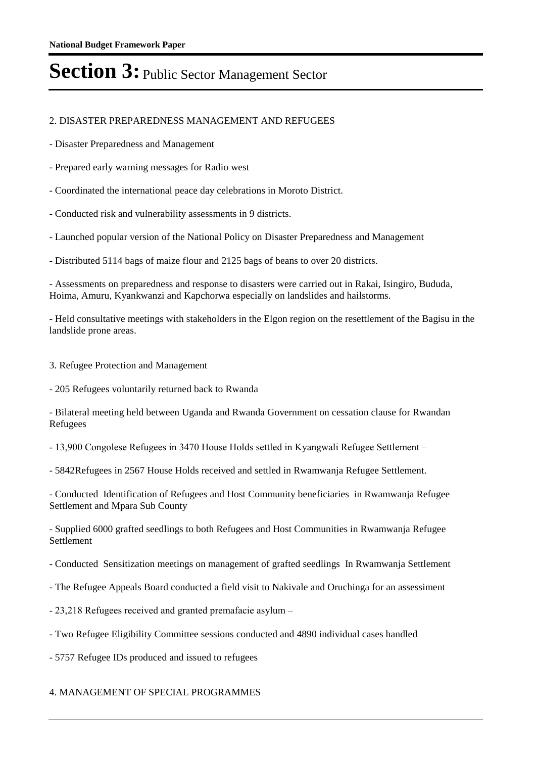2. DISASTER PREPAREDNESS MANAGEMENT AND REFUGEES

- Disaster Preparedness and Management
- Prepared early warning messages for Radio west
- Coordinated the international peace day celebrations in Moroto District.
- Conducted risk and vulnerability assessments in 9 districts.
- Launched popular version of the National Policy on Disaster Preparedness and Management
- Distributed 5114 bags of maize flour and 2125 bags of beans to over 20 districts.
- Assessments on preparedness and response to disasters were carried out in Rakai, Isingiro, Bududa, Hoima, Amuru, Kyankwanzi and Kapchorwa especially on landslides and hailstorms.
- Held consultative meetings with stakeholders in the Elgon region on the resettlement of the Bagisu in the landslide prone areas.

3. Refugee Protection and Management

- 205 Refugees voluntarily returned back to Rwanda
- Bilateral meeting held between Uganda and Rwanda Government on cessation clause for Rwandan Refugees
- 13,900 Congolese Refugees in 3470 House Holds settled in Kyangwali Refugee Settlement –
- 5842Refugees in 2567 House Holds received and settled in Rwamwanja Refugee Settlement.
- Conducted Identification of Refugees and Host Community beneficiaries in Rwamwanja Refugee Settlement and Mpara Sub County
- Supplied 6000 grafted seedlings to both Refugees and Host Communities in Rwamwanja Refugee Settlement
- Conducted Sensitization meetings on management of grafted seedlings In Rwamwanja Settlement
- The Refugee Appeals Board conducted a field visit to Nakivale and Oruchinga for an assessiment
- 23,218 Refugees received and granted premafacie asylum –
- Two Refugee Eligibility Committee sessions conducted and 4890 individual cases handled
- 5757 Refugee IDs produced and issued to refugees

4. MANAGEMENT OF SPECIAL PROGRAMMES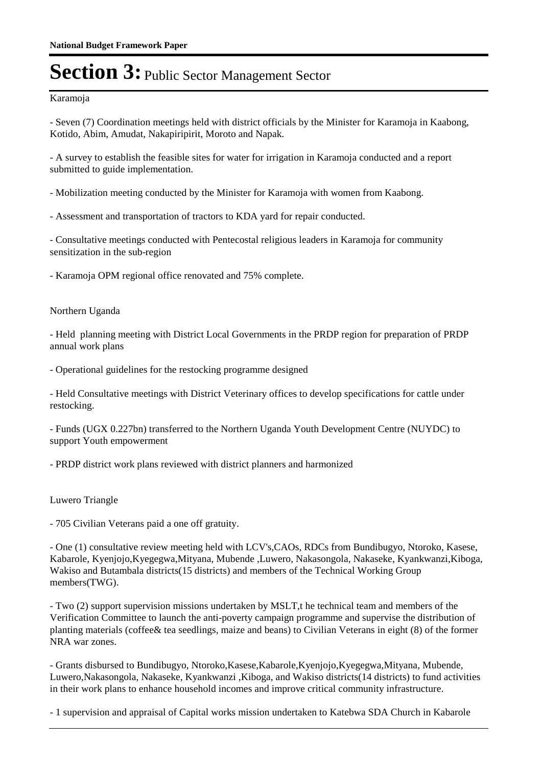Karamoja

- Seven (7) Coordination meetings held with district officials by the Minister for Karamoja in Kaabong, Kotido, Abim, Amudat, Nakapiripirit, Moroto and Napak.

- A survey to establish the feasible sites for water for irrigation in Karamoja conducted and a report submitted to guide implementation.

- Mobilization meeting conducted by the Minister for Karamoja with women from Kaabong.

- Assessment and transportation of tractors to KDA yard for repair conducted.

- Consultative meetings conducted with Pentecostal religious leaders in Karamoja for community sensitization in the sub-region

- Karamoja OPM regional office renovated and 75% complete.

Northern Uganda

- Held planning meeting with District Local Governments in the PRDP region for preparation of PRDP annual work plans

- Operational guidelines for the restocking programme designed

- Held Consultative meetings with District Veterinary offices to develop specifications for cattle under restocking.

- Funds (UGX 0.227bn) transferred to the Northern Uganda Youth Development Centre (NUYDC) to support Youth empowerment

- PRDP district work plans reviewed with district planners and harmonized

Luwero Triangle

- 705 Civilian Veterans paid a one off gratuity.

- One (1) consultative review meeting held with LCV's,CAOs, RDCs from Bundibugyo, Ntoroko, Kasese, Kabarole, Kyenjojo,Kyegegwa,Mityana, Mubende ,Luwero, Nakasongola, Nakaseke, Kyankwanzi,Kiboga, Wakiso and Butambala districts(15 districts) and members of the Technical Working Group members(TWG).

- Two (2) support supervision missions undertaken by MSLT,t he technical team and members of the Verification Committee to launch the anti-poverty campaign programme and supervise the distribution of planting materials (coffee& tea seedlings, maize and beans) to Civilian Veterans in eight (8) of the former NRA war zones.

- Grants disbursed to Bundibugyo, Ntoroko,Kasese,Kabarole,Kyenjojo,Kyegegwa,Mityana, Mubende, Luwero,Nakasongola, Nakaseke, Kyankwanzi ,Kiboga, and Wakiso districts(14 districts) to fund activities in their work plans to enhance household incomes and improve critical community infrastructure.

- 1 supervision and appraisal of Capital works mission undertaken to Katebwa SDA Church in Kabarole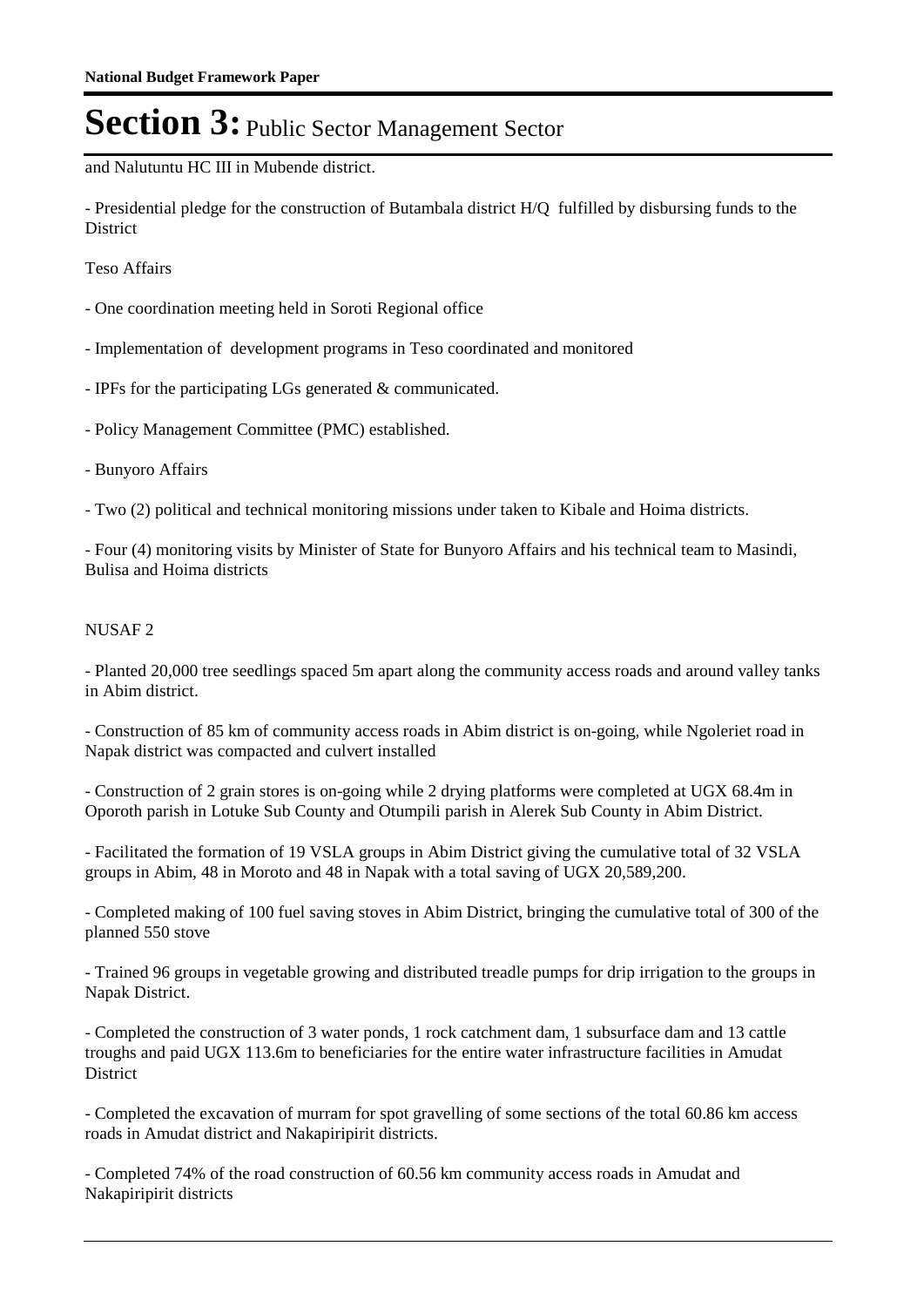and Nalutuntu HC III in Mubende district.

- Presidential pledge for the construction of Butambala district H/Q fulfilled by disbursing funds to the District

Teso Affairs

- One coordination meeting held in Soroti Regional office

- Implementation of development programs in Teso coordinated and monitored

- IPFs for the participating LGs generated & communicated.

- Policy Management Committee (PMC) established.

- Bunyoro Affairs

- Two (2) political and technical monitoring missions under taken to Kibale and Hoima districts.

- Four (4) monitoring visits by Minister of State for Bunyoro Affairs and his technical team to Masindi, Bulisa and Hoima districts

NUSAF 2

- Planted 20,000 tree seedlings spaced 5m apart along the community access roads and around valley tanks in Abim district.

- Construction of 85 km of community access roads in Abim district is on-going, while Ngoleriet road in Napak district was compacted and culvert installed

- Construction of 2 grain stores is on-going while 2 drying platforms were completed at UGX 68.4m in Oporoth parish in Lotuke Sub County and Otumpili parish in Alerek Sub County in Abim District.

- Facilitated the formation of 19 VSLA groups in Abim District giving the cumulative total of 32 VSLA groups in Abim, 48 in Moroto and 48 in Napak with a total saving of UGX 20,589,200.

- Completed making of 100 fuel saving stoves in Abim District, bringing the cumulative total of 300 of the planned 550 stove

- Trained 96 groups in vegetable growing and distributed treadle pumps for drip irrigation to the groups in Napak District.

- Completed the construction of 3 water ponds, 1 rock catchment dam, 1 subsurface dam and 13 cattle troughs and paid UGX 113.6m to beneficiaries for the entire water infrastructure facilities in Amudat District

- Completed the excavation of murram for spot gravelling of some sections of the total 60.86 km access roads in Amudat district and Nakapiripirit districts.

- Completed 74% of the road construction of 60.56 km community access roads in Amudat and Nakapiripirit districts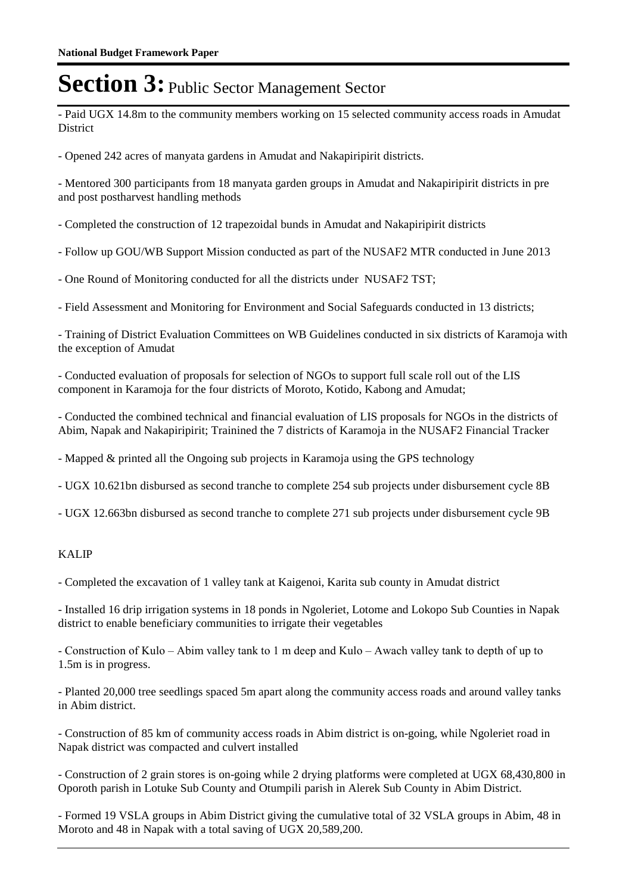- Paid UGX 14.8m to the community members working on 15 selected community access roads in Amudat District

- Opened 242 acres of manyata gardens in Amudat and Nakapiripirit districts.

- Mentored 300 participants from 18 manyata garden groups in Amudat and Nakapiripirit districts in pre and post postharvest handling methods

- Completed the construction of 12 trapezoidal bunds in Amudat and Nakapiripirit districts

- Follow up GOU/WB Support Mission conducted as part of the NUSAF2 MTR conducted in June 2013

- One Round of Monitoring conducted for all the districts under NUSAF2 TST;

- Field Assessment and Monitoring for Environment and Social Safeguards conducted in 13 districts;

- Training of District Evaluation Committees on WB Guidelines conducted in six districts of Karamoja with the exception of Amudat

- Conducted evaluation of proposals for selection of NGOs to support full scale roll out of the LIS component in Karamoja for the four districts of Moroto, Kotido, Kabong and Amudat;

- Conducted the combined technical and financial evaluation of LIS proposals for NGOs in the districts of Abim, Napak and Nakapiripirit; Trainined the 7 districts of Karamoja in the NUSAF2 Financial Tracker

- Mapped & printed all the Ongoing sub projects in Karamoja using the GPS technology

- UGX 10.621bn disbursed as second tranche to complete 254 sub projects under disbursement cycle 8B

- UGX 12.663bn disbursed as second tranche to complete 271 sub projects under disbursement cycle 9B

KALIP

- Completed the excavation of 1 valley tank at Kaigenoi, Karita sub county in Amudat district

- Installed 16 drip irrigation systems in 18 ponds in Ngoleriet, Lotome and Lokopo Sub Counties in Napak district to enable beneficiary communities to irrigate their vegetables

- Construction of Kulo – Abim valley tank to 1 m deep and Kulo – Awach valley tank to depth of up to 1.5m is in progress.

- Planted 20,000 tree seedlings spaced 5m apart along the community access roads and around valley tanks in Abim district.

- Construction of 85 km of community access roads in Abim district is on-going, while Ngoleriet road in Napak district was compacted and culvert installed

- Construction of 2 grain stores is on-going while 2 drying platforms were completed at UGX 68,430,800 in Oporoth parish in Lotuke Sub County and Otumpili parish in Alerek Sub County in Abim District.

- Formed 19 VSLA groups in Abim District giving the cumulative total of 32 VSLA groups in Abim, 48 in Moroto and 48 in Napak with a total saving of UGX 20,589,200.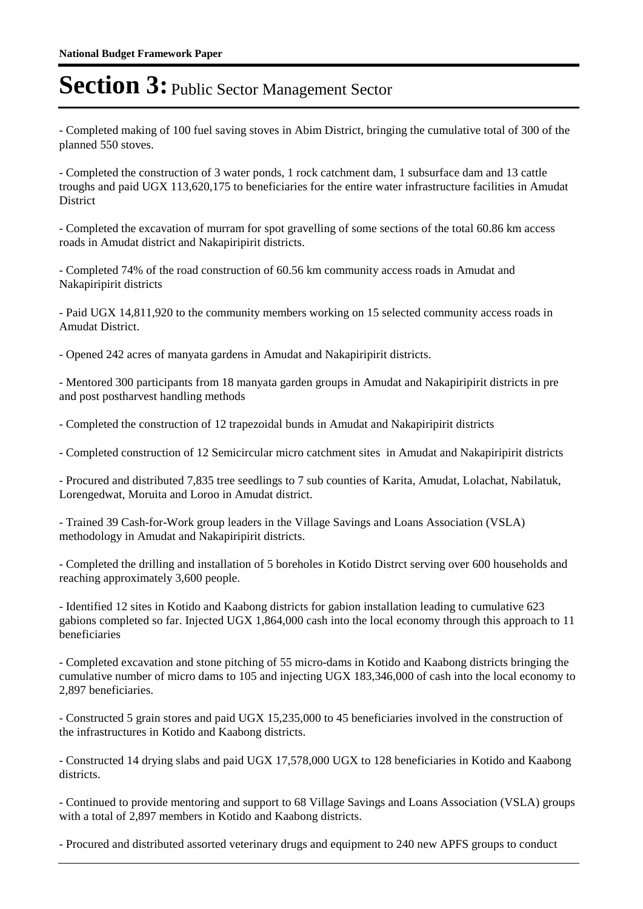# Section 3: Public Sector Management Sector

- Completed making of 100 fuel saving stoves in Abim District, bringing the cumulative total of 300 of the planned 550 stoves.

- Completed the construction of 3 water ponds, 1 rock catchment dam, 1 subsurface dam and 13 cattle troughs and paid UGX 113,620,175 to beneficiaries for the entire water infrastructure facilities in Amudat District

- Completed the excavation of murram for spot gravelling of some sections of the total 60.86 km access roads in Amudat district and Nakapiripirit districts.

- Completed 74% of the road construction of 60.56 km community access roads in Amudat and Nakapiripirit districts

- Paid UGX 14,811,920 to the community members working on 15 selected community access roads in Amudat District.

- Opened 242 acres of manyata gardens in Amudat and Nakapiripirit districts.

- Mentored 300 participants from 18 manyata garden groups in Amudat and Nakapiripirit districts in pre and post postharvest handling methods

- Completed the construction of 12 trapezoidal bunds in Amudat and Nakapiripirit districts

- Completed construction of 12 Semicircular micro catchment sites in Amudat and Nakapiripirit districts

- Procured and distributed 7,835 tree seedlings to 7 sub counties of Karita, Amudat, Lolachat, Nabilatuk, Lorengedwat, Moruita and Loroo in Amudat district.

- Trained 39 Cash-for-Work group leaders in the Village Savings and Loans Association (VSLA) methodology in Amudat and Nakapiripirit districts.

- Completed the drilling and installation of 5 boreholes in Kotido Distrct serving over 600 households and reaching approximately 3,600 people.

- Identified 12 sites in Kotido and Kaabong districts for gabion installation leading to cumulative 623 gabions completed so far. Injected UGX 1,864,000 cash into the local economy through this approach to 11 beneficiaries

- Completed excavation and stone pitching of 55 micro-dams in Kotido and Kaabong districts bringing the cumulative number of micro dams to 105 and injecting UGX 183,346,000 of cash into the local economy to 2,897 beneficiaries.

- Constructed 5 grain stores and paid UGX 15,235,000 to 45 beneficiaries involved in the construction of the infrastructures in Kotido and Kaabong districts.

- Constructed 14 drying slabs and paid UGX 17,578,000 UGX to 128 beneficiaries in Kotido and Kaabong districts.

- Continued to provide mentoring and support to 68 Village Savings and Loans Association (VSLA) groups with a total of 2,897 members in Kotido and Kaabong districts.

- Procured and distributed assorted veterinary drugs and equipment to 240 new APFS groups to conduct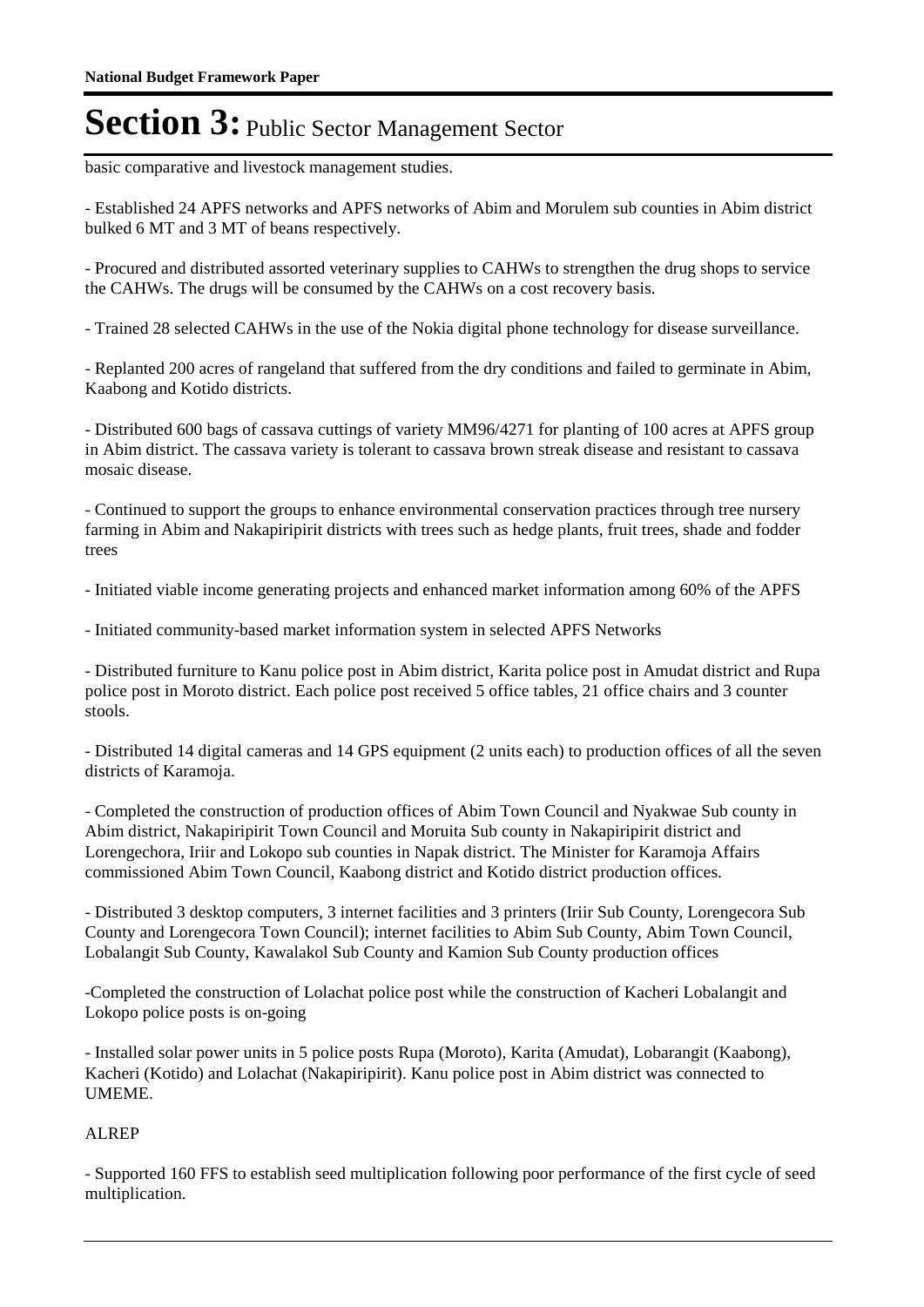basic comparative and livestock management studies.

- Established 24 APFS networks and APFS networks of Abim and Morulem sub counties in Abim district bulked 6 MT and 3 MT of beans respectively.

- Procured and distributed assorted veterinary supplies to CAHWs to strengthen the drug shops to service the CAHWs. The drugs will be consumed by the CAHWs on a cost recovery basis.

- Trained 28 selected CAHWs in the use of the Nokia digital phone technology for disease surveillance.

- Replanted 200 acres of rangeland that suffered from the dry conditions and failed to germinate in Abim, Kaabong and Kotido districts.

- Distributed 600 bags of cassava cuttings of variety MM96/4271 for planting of 100 acres at APFS group in Abim district. The cassava variety is tolerant to cassava brown streak disease and resistant to cassava mosaic disease.

- Continued to support the groups to enhance environmental conservation practices through tree nursery farming in Abim and Nakapiripirit districts with trees such as hedge plants, fruit trees, shade and fodder trees

- Initiated viable income generating projects and enhanced market information among 60% of the APFS

- Initiated community-based market information system in selected APFS Networks

- Distributed furniture to Kanu police post in Abim district, Karita police post in Amudat district and Rupa police post in Moroto district. Each police post received 5 office tables, 21 office chairs and 3 counter stools.

- Distributed 14 digital cameras and 14 GPS equipment (2 units each) to production offices of all the seven districts of Karamoja.

- Completed the construction of production offices of Abim Town Council and Nyakwae Sub county in Abim district, Nakapiripirit Town Council and Moruita Sub county in Nakapiripirit district and Lorengechora, Iriir and Lokopo sub counties in Napak district. The Minister for Karamoja Affairs commissioned Abim Town Council, Kaabong district and Kotido district production offices.

- Distributed 3 desktop computers, 3 internet facilities and 3 printers (Iriir Sub County, Lorengecora Sub County and Lorengecora Town Council); internet facilities to Abim Sub County, Abim Town Council, Lobalangit Sub County, Kawalakol Sub County and Kamion Sub County production offices

-Completed the construction of Lolachat police post while the construction of Kacheri Lobalangit and Lokopo police posts is on-going

- Installed solar power units in 5 police posts Rupa (Moroto), Karita (Amudat), Lobarangit (Kaabong), Kacheri (Kotido) and Lolachat (Nakapiripirit). Kanu police post in Abim district was connected to UMEME.

ALREP

- Supported 160 FFS to establish seed multiplication following poor performance of the first cycle of seed multiplication.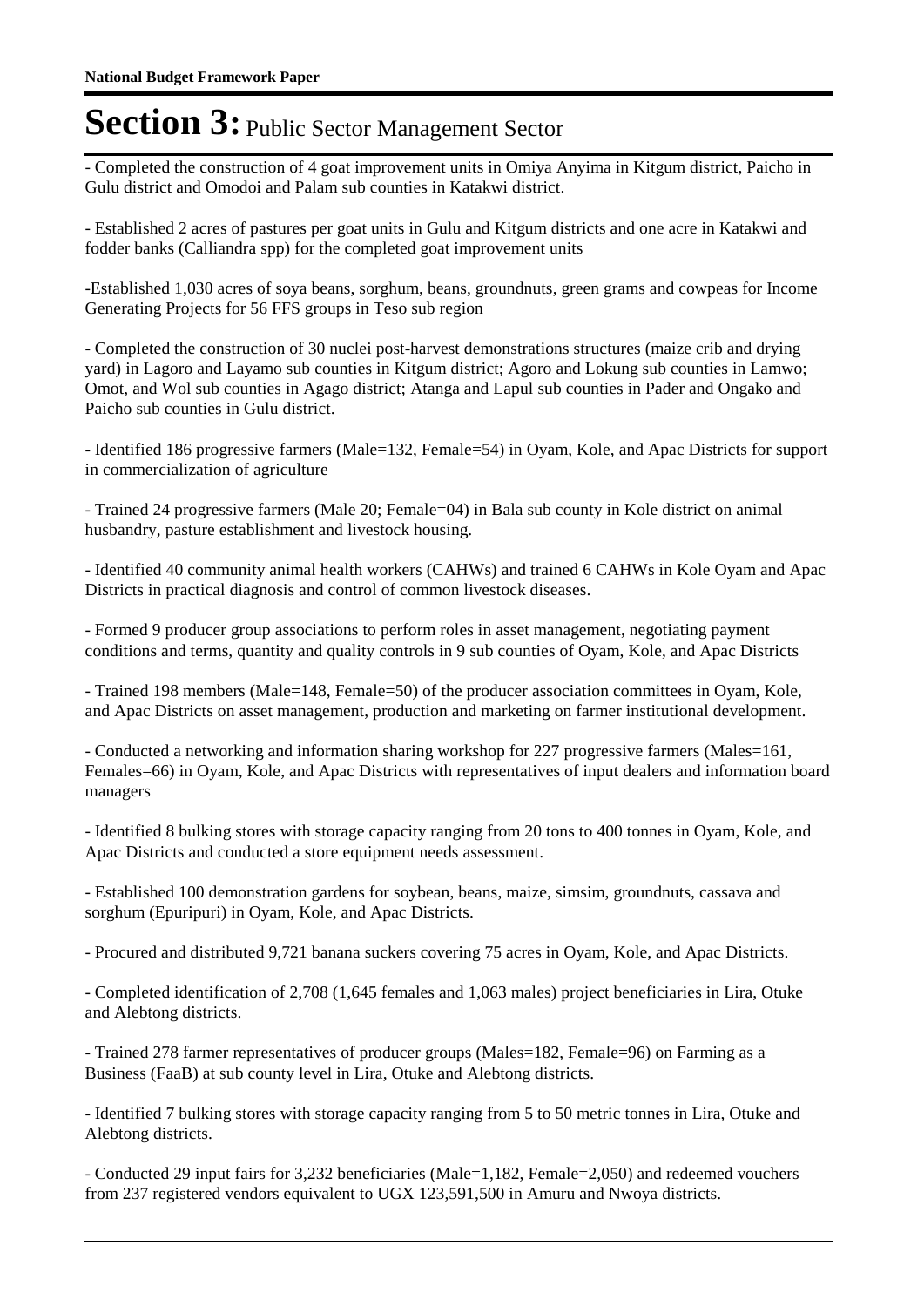- Completed the construction of 4 goat improvement units in Omiya Anyima in Kitgum district, Paicho in Gulu district and Omodoi and Palam sub counties in Katakwi district.

- Established 2 acres of pastures per goat units in Gulu and Kitgum districts and one acre in Katakwi and fodder banks (Calliandra spp) for the completed goat improvement units

-Established 1,030 acres of soya beans, sorghum, beans, groundnuts, green grams and cowpeas for Income Generating Projects for 56 FFS groups in Teso sub region

- Completed the construction of 30 nuclei post-harvest demonstrations structures (maize crib and drying yard) in Lagoro and Layamo sub counties in Kitgum district; Agoro and Lokung sub counties in Lamwo; Omot, and Wol sub counties in Agago district; Atanga and Lapul sub counties in Pader and Ongako and Paicho sub counties in Gulu district.

- Identified 186 progressive farmers (Male=132, Female=54) in Oyam, Kole, and Apac Districts for support in commercialization of agriculture

- Trained 24 progressive farmers (Male 20; Female=04) in Bala sub county in Kole district on animal husbandry, pasture establishment and livestock housing.

- Identified 40 community animal health workers (CAHWs) and trained 6 CAHWs in Kole Oyam and Apac Districts in practical diagnosis and control of common livestock diseases.

- Formed 9 producer group associations to perform roles in asset management, negotiating payment conditions and terms, quantity and quality controls in 9 sub counties of Oyam, Kole, and Apac Districts

- Trained 198 members (Male=148, Female=50) of the producer association committees in Oyam, Kole, and Apac Districts on asset management, production and marketing on farmer institutional development.

- Conducted a networking and information sharing workshop for 227 progressive farmers (Males=161, Females=66) in Oyam, Kole, and Apac Districts with representatives of input dealers and information board managers

- Identified 8 bulking stores with storage capacity ranging from 20 tons to 400 tonnes in Oyam, Kole, and Apac Districts and conducted a store equipment needs assessment.

- Established 100 demonstration gardens for soybean, beans, maize, simsim, groundnuts, cassava and sorghum (Epuripuri) in Oyam, Kole, and Apac Districts.

- Procured and distributed 9,721 banana suckers covering 75 acres in Oyam, Kole, and Apac Districts.

- Completed identification of 2,708 (1,645 females and 1,063 males) project beneficiaries in Lira, Otuke and Alebtong districts.

- Trained 278 farmer representatives of producer groups (Males=182, Female=96) on Farming as a Business (FaaB) at sub county level in Lira, Otuke and Alebtong districts.

- Identified 7 bulking stores with storage capacity ranging from 5 to 50 metric tonnes in Lira, Otuke and Alebtong districts.

- Conducted 29 input fairs for 3,232 beneficiaries (Male=1,182, Female=2,050) and redeemed vouchers from 237 registered vendors equivalent to UGX 123,591,500 in Amuru and Nwoya districts.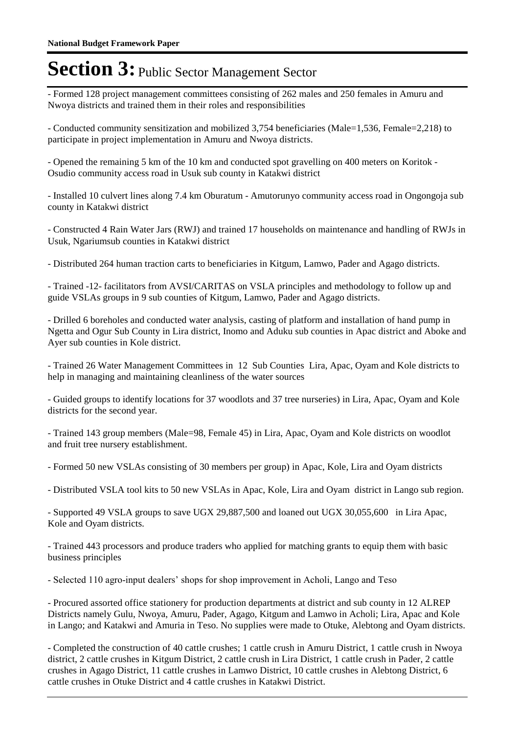# Section 3: Public Sector Management Sector

- Formed 128 project management committees consisting of 262 males and 250 females in Amuru and Nwoya districts and trained them in their roles and responsibilities

- Conducted community sensitization and mobilized 3,754 beneficiaries (Male=1,536, Female=2,218) to participate in project implementation in Amuru and Nwoya districts.

- Opened the remaining 5 km of the 10 km and conducted spot gravelling on 400 meters on Koritok - Osudio community access road in Usuk sub county in Katakwi district

- Installed 10 culvert lines along 7.4 km Oburatum - Amutorunyo community access road in Ongongoja sub county in Katakwi district

- Constructed 4 Rain Water Jars (RWJ) and trained 17 households on maintenance and handling of RWJs in Usuk, Ngariumsub counties in Katakwi district

- Distributed 264 human traction carts to beneficiaries in Kitgum, Lamwo, Pader and Agago districts.

- Trained -12- facilitators from AVSI/CARITAS on VSLA principles and methodology to follow up and guide VSLAs groups in 9 sub counties of Kitgum, Lamwo, Pader and Agago districts.

- Drilled 6 boreholes and conducted water analysis, casting of platform and installation of hand pump in Ngetta and Ogur Sub County in Lira district, Inomo and Aduku sub counties in Apac district and Aboke and Ayer sub counties in Kole district.

- Trained 26 Water Management Committees in 12 Sub Counties Lira, Apac, Oyam and Kole districts to help in managing and maintaining cleanliness of the water sources

- Guided groups to identify locations for 37 woodlots and 37 tree nurseries) in Lira, Apac, Oyam and Kole districts for the second year.

- Trained 143 group members (Male=98, Female 45) in Lira, Apac, Oyam and Kole districts on woodlot and fruit tree nursery establishment.

- Formed 50 new VSLAs consisting of 30 members per group) in Apac, Kole, Lira and Oyam districts

- Distributed VSLA tool kits to 50 new VSLAs in Apac, Kole, Lira and Oyam district in Lango sub region.

- Supported 49 VSLA groups to save UGX 29,887,500 and loaned out UGX 30,055,600 in Lira Apac, Kole and Oyam districts.

- Trained 443 processors and produce traders who applied for matching grants to equip them with basic business principles

- Selected 110 agro-input dealers' shops for shop improvement in Acholi, Lango and Teso

- Procured assorted office stationery for production departments at district and sub county in 12 ALREP Districts namely Gulu, Nwoya, Amuru, Pader, Agago, Kitgum and Lamwo in Acholi; Lira, Apac and Kole in Lango; and Katakwi and Amuria in Teso. No supplies were made to Otuke, Alebtong and Oyam districts.

- Completed the construction of 40 cattle crushes; 1 cattle crush in Amuru District, 1 cattle crush in Nwoya district, 2 cattle crushes in Kitgum District, 2 cattle crush in Lira District, 1 cattle crush in Pader, 2 cattle crushes in Agago District, 11 cattle crushes in Lamwo District, 10 cattle crushes in Alebtong District, 6 cattle crushes in Otuke District and 4 cattle crushes in Katakwi District.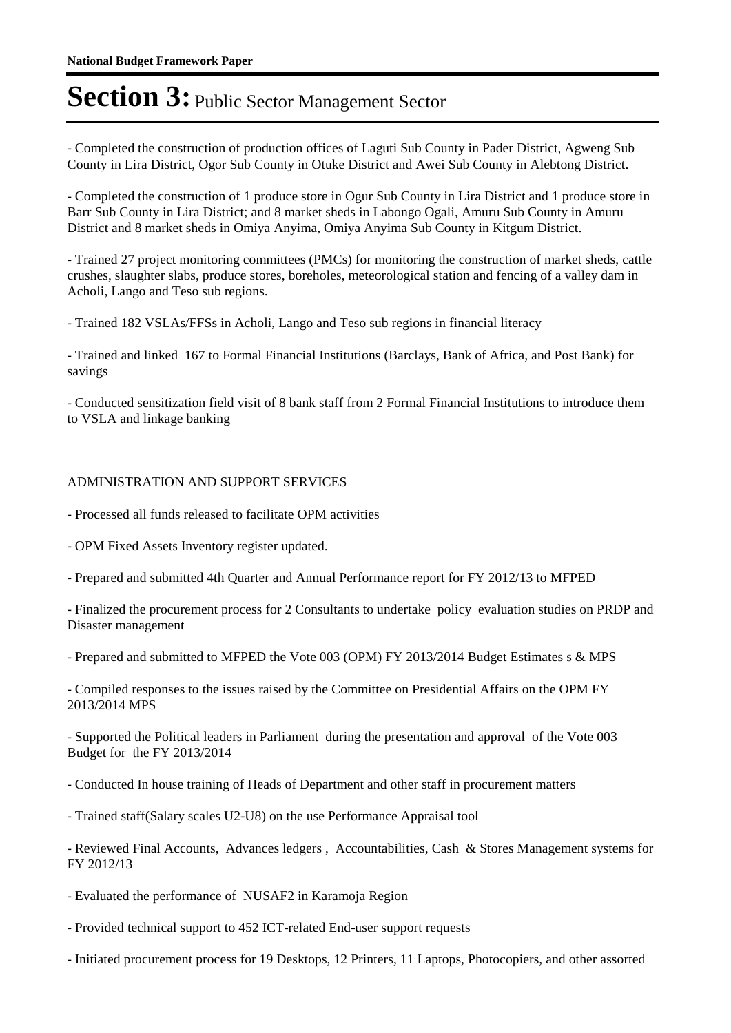- Completed the construction of production offices of Laguti Sub County in Pader District, Agweng Sub County in Lira District, Ogor Sub County in Otuke District and Awei Sub County in Alebtong District.

- Completed the construction of 1 produce store in Ogur Sub County in Lira District and 1 produce store in Barr Sub County in Lira District; and 8 market sheds in Labongo Ogali, Amuru Sub County in Amuru District and 8 market sheds in Omiya Anyima, Omiya Anyima Sub County in Kitgum District.

- Trained 27 project monitoring committees (PMCs) for monitoring the construction of market sheds, cattle crushes, slaughter slabs, produce stores, boreholes, meteorological station and fencing of a valley dam in Acholi, Lango and Teso sub regions.

- Trained 182 VSLAs/FFSs in Acholi, Lango and Teso sub regions in financial literacy

- Trained and linked 167 to Formal Financial Institutions (Barclays, Bank of Africa, and Post Bank) for savings

- Conducted sensitization field visit of 8 bank staff from 2 Formal Financial Institutions to introduce them to VSLA and linkage banking

ADMINISTRATION AND SUPPORT SERVICES

- Processed all funds released to facilitate OPM activities

- OPM Fixed Assets Inventory register updated.

- Prepared and submitted 4th Quarter and Annual Performance report for FY 2012/13 to MFPED

- Finalized the procurement process for 2 Consultants to undertake policy evaluation studies on PRDP and Disaster management

- Prepared and submitted to MFPED the Vote 003 (OPM) FY 2013/2014 Budget Estimates s & MPS

- Compiled responses to the issues raised by the Committee on Presidential Affairs on the OPM FY 2013/2014 MPS

- Supported the Political leaders in Parliament during the presentation and approval of the Vote 003 Budget for the FY 2013/2014

- Conducted In house training of Heads of Department and other staff in procurement matters

- Trained staff(Salary scales U2-U8) on the use Performance Appraisal tool

- Reviewed Final Accounts, Advances ledgers , Accountabilities, Cash & Stores Management systems for FY 2012/13

- Evaluated the performance of NUSAF2 in Karamoja Region

- Provided technical support to 452 ICT-related End-user support requests

- Initiated procurement process for 19 Desktops, 12 Printers, 11 Laptops, Photocopiers, and other assorted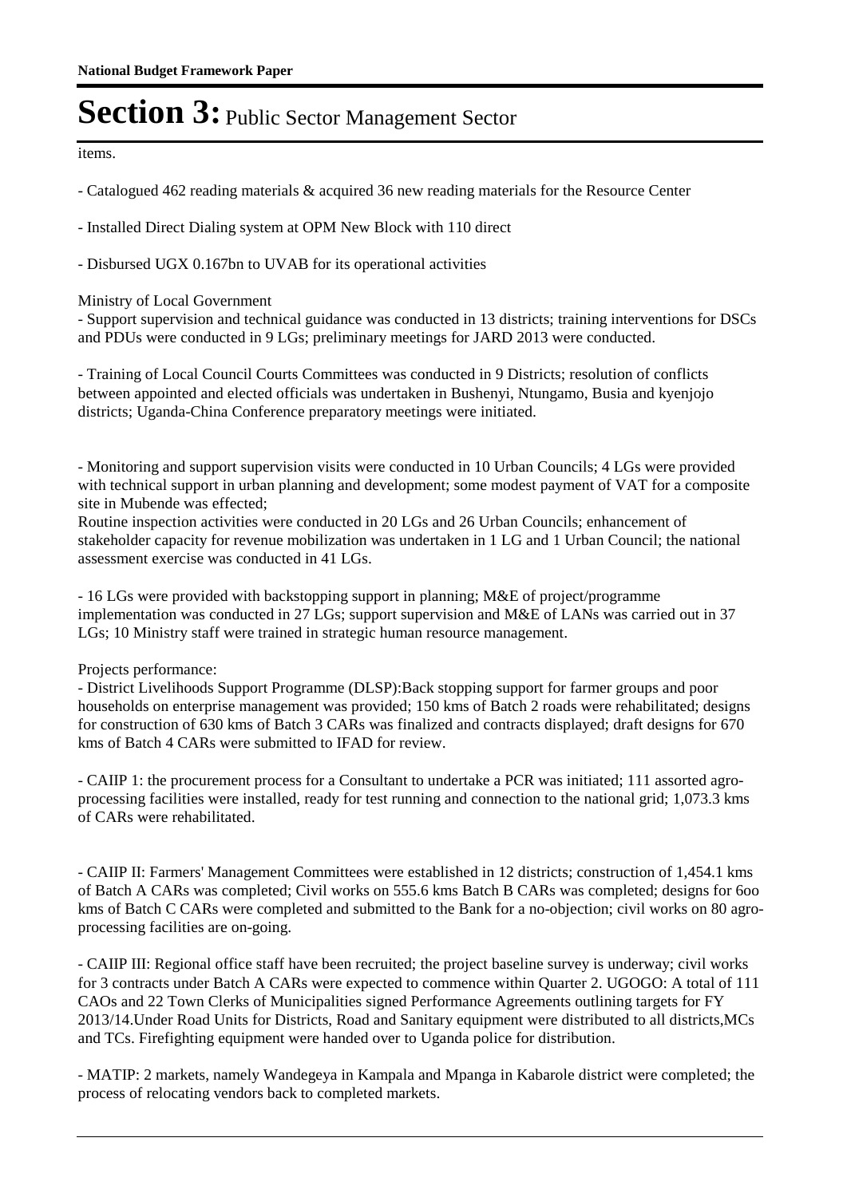items.

- Catalogued 462 reading materials & acquired 36 new reading materials for the Resource Center

- Installed Direct Dialing system at OPM New Block with 110 direct

- Disbursed UGX 0.167bn to UVAB for its operational activities

Ministry of Local Government
- Support supervision and technical guidance was conducted in 13 districts; training interventions for DSCs and PDUs were conducted in 9 LGs; preliminary meetings for JARD 2013 were conducted.

- Training of Local Council Courts Committees was conducted in 9 Districts; resolution of conflicts between appointed and elected officials was undertaken in Bushenyi, Ntungamo, Busia and kyenjojo districts; Uganda-China Conference preparatory meetings were initiated.

- Monitoring and support supervision visits were conducted in 10 Urban Councils; 4 LGs were provided with technical support in urban planning and development; some modest payment of VAT for a composite site in Mubende was effected;
Routine inspection activities were conducted in 20 LGs and 26 Urban Councils; enhancement of stakeholder capacity for revenue mobilization was undertaken in 1 LG and 1 Urban Council; the national assessment exercise was conducted in 41 LGs.

- 16 LGs were provided with backstopping support in planning; M&E of project/programme implementation was conducted in 27 LGs; support supervision and M&E of LANs was carried out in 37 LGs; 10 Ministry staff were trained in strategic human resource management.

Projects performance:
- District Livelihoods Support Programme (DLSP):Back stopping support for farmer groups and poor households on enterprise management was provided; 150 kms of Batch 2 roads were rehabilitated; designs for construction of 630 kms of Batch 3 CARs was finalized and contracts displayed; draft designs for 670 kms of Batch 4 CARs were submitted to IFAD for review.

- CAIIP 1: the procurement process for a Consultant to undertake a PCR was initiated; 111 assorted agro-processing facilities were installed, ready for test running and connection to the national grid; 1,073.3 kms of CARs were rehabilitated.

- CAIIP II: Farmers' Management Committees were established in 12 districts; construction of 1,454.1 kms of Batch A CARs was completed; Civil works on 555.6 kms Batch B CARs was completed; designs for 6oo kms of Batch C CARs were completed and submitted to the Bank for a no-objection; civil works on 80 agro-processing facilities are on-going.

- CAIIP III: Regional office staff have been recruited; the project baseline survey is underway; civil works for 3 contracts under Batch A CARs were expected to commence within Quarter 2. UGOGO: A total of 111 CAOs and 22 Town Clerks of Municipalities signed Performance Agreements outlining targets for FY 2013/14.Under Road Units for Districts, Road and Sanitary equipment were distributed to all districts,MCs and TCs. Firefighting equipment were handed over to Uganda police for distribution.

- MATIP: 2 markets, namely Wandegeya in Kampala and Mpanga in Kabarole district were completed; the process of relocating vendors back to completed markets.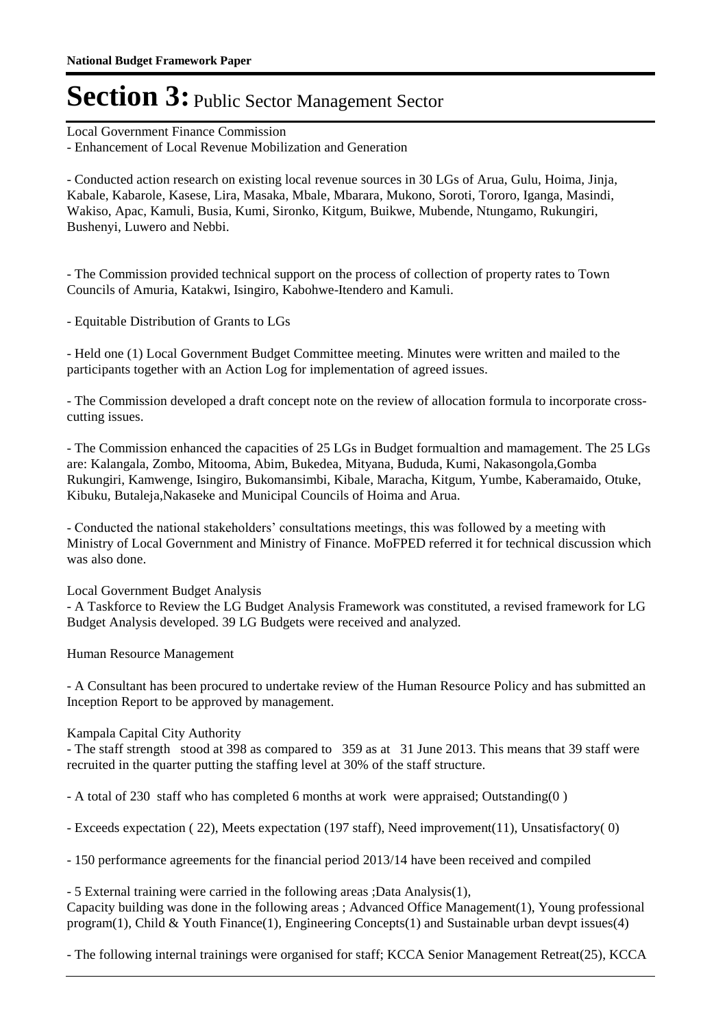# Section 3: Public Sector Management Sector

Local Government Finance Commission

- Enhancement of Local Revenue Mobilization and Generation

- Conducted action research on existing local revenue sources in 30 LGs of Arua, Gulu, Hoima, Jinja, Kabale, Kabarole, Kasese, Lira, Masaka, Mbale, Mbarara, Mukono, Soroti, Tororo, Iganga, Masindi, Wakiso, Apac, Kamuli, Busia, Kumi, Sironko, Kitgum, Buikwe, Mubende, Ntungamo, Rukungiri, Bushenyi, Luwero and Nebbi.

- The Commission provided technical support on the process of collection of property rates to Town Councils of Amuria, Katakwi, Isingiro, Kabohwe-Itendero and Kamuli.

- Equitable Distribution of Grants to LGs

- Held one (1) Local Government Budget Committee meeting. Minutes were written and mailed to the participants together with an Action Log for implementation of agreed issues.

- The Commission developed a draft concept note on the review of allocation formula to incorporate cross-cutting issues.

- The Commission enhanced the capacities of 25 LGs in Budget formualtion and mamagement. The 25 LGs are: Kalangala, Zombo, Mitooma, Abim, Bukedea, Mityana, Bududa, Kumi, Nakasongola,Gomba Rukungiri, Kamwenge, Isingiro, Bukomansimbi, Kibale, Maracha, Kitgum, Yumbe, Kaberamaido, Otuke, Kibuku, Butaleja,Nakaseke and Municipal Councils of Hoima and Arua.

- Conducted the national stakeholders' consultations meetings, this was followed by a meeting with Ministry of Local Government and Ministry of Finance. MoFPED referred it for technical discussion which was also done.

Local Government Budget Analysis

- A Taskforce to Review the LG Budget Analysis Framework was constituted, a revised framework for LG Budget Analysis developed. 39 LG Budgets were received and analyzed.

Human Resource Management

- A Consultant has been procured to undertake review of the Human Resource Policy and has submitted an Inception Report to be approved by management.

Kampala Capital City Authority

- The staff strength stood at 398 as compared to 359 as at 31 June 2013. This means that 39 staff were recruited in the quarter putting the staffing level at 30% of the staff structure.

- A total of 230 staff who has completed 6 months at work were appraised; Outstanding(0 )

- Exceeds expectation ( 22), Meets expectation (197 staff), Need improvement(11), Unsatisfactory( 0)

- 150 performance agreements for the financial period 2013/14 have been received and compiled

- 5 External training were carried in the following areas ;Data Analysis(1),
Capacity building was done in the following areas ; Advanced Office Management(1), Young professional program(1), Child & Youth Finance(1), Engineering Concepts(1) and Sustainable urban devpt issues(4)

- The following internal trainings were organised for staff; KCCA Senior Management Retreat(25), KCCA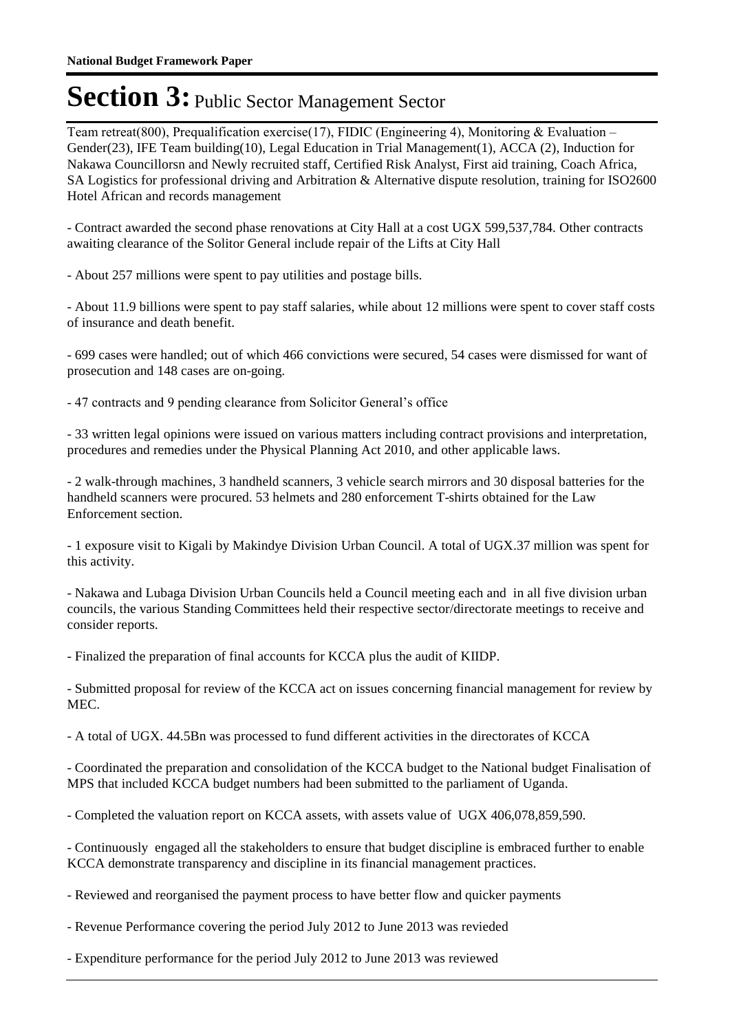# Section 3: Public Sector Management Sector

Team retreat(800), Prequalification exercise(17), FIDIC (Engineering 4), Monitoring & Evaluation – Gender(23), IFE Team building(10), Legal Education in Trial Management(1), ACCA (2), Induction for Nakawa Councillorsn and Newly recruited staff, Certified Risk Analyst, First aid training, Coach Africa, SA Logistics for professional driving and Arbitration & Alternative dispute resolution, training for ISO2600 Hotel African and records management

- Contract awarded the second phase renovations at City Hall at a cost UGX 599,537,784. Other contracts awaiting clearance of the Solitor General include repair of the Lifts at City Hall

- About 257 millions were spent to pay utilities and postage bills.

- About 11.9 billions were spent to pay staff salaries, while about 12 millions were spent to cover staff costs of insurance and death benefit.

- 699 cases were handled; out of which 466 convictions were secured, 54 cases were dismissed for want of prosecution and 148 cases are on-going.

- 47 contracts and 9 pending clearance from Solicitor General's office

- 33 written legal opinions were issued on various matters including contract provisions and interpretation, procedures and remedies under the Physical Planning Act 2010, and other applicable laws.

- 2 walk-through machines, 3 handheld scanners, 3 vehicle search mirrors and 30 disposal batteries for the handheld scanners were procured. 53 helmets and 280 enforcement T-shirts obtained for the Law Enforcement section.

- 1 exposure visit to Kigali by Makindye Division Urban Council. A total of UGX.37 million was spent for this activity.

- Nakawa and Lubaga Division Urban Councils held a Council meeting each and in all five division urban councils, the various Standing Committees held their respective sector/directorate meetings to receive and consider reports.

- Finalized the preparation of final accounts for KCCA plus the audit of KIIDP.

- Submitted proposal for review of the KCCA act on issues concerning financial management for review by MEC.

- A total of UGX. 44.5Bn was processed to fund different activities in the directorates of KCCA

- Coordinated the preparation and consolidation of the KCCA budget to the National budget Finalisation of MPS that included KCCA budget numbers had been submitted to the parliament of Uganda.

- Completed the valuation report on KCCA assets, with assets value of UGX 406,078,859,590.

- Continuously engaged all the stakeholders to ensure that budget discipline is embraced further to enable KCCA demonstrate transparency and discipline in its financial management practices.

- Reviewed and reorganised the payment process to have better flow and quicker payments

- Revenue Performance covering the period July 2012 to June 2013 was revieded

- Expenditure performance for the period July 2012 to June 2013 was reviewed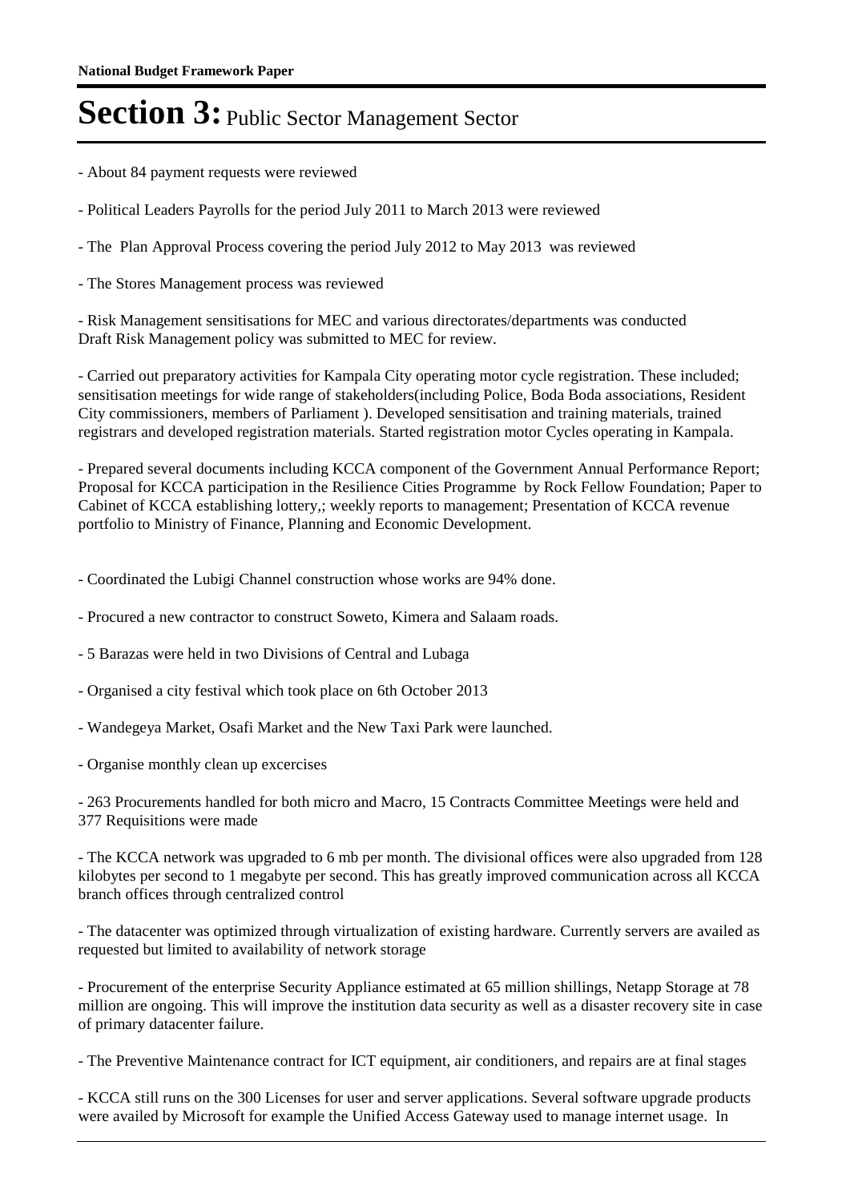- About 84 payment requests were reviewed

- Political Leaders Payrolls for the period July 2011 to March 2013 were reviewed

- The Plan Approval Process covering the period July 2012 to May 2013 was reviewed

- The Stores Management process was reviewed

- Risk Management sensitisations for MEC and various directorates/departments was conducted
Draft Risk Management policy was submitted to MEC for review.

- Carried out preparatory activities for Kampala City operating motor cycle registration. These included; sensitisation meetings for wide range of stakeholders(including Police, Boda Boda associations, Resident City commissioners, members of Parliament ). Developed sensitisation and training materials, trained registrars and developed registration materials. Started registration motor Cycles operating in Kampala.

- Prepared several documents including KCCA component of the Government Annual Performance Report; Proposal for KCCA participation in the Resilience Cities Programme by Rock Fellow Foundation; Paper to Cabinet of KCCA establishing lottery,; weekly reports to management; Presentation of KCCA revenue portfolio to Ministry of Finance, Planning and Economic Development.

- Coordinated the Lubigi Channel construction whose works are 94% done.

- Procured a new contractor to construct Soweto, Kimera and Salaam roads.

- 5 Barazas were held in two Divisions of Central and Lubaga

- Organised a city festival which took place on 6th October 2013

- Wandegeya Market, Osafi Market and the New Taxi Park were launched.

- Organise monthly clean up excercises

- 263 Procurements handled for both micro and Macro, 15 Contracts Committee Meetings were held and 377 Requisitions were made

- The KCCA network was upgraded to 6 mb per month. The divisional offices were also upgraded from 128 kilobytes per second to 1 megabyte per second. This has greatly improved communication across all KCCA branch offices through centralized control

- The datacenter was optimized through virtualization of existing hardware. Currently servers are availed as requested but limited to availability of network storage

- Procurement of the enterprise Security Appliance estimated at 65 million shillings, Netapp Storage at 78 million are ongoing. This will improve the institution data security as well as a disaster recovery site in case of primary datacenter failure.

- The Preventive Maintenance contract for ICT equipment, air conditioners, and repairs are at final stages

- KCCA still runs on the 300 Licenses for user and server applications. Several software upgrade products were availed by Microsoft for example the Unified Access Gateway used to manage internet usage. In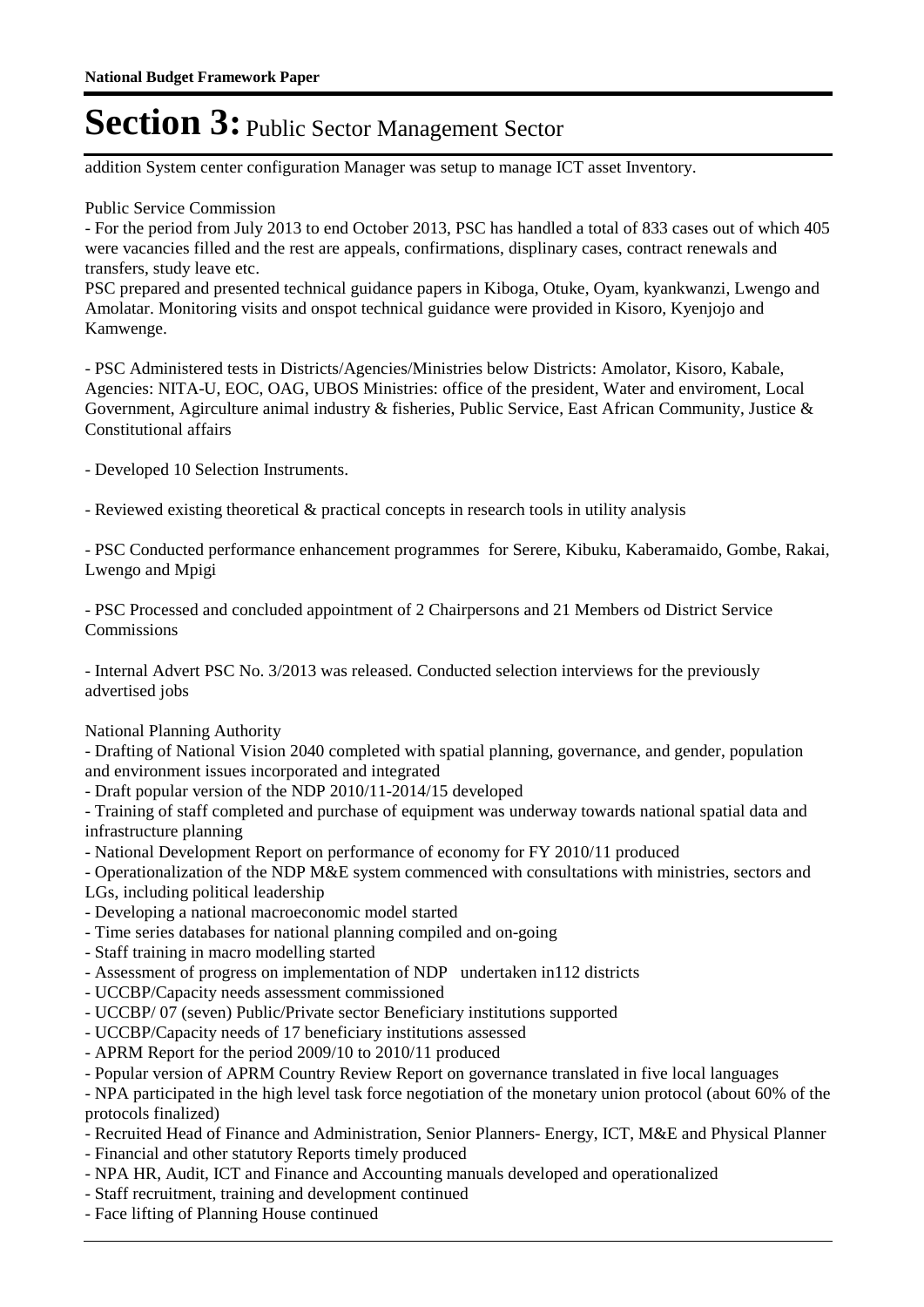addition System center configuration Manager was setup to manage ICT asset Inventory.

Public Service Commission

- For the period from July 2013 to end October 2013, PSC has handled a total of 833 cases out of which 405 were vacancies filled and the rest are appeals, confirmations, displinary cases, contract renewals and transfers, study leave etc.

PSC prepared and presented technical guidance papers in Kiboga, Otuke, Oyam, kyankwanzi, Lwengo and Amolatar. Monitoring visits and onspot technical guidance were provided in Kisoro, Kyenjojo and Kamwenge.

- PSC Administered tests in Districts/Agencies/Ministries below Districts: Amolator, Kisoro, Kabale, Agencies: NITA-U, EOC, OAG, UBOS Ministries: office of the president, Water and enviroment, Local Government, Agirculture animal industry & fisheries, Public Service, East African Community, Justice & Constitutional affairs

- Developed 10 Selection Instruments.

- Reviewed existing theoretical & practical concepts in research tools in utility analysis

- PSC Conducted performance enhancement programmes for Serere, Kibuku, Kaberamaido, Gombe, Rakai, Lwengo and Mpigi

- PSC Processed and concluded appointment of 2 Chairpersons and 21 Members od District Service Commissions

- Internal Advert PSC No. 3/2013 was released. Conducted selection interviews for the previously advertised jobs

National Planning Authority

- Drafting of National Vision 2040 completed with spatial planning, governance, and gender, population and environment issues incorporated and integrated
- Draft popular version of the NDP 2010/11-2014/15 developed
- Training of staff completed and purchase of equipment was underway towards national spatial data and infrastructure planning
- National Development Report on performance of economy for FY 2010/11 produced
- Operationalization of the NDP M&E system commenced with consultations with ministries, sectors and LGs, including political leadership
- Developing a national macroeconomic model started
- Time series databases for national planning compiled and on-going
- Staff training in macro modelling started
- Assessment of progress on implementation of NDP undertaken in112 districts
- UCCBP/Capacity needs assessment commissioned
- UCCBP/ 07 (seven) Public/Private sector Beneficiary institutions supported
- UCCBP/Capacity needs of 17 beneficiary institutions assessed
- APRM Report for the period 2009/10 to 2010/11 produced
- Popular version of APRM Country Review Report on governance translated in five local languages
- NPA participated in the high level task force negotiation of the monetary union protocol (about 60% of the protocols finalized)
- Recruited Head of Finance and Administration, Senior Planners- Energy, ICT, M&E and Physical Planner
- Financial and other statutory Reports timely produced
- NPA HR, Audit, ICT and Finance and Accounting manuals developed and operationalized
- Staff recruitment, training and development continued
- Face lifting of Planning House continued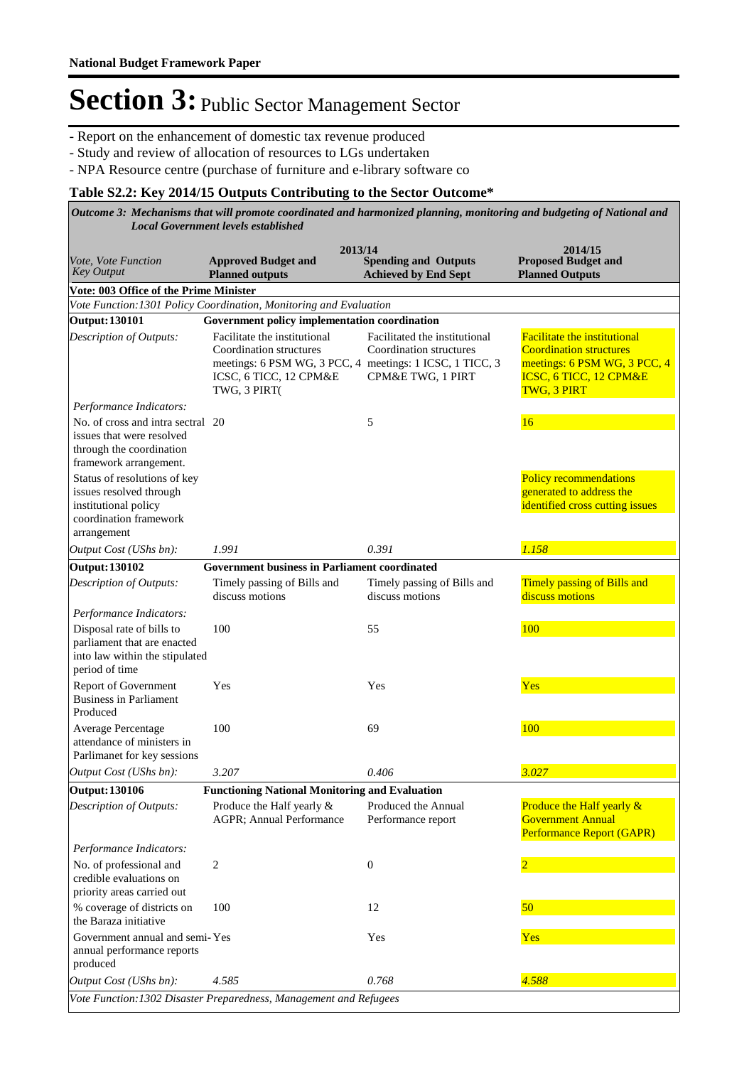# Section 3: Public Sector Management Sector

- Report on the enhancement of domestic tax revenue produced
- Study and review of allocation of resources to LGs undertaken
- NPA Resource centre (purchase of furniture and e-library software co

**Table S2.2: Key 2014/15 Outputs Contributing to the Sector Outcome***

***Outcome 3: Mechanisms that will promote coordinated and harmonized planning, monitoring and budgeting of National and Local Government levels established***

| *Vote, Vote Function Key Output* | 2013/14 **Approved Budget and Planned outputs** | **Spending and Outputs Achieved by End Sept** | 2014/15 **Proposed Budget and Planned Outputs** |
|---|---|---|---|
| **Vote: 003 Office of the Prime Minister** | | | |
| *Vote Function:1301 Policy Coordination, Monitoring and Evaluation* | | | |
| **Output: 130101** | **Government policy implementation coordination** | | |
| *Description of Outputs:* | Facilitate the institutional Coordination structures meetings: 6 PSM WG, 3 PCC, 4 ICSC, 6 TICC, 12 CPM&E TWG, 3 PIRT( | Facilitated the institutional Coordination structures meetings: 1 ICSC, 1 TICC, 3 CPM&E TWG, 1 PIRT | Facilitate the institutional Coordination structures meetings: 6 PSM WG, 3 PCC, 4 ICSC, 6 TICC, 12 CPM&E TWG, 3 PIRT |
| *Performance Indicators:* | | | |
| No. of cross and intra sectral issues that were resolved through the coordination framework arrangement. | 20 | 5 | 16 |
| Status of resolutions of key issues resolved through institutional policy coordination framework arrangement | | | Policy recommendations generated to address the identified cross cutting issues |
| *Output Cost (UShs bn):* | *1.991* | *0.391* | *1.158* |
| **Output: 130102** | **Government business in Parliament coordinated** | | |
| *Description of Outputs:* | Timely passing of Bills and discuss motions | Timely passing of Bills and discuss motions | Timely passing of Bills and discuss motions |
| *Performance Indicators:* | | | |
| Disposal rate of bills to parliament that are enacted into law within the stipulated period of time | 100 | 55 | 100 |
| Report of Government Business in Parliament Produced | Yes | Yes | Yes |
| Average Percentage attendance of ministers in Parlimanet for key sessions | 100 | 69 | 100 |
| *Output Cost (UShs bn):* | *3.207* | *0.406* | *3.027* |
| **Output: 130106** | **Functioning National Monitoring and Evaluation** | | |
| *Description of Outputs:* | Produce the Half yearly & AGPR; Annual Performance | Produced the Annual Performance report | Produce the Half yearly & Government Annual Performance Report (GAPR) |
| *Performance Indicators:* | | | |
| No. of professional and credible evaluations on priority areas carried out | 2 | 0 | 2 |
| % coverage of districts on the Baraza initiative | 100 | 12 | 50 |
| Government annual and semi-annual performance reports produced | Yes | Yes | Yes |
| *Output Cost (UShs bn):* | *4.585* | *0.768* | *4.588* |
| *Vote Function:1302 Disaster Preparedness, Management and Refugees* | | | |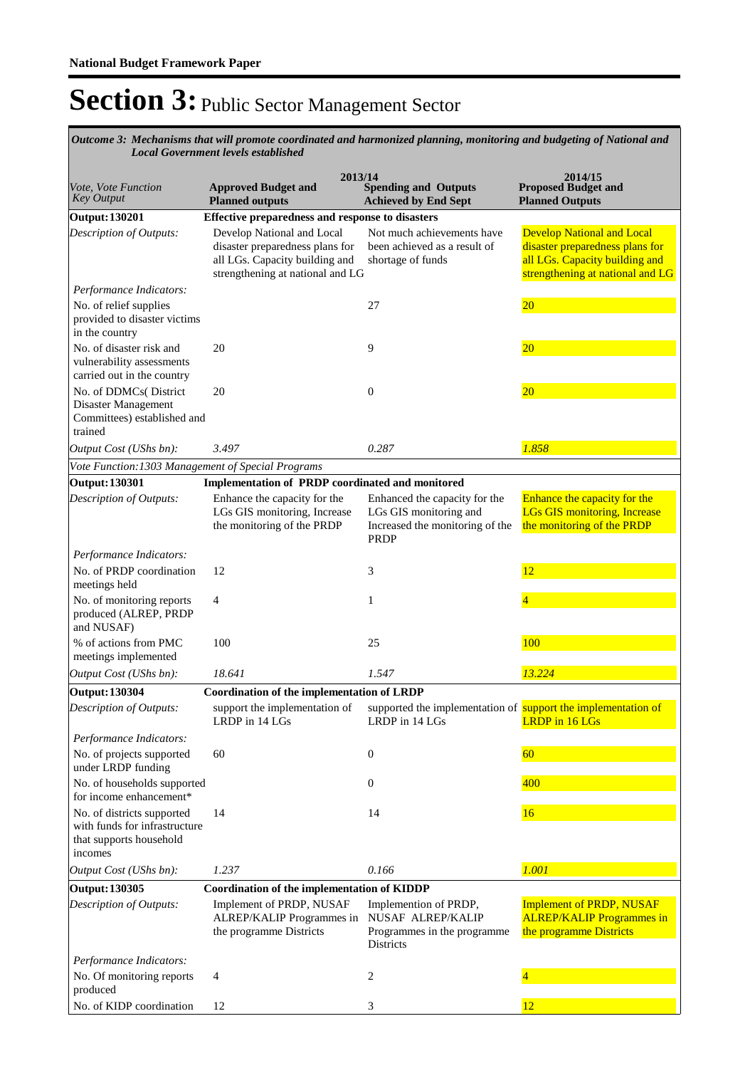# Section 3: Public Sector Management Sector

*Outcome 3: Mechanisms that will promote coordinated and harmonized planning, monitoring and budgeting of National and Local Government levels established*

| *Vote, Vote Function Key Output* | 2013/14 Approved Budget and Planned outputs | 2013/14 Spending and Outputs Achieved by End Sept | 2014/15 Proposed Budget and Planned Outputs |
|---|---|---|---|
| **Output: 130201** | **Effective preparedness and response to disasters** | | |
| *Description of Outputs:* | Develop National and Local disaster preparedness plans for all LGs. Capacity building and strengthening at national and LG | Not much achievements have been achieved as a result of shortage of funds | Develop National and Local disaster preparedness plans for all LGs. Capacity building and strengthening at national and LG |
| *Performance Indicators:* | | | |
| No. of relief supplies provided to disaster victims in the country | | 27 | 20 |
| No. of disaster risk and vulnerability assessments carried out in the country | 20 | 9 | 20 |
| No. of DDMCs( District Disaster Management Committees) established and trained | 20 | 0 | 20 |
| *Output Cost (UShs bn):* | *3.497* | *0.287* | *1.858* |
| *Vote Function:1303 Management of Special Programs* | | | |
| **Output: 130301** | **Implementation of PRDP coordinated and monitored** | | |
| *Description of Outputs:* | Enhance the capacity for the LGs GIS monitoring, Increase the monitoring of the PRDP | Enhanced the capacity for the LGs GIS monitoring and Increased the monitoring of the PRDP | Enhance the capacity for the LGs GIS monitoring, Increase the monitoring of the PRDP |
| *Performance Indicators:* | | | |
| No. of PRDP coordination meetings held | 12 | 3 | 12 |
| No. of monitoring reports produced (ALREP, PRDP and NUSAF) | 4 | 1 | 4 |
| % of actions from PMC meetings implemented | 100 | 25 | 100 |
| *Output Cost (UShs bn):* | *18.641* | *1.547* | *13.224* |
| **Output: 130304** | **Coordination of the implementation of LRDP** | | |
| *Description of Outputs:* | support the implementation of LRDP in 14 LGs | supported the implementation of LRDP in 14 LGs | support the implementation of LRDP in 16 LGs |
| *Performance Indicators:* | | | |
| No. of projects supported under LRDP funding | 60 | 0 | 60 |
| No. of households supported for income enhancement* | | 0 | 400 |
| No. of districts supported with funds for infrastructure that supports household incomes | 14 | 14 | 16 |
| *Output Cost (UShs bn):* | *1.237* | *0.166* | *1.001* |
| **Output: 130305** | **Coordination of the implementation of KIDDP** | | |
| *Description of Outputs:* | Implement of PRDP, NUSAF ALREP/KALIP Programmes in the programme Districts | Implemention of PRDP, NUSAF ALREP/KALIP Programmes in the programme Districts | Implement of PRDP, NUSAF ALREP/KALIP Programmes in the programme Districts |
| *Performance Indicators:* | | | |
| No. Of monitoring reports produced | 4 | 2 | 4 |
| No. of KIDP coordination | 12 | 3 | 12 |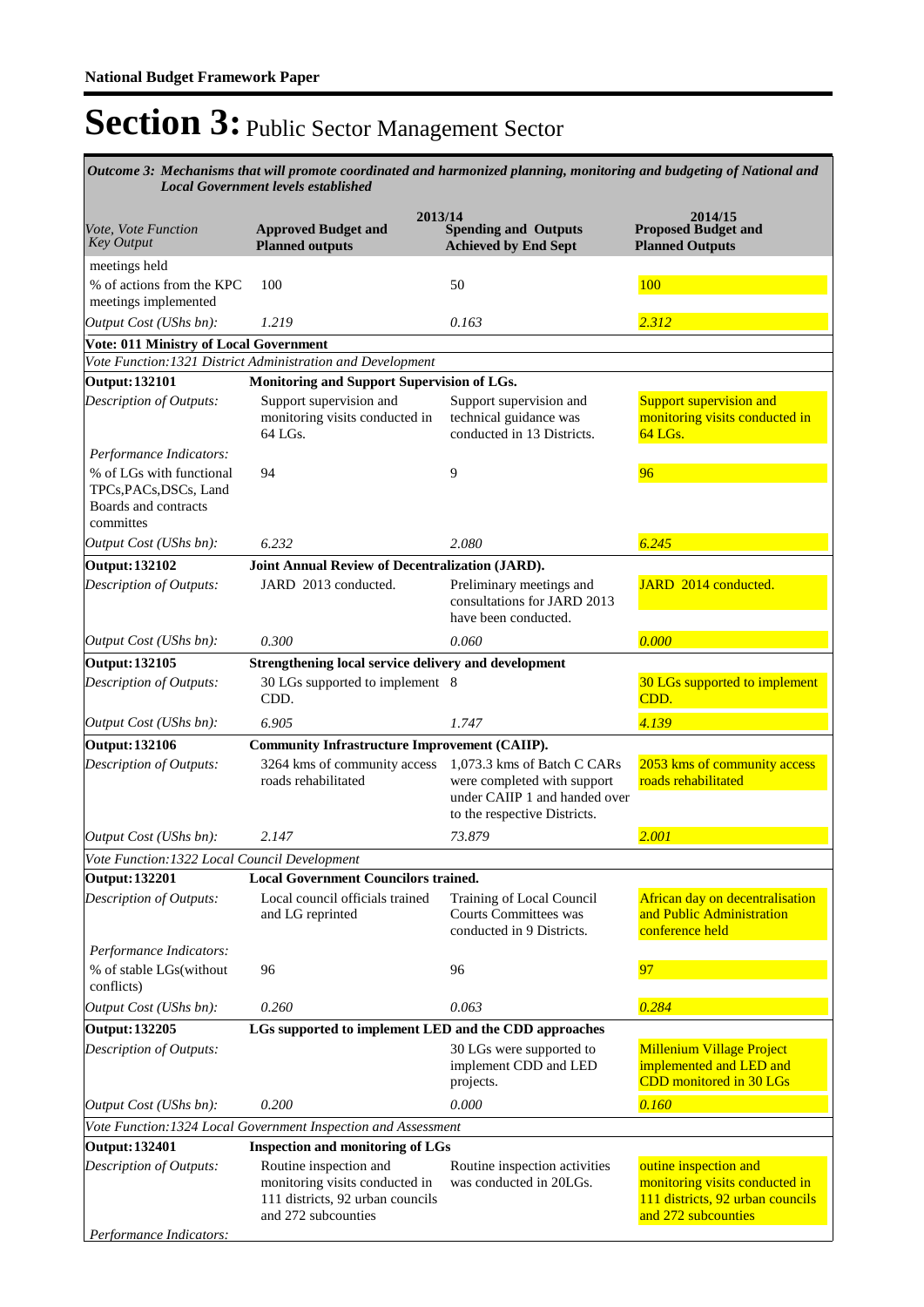# Section 3: Public Sector Management Sector

*Outcome 3: Mechanisms that will promote coordinated and harmonized planning, monitoring and budgeting of National and Local Government levels established*

| *Vote, Vote Function Key Output* | 2013/14 Approved Budget and Planned outputs | 2013/14 Spending and Outputs Achieved by End Sept | 2014/15 Proposed Budget and Planned Outputs |
|---|---|---|---|
| meetings held | | | |
| % of actions from the KPC meetings implemented | 100 | 50 | 100 |
| *Output Cost (UShs bn):* | *1.219* | *0.163* | *2.312* |
| **Vote: 011 Ministry of Local Government** | | | |
| *Vote Function:1321 District Administration and Development* | | | |
| **Output: 132101** | **Monitoring and Support Supervision of LGs.** | | |
| *Description of Outputs:* | Support supervision and monitoring visits conducted in 64 LGs. | Support supervision and technical guidance was conducted in 13 Districts. | Support supervision and monitoring visits conducted in 64 LGs. |
| *Performance Indicators:* | | | |
| % of LGs with functional TPCs,PACs,DSCs, Land Boards and contracts committes | 94 | 9 | 96 |
| *Output Cost (UShs bn):* | *6.232* | *2.080* | *6.245* |
| **Output: 132102** | **Joint Annual Review of Decentralization (JARD).** | | |
| *Description of Outputs:* | JARD 2013 conducted. | Preliminary meetings and consultations for JARD 2013 have been conducted. | JARD 2014 conducted. |
| *Output Cost (UShs bn):* | *0.300* | *0.060* | *0.000* |
| **Output: 132105** | **Strengthening local service delivery and development** | | |
| *Description of Outputs:* | 30 LGs supported to implement CDD. | 8 | 30 LGs supported to implement CDD. |
| *Output Cost (UShs bn):* | *6.905* | *1.747* | *4.139* |
| **Output: 132106** | **Community Infrastructure Improvement (CAIIP).** | | |
| *Description of Outputs:* | 3264 kms of community access roads rehabilitated | 1,073.3 kms of Batch C CARs were completed with support under CAIIP 1 and handed over to the respective Districts. | 2053 kms of community access roads rehabilitated |
| *Output Cost (UShs bn):* | *2.147* | *73.879* | *2.001* |
| *Vote Function:1322 Local Council Development* | | | |
| **Output: 132201** | **Local Government Councilors trained.** | | |
| *Description of Outputs:* | Local council officials trained and LG reprinted | Training of Local Council Courts Committees was conducted in 9 Districts. | African day on decentralisation and Public Administration conference held |
| *Performance Indicators:* | | | |
| % of stable LGs(without conflicts) | 96 | 96 | 97 |
| *Output Cost (UShs bn):* | *0.260* | *0.063* | *0.284* |
| **Output: 132205** | **LGs supported to implement LED and the CDD approaches** | | |
| *Description of Outputs:* | | 30 LGs were supported to implement CDD and LED projects. | Millenium Village Project implemented and LED and CDD monitored in 30 LGs |
| *Output Cost (UShs bn):* | *0.200* | *0.000* | *0.160* |
| *Vote Function:1324 Local Government Inspection and Assessment* | | | |
| **Output: 132401** | **Inspection and monitoring of LGs** | | |
| *Description of Outputs:* | Routine inspection and monitoring visits conducted in 111 districts, 92 urban councils and 272 subcounties | Routine inspection activities was conducted in 20LGs. | outine inspection and monitoring visits conducted in 111 districts, 92 urban councils and 272 subcounties |
| *Performance Indicators:* | | | |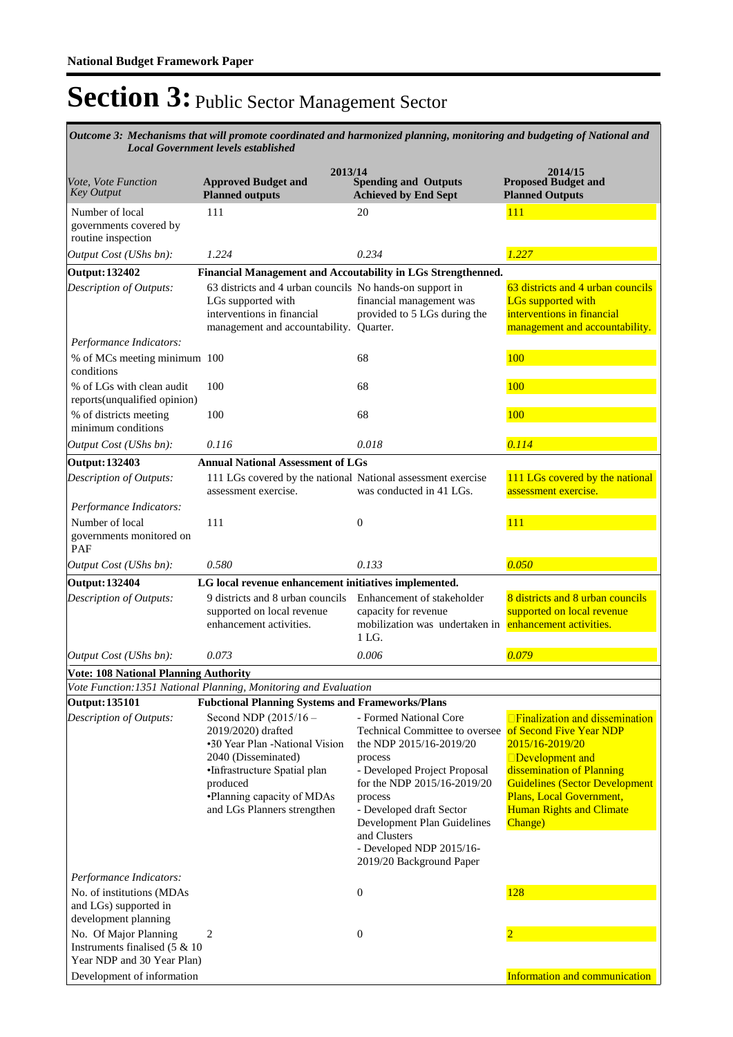**National Budget Framework Paper**

# Section 3: Public Sector Management Sector

***Outcome 3: Mechanisms that will promote coordinated and harmonized planning, monitoring and budgeting of National and Local Government levels established***

| *Vote, Vote Function Key Output* | 2013/14 **Approved Budget and Planned outputs** | **Spending and Outputs Achieved by End Sept** | 2014/15 **Proposed Budget and Planned Outputs** |
|---|---|---|---|
| Number of local governments covered by routine inspection | 111 | 20 | 111 |
| *Output Cost (UShs bn):* | *1.224* | *0.234* | *1.227* |
| **Output: 132402** | **Financial Management and Accoutability in LGs Strengthenned.** | | |
| *Description of Outputs:* | 63 districts and 4 urban councils LGs supported with interventions in financial management and accountability. | No hands-on support in financial management was provided to 5 LGs during the Quarter. | 63 districts and 4 urban councils LGs supported with interventions in financial management and accountability. |
| *Performance Indicators:* | | | |
| % of MCs meeting minimum conditions | 100 | 68 | 100 |
| % of LGs with clean audit reports(unqualified opinion) | 100 | 68 | 100 |
| % of districts meeting minimum conditions | 100 | 68 | 100 |
| *Output Cost (UShs bn):* | *0.116* | *0.018* | *0.114* |
| **Output: 132403** | **Annual National Assessment of LGs** | | |
| *Description of Outputs:* | 111 LGs covered by the national assessment exercise. | National assessment exercise was conducted in 41 LGs. | 111 LGs covered by the national assessment exercise. |
| *Performance Indicators:* | | | |
| Number of local governments monitored on PAF | 111 | 0 | 111 |
| *Output Cost (UShs bn):* | *0.580* | *0.133* | *0.050* |
| **Output: 132404** | **LG local revenue enhancement initiatives implemented.** | | |
| *Description of Outputs:* | 9 districts and 8 urban councils supported on local revenue enhancement activities. | Enhancement of stakeholder capacity for revenue mobilization was undertaken in 1 LG. | 8 districts and 8 urban councils supported on local revenue enhancement activities. |
| *Output Cost (UShs bn):* | *0.073* | *0.006* | *0.079* |
| **Vote: 108 National Planning Authority** | | | |
| *Vote Function:1351 National Planning, Monitoring and Evaluation* | | | |
| **Output: 135101** | **Fubctional Planning Systems and Frameworks/Plans** | | |
| *Description of Outputs:* | Second NDP (2015/16 – 2019/2020) drafted<br>•30 Year Plan -National Vision 2040 (Disseminated)<br>•Infrastructure Spatial plan produced<br>•Planning capacity of MDAs and LGs Planners strengthen | - Formed National Core Technical Committee to oversee the NDP 2015/16-2019/20 process<br>- Developed Project Proposal for the NDP 2015/16-2019/20 process<br>- Developed draft Sector Development Plan Guidelines and Clusters<br>- Developed NDP 2015/16-2019/20 Background Paper | Finalization and dissemination of Second Five Year NDP 2015/16-2019/20<br>Development and dissemination of Planning Guidelines (Sector Development Plans, Local Government, Human Rights and Climate Change) |
| *Performance Indicators:* | | | |
| No. of institutions (MDAs and LGs) supported in development planning | | 0 | 128 |
| No. Of Major Planning Instruments finalised (5 & 10 Year NDP and 30 Year Plan) | 2 | 0 | 2 |
| Development of information | | | Information and communication |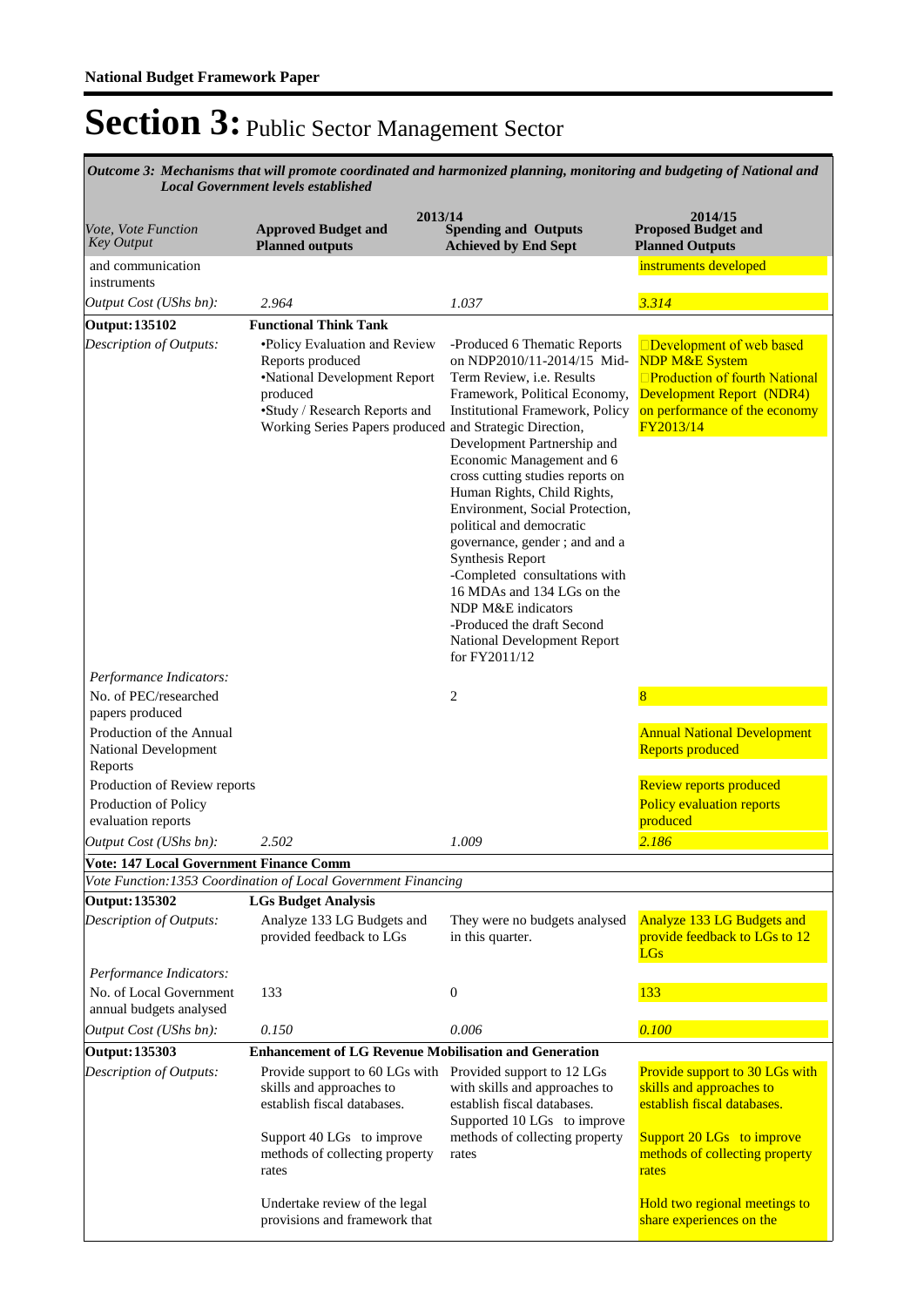# Section 3: Public Sector Management Sector

*Outcome 3: Mechanisms that will promote coordinated and harmonized planning, monitoring and budgeting of National and Local Government levels established*

| *Vote, Vote Function Key Output* | 2013/14 Approved Budget and Planned outputs | 2013/14 Spending and Outputs Achieved by End Sept | 2014/15 Proposed Budget and Planned Outputs |
|---|---|---|---|
| and communication instruments | | | instruments developed |
| *Output Cost (UShs bn):* | *2.964* | *1.037* | *3.314* |
| **Output: 135102** | **Functional Think Tank** | | |
| *Description of Outputs:* | •Policy Evaluation and Review Reports produced<br>•National Development Report produced<br>•Study / Research Reports and Working Series Papers produced | -Produced 6 Thematic Reports on NDP2010/11-2014/15 Mid-Term Review, i.e. Results Framework, Political Economy, Institutional Framework, Policy and Strategic Direction, Development Partnership and Economic Management and 6 cross cutting studies reports on Human Rights, Child Rights, Environment, Social Protection, political and democratic governance, gender ; and and a Synthesis Report<br>-Completed consultations with 16 MDAs and 134 LGs on the NDP M&E indicators<br>-Produced the draft Second National Development Report for FY2011/12 | Development of web based NDP M&E System<br>Production of fourth National Development Report (NDR4) on performance of the economy FY2013/14 |
| *Performance Indicators:* | | | |
| No. of PEC/researched papers produced | | 2 | 8 |
| Production of the Annual National Development Reports | | | Annual National Development Reports produced |
| Production of Review reports | | | Review reports produced |
| Production of Policy evaluation reports | | | Policy evaluation reports produced |
| *Output Cost (UShs bn):* | *2.502* | *1.009* | *2.186* |
| **Vote: 147 Local Government Finance Comm** | | | |
| *Vote Function:1353 Coordination of Local Government Financing* | | | |
| **Output: 135302** | **LGs Budget Analysis** | | |
| *Description of Outputs:* | Analyze 133 LG Budgets and provided feedback to LGs | They were no budgets analysed in this quarter. | Analyze 133 LG Budgets and provide feedback to LGs to 12 LGs |
| *Performance Indicators:* | | | |
| No. of Local Government annual budgets analysed | 133 | 0 | 133 |
| *Output Cost (UShs bn):* | *0.150* | *0.006* | *0.100* |
| **Output: 135303** | **Enhancement of LG Revenue Mobilisation and Generation** | | |
| *Description of Outputs:* | Provide support to 60 LGs with skills and approaches to establish fiscal databases.<br><br>Support 40 LGs to improve methods of collecting property rates<br><br>Undertake review of the legal provisions and framework that | Provided support to 12 LGs with skills and approaches to establish fiscal databases.<br>Supported 10 LGs to improve methods of collecting property rates | Provide support to 30 LGs with skills and approaches to establish fiscal databases.<br><br>Support 20 LGs to improve methods of collecting property rates<br><br>Hold two regional meetings to share experiences on the |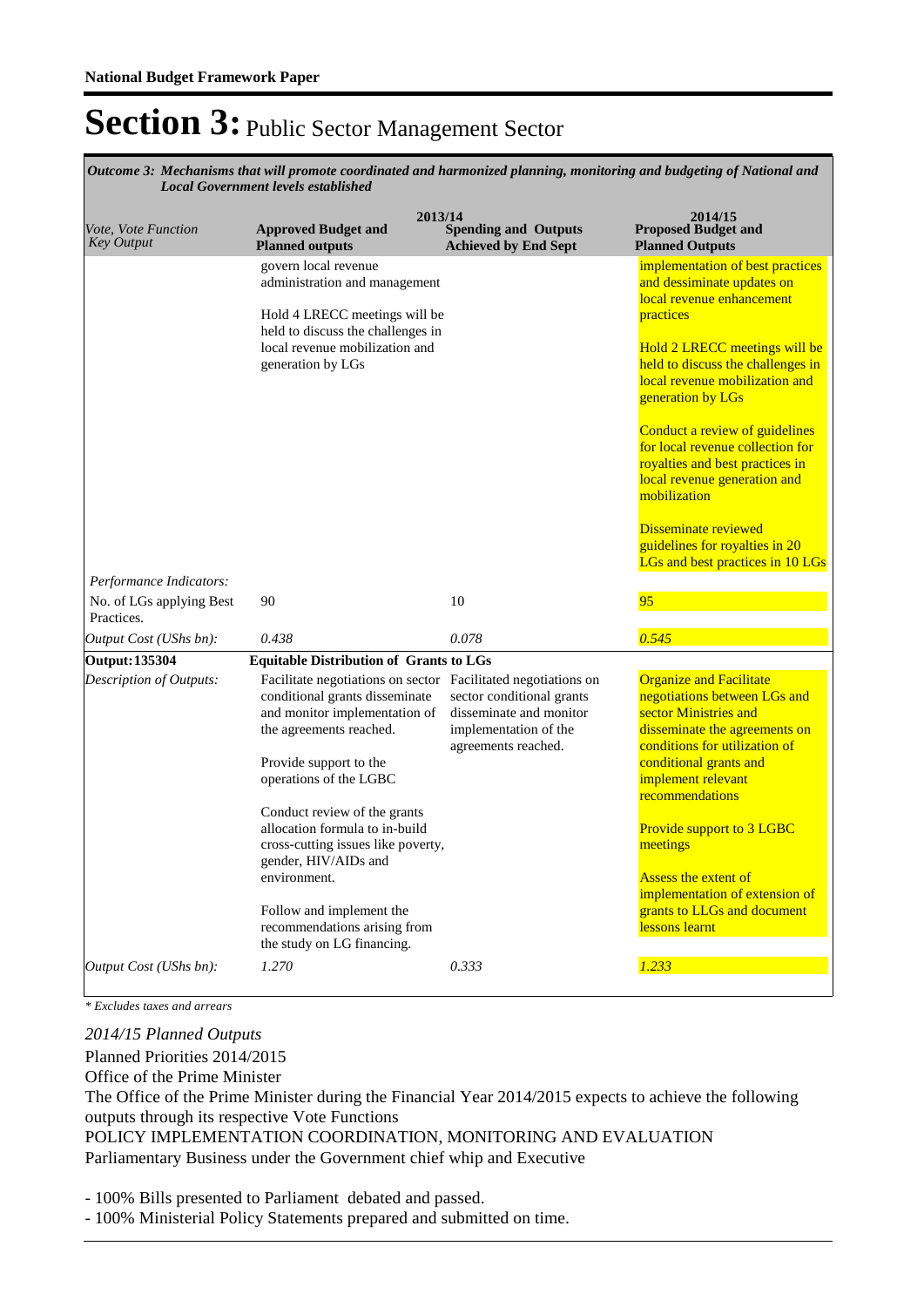# Section 3: Public Sector Management Sector

*Outcome 3: Mechanisms that will promote coordinated and harmonized planning, monitoring and budgeting of National and Local Government levels established*

| *Vote, Vote Function Key Output* | 2013/14 Approved Budget and Planned outputs | 2013/14 Spending and Outputs Achieved by End Sept | 2014/15 Proposed Budget and Planned Outputs |
|---|---|---|---|
| | govern local revenue administration and management<br><br>Hold 4 LRECC meetings will be held to discuss the challenges in local revenue mobilization and generation by LGs | | implementation of best practices and dessiminate updates on local revenue enhancement practices<br><br>Hold 2 LRECC meetings will be held to discuss the challenges in local revenue mobilization and generation by LGs<br><br>Conduct a review of guidelines for local revenue collection for royalties and best practices in local revenue generation and mobilization<br><br>Disseminate reviewed guidelines for royalties in 20 LGs and best practices in 10 LGs |
| *Performance Indicators:* | | | |
| No. of LGs applying Best Practices. | 90 | 10 | 95 |
| *Output Cost (UShs bn):* | *0.438* | *0.078* | *0.545* |
| **Output: 135304** | **Equitable Distribution of Grants to LGs** | | |
| *Description of Outputs:* | Facilitate negotiations on sector conditional grants disseminate and monitor implementation of the agreements reached.<br><br>Provide support to the operations of the LGBC<br><br>Conduct review of the grants allocation formula to in-build cross-cutting issues like poverty, gender, HIV/AIDs and environment.<br><br>Follow and implement the recommendations arising from the study on LG financing. | Facilitated negotiations on sector conditional grants disseminate and monitor implementation of the agreements reached. | Organize and Facilitate negotiations between LGs and sector Ministries and disseminate the agreements on conditions for utilization of conditional grants and implement relevant recommendations<br><br>Provide support to 3 LGBC meetings<br><br>Assess the extent of implementation of extension of grants to LLGs and document lessons learnt |
| *Output Cost (UShs bn):* | *1.270* | *0.333* | *1.233* |

*\* Excludes taxes and arrears*

*2014/15 Planned Outputs*

Planned Priorities 2014/2015

Office of the Prime Minister

The Office of the Prime Minister during the Financial Year 2014/2015 expects to achieve the following outputs through its respective Vote Functions

POLICY IMPLEMENTATION COORDINATION, MONITORING AND EVALUATION

Parliamentary Business under the Government chief whip and Executive

- 100% Bills presented to Parliament debated and passed.
- 100% Ministerial Policy Statements prepared and submitted on time.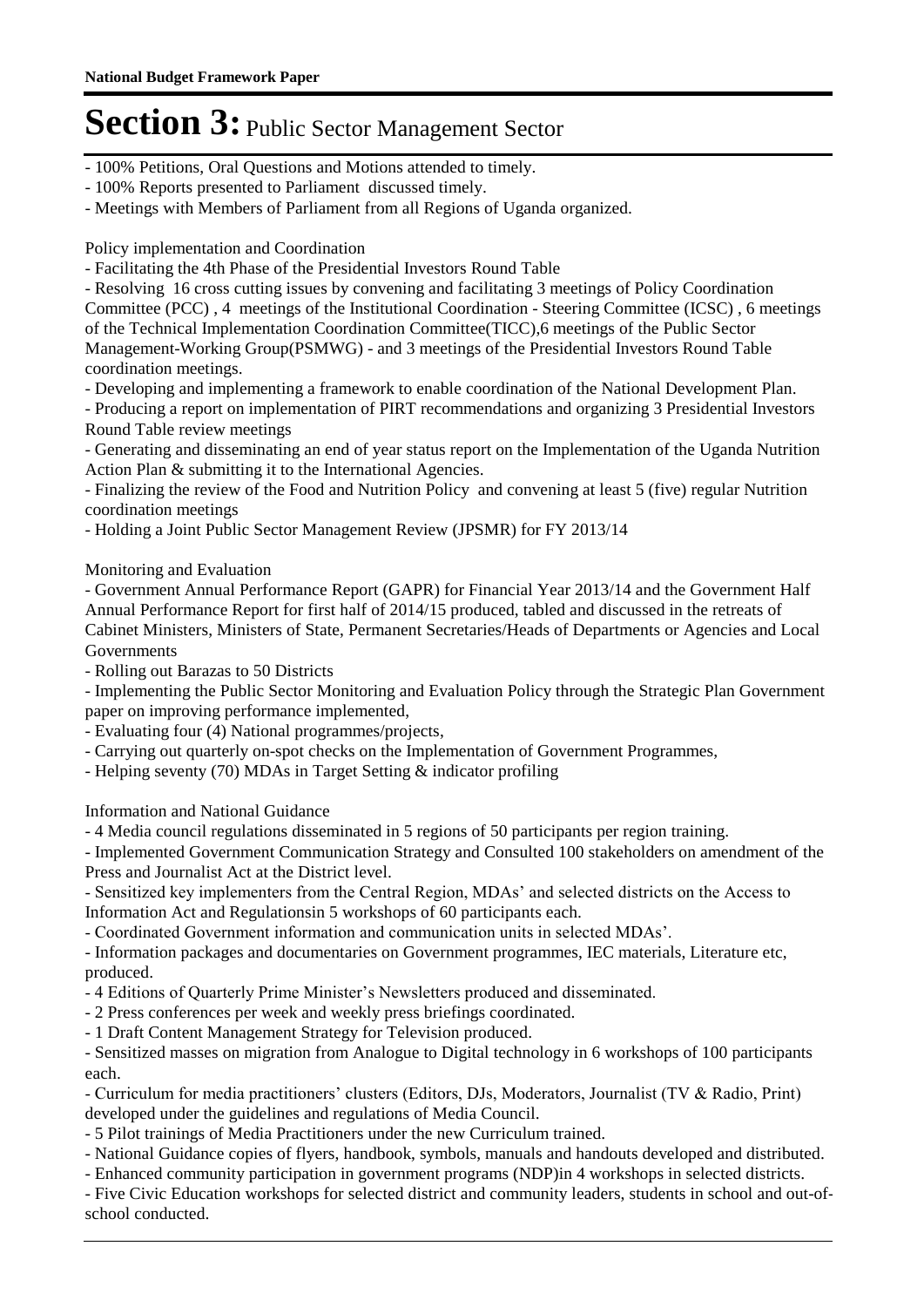# Section 3: Public Sector Management Sector

- 100% Petitions, Oral Questions and Motions attended to timely.
- 100% Reports presented to Parliament discussed timely.
- Meetings with Members of Parliament from all Regions of Uganda organized.

Policy implementation and Coordination

- Facilitating the 4th Phase of the Presidential Investors Round Table
- Resolving 16 cross cutting issues by convening and facilitating 3 meetings of Policy Coordination Committee (PCC) , 4 meetings of the Institutional Coordination - Steering Committee (ICSC) , 6 meetings of the Technical Implementation Coordination Committee(TICC),6 meetings of the Public Sector Management-Working Group(PSMWG) - and 3 meetings of the Presidential Investors Round Table coordination meetings.
- Developing and implementing a framework to enable coordination of the National Development Plan.
- Producing a report on implementation of PIRT recommendations and organizing 3 Presidential Investors Round Table review meetings
- Generating and disseminating an end of year status report on the Implementation of the Uganda Nutrition Action Plan & submitting it to the International Agencies.
- Finalizing the review of the Food and Nutrition Policy and convening at least 5 (five) regular Nutrition coordination meetings
- Holding a Joint Public Sector Management Review (JPSMR) for FY 2013/14

Monitoring and Evaluation

- Government Annual Performance Report (GAPR) for Financial Year 2013/14 and the Government Half Annual Performance Report for first half of 2014/15 produced, tabled and discussed in the retreats of Cabinet Ministers, Ministers of State, Permanent Secretaries/Heads of Departments or Agencies and Local Governments
- Rolling out Barazas to 50 Districts
- Implementing the Public Sector Monitoring and Evaluation Policy through the Strategic Plan Government paper on improving performance implemented,
- Evaluating four (4) National programmes/projects,
- Carrying out quarterly on-spot checks on the Implementation of Government Programmes,
- Helping seventy (70) MDAs in Target Setting & indicator profiling

Information and National Guidance

- 4 Media council regulations disseminated in 5 regions of 50 participants per region training.
- Implemented Government Communication Strategy and Consulted 100 stakeholders on amendment of the Press and Journalist Act at the District level.
- Sensitized key implementers from the Central Region, MDAs' and selected districts on the Access to Information Act and Regulationsin 5 workshops of 60 participants each.
- Coordinated Government information and communication units in selected MDAs'.
- Information packages and documentaries on Government programmes, IEC materials, Literature etc, produced.
- 4 Editions of Quarterly Prime Minister's Newsletters produced and disseminated.
- 2 Press conferences per week and weekly press briefings coordinated.
- 1 Draft Content Management Strategy for Television produced.
- Sensitized masses on migration from Analogue to Digital technology in 6 workshops of 100 participants each.
- Curriculum for media practitioners' clusters (Editors, DJs, Moderators, Journalist (TV & Radio, Print) developed under the guidelines and regulations of Media Council.
- 5 Pilot trainings of Media Practitioners under the new Curriculum trained.
- National Guidance copies of flyers, handbook, symbols, manuals and handouts developed and distributed.
- Enhanced community participation in government programs (NDP)in 4 workshops in selected districts.
- Five Civic Education workshops for selected district and community leaders, students in school and out-of-school conducted.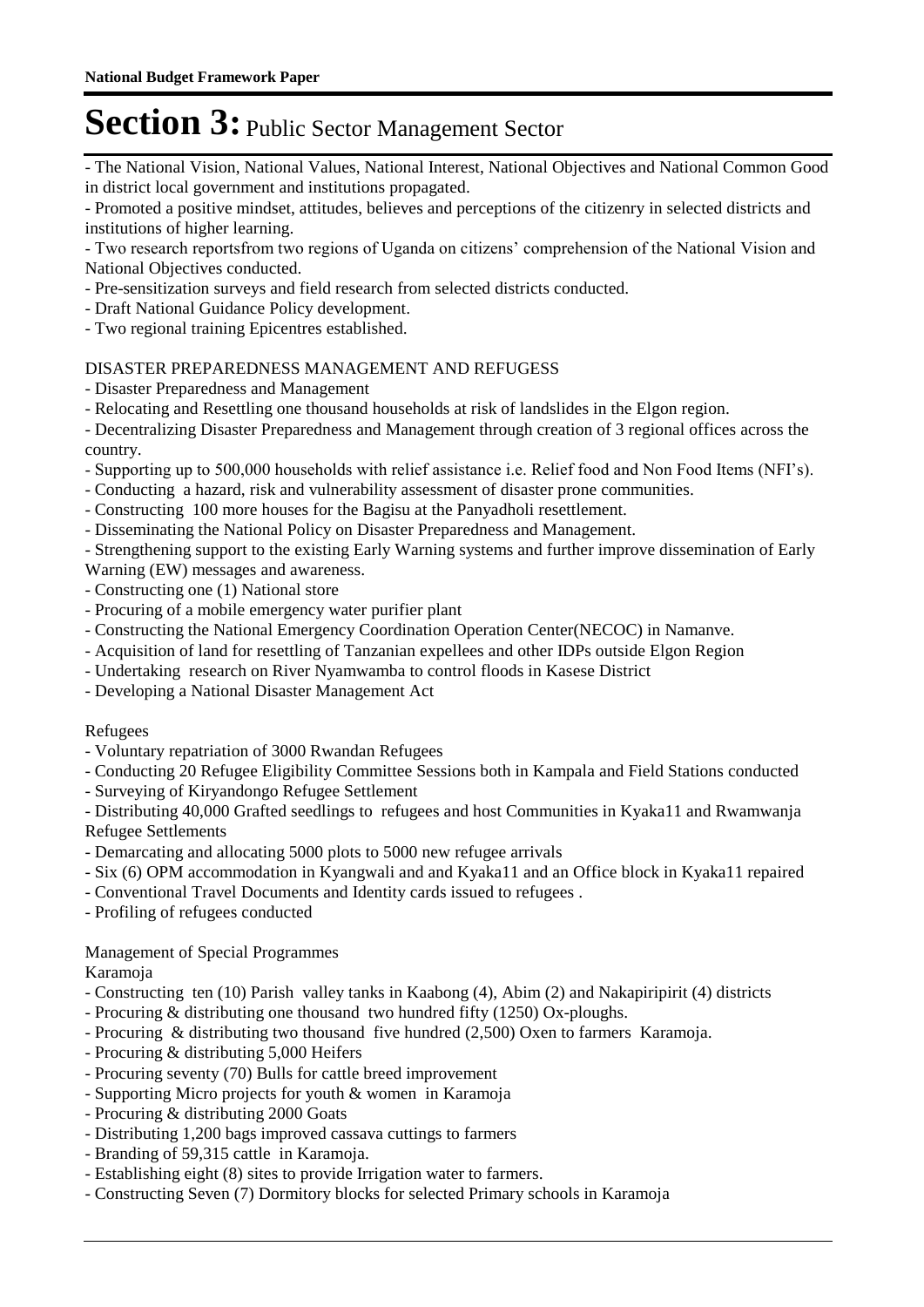# Section 3: Public Sector Management Sector

- The National Vision, National Values, National Interest, National Objectives and National Common Good in district local government and institutions propagated.
- Promoted a positive mindset, attitudes, believes and perceptions of the citizenry in selected districts and institutions of higher learning.
- Two research reportsfrom two regions of Uganda on citizens' comprehension of the National Vision and National Objectives conducted.
- Pre-sensitization surveys and field research from selected districts conducted.
- Draft National Guidance Policy development.
- Two regional training Epicentres established.

DISASTER PREPAREDNESS MANAGEMENT AND REFUGESS

- Disaster Preparedness and Management
- Relocating and Resettling one thousand households at risk of landslides in the Elgon region.
- Decentralizing Disaster Preparedness and Management through creation of 3 regional offices across the country.
- Supporting up to 500,000 households with relief assistance i.e. Relief food and Non Food Items (NFI's).
- Conducting a hazard, risk and vulnerability assessment of disaster prone communities.
- Constructing 100 more houses for the Bagisu at the Panyadholi resettlement.
- Disseminating the National Policy on Disaster Preparedness and Management.
- Strengthening support to the existing Early Warning systems and further improve dissemination of Early Warning (EW) messages and awareness.
- Constructing one (1) National store
- Procuring of a mobile emergency water purifier plant
- Constructing the National Emergency Coordination Operation Center(NECOC) in Namanve.
- Acquisition of land for resettling of Tanzanian expellees and other IDPs outside Elgon Region
- Undertaking research on River Nyamwamba to control floods in Kasese District
- Developing a National Disaster Management Act

Refugees

- Voluntary repatriation of 3000 Rwandan Refugees
- Conducting 20 Refugee Eligibility Committee Sessions both in Kampala and Field Stations conducted
- Surveying of Kiryandongo Refugee Settlement
- Distributing 40,000 Grafted seedlings to refugees and host Communities in Kyaka11 and Rwamwanja Refugee Settlements
- Demarcating and allocating 5000 plots to 5000 new refugee arrivals
- Six (6) OPM accommodation in Kyangwali and and Kyaka11 and an Office block in Kyaka11 repaired
- Conventional Travel Documents and Identity cards issued to refugees .
- Profiling of refugees conducted

Management of Special Programmes

Karamoja

- Constructing ten (10) Parish valley tanks in Kaabong (4), Abim (2) and Nakapiripirit (4) districts
- Procuring & distributing one thousand two hundred fifty (1250) Ox-ploughs.
- Procuring & distributing two thousand five hundred (2,500) Oxen to farmers Karamoja.
- Procuring & distributing 5,000 Heifers
- Procuring seventy (70) Bulls for cattle breed improvement
- Supporting Micro projects for youth & women in Karamoja
- Procuring & distributing 2000 Goats
- Distributing 1,200 bags improved cassava cuttings to farmers
- Branding of 59,315 cattle in Karamoja.
- Establishing eight (8) sites to provide Irrigation water to farmers.
- Constructing Seven (7) Dormitory blocks for selected Primary schools in Karamoja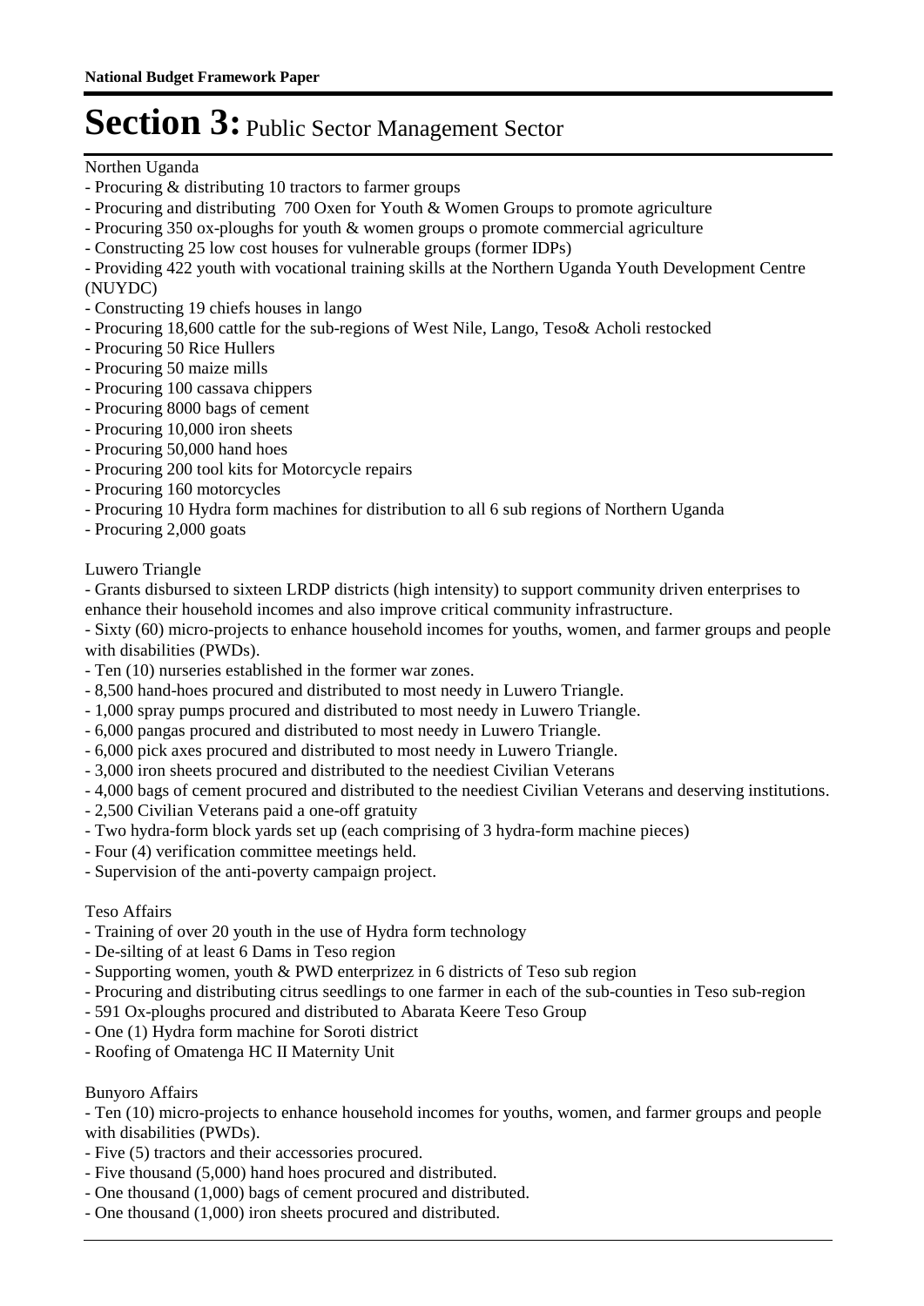Northen Uganda

- Procuring & distributing 10 tractors to farmer groups
- Procuring and distributing  700 Oxen for Youth & Women Groups to promote agriculture
- Procuring 350 ox-ploughs for youth & women groups o promote commercial agriculture
- Constructing 25 low cost houses for vulnerable groups (former IDPs)
- Providing 422 youth with vocational training skills at the Northern Uganda Youth Development Centre (NUYDC)
- Constructing 19 chiefs houses in lango
- Procuring 18,600 cattle for the sub-regions of West Nile, Lango, Teso& Acholi restocked
- Procuring 50 Rice Hullers
- Procuring 50 maize mills
- Procuring 100 cassava chippers
- Procuring 8000 bags of cement
- Procuring 10,000 iron sheets
- Procuring 50,000 hand hoes
- Procuring 200 tool kits for Motorcycle repairs
- Procuring 160 motorcycles
- Procuring 10 Hydra form machines for distribution to all 6 sub regions of Northern Uganda
- Procuring 2,000 goats

Luwero Triangle

- Grants disbursed to sixteen LRDP districts (high intensity) to support community driven enterprises to enhance their household incomes and also improve critical community infrastructure.
- Sixty (60) micro-projects to enhance household incomes for youths, women, and farmer groups and people with disabilities (PWDs).
- Ten (10) nurseries established in the former war zones.
- 8,500 hand-hoes procured and distributed to most needy in Luwero Triangle.
- 1,000 spray pumps procured and distributed to most needy in Luwero Triangle.
- 6,000 pangas procured and distributed to most needy in Luwero Triangle.
- 6,000 pick axes procured and distributed to most needy in Luwero Triangle.
- 3,000 iron sheets procured and distributed to the neediest Civilian Veterans
- 4,000 bags of cement procured and distributed to the neediest Civilian Veterans and deserving institutions.
- 2,500 Civilian Veterans paid a one-off gratuity
- Two hydra-form block yards set up (each comprising of 3 hydra-form machine pieces)
- Four (4) verification committee meetings held.
- Supervision of the anti-poverty campaign project.

Teso Affairs

- Training of over 20 youth in the use of Hydra form technology
- De-silting of at least 6 Dams in Teso region
- Supporting women, youth & PWD enterprizez in 6 districts of Teso sub region
- Procuring and distributing citrus seedlings to one farmer in each of the sub-counties in Teso sub-region
- 591 Ox-ploughs procured and distributed to Abarata Keere Teso Group
- One (1) Hydra form machine for Soroti district
- Roofing of Omatenga HC II Maternity Unit

Bunyoro Affairs

- Ten (10) micro-projects to enhance household incomes for youths, women, and farmer groups and people with disabilities (PWDs).
- Five (5) tractors and their accessories procured.
- Five thousand (5,000) hand hoes procured and distributed.
- One thousand (1,000) bags of cement procured and distributed.
- One thousand (1,000) iron sheets procured and distributed.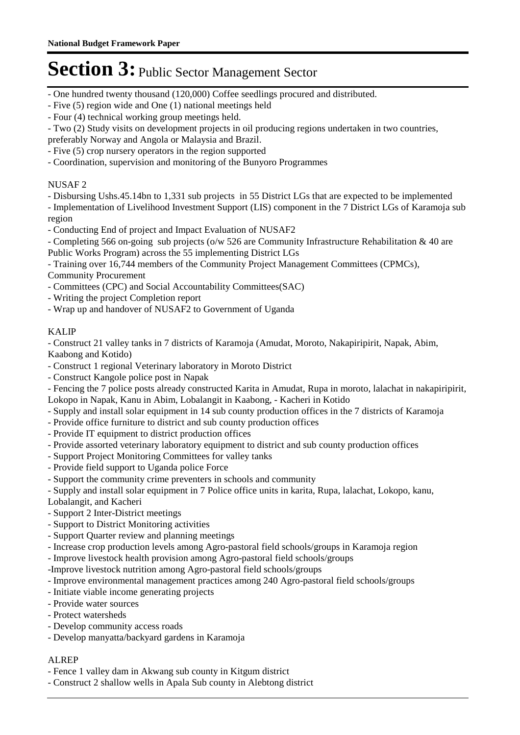# Section 3: Public Sector Management Sector

- One hundred twenty thousand (120,000) Coffee seedlings procured and distributed.
- Five (5) region wide and One (1) national meetings held
- Four (4) technical working group meetings held.
- Two (2) Study visits on development projects in oil producing regions undertaken in two countries, preferably Norway and Angola or Malaysia and Brazil.
- Five (5) crop nursery operators in the region supported
- Coordination, supervision and monitoring of the Bunyoro Programmes

NUSAF 2

- Disbursing Ushs.45.14bn to 1,331 sub projects in 55 District LGs that are expected to be implemented
- Implementation of Livelihood Investment Support (LIS) component in the 7 District LGs of Karamoja sub region
- Conducting End of project and Impact Evaluation of NUSAF2
- Completing 566 on-going sub projects (o/w 526 are Community Infrastructure Rehabilitation & 40 are Public Works Program) across the 55 implementing District LGs
- Training over 16,744 members of the Community Project Management Committees (CPMCs), Community Procurement
- Committees (CPC) and Social Accountability Committees(SAC)
- Writing the project Completion report
- Wrap up and handover of NUSAF2 to Government of Uganda

KALIP

- Construct 21 valley tanks in 7 districts of Karamoja (Amudat, Moroto, Nakapiripirit, Napak, Abim, Kaabong and Kotido)
- Construct 1 regional Veterinary laboratory in Moroto District
- Construct Kangole police post in Napak
- Fencing the 7 police posts already constructed Karita in Amudat, Rupa in moroto, lalachat in nakapiripirit, Lokopo in Napak, Kanu in Abim, Lobalangit in Kaabong, - Kacheri in Kotido
- Supply and install solar equipment in 14 sub county production offices in the 7 districts of Karamoja
- Provide office furniture to district and sub county production offices
- Provide IT equipment to district production offices
- Provide assorted veterinary laboratory equipment to district and sub county production offices
- Support Project Monitoring Committees for valley tanks
- Provide field support to Uganda police Force
- Support the community crime preventers in schools and community
- Supply and install solar equipment in 7 Police office units in karita, Rupa, lalachat, Lokopo, kanu, Lobalangit, and Kacheri
- Support 2 Inter-District meetings
- Support to District Monitoring activities
- Support Quarter review and planning meetings
- Increase crop production levels among Agro-pastoral field schools/groups in Karamoja region
- Improve livestock health provision among Agro-pastoral field schools/groups
-Improve livestock nutrition among Agro-pastoral field schools/groups
- Improve environmental management practices among 240 Agro-pastoral field schools/groups
- Initiate viable income generating projects
- Provide water sources
- Protect watersheds
- Develop community access roads
- Develop manyatta/backyard gardens in Karamoja

ALREP

- Fence 1 valley dam in Akwang sub county in Kitgum district
- Construct 2 shallow wells in Apala Sub county in Alebtong district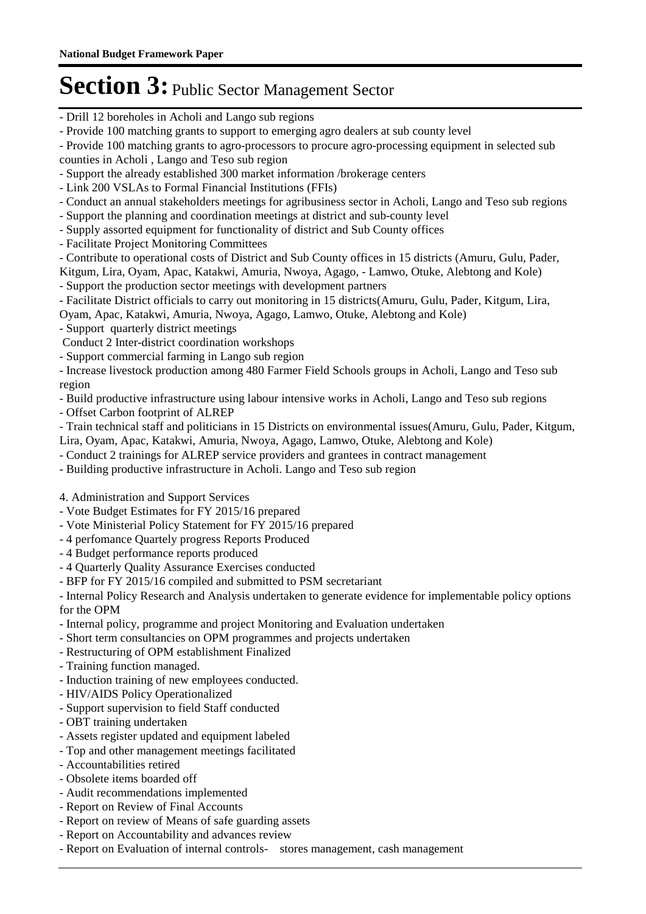# Section 3: Public Sector Management Sector

- Drill 12 boreholes in Acholi and Lango sub regions
- Provide 100 matching grants to support to emerging agro dealers at sub county level
- Provide 100 matching grants to agro-processors to procure agro-processing equipment in selected sub counties in Acholi , Lango and Teso sub region
- Support the already established 300 market information /brokerage centers
- Link 200 VSLAs to Formal Financial Institutions (FFIs)
- Conduct an annual stakeholders meetings for agribusiness sector in Acholi, Lango and Teso sub regions
- Support the planning and coordination meetings at district and sub-county level
- Supply assorted equipment for functionality of district and Sub County offices
- Facilitate Project Monitoring Committees
- Contribute to operational costs of District and Sub County offices in 15 districts (Amuru, Gulu, Pader, Kitgum, Lira, Oyam, Apac, Katakwi, Amuria, Nwoya, Agago, - Lamwo, Otuke, Alebtong and Kole)
- Support the production sector meetings with development partners
- Facilitate District officials to carry out monitoring in 15 districts(Amuru, Gulu, Pader, Kitgum, Lira, Oyam, Apac, Katakwi, Amuria, Nwoya, Agago, Lamwo, Otuke, Alebtong and Kole)
- Support  quarterly district meetings

Conduct 2 Inter-district coordination workshops

- Support commercial farming in Lango sub region
- Increase livestock production among 480 Farmer Field Schools groups in Acholi, Lango and Teso sub region
- Build productive infrastructure using labour intensive works in Acholi, Lango and Teso sub regions
- Offset Carbon footprint of ALREP
- Train technical staff and politicians in 15 Districts on environmental issues(Amuru, Gulu, Pader, Kitgum, Lira, Oyam, Apac, Katakwi, Amuria, Nwoya, Agago, Lamwo, Otuke, Alebtong and Kole)
- Conduct 2 trainings for ALREP service providers and grantees in contract management
- Building productive infrastructure in Acholi. Lango and Teso sub region

4. Administration and Support Services

- Vote Budget Estimates for FY 2015/16 prepared
- Vote Ministerial Policy Statement for FY 2015/16 prepared
- 4 perfomance Quartely progress Reports Produced
- 4 Budget performance reports produced
- 4 Quarterly Quality Assurance Exercises conducted
- BFP for FY 2015/16 compiled and submitted to PSM secretariant
- Internal Policy Research and Analysis undertaken to generate evidence for implementable policy options for the OPM
- Internal policy, programme and project Monitoring and Evaluation undertaken
- Short term consultancies on OPM programmes and projects undertaken
- Restructuring of OPM establishment Finalized
- Training function managed.
- Induction training of new employees conducted.
- HIV/AIDS Policy Operationalized
- Support supervision to field Staff conducted
- OBT training undertaken
- Assets register updated and equipment labeled
- Top and other management meetings facilitated
- Accountabilities retired
- Obsolete items boarded off
- Audit recommendations implemented
- Report on Review of Final Accounts
- Report on review of Means of safe guarding assets
- Report on Accountability and advances review
- Report on Evaluation of internal controls-    stores management, cash management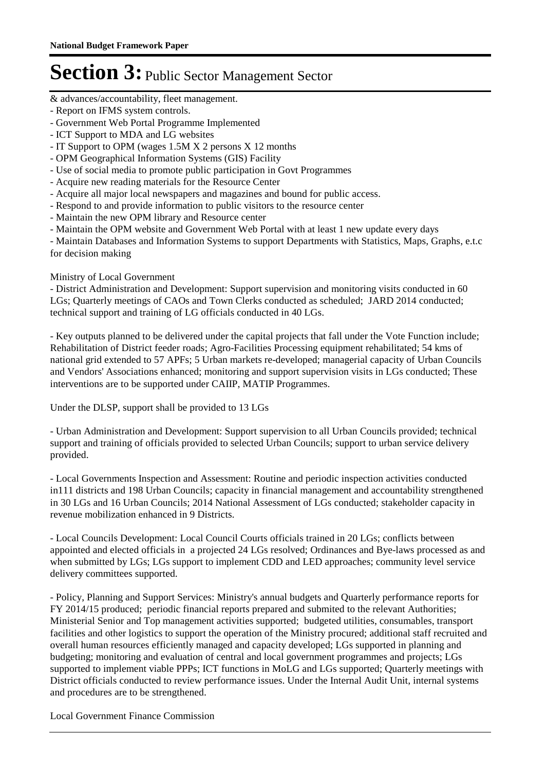& advances/accountability, fleet management.
- Report on IFMS system controls.
- Government Web Portal Programme Implemented
- ICT Support to MDA and LG websites
- IT Support to OPM (wages 1.5M X 2 persons X 12 months
- OPM Geographical Information Systems (GIS) Facility
- Use of social media to promote public participation in Govt Programmes
- Acquire new reading materials for the Resource Center
- Acquire all major local newspapers and magazines and bound for public access.
- Respond to and provide information to public visitors to the resource center
- Maintain the new OPM library and Resource center
- Maintain the OPM website and Government Web Portal with at least 1 new update every days
- Maintain Databases and Information Systems to support Departments with Statistics, Maps, Graphs, e.t.c for decision making

Ministry of Local Government

- District Administration and Development: Support supervision and monitoring visits conducted in 60 LGs; Quarterly meetings of CAOs and Town Clerks conducted as scheduled; JARD 2014 conducted; technical support and training of LG officials conducted in 40 LGs.

- Key outputs planned to be delivered under the capital projects that fall under the Vote Function include; Rehabilitation of District feeder roads; Agro-Facilities Processing equipment rehabilitated; 54 kms of national grid extended to 57 APFs; 5 Urban markets re-developed; managerial capacity of Urban Councils and Vendors' Associations enhanced; monitoring and support supervision visits in LGs conducted; These interventions are to be supported under CAIIP, MATIP Programmes.

Under the DLSP, support shall be provided to 13 LGs

- Urban Administration and Development: Support supervision to all Urban Councils provided; technical support and training of officials provided to selected Urban Councils; support to urban service delivery provided.

- Local Governments Inspection and Assessment: Routine and periodic inspection activities conducted in111 districts and 198 Urban Councils; capacity in financial management and accountability strengthened in 30 LGs and 16 Urban Councils; 2014 National Assessment of LGs conducted; stakeholder capacity in revenue mobilization enhanced in 9 Districts.

- Local Councils Development: Local Council Courts officials trained in 20 LGs; conflicts between appointed and elected officials in a projected 24 LGs resolved; Ordinances and Bye-laws processed as and when submitted by LGs; LGs support to implement CDD and LED approaches; community level service delivery committees supported.

- Policy, Planning and Support Services: Ministry's annual budgets and Quarterly performance reports for FY 2014/15 produced; periodic financial reports prepared and submited to the relevant Authorities; Ministerial Senior and Top management activities supported; budgeted utilities, consumables, transport facilities and other logistics to support the operation of the Ministry procured; additional staff recruited and overall human resources efficiently managed and capacity developed; LGs supported in planning and budgeting; monitoring and evaluation of central and local government programmes and projects; LGs supported to implement viable PPPs; ICT functions in MoLG and LGs supported; Quarterly meetings with District officials conducted to review performance issues. Under the Internal Audit Unit, internal systems and procedures are to be strengthened.

Local Government Finance Commission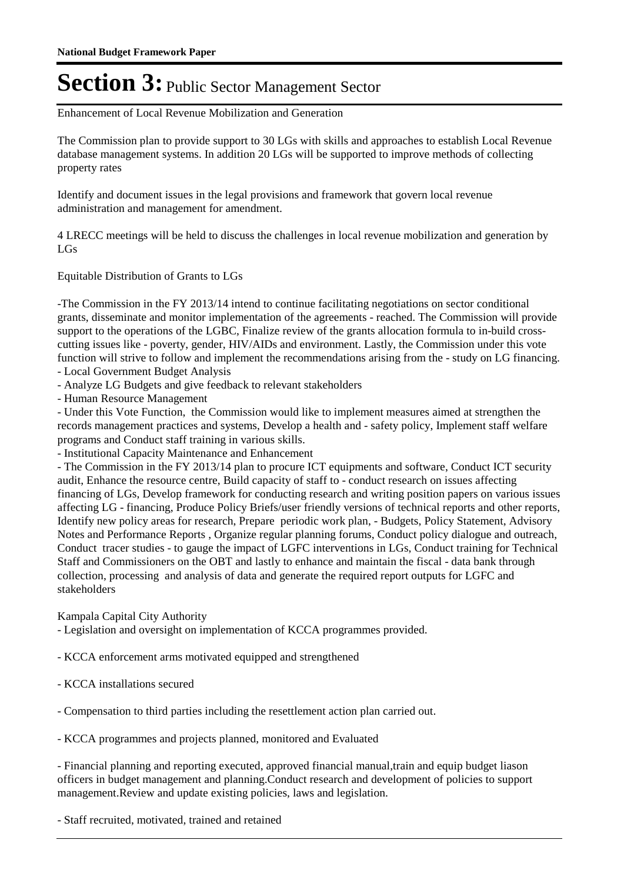# Section 3: Public Sector Management Sector

Enhancement of Local Revenue Mobilization and Generation

The Commission plan to provide support to 30 LGs with skills and approaches to establish Local Revenue database management systems. In addition 20 LGs will be supported to improve methods of collecting property rates

Identify and document issues in the legal provisions and framework that govern local revenue administration and management for amendment.

4 LRECC meetings will be held to discuss the challenges in local revenue mobilization and generation by LGs

Equitable Distribution of Grants to LGs

-The Commission in the FY 2013/14 intend to continue facilitating negotiations on sector conditional grants, disseminate and monitor implementation of the agreements - reached. The Commission will provide support to the operations of the LGBC, Finalize review of the grants allocation formula to in-build cross-cutting issues like - poverty, gender, HIV/AIDs and environment. Lastly, the Commission under this vote function will strive to follow and implement the recommendations arising from the - study on LG financing.
- Local Government Budget Analysis
- Analyze LG Budgets and give feedback to relevant stakeholders
- Human Resource Management
- Under this Vote Function, the Commission would like to implement measures aimed at strengthen the records management practices and systems, Develop a health and - safety policy, Implement staff welfare programs and Conduct staff training in various skills.
- Institutional Capacity Maintenance and Enhancement
- The Commission in the FY 2013/14 plan to procure ICT equipments and software, Conduct ICT security audit, Enhance the resource centre, Build capacity of staff to - conduct research on issues affecting financing of LGs, Develop framework for conducting research and writing position papers on various issues affecting LG - financing, Produce Policy Briefs/user friendly versions of technical reports and other reports, Identify new policy areas for research, Prepare periodic work plan, - Budgets, Policy Statement, Advisory Notes and Performance Reports , Organize regular planning forums, Conduct policy dialogue and outreach, Conduct tracer studies - to gauge the impact of LGFC interventions in LGs, Conduct training for Technical Staff and Commissioners on the OBT and lastly to enhance and maintain the fiscal - data bank through collection, processing and analysis of data and generate the required report outputs for LGFC and stakeholders

Kampala Capital City Authority

- Legislation and oversight on implementation of KCCA programmes provided.

- KCCA enforcement arms motivated equipped and strengthened

- KCCA installations secured

- Compensation to third parties including the resettlement action plan carried out.

- KCCA programmes and projects planned, monitored and Evaluated

- Financial planning and reporting executed, approved financial manual,train and equip budget liason officers in budget management and planning.Conduct research and development of policies to support management.Review and update existing policies, laws and legislation.

- Staff recruited, motivated, trained and retained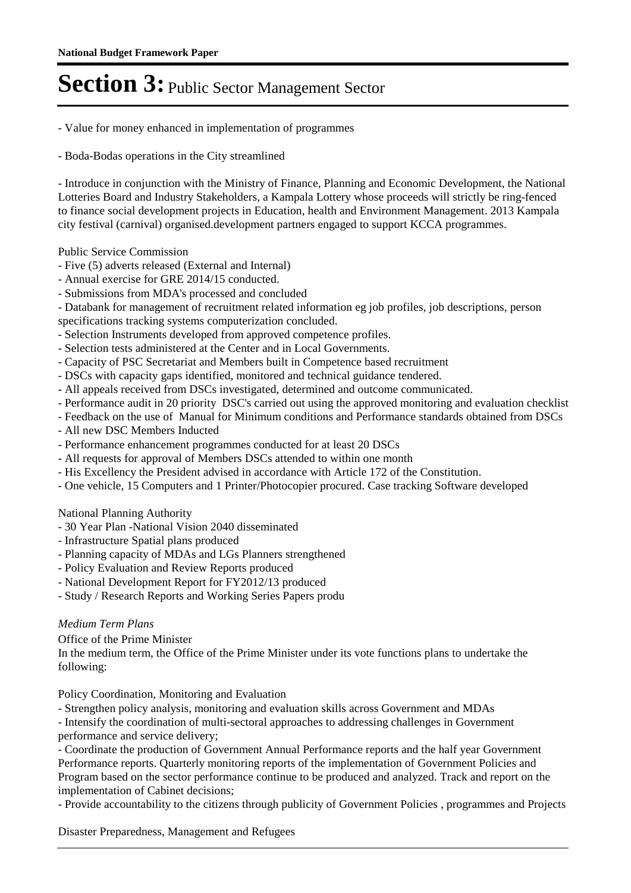- Value for money enhanced in implementation of programmes

- Boda-Bodas operations in the City streamlined

- Introduce in conjunction with the Ministry of Finance, Planning and Economic Development, the National Lotteries Board and Industry Stakeholders, a Kampala Lottery whose proceeds will strictly be ring-fenced to finance social development projects in Education, health and Environment Management. 2013 Kampala city festival (carnival) organised.development partners engaged to support KCCA programmes.

Public Service Commission
- Five (5) adverts released (External and Internal)
- Annual exercise for GRE 2014/15 conducted.
- Submissions from MDA's processed and concluded
- Databank for management of recruitment related information eg job profiles, job descriptions, person specifications tracking systems computerization concluded.
- Selection Instruments developed from approved competence profiles.
- Selection tests administered at the Center and in Local Governments.
- Capacity of PSC Secretariat and Members built in Competence based recruitment
- DSCs with capacity gaps identified, monitored and technical guidance tendered.
- All appeals received from DSCs investigated, determined and outcome communicated.
- Performance audit in 20 priority DSC's carried out using the approved monitoring and evaluation checklist
- Feedback on the use of Manual for Minimum conditions and Performance standards obtained from DSCs
- All new DSC Members Inducted
- Performance enhancement programmes conducted for at least 20 DSCs
- All requests for approval of Members DSCs attended to within one month
- His Excellency the President advised in accordance with Article 172 of the Constitution.
- One vehicle, 15 Computers and 1 Printer/Photocopier procured. Case tracking Software developed

National Planning Authority
- 30 Year Plan -National Vision 2040 disseminated
- Infrastructure Spatial plans produced
- Planning capacity of MDAs and LGs Planners strengthened
- Policy Evaluation and Review Reports produced
- National Development Report for FY2012/13 produced
- Study / Research Reports and Working Series Papers produ

*Medium Term Plans*

Office of the Prime Minister

In the medium term, the Office of the Prime Minister under its vote functions plans to undertake the following:

Policy Coordination, Monitoring and Evaluation
- Strengthen policy analysis, monitoring and evaluation skills across Government and MDAs
- Intensify the coordination of multi-sectoral approaches to addressing challenges in Government performance and service delivery;
- Coordinate the production of Government Annual Performance reports and the half year Government Performance reports. Quarterly monitoring reports of the implementation of Government Policies and Program based on the sector performance continue to be produced and analyzed. Track and report on the implementation of Cabinet decisions;
- Provide accountability to the citizens through publicity of Government Policies , programmes and Projects

Disaster Preparedness, Management and Refugees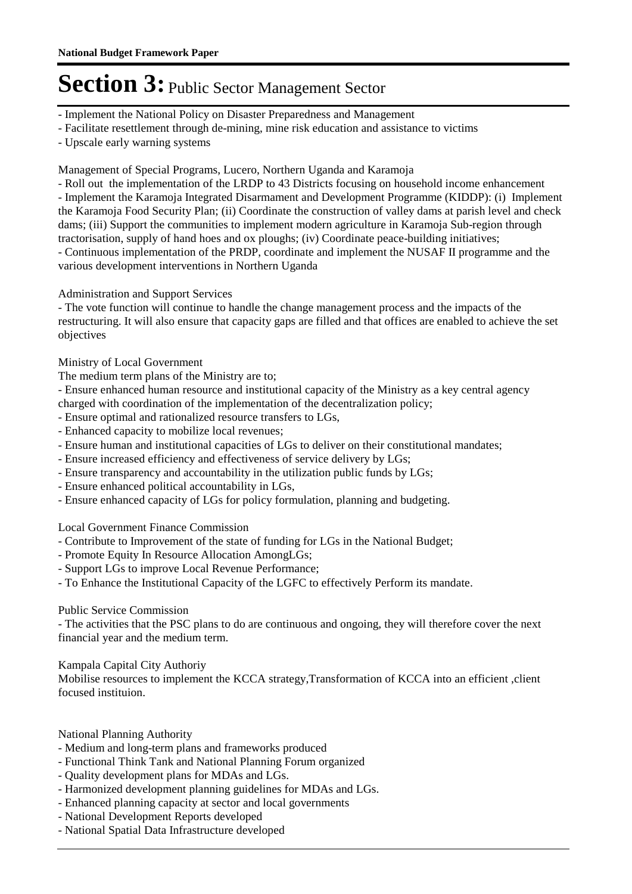# Section 3: Public Sector Management Sector

- Implement the National Policy on Disaster Preparedness and Management
- Facilitate resettlement through de-mining, mine risk education and assistance to victims
- Upscale early warning systems

Management of Special Programs, Lucero, Northern Uganda and Karamoja

- Roll out the implementation of the LRDP to 43 Districts focusing on household income enhancement
- Implement the Karamoja Integrated Disarmament and Development Programme (KIDDP): (i) Implement the Karamoja Food Security Plan; (ii) Coordinate the construction of valley dams at parish level and check dams; (iii) Support the communities to implement modern agriculture in Karamoja Sub-region through tractorisation, supply of hand hoes and ox ploughs; (iv) Coordinate peace-building initiatives;
- Continuous implementation of the PRDP, coordinate and implement the NUSAF II programme and the various development interventions in Northern Uganda

Administration and Support Services

- The vote function will continue to handle the change management process and the impacts of the restructuring. It will also ensure that capacity gaps are filled and that offices are enabled to achieve the set objectives

Ministry of Local Government

The medium term plans of the Ministry are to;

- Ensure enhanced human resource and institutional capacity of the Ministry as a key central agency charged with coordination of the implementation of the decentralization policy;
- Ensure optimal and rationalized resource transfers to LGs,
- Enhanced capacity to mobilize local revenues;
- Ensure human and institutional capacities of LGs to deliver on their constitutional mandates;
- Ensure increased efficiency and effectiveness of service delivery by LGs;
- Ensure transparency and accountability in the utilization public funds by LGs;
- Ensure enhanced political accountability in LGs,
- Ensure enhanced capacity of LGs for policy formulation, planning and budgeting.

Local Government Finance Commission

- Contribute to Improvement of the state of funding for LGs in the National Budget;
- Promote Equity In Resource Allocation AmongLGs;
- Support LGs to improve Local Revenue Performance;
- To Enhance the Institutional Capacity of the LGFC to effectively Perform its mandate.

Public Service Commission

- The activities that the PSC plans to do are continuous and ongoing, they will therefore cover the next financial year and the medium term.

Kampala Capital City Authoriy

Mobilise resources to implement the KCCA strategy,Transformation of KCCA into an efficient ,client focused instituion.

National Planning Authority

- Medium and long-term plans and frameworks produced
- Functional Think Tank and National Planning Forum organized
- Quality development plans for MDAs and LGs.
- Harmonized development planning guidelines for MDAs and LGs.
- Enhanced planning capacity at sector and local governments
- National Development Reports developed
- National Spatial Data Infrastructure developed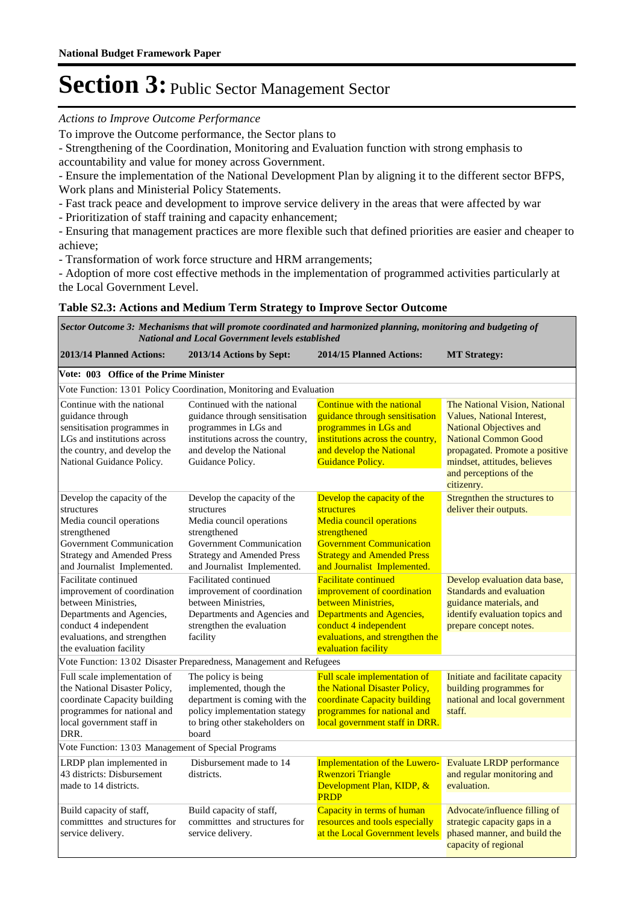# Section 3: Public Sector Management Sector

*Actions to Improve Outcome Performance*

To improve the Outcome performance, the Sector plans to

- Strengthening of the Coordination, Monitoring and Evaluation function with strong emphasis to accountability and value for money across Government.
- Ensure the implementation of the National Development Plan by aligning it to the different sector BFPS, Work plans and Ministerial Policy Statements.
- Fast track peace and development to improve service delivery in the areas that were affected by war
- Prioritization of staff training and capacity enhancement;
- Ensuring that management practices are more flexible such that defined priorities are easier and cheaper to achieve;
- Transformation of work force structure and HRM arrangements;
- Adoption of more cost effective methods in the implementation of programmed activities particularly at the Local Government Level.

**Table S2.3: Actions and Medium Term Strategy to Improve Sector Outcome**

| ***Sector Outcome 3: Mechanisms that will promote coordinated and harmonized planning, monitoring and budgeting of National and Local Government levels established*** | | | |
|---|---|---|---|
| **2013/14 Planned Actions:** | **2013/14 Actions by Sept:** | **2014/15 Planned Actions:** | **MT Strategy:** |
| **Vote: 003 Office of the Prime Minister** | | | |
| Vote Function: 13 01 Policy Coordination, Monitoring and Evaluation | | | |
| Continue with the national guidance through sensitisation programmes in LGs and institutions across the country, and develop the National Guidance Policy. | Continued with the national guidance through sensitisation programmes in LGs and institutions across the country, and develop the National Guidance Policy. | Continue with the national guidance through sensitisation programmes in LGs and institutions across the country, and develop the National Guidance Policy. | The National Vision, National Values, National Interest, National Objectives and National Common Good propagated. Promote a positive mindset, attitudes, believes and perceptions of the citizenry. |
| Develop the capacity of the structures<br>Media council operations strengthened<br>Government Communication Strategy and Amended Press and Journalist Implemented. | Develop the capacity of the structures<br>Media council operations strengthened<br>Government Communication Strategy and Amended Press and Journalist Implemented. | Develop the capacity of the structures<br>Media council operations strengthened<br>Government Communication Strategy and Amended Press and Journalist Implemented. | Stregnthen the structures to deliver their outputs. |
| Facilitate continued improvement of coordination between Ministries, Departments and Agencies, conduct 4 independent evaluations, and strengthen the evaluation facility | Facilitated continued improvement of coordination between Ministries, Departments and Agencies and strengthen the evaluation facility | Facilitate continued improvement of coordination between Ministries, Departments and Agencies, conduct 4 independent evaluations, and strengthen the evaluation facility | Develop evaluation data base, Standards and evaluation guidance materials, and identify evaluation topics and prepare concept notes. |
| Vote Function: 13 02 Disaster Preparedness, Management and Refugees | | | |
| Full scale implementation of the National Disaster Policy, coordinate Capacity building programmes for national and local government staff in DRR. | The policy is being implemented, though the department is coming with the policy implementation stategy to bring other stakeholders on board | Full scale implementation of the National Disaster Policy, coordinate Capacity building programmes for national and local government staff in DRR. | Initiate and facilitate capacity building programmes for national and local government staff. |
| Vote Function: 13 03 Management of Special Programs | | | |
| LRDP plan implemented in 43 districts: Disbursement made to 14 districts. | Disbursement made to 14 districts. | Implementation of the Luwero-Rwenzori Triangle Development Plan, KIDP, & PRDP | Evaluate LRDP performance and regular monitoring and evaluation. |
| Build capacity of staff, committtes and structures for service delivery. | Build capacity of staff, committtes and structures for service delivery. | Capacity in terms of human resources and tools especially at the Local Government levels | Advocate/influence filling of strategic capacity gaps in a phased manner, and build the capacity of regional |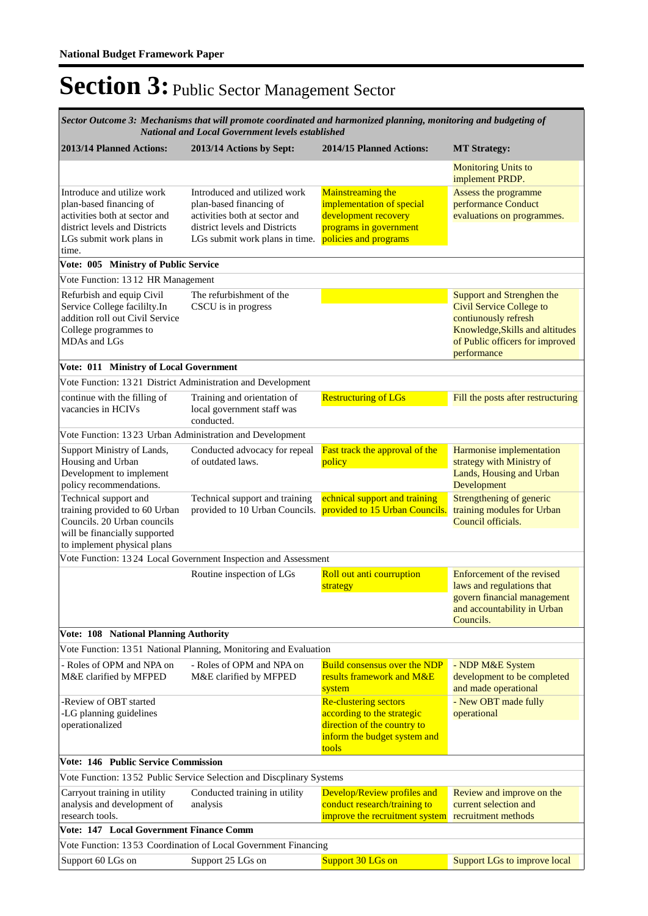**National Budget Framework Paper**

# Section 3: Public Sector Management Sector

| *Sector Outcome 3: Mechanisms that will promote coordinated and harmonized planning, monitoring and budgeting of National and Local Government levels established* | | | |
|---|---|---|---|
| **2013/14 Planned Actions:** | **2013/14 Actions by Sept:** | **2014/15 Planned Actions:** | **MT Strategy:** |
| | | | Monitoring Units to implement PRDP. |
| Introduce and utilize work plan-based financing of activities both at sector and district levels and Districts LGs submit work plans in time. | Introduced and utilized work plan-based financing of activities both at sector and district levels and Districts LGs submit work plans in time. | Mainstreaming the implementation of special development recovery programs in government policies and programs | Assess the programme performance Conduct evaluations on programmes. |
| **Vote: 005 Ministry of Public Service** | | | |
| Vote Function: 13 12 HR Management | | | |
| Refurbish and equip Civil Service College facililty.In addition roll out Civil Service College programmes to MDAs and LGs | The refurbishment of the CSCU is in progress | | Support and Strenghen the Civil Service College to contiunously refresh Knowledge,Skills and altitudes of Public officers for improved performance |
| **Vote: 011 Ministry of Local Government** | | | |
| Vote Function: 13 21 District Administration and Development | | | |
| continue with the filling of vacancies in HCIVs | Training and orientation of local government staff was conducted. | Restructuring of LGs | Fill the posts after restructuring |
| Vote Function: 13 23 Urban Administration and Development | | | |
| Support Ministry of Lands, Housing and Urban Development to implement policy recommendations. | Conducted advocacy for repeal of outdated laws. | Fast track the approval of the policy | Harmonise implementation strategy with Ministry of Lands, Housing and Urban Development |
| Technical support and training provided to 60 Urban Councils. 20 Urban councils will be financially supported to implement physical plans | Technical support and training provided to 10 Urban Councils. | echnical support and training provided to 15 Urban Councils. | Strengthening of generic training modules for Urban Council officials. |
| Vote Function: 13 24 Local Government Inspection and Assessment | | | |
| | Routine inspection of LGs | Roll out anti courruption strategy | Enforcement of the revised laws and regulations that govern financial management and accountability in Urban Councils. |
| **Vote: 108 National Planning Authority** | | | |
| Vote Function: 13 51 National Planning, Monitoring and Evaluation | | | |
| - Roles of OPM and NPA on M&E clarified by MFPED | - Roles of OPM and NPA on M&E clarified by MFPED | Build consensus over the NDP results framework and M&E system | - NDP M&E System development to be completed and made operational |
| -Review of OBT started<br>-LG planning guidelines operationalized | | Re-clustering sectors according to the strategic direction of the country to inform the budget system and tools | - New OBT made fully operational |
| **Vote: 146 Public Service Commission** | | | |
| Vote Function: 13 52 Public Service Selection and Discplinary Systems | | | |
| Carryout training in utility analysis and development of research tools. | Conducted training in utility analysis | Develop/Review profiles and conduct research/training to improve the recruitment system | Review and improve on the current selection and recruitment methods |
| **Vote: 147 Local Government Finance Comm** | | | |
| Vote Function: 13 53 Coordination of Local Government Financing | | | |
| Support 60 LGs on | Support 25 LGs on | Support 30 LGs on | Support LGs to improve local |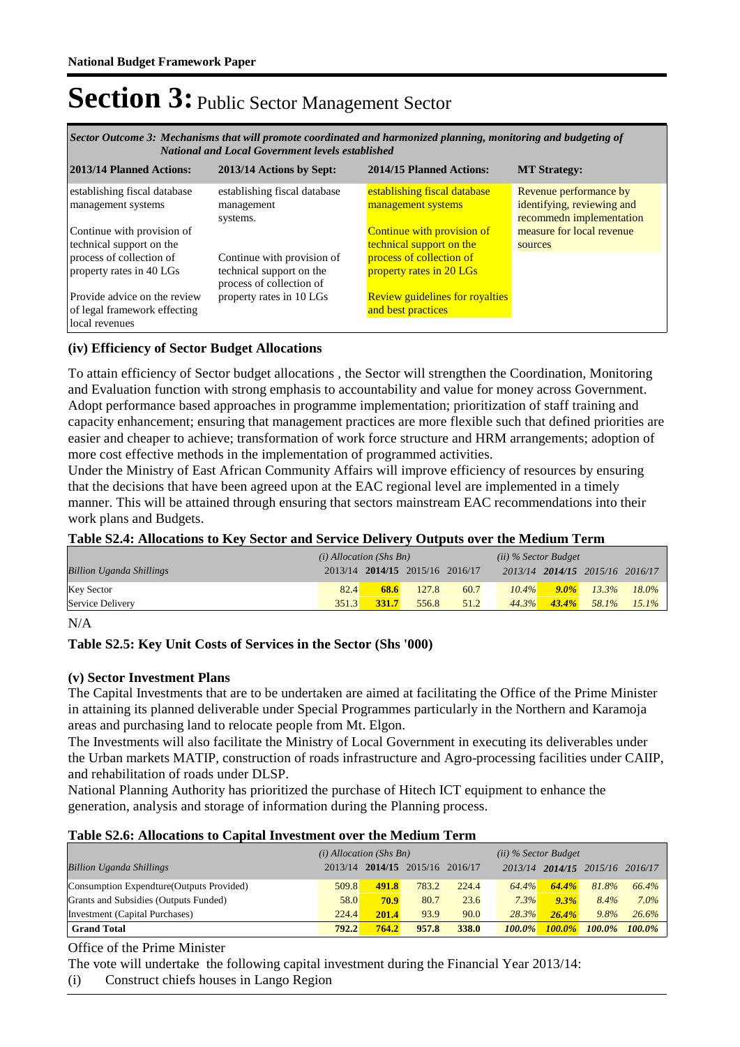# Section 3: Public Sector Management Sector

| *Sector Outcome 3: Mechanisms that will promote coordinated and harmonized planning, monitoring and budgeting of National and Local Government levels established* | | | |
|---|---|---|---|
| **2013/14 Planned Actions:** | **2013/14 Actions by Sept:** | **2014/15 Planned Actions:** | **MT Strategy:** |
| establishing fiscal database management systems<br><br>Continue with provision of technical support on the process of collection of property rates in 40 LGs<br><br>Provide advice on the review of legal framework effecting local revenues | establishing fiscal database management systems.<br><br>Continue with provision of technical support on the process of collection of property rates in 10 LGs | establishing fiscal database management systems<br><br>Continue with provision of technical support on the process of collection of property rates in 20 LGs<br><br>Review guidelines for royalties and best practices | Revenue performance by identifying, reviewing and recommedn implementation measure for local revenue sources |

### (iv) Efficiency of Sector Budget Allocations

To attain efficiency of Sector budget allocations , the Sector will strengthen the Coordination, Monitoring and Evaluation function with strong emphasis to accountability and value for money across Government. Adopt performance based approaches in programme implementation; prioritization of staff training and capacity enhancement; ensuring that management practices are more flexible such that defined priorities are easier and cheaper to achieve; transformation of work force structure and HRM arrangements; adoption of more cost effective methods in the implementation of programmed activities.
Under the Ministry of East African Community Affairs will improve efficiency of resources by ensuring that the decisions that have been agreed upon at the EAC regional level are implemented in a timely manner. This will be attained through ensuring that sectors mainstream EAC recommendations into their work plans and Budgets.

**Table S2.4: Allocations to Key Sector and Service Delivery Outputs over the Medium Term**

| *Billion Uganda Shillings* | *(i) Allocation (Shs Bn)* | | | | *(ii) % Sector Budget* | | | |
|---|---|---|---|---|---|---|---|---|
| | 2013/14 | **2014/15** | 2015/16 | 2016/17 | *2013/14* | ***2014/15*** | *2015/16* | *2016/17* |
| Key Sector | 82.4 | **68.6** | 127.8 | 60.7 | *10.4%* | ***9.0%*** | *13.3%* | *18.0%* |
| Service Delivery | 351.3 | **331.7** | 556.8 | 51.2 | *44.3%* | ***43.4%*** | *58.1%* | *15.1%* |

N/A

**Table S2.5: Key Unit Costs of Services in the Sector (Shs '000)**

### (v) Sector Investment Plans

The Capital Investments that are to be undertaken are aimed at facilitating the Office of the Prime Minister in attaining its planned deliverable under Special Programmes particularly in the Northern and Karamoja areas and purchasing land to relocate people from Mt. Elgon.
The Investments will also facilitate the Ministry of Local Government in executing its deliverables under the Urban markets MATIP, construction of roads infrastructure and Agro-processing facilities under CAIIP, and rehabilitation of roads under DLSP.
National Planning Authority has prioritized the purchase of Hitech ICT equipment to enhance the generation, analysis and storage of information during the Planning process.

**Table S2.6: Allocations to Capital Investment over the Medium Term**

| *Billion Uganda Shillings* | *(i) Allocation (Shs Bn)* | | | | *(ii) % Sector Budget* | | | |
|---|---|---|---|---|---|---|---|---|
| | 2013/14 | **2014/15** | 2015/16 | 2016/17 | *2013/14* | ***2014/15*** | *2015/16* | *2016/17* |
| Consumption Expendture(Outputs Provided) | 509.8 | **491.8** | 783.2 | 224.4 | *64.4%* | ***64.4%*** | *81.8%* | *66.4%* |
| Grants and Subsidies (Outputs Funded) | 58.0 | **70.9** | 80.7 | 23.6 | *7.3%* | ***9.3%*** | *8.4%* | *7.0%* |
| Investment (Capital Purchases) | 224.4 | **201.4** | 93.9 | 90.0 | *28.3%* | ***26.4%*** | *9.8%* | *26.6%* |
| **Grand Total** | **792.2** | **764.2** | **957.8** | **338.0** | ***100.0%*** | ***100.0%*** | ***100.0%*** | ***100.0%*** |

Office of the Prime Minister
The vote will undertake the following capital investment during the Financial Year 2013/14:
(i) Construct chiefs houses in Lango Region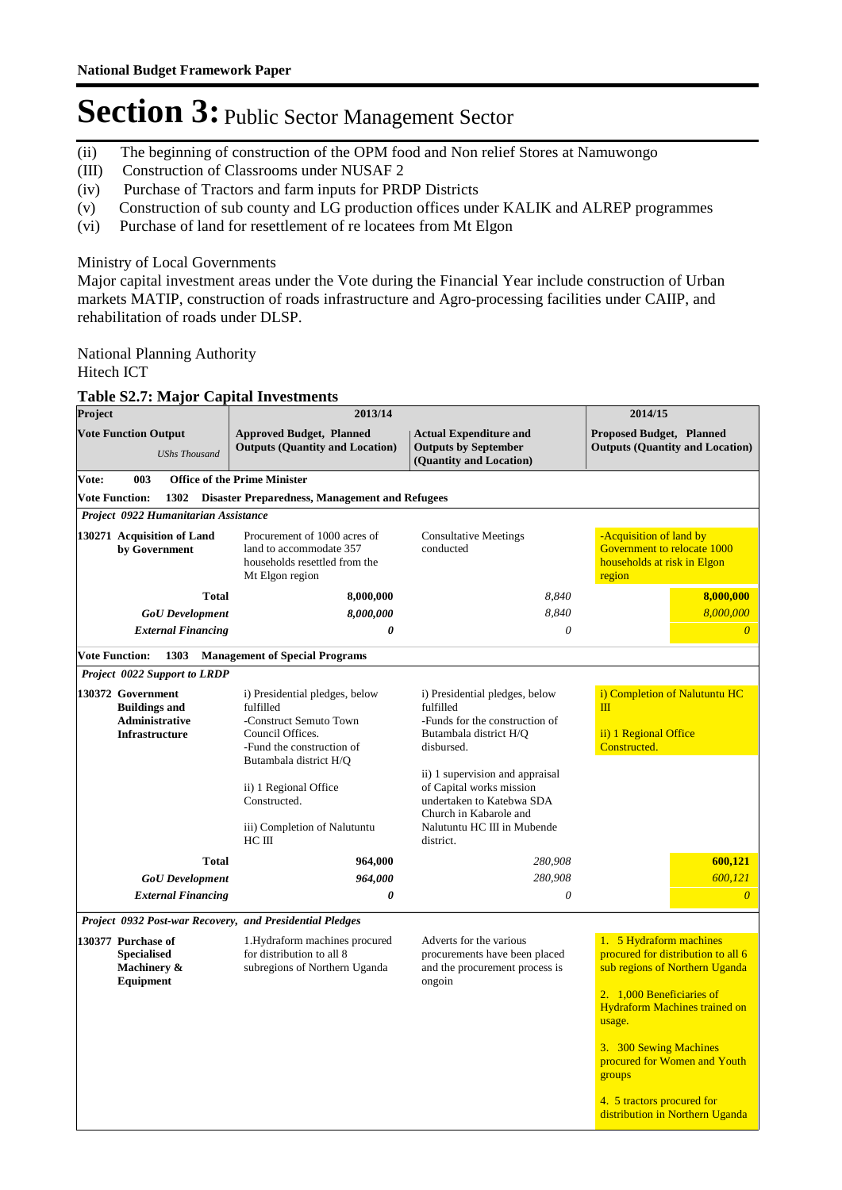# Section 3: Public Sector Management Sector

(ii) The beginning of construction of the OPM food and Non relief Stores at Namuwongo
(III) Construction of Classrooms under NUSAF 2
(iv) Purchase of Tractors and farm inputs for PRDP Districts
(v) Construction of sub county and LG production offices under KALIK and ALREP programmes
(vi) Purchase of land for resettlement of re locatees from Mt Elgon

Ministry of Local Governments
Major capital investment areas under the Vote during the Financial Year include construction of Urban markets MATIP, construction of roads infrastructure and Agro-processing facilities under CAIIP, and rehabilitation of roads under DLSP.

National Planning Authority
Hitech ICT

### Table S2.7: Major Capital Investments

| Project | 2013/14 | | 2014/15 | |
|---|---|---|---|---|
| **Vote Function Output** *UShs Thousand* | **Approved Budget, Planned Outputs (Quantity and Location)** | **Actual Expenditure and Outputs by September (Quantity and Location)** | **Proposed Budget, Planned Outputs (Quantity and Location)** | |
| **Vote: 003 Office of the Prime Minister** | | | | |
| **Vote Function: 1302 Disaster Preparedness, Management and Refugees** | | | | |
| ***Project 0922 Humanitarian Assistance*** | | | | |
| **130271 Acquisition of Land by Government** | Procurement of 1000 acres of land to accommodate 357 households resettled from the Mt Elgon region | Consultative Meetings conducted | -Acquisition of land by Government to relocate 1000 households at risk in Elgon region | |
| **Total** | **8,000,000** | *8,840* | | **8,000,000** |
| ***GoU Development*** | ***8,000,000*** | *8,840* | | *8,000,000* |
| ***External Financing*** | ***0*** | *0* | | *0* |
| **Vote Function: 1303 Management of Special Programs** | | | | |
| ***Project 0022 Support to LRDP*** | | | | |
| **130372 Government Buildings and Administrative Infrastructure** | i) Presidential pledges, below fulfilled<br>-Construct Semuto Town Council Offices.<br>-Fund the construction of Butambala district H/Q<br><br>ii) 1 Regional Office Constructed.<br><br>iii) Completion of Nalutuntu HC III | i) Presidential pledges, below fulfilled<br>-Funds for the construction of Butambala district H/Q disbursed.<br><br>ii) 1 supervision and appraisal of Capital works mission undertaken to Katebwa SDA Church in Kabarole and Nalutuntu HC III in Mubende district. | i) Completion of Nalutuntu HC III<br><br>ii) 1 Regional Office Constructed. | |
| **Total** | **964,000** | *280,908* | | **600,121** |
| ***GoU Development*** | ***964,000*** | *280,908* | | *600,121* |
| ***External Financing*** | ***0*** | *0* | | *0* |
| ***Project 0932 Post-war Recovery, and Presidential Pledges*** | | | | |
| **130377 Purchase of Specialised Machinery & Equipment** | 1.Hydraform machines procured for distribution to all 8 subregions of Northern Uganda | Adverts for the various procurements have been placed and the procurement process is ongoin | 1. 5 Hydraform machines procured for distribution to all 6 sub regions of Northern Uganda<br><br>2. 1,000 Beneficiaries of Hydraform Machines trained on usage.<br><br>3. 300 Sewing Machines procured for Women and Youth groups<br><br>4. 5 tractors procured for distribution in Northern Uganda | |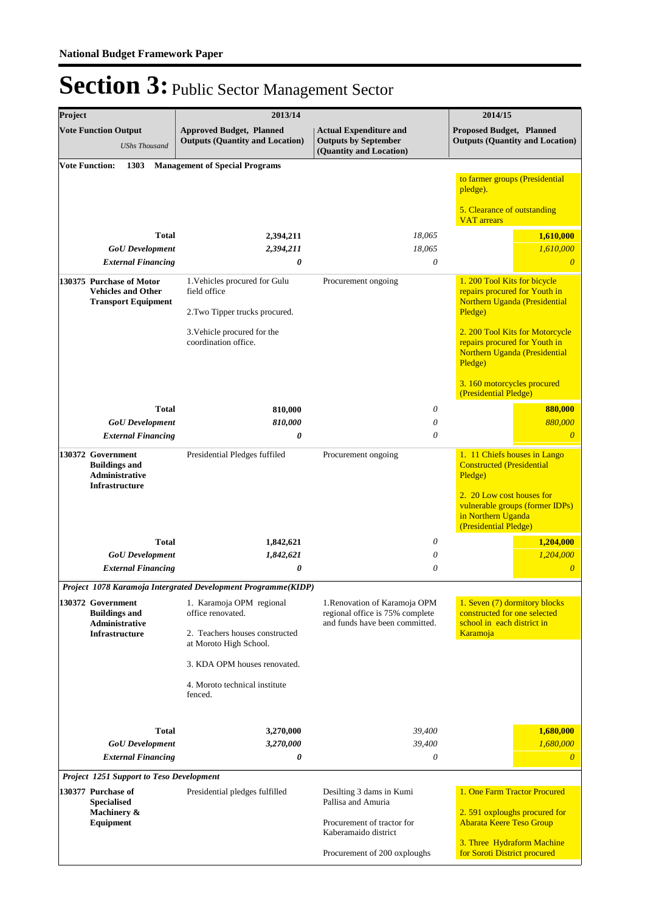# National Budget Framework Paper

# Section 3: Public Sector Management Sector

| Project | 2013/14 | | 2014/15 |
|---|---|---|---|
| **Vote Function Output** *UShs Thousand* | **Approved Budget, Planned Outputs (Quantity and Location)** | **Actual Expenditure and Outputs by September (Quantity and Location)** | **Proposed Budget, Planned Outputs (Quantity and Location)** |
| **Vote Function: 1303 Management of Special Programs** | | | |
| | | | to farmer groups (Presidential pledge).<br><br>5. Clearance of outstanding VAT arrears |
| **Total** | **2,394,211** | *18,065* | **1,610,000** |
| ***GoU Development*** | ***2,394,211*** | *18,065* | *1,610,000* |
| ***External Financing*** | ***0*** | *0* | *0* |
| **130375 Purchase of Motor Vehicles and Other Transport Equipment** | 1.Vehicles procured for Gulu field office<br><br>2.Two Tipper trucks procured.<br><br>3.Vehicle procured for the coordination office. | Procurement ongoing | 1. 200 Tool Kits for bicycle repairs procured for Youth in Northern Uganda (Presidential Pledge)<br><br>2. 200 Tool Kits for Motorcycle repairs procured for Youth in Northern Uganda (Presidential Pledge)<br><br>3. 160 motorcycles procured (Presidential Pledge) |
| **Total** | **810,000** | *0* | **880,000** |
| ***GoU Development*** | ***810,000*** | *0* | *880,000* |
| ***External Financing*** | ***0*** | *0* | *0* |
| **130372 Government Buildings and Administrative Infrastructure** | Presidential Pledges fuffiled | Procurement ongoing | 1. 11 Chiefs houses in Lango Constructed (Presidential Pledge)<br><br>2. 20 Low cost houses for vulnerable groups (former IDPs) in Northern Uganda (Presidential Pledge) |
| **Total** | **1,842,621** | *0* | **1,204,000** |
| ***GoU Development*** | ***1,842,621*** | *0* | *1,204,000* |
| ***External Financing*** | ***0*** | *0* | *0* |
| ***Project 1078 Karamoja Intergrated Development Programme(KIDP)*** | | | |
| **130372 Government Buildings and Administrative Infrastructure** | 1. Karamoja OPM regional office renovated.<br><br>2. Teachers houses constructed at Moroto High School.<br><br>3. KDA OPM houses renovated.<br><br>4. Moroto technical institute fenced. | 1.Renovation of Karamoja OPM regional office is 75% complete and funds have been committed. | 1. Seven (7) dormitory blocks constructed for one selected school in each district in Karamoja |
| **Total** | **3,270,000** | *39,400* | **1,680,000** |
| ***GoU Development*** | ***3,270,000*** | *39,400* | *1,680,000* |
| ***External Financing*** | ***0*** | *0* | *0* |
| ***Project 1251 Support to Teso Development*** | | | |
| **130377 Purchase of Specialised Machinery & Equipment** | Presidential pledges fulfilled | Desilting 3 dams in Kumi Pallisa and Amuria<br><br>Procurement of tractor for Kaberamaido district<br><br>Procurement of 200 oxploughs | 1. One Farm Tractor Procured<br><br>2. 591 oxploughs procured for Abarata Keere Teso Group<br><br>3. Three Hydraform Machine for Soroti District procured |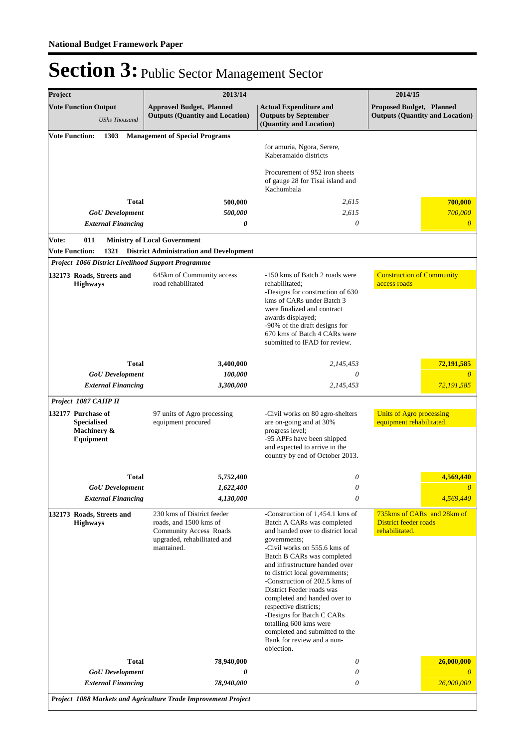**National Budget Framework Paper**

# Section 3: Public Sector Management Sector

| Project | 2013/14 | | 2014/15 |
|---|---|---|---|
| **Vote Function Output** *UShs Thousand* | **Approved Budget, Planned Outputs (Quantity and Location)** | **Actual Expenditure and Outputs by September (Quantity and Location)** | **Proposed Budget, Planned Outputs (Quantity and Location)** |
| **Vote Function: 1303 Management of Special Programs** | | | |
| | | for amuria, Ngora, Serere, Kaberamaido districts<br><br>Procurement of 952 iron sheets of gauge 28 for Tisai island and Kachumbala | |
| **Total** | **500,000** | *2,615* | **700,000** |
| ***GoU Development*** | ***500,000*** | *2,615* | *700,000* |
| ***External Financing*** | ***0*** | *0* | *0* |
| **Vote: 011 Ministry of Local Government** | | | |
| **Vote Function: 1321 District Administration and Development** | | | |
| ***Project 1066 District Livelihood Support Programme*** | | | |
| **132173 Roads, Streets and Highways** | 645km of Community access road rehabilitated | -150 kms of Batch 2 roads were rehabilitated;<br>-Designs for construction of 630 kms of CARs under Batch 3 were finalized and contract awards displayed;<br>-90% of the draft designs for 670 kms of Batch 4 CARs were submitted to IFAD for review. | Construction of Community access roads |
| **Total** | **3,400,000** | *2,145,453* | **72,191,585** |
| ***GoU Development*** | ***100,000*** | *0* | *0* |
| ***External Financing*** | ***3,300,000*** | *2,145,453* | *72,191,585* |
| ***Project 1087 CAIIP II*** | | | |
| **132177 Purchase of Specialised Machinery & Equipment** | 97 units of Agro processing equipment procured | -Civil works on 80 agro-shelters are on-going and at 30% progress level;<br>-95 APFs have been shipped and expected to arrive in the country by end of October 2013. | Units of Agro processing equipment rehabilitated. |
| **Total** | **5,752,400** | *0* | **4,569,440** |
| ***GoU Development*** | ***1,622,400*** | *0* | *0* |
| ***External Financing*** | ***4,130,000*** | *0* | *4,569,440* |
| **132173 Roads, Streets and Highways** | 230 kms of District feeder roads, and 1500 kms of Community Access Roads upgraded, rehabilitated and mantained. | -Construction of 1,454.1 kms of Batch A CARs was completed and handed over to district local governments;<br>-Civil works on 555.6 kms of Batch B CARs was completed and infrastructure handed over to district local governments;<br>-Construction of 202.5 kms of District Feeder roads was completed and handed over to respective districts;<br>-Designs for Batch C CARs totalling 600 kms were completed and submitted to the Bank for review and a non-objection. | 735kms of CARs and 28km of District feeder roads rehabilitated. |
| **Total** | **78,940,000** | *0* | **26,000,000** |
| ***GoU Development*** | ***0*** | *0* | *0* |
| ***External Financing*** | ***78,940,000*** | *0* | *26,000,000* |
| ***Project 1088 Markets and Agriculture Trade Improvement Project*** | | | |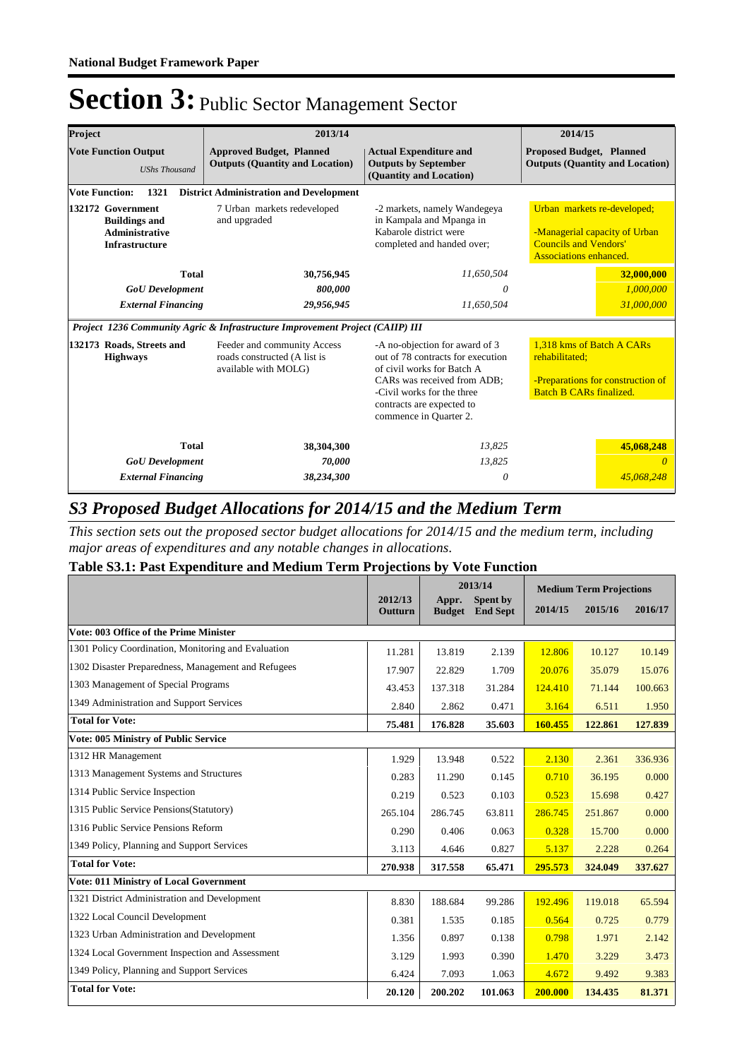**National Budget Framework Paper**

# Section 3: Public Sector Management Sector

| Project | 2013/14 | | 2014/15 |
|---|---|---|---|
| **Vote Function Output** *UShs Thousand* | **Approved Budget, Planned Outputs (Quantity and Location)** | **Actual Expenditure and Outputs by September (Quantity and Location)** | **Proposed Budget, Planned Outputs (Quantity and Location)** |
| **Vote Function: 1321 District Administration and Development** | | | |
| **132172 Government Buildings and Administrative Infrastructure** | 7 Urban markets redeveloped and upgraded | -2 markets, namely Wandegeya in Kampala and Mpanga in Kabarole district were completed and handed over; | Urban markets re-developed; -Managerial capacity of Urban Councils and Vendors' Associations enhanced. |
| **Total** | **30,756,945** | *11,650,504* | **32,000,000** |
| ***GoU Development*** | ***800,000*** | *0* | *1,000,000* |
| ***External Financing*** | ***29,956,945*** | *11,650,504* | *31,000,000* |
| ***Project 1236 Community Agric & Infrastructure Improvement Project (CAIIP) III*** | | | |
| **132173 Roads, Streets and Highways** | Feeder and community Access roads constructed (A list is available with MOLG) | -A no-objection for award of 3 out of 78 contracts for execution of civil works for Batch A CARs was received from ADB; -Civil works for the three contracts are expected to commence in Quarter 2. | 1,318 kms of Batch A CARs rehabilitated; -Preparations for construction of Batch B CARs finalized. |
| **Total** | **38,304,300** | *13,825* | **45,068,248** |
| ***GoU Development*** | ***70,000*** | *13,825* | *0* |
| ***External Financing*** | ***38,234,300*** | *0* | *45,068,248* |

## *S3 Proposed Budget Allocations for 2014/15 and the Medium Term*

*This section sets out the proposed sector budget allocations for 2014/15 and the medium term, including major areas of expenditures and any notable changes in allocations.*

### Table S3.1: Past Expenditure and Medium Term Projections by Vote Function

| | 2012/13 | 2013/14 | | Medium Term Projections | | |
|---|---|---|---|---|---|---|
| | **Outturn** | **Appr. Budget** | **Spent by End Sept** | **2014/15** | **2015/16** | **2016/17** |
| **Vote: 003 Office of the Prime Minister** | | | | | | |
| 1301 Policy Coordination, Monitoring and Evaluation | 11.281 | 13.819 | 2.139 | 12.806 | 10.127 | 10.149 |
| 1302 Disaster Preparedness, Management and Refugees | 17.907 | 22.829 | 1.709 | 20.076 | 35.079 | 15.076 |
| 1303 Management of Special Programs | 43.453 | 137.318 | 31.284 | 124.410 | 71.144 | 100.663 |
| 1349 Administration and Support Services | 2.840 | 2.862 | 0.471 | 3.164 | 6.511 | 1.950 |
| **Total for Vote:** | **75.481** | **176.828** | **35.603** | **160.455** | **122.861** | **127.839** |
| **Vote: 005 Ministry of Public Service** | | | | | | |
| 1312 HR Management | 1.929 | 13.948 | 0.522 | 2.130 | 2.361 | 336.936 |
| 1313 Management Systems and Structures | 0.283 | 11.290 | 0.145 | 0.710 | 36.195 | 0.000 |
| 1314 Public Service Inspection | 0.219 | 0.523 | 0.103 | 0.523 | 15.698 | 0.427 |
| 1315 Public Service Pensions(Statutory) | 265.104 | 286.745 | 63.811 | 286.745 | 251.867 | 0.000 |
| 1316 Public Service Pensions Reform | 0.290 | 0.406 | 0.063 | 0.328 | 15.700 | 0.000 |
| 1349 Policy, Planning and Support Services | 3.113 | 4.646 | 0.827 | 5.137 | 2.228 | 0.264 |
| **Total for Vote:** | **270.938** | **317.558** | **65.471** | **295.573** | **324.049** | **337.627** |
| **Vote: 011 Ministry of Local Government** | | | | | | |
| 1321 District Administration and Development | 8.830 | 188.684 | 99.286 | 192.496 | 119.018 | 65.594 |
| 1322 Local Council Development | 0.381 | 1.535 | 0.185 | 0.564 | 0.725 | 0.779 |
| 1323 Urban Administration and Development | 1.356 | 0.897 | 0.138 | 0.798 | 1.971 | 2.142 |
| 1324 Local Government Inspection and Assessment | 3.129 | 1.993 | 0.390 | 1.470 | 3.229 | 3.473 |
| 1349 Policy, Planning and Support Services | 6.424 | 7.093 | 1.063 | 4.672 | 9.492 | 9.383 |
| **Total for Vote:** | **20.120** | **200.202** | **101.063** | **200.000** | **134.435** | **81.371** |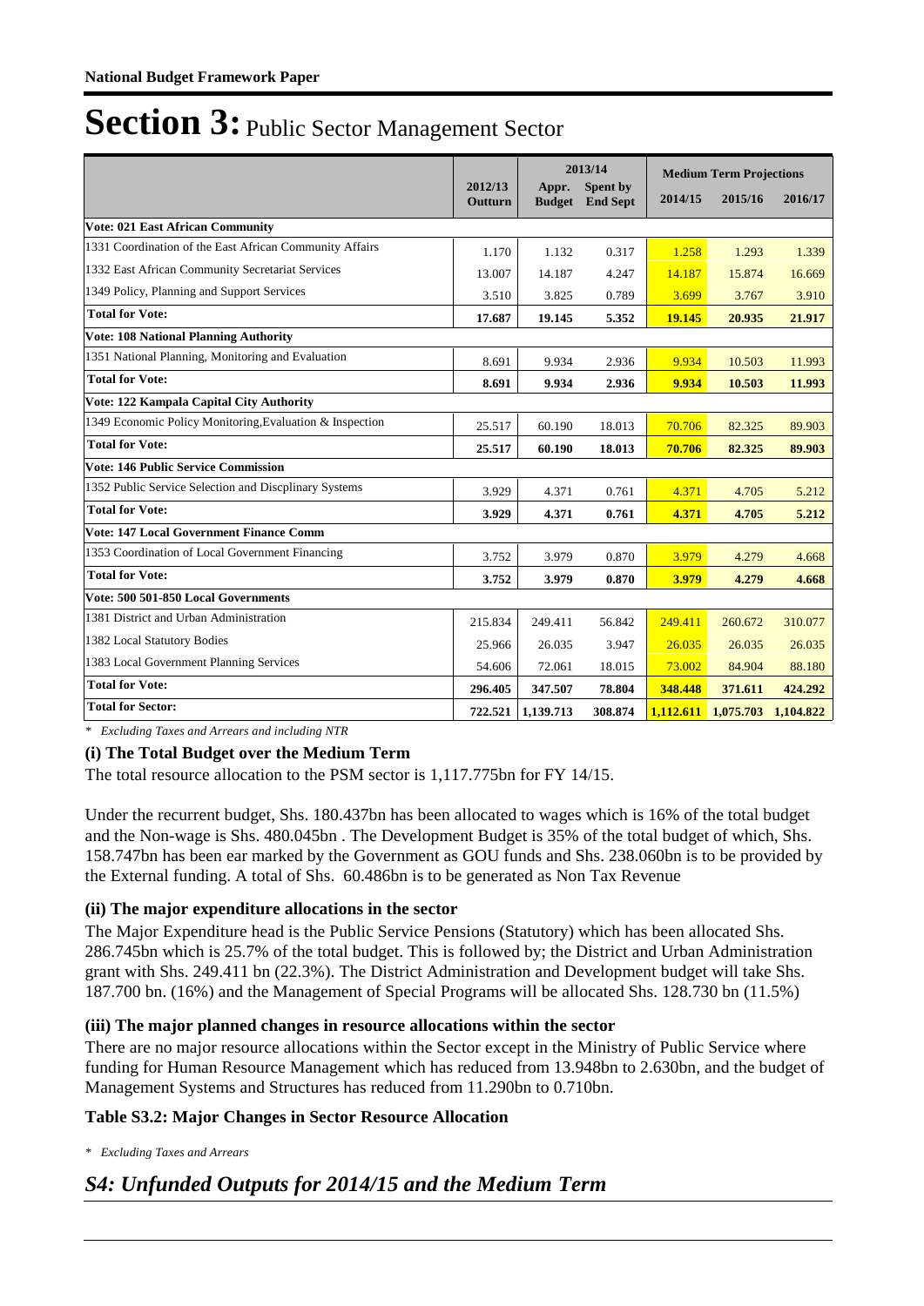# Section 3: Public Sector Management Sector

| | 2012/13 | 2013/14 | | Medium Term Projections | | |
|---|---|---|---|---|---|---|
| | Outturn | Appr. Budget | Spent by End Sept | 2014/15 | 2015/16 | 2016/17 |
| **Vote: 021 East African Community** | | | | | | |
| 1331 Coordination of the East African Community Affairs | 1.170 | 1.132 | 0.317 | 1.258 | 1.293 | 1.339 |
| 1332 East African Community Secretariat Services | 13.007 | 14.187 | 4.247 | 14.187 | 15.874 | 16.669 |
| 1349 Policy, Planning and Support Services | 3.510 | 3.825 | 0.789 | 3.699 | 3.767 | 3.910 |
| **Total for Vote:** | **17.687** | **19.145** | **5.352** | **19.145** | **20.935** | **21.917** |
| **Vote: 108 National Planning Authority** | | | | | | |
| 1351 National Planning, Monitoring and Evaluation | 8.691 | 9.934 | 2.936 | 9.934 | 10.503 | 11.993 |
| **Total for Vote:** | **8.691** | **9.934** | **2.936** | **9.934** | **10.503** | **11.993** |
| **Vote: 122 Kampala Capital City Authority** | | | | | | |
| 1349 Economic Policy Monitoring,Evaluation & Inspection | 25.517 | 60.190 | 18.013 | 70.706 | 82.325 | 89.903 |
| **Total for Vote:** | **25.517** | **60.190** | **18.013** | **70.706** | **82.325** | **89.903** |
| **Vote: 146 Public Service Commission** | | | | | | |
| 1352 Public Service Selection and Discplinary Systems | 3.929 | 4.371 | 0.761 | 4.371 | 4.705 | 5.212 |
| **Total for Vote:** | **3.929** | **4.371** | **0.761** | **4.371** | **4.705** | **5.212** |
| **Vote: 147 Local Government Finance Comm** | | | | | | |
| 1353 Coordination of Local Government Financing | 3.752 | 3.979 | 0.870 | 3.979 | 4.279 | 4.668 |
| **Total for Vote:** | **3.752** | **3.979** | **0.870** | **3.979** | **4.279** | **4.668** |
| **Vote: 500 501-850 Local Governments** | | | | | | |
| 1381 District and Urban Administration | 215.834 | 249.411 | 56.842 | 249.411 | 260.672 | 310.077 |
| 1382 Local Statutory Bodies | 25.966 | 26.035 | 3.947 | 26.035 | 26.035 | 26.035 |
| 1383 Local Government Planning Services | 54.606 | 72.061 | 18.015 | 73.002 | 84.904 | 88.180 |
| **Total for Vote:** | **296.405** | **347.507** | **78.804** | **348.448** | **371.611** | **424.292** |
| **Total for Sector:** | **722.521** | **1,139.713** | **308.874** | **1,112.611** | **1,075.703** | **1,104.822** |

* *Excluding Taxes and Arrears and including NTR*

### (i) The Total Budget over the Medium Term

The total resource allocation to the PSM sector is 1,117.775bn for FY 14/15.

Under the recurrent budget, Shs. 180.437bn has been allocated to wages which is 16% of the total budget and the Non-wage is Shs. 480.045bn . The Development Budget is 35% of the total budget of which, Shs. 158.747bn has been ear marked by the Government as GOU funds and Shs. 238.060bn is to be provided by the External funding. A total of Shs. 60.486bn is to be generated as Non Tax Revenue

### (ii) The major expenditure allocations in the sector

The Major Expenditure head is the Public Service Pensions (Statutory) which has been allocated Shs. 286.745bn which is 25.7% of the total budget. This is followed by; the District and Urban Administration grant with Shs. 249.411 bn (22.3%). The District Administration and Development budget will take Shs. 187.700 bn. (16%) and the Management of Special Programs will be allocated Shs. 128.730 bn (11.5%)

### (iii) The major planned changes in resource allocations within the sector

There are no major resource allocations within the Sector except in the Ministry of Public Service where funding for Human Resource Management which has reduced from 13.948bn to 2.630bn, and the budget of Management Systems and Structures has reduced from 11.290bn to 0.710bn.

### Table S3.2: Major Changes in Sector Resource Allocation

* *Excluding Taxes and Arrears*

## *S4: Unfunded Outputs for 2014/15 and the Medium Term*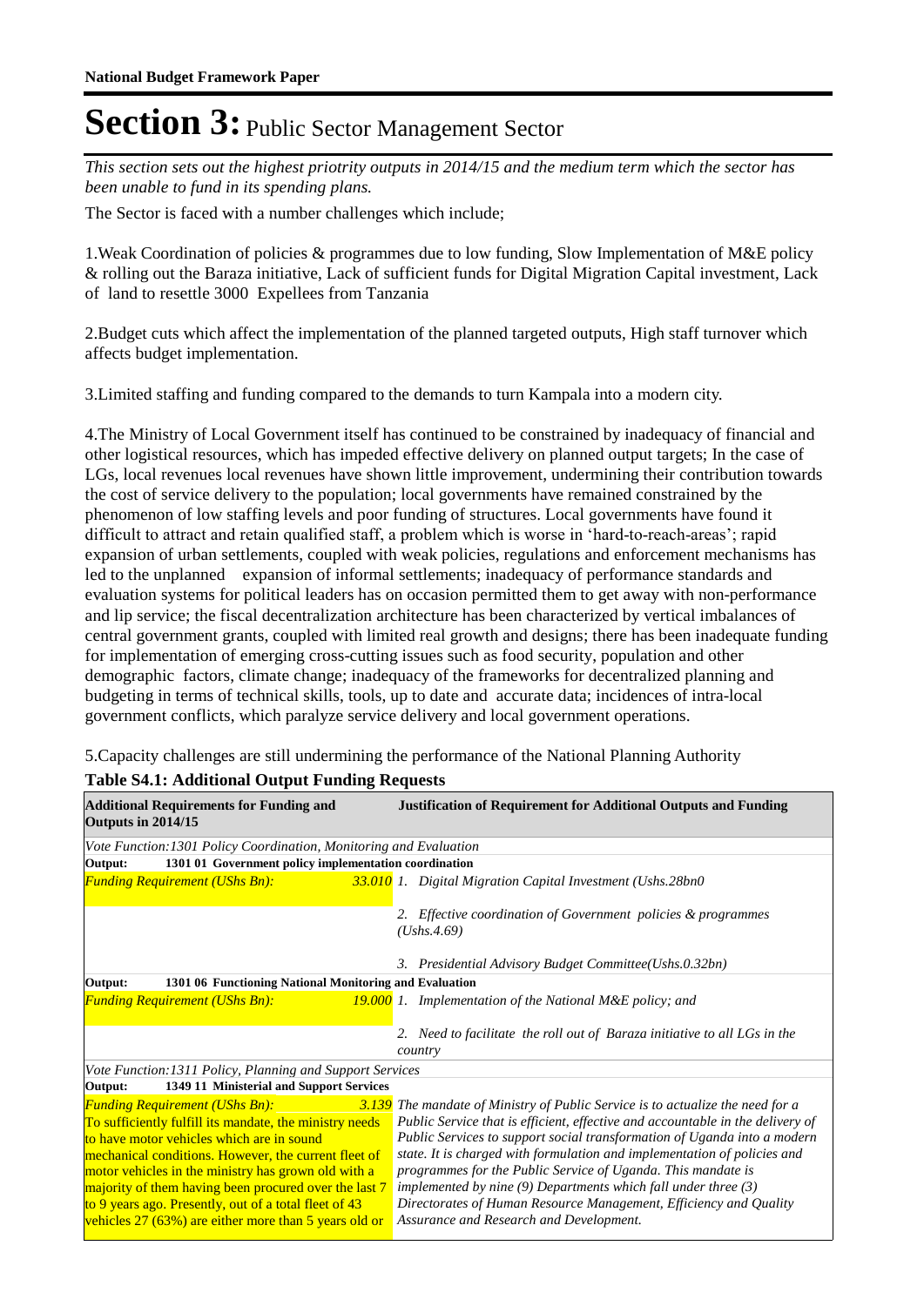# Section 3: Public Sector Management Sector

*This section sets out the highest priotrity outputs in 2014/15 and the medium term which the sector has been unable to fund in its spending plans.*

The Sector is faced with a number challenges which include;

1.Weak Coordination of policies & programmes due to low funding, Slow Implementation of M&E policy & rolling out the Baraza initiative, Lack of sufficient funds for Digital Migration Capital investment, Lack of land to resettle 3000 Expellees from Tanzania

2.Budget cuts which affect the implementation of the planned targeted outputs, High staff turnover which affects budget implementation.

3.Limited staffing and funding compared to the demands to turn Kampala into a modern city.

4.The Ministry of Local Government itself has continued to be constrained by inadequacy of financial and other logistical resources, which has impeded effective delivery on planned output targets; In the case of LGs, local revenues local revenues have shown little improvement, undermining their contribution towards the cost of service delivery to the population; local governments have remained constrained by the phenomenon of low staffing levels and poor funding of structures. Local governments have found it difficult to attract and retain qualified staff, a problem which is worse in 'hard-to-reach-areas'; rapid expansion of urban settlements, coupled with weak policies, regulations and enforcement mechanisms has led to the unplanned expansion of informal settlements; inadequacy of performance standards and evaluation systems for political leaders has on occasion permitted them to get away with non-performance and lip service; the fiscal decentralization architecture has been characterized by vertical imbalances of central government grants, coupled with limited real growth and designs; there has been inadequate funding for implementation of emerging cross-cutting issues such as food security, population and other demographic factors, climate change; inadequacy of the frameworks for decentralized planning and budgeting in terms of technical skills, tools, up to date and accurate data; incidences of intra-local government conflicts, which paralyze service delivery and local government operations.

5.Capacity challenges are still undermining the performance of the National Planning Authority

**Table S4.1: Additional Output Funding Requests**

| Additional Requirements for Funding and Outputs in 2014/15 | | Justification of Requirement for Additional Outputs and Funding |
|---|---|---|
| *Vote Function:1301 Policy Coordination, Monitoring and Evaluation* | | |
| **Output: 1301 01 Government policy implementation coordination** | | |
| *Funding Requirement (UShs Bn):* | *33.010* | *1. Digital Migration Capital Investment (Ushs.28bn0*<br><br>*2. Effective coordination of Government policies & programmes (Ushs.4.69)*<br><br>*3. Presidential Advisory Budget Committee(Ushs.0.32bn)* |
| **Output: 1301 06 Functioning National Monitoring and Evaluation** | | |
| *Funding Requirement (UShs Bn):* | *19.000* | *1. Implementation of the National M&E policy; and*<br><br>*2. Need to facilitate the roll out of Baraza initiative to all LGs in the country* |
| *Vote Function:1311 Policy, Planning and Support Services* | | |
| **Output: 1349 11 Ministerial and Support Services** | | |
| *Funding Requirement (UShs Bn):*<br>To sufficiently fulfill its mandate, the ministry needs to have motor vehicles which are in sound mechanical conditions. However, the current fleet of motor vehicles in the ministry has grown old with a majority of them having been procured over the last 7 to 9 years ago. Presently, out of a total fleet of 43 vehicles 27 (63%) are either more than 5 years old or | *3.139* | *The mandate of Ministry of Public Service is to actualize the need for a Public Service that is efficient, effective and accountable in the delivery of Public Services to support social transformation of Uganda into a modern state. It is charged with formulation and implementation of policies and programmes for the Public Service of Uganda. This mandate is implemented by nine (9) Departments which fall under three (3) Directorates of Human Resource Management, Efficiency and Quality Assurance and Research and Development.* |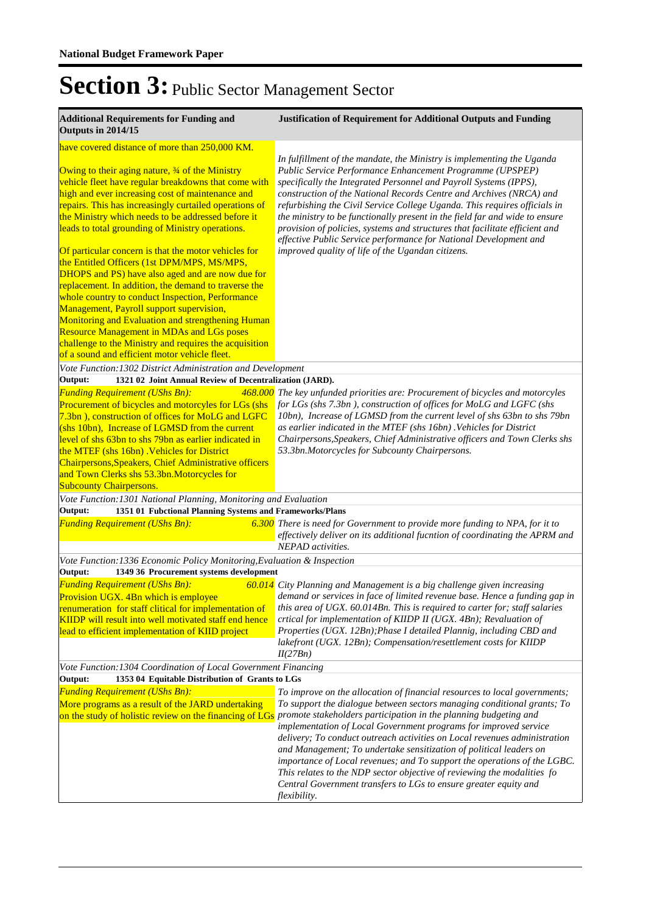# Section 3: Public Sector Management Sector

| Additional Requirements for Funding and Outputs in 2014/15 | | Justification of Requirement for Additional Outputs and Funding |
|---|---|---|
| have covered distance of more than 250,000 KM.<br><br>Owing to their aging nature, ¾ of the Ministry vehicle fleet have regular breakdowns that come with high and ever increasing cost of maintenance and repairs. This has increasingly curtailed operations of the Ministry which needs to be addressed before it leads to total grounding of Ministry operations.<br><br>Of particular concern is that the motor vehicles for the Entitled Officers (1st DPM/MPS, MS/MPS, DHOPS and PS) have also aged and are now due for replacement. In addition, the demand to traverse the whole country to conduct Inspection, Performance Management, Payroll support supervision, Monitoring and Evaluation and strengthening Human Resource Management in MDAs and LGs poses challenge to the Ministry and requires the acquisition of a sound and efficient motor vehicle fleet. | | *In fulfillment of the mandate, the Ministry is implementing the Uganda Public Service Performance Enhancement Programme (UPSPEP) specifically the Integrated Personnel and Payroll Systems (IPPS), construction of the National Records Centre and Archives (NRCA) and refurbishing the Civil Service College Uganda. This requires officials in the ministry to be functionally present in the field far and wide to ensure provision of policies, systems and structures that facilitate efficient and effective Public Service performance for National Development and improved quality of life of the Ugandan citizens.* |
| *Vote Function:1302 District Administration and Development* | | |
| **Output: 1321 02 Joint Annual Review of Decentralization (JARD).** | | |
| *Funding Requirement (UShs Bn):*<br>Procurement of bicycles and motorcyles for LGs (shs 7.3bn ), construction of offices for MoLG and LGFC (shs 10bn), Increase of LGMSD from the current level of shs 63bn to shs 79bn as earlier indicated in the MTEF (shs 16bn) .Vehicles for District Chairpersons,Speakers, Chief Administrative officers and Town Clerks shs 53.3bn.Motorcycles for Subcounty Chairpersons. | *468.000* | *The key unfunded priorities are: Procurement of bicycles and motorcyles for LGs (shs 7.3bn ), construction of offices for MoLG and LGFC (shs 10bn), Increase of LGMSD from the current level of shs 63bn to shs 79bn as earlier indicated in the MTEF (shs 16bn) .Vehicles for District Chairpersons,Speakers, Chief Administrative officers and Town Clerks shs 53.3bn.Motorcycles for Subcounty Chairpersons.* |
| *Vote Function:1301 National Planning, Monitoring and Evaluation* | | |
| **Output: 1351 01 Fubctional Planning Systems and Frameworks/Plans** | | |
| *Funding Requirement (UShs Bn):* | *6.300* | *There is need for Government to provide more funding to NPA, for it to effectively deliver on its additional fucntion of coordinating the APRM and NEPAD activities.* |
| *Vote Function:1336 Economic Policy Monitoring,Evaluation & Inspection* | | |
| **Output: 1349 36 Procurement systems development** | | |
| *Funding Requirement (UShs Bn):*<br>Provision UGX. 4Bn which is employee renumeration for staff clitical for implementation of KIIDP will result into well motivated staff end hence lead to efficient implementation of KIID project | *60.014* | *City Planning and Management is a big challenge given increasing demand or services in face of limited revenue base. Hence a funding gap in this area of UGX. 60.014Bn. This is required to carter for; staff salaries crtical for implementation of KIIDP II (UGX. 4Bn); Revaluation of Properties (UGX. 12Bn);Phase I detailed Plannig, including CBD and lakefront (UGX. 12Bn); Compensation/resettlement costs for KIIDP II(27Bn)* |
| *Vote Function:1304 Coordination of Local Government Financing* | | |
| **Output: 1353 04 Equitable Distribution of Grants to LGs** | | |
| *Funding Requirement (UShs Bn):*<br>More programs as a result of the JARD undertaking on the study of holistic review on the financing of LGs | | *To improve on the allocation of financial resources to local governments; To support the dialogue between sectors managing conditional grants; To promote stakeholders participation in the planning budgeting and implementation of Local Government programs for improved service delivery; To conduct outreach activities on Local revenues administration and Management; To undertake sensitization of political leaders on importance of Local revenues; and To support the operations of the LGBC. This relates to the NDP sector objective of reviewing the modalities fo Central Government transfers to LGs to ensure greater equity and flexibility.* |